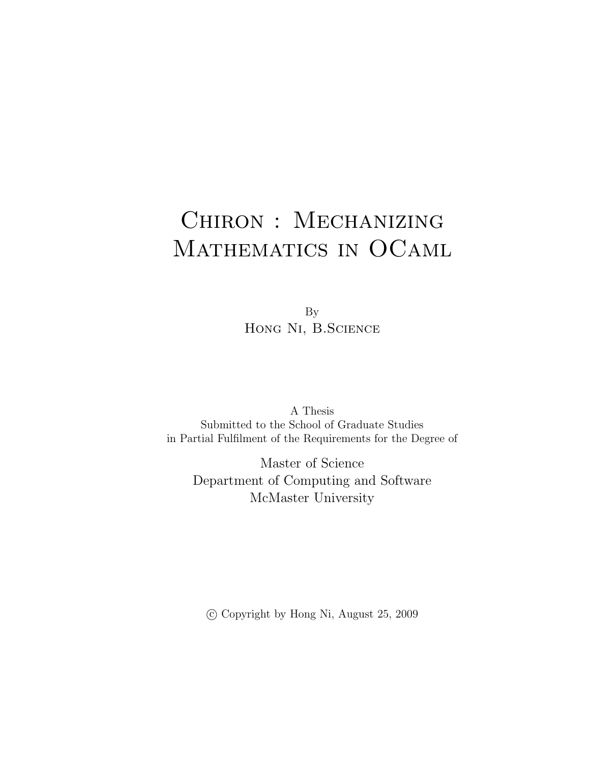# Chiron : Mechanizing Mathematics in OCaml

By

Hong Ni, B.Science

A Thesis
Submitted to the School of Graduate Studies
in Partial Fulfilment of the Requirements for the Degree of

Master of Science
Department of Computing and Software
McMaster University

© Copyright by Hong Ni, August 25, 2009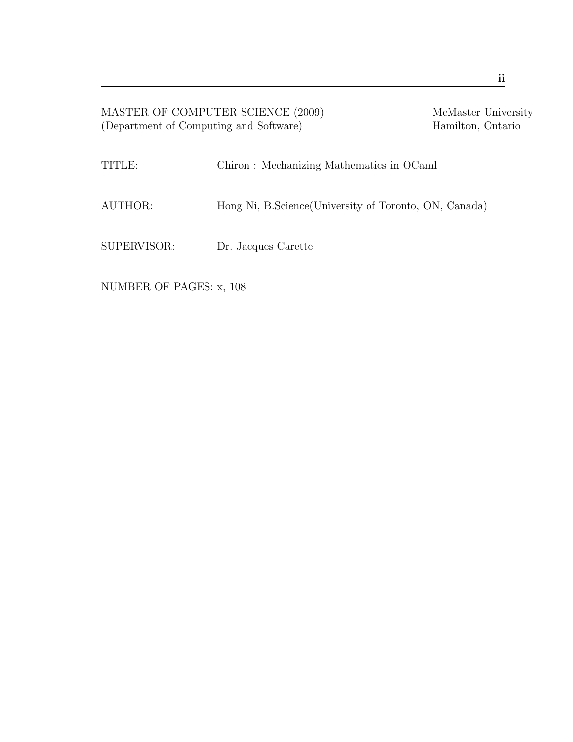MASTER OF COMPUTER SCIENCE (2009)
(Department of Computing and Software)

McMaster University
Hamilton, Ontario

TITLE: Chiron : Mechanizing Mathematics in OCaml

AUTHOR: Hong Ni, B.Science(University of Toronto, ON, Canada)

SUPERVISOR: Dr. Jacques Carette

NUMBER OF PAGES: x, 108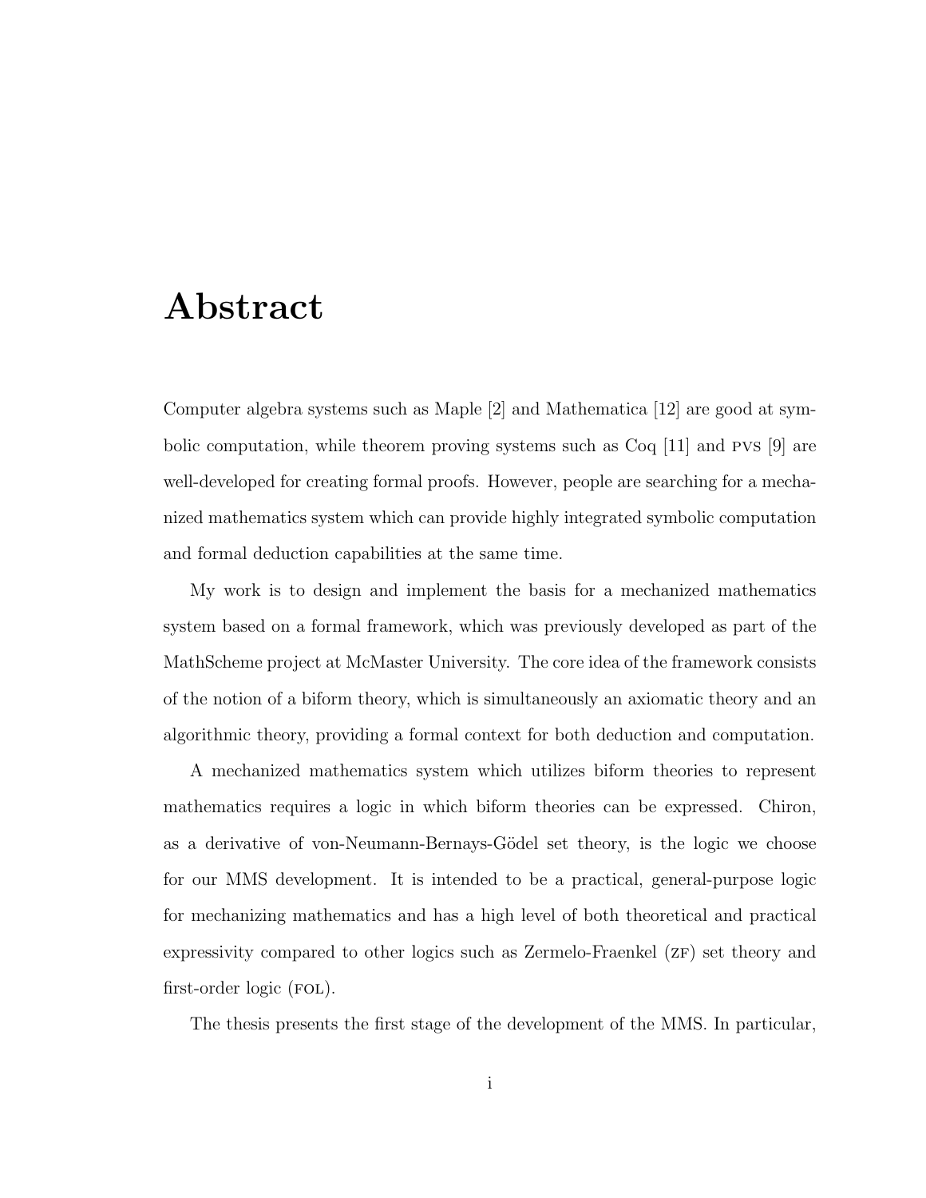# Abstract

Computer algebra systems such as Maple [2] and Mathematica [12] are good at symbolic computation, while theorem proving systems such as Coq [11] and PVS [9] are well-developed for creating formal proofs. However, people are searching for a mechanized mathematics system which can provide highly integrated symbolic computation and formal deduction capabilities at the same time.

My work is to design and implement the basis for a mechanized mathematics system based on a formal framework, which was previously developed as part of the MathScheme project at McMaster University. The core idea of the framework consists of the notion of a biform theory, which is simultaneously an axiomatic theory and an algorithmic theory, providing a formal context for both deduction and computation.

A mechanized mathematics system which utilizes biform theories to represent mathematics requires a logic in which biform theories can be expressed. Chiron, as a derivative of von-Neumann-Bernays-Gödel set theory, is the logic we choose for our MMS development. It is intended to be a practical, general-purpose logic for mechanizing mathematics and has a high level of both theoretical and practical expressivity compared to other logics such as Zermelo-Fraenkel (ZF) set theory and first-order logic (FOL).

The thesis presents the first stage of the development of the MMS. In particular,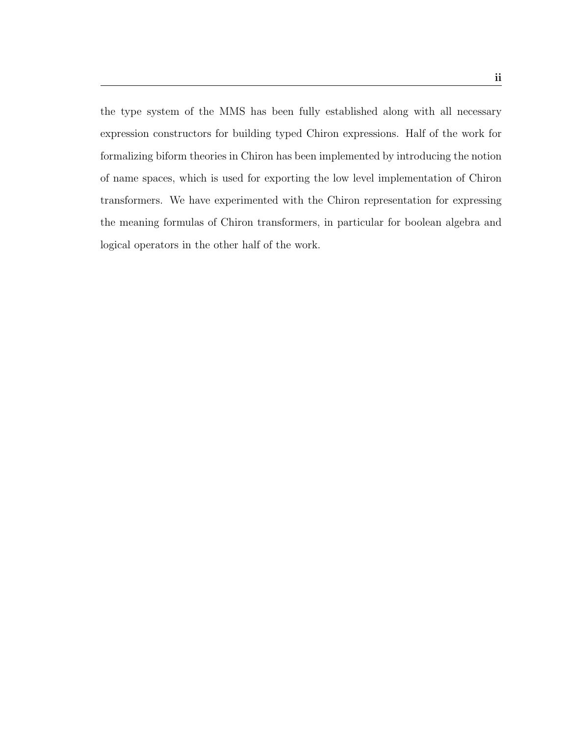the type system of the MMS has been fully established along with all necessary expression constructors for building typed Chiron expressions. Half of the work for formalizing biform theories in Chiron has been implemented by introducing the notion of name spaces, which is used for exporting the low level implementation of Chiron transformers. We have experimented with the Chiron representation for expressing the meaning formulas of Chiron transformers, in particular for boolean algebra and logical operators in the other half of the work.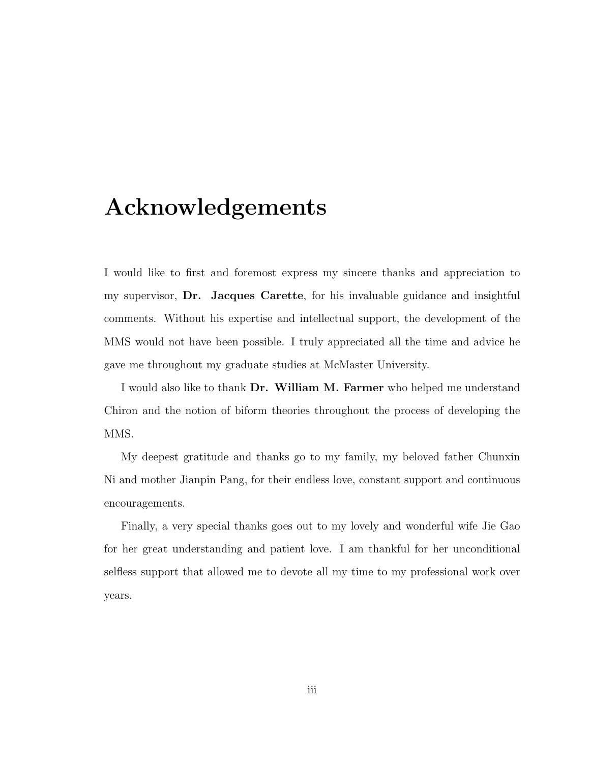# Acknowledgements

I would like to first and foremost express my sincere thanks and appreciation to my supervisor, **Dr. Jacques Carette**, for his invaluable guidance and insightful comments. Without his expertise and intellectual support, the development of the MMS would not have been possible. I truly appreciated all the time and advice he gave me throughout my graduate studies at McMaster University.

I would also like to thank **Dr. William M. Farmer** who helped me understand Chiron and the notion of biform theories throughout the process of developing the MMS.

My deepest gratitude and thanks go to my family, my beloved father Chunxin Ni and mother Jianpin Pang, for their endless love, constant support and continuous encouragements.

Finally, a very special thanks goes out to my lovely and wonderful wife Jie Gao for her great understanding and patient love. I am thankful for her unconditional selfless support that allowed me to devote all my time to my professional work over years.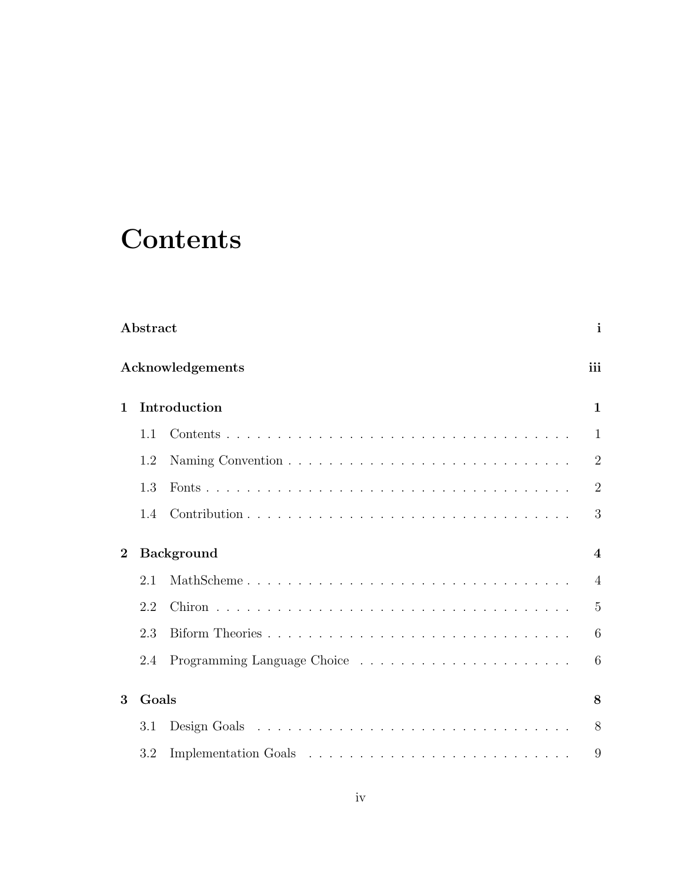# Contents

**Abstract** **i**

**Acknowledgements** **iii**

**1 Introduction** **1**

1.1 Contents . . . . . . . . . . . . . . . . . . . . . . . . . . . . . . . . . . . 1

1.2 Naming Convention . . . . . . . . . . . . . . . . . . . . . . . . . . . . . 2

1.3 Fonts . . . . . . . . . . . . . . . . . . . . . . . . . . . . . . . . . . . . 2

1.4 Contribution . . . . . . . . . . . . . . . . . . . . . . . . . . . . . . . . 3

**2 Background** **4**

2.1 MathScheme . . . . . . . . . . . . . . . . . . . . . . . . . . . . . . . . 4

2.2 Chiron . . . . . . . . . . . . . . . . . . . . . . . . . . . . . . . . . . . 5

2.3 Biform Theories . . . . . . . . . . . . . . . . . . . . . . . . . . . . . . 6

2.4 Programming Language Choice . . . . . . . . . . . . . . . . . . . . . . 6

**3 Goals** **8**

3.1 Design Goals . . . . . . . . . . . . . . . . . . . . . . . . . . . . . . . . 8

3.2 Implementation Goals . . . . . . . . . . . . . . . . . . . . . . . . . . . 9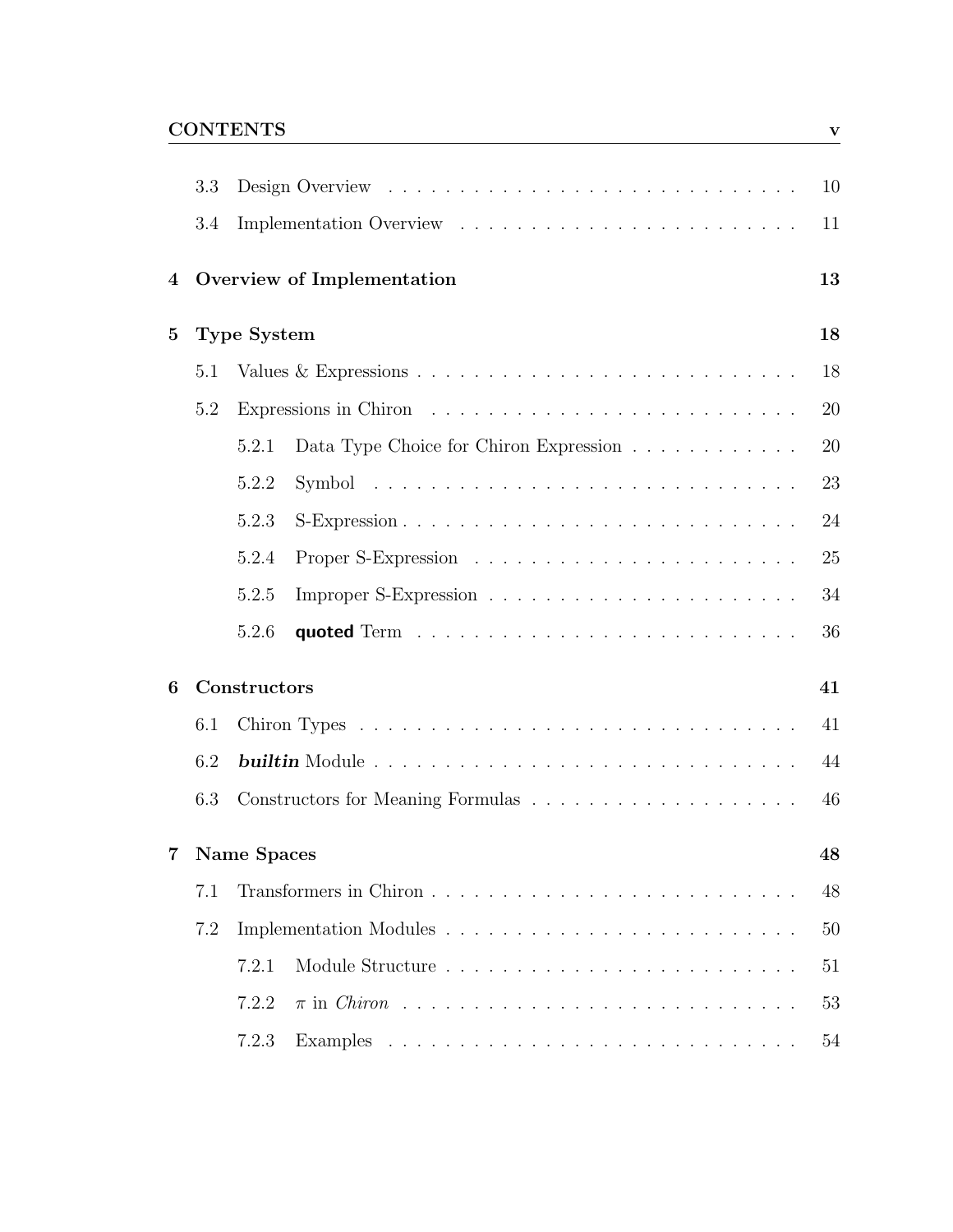3.3 Design Overview . . . . . . . . . . . . . . . . . . . . . . . . . . . . 10

3.4 Implementation Overview . . . . . . . . . . . . . . . . . . . . . . . . 11

**4 Overview of Implementation 13**

**5 Type System 18**

5.1 Values & Expressions . . . . . . . . . . . . . . . . . . . . . . . . . . . 18

5.2 Expressions in Chiron . . . . . . . . . . . . . . . . . . . . . . . . . . 20

5.2.1 Data Type Choice for Chiron Expression . . . . . . . . . . . . 20

5.2.2 Symbol . . . . . . . . . . . . . . . . . . . . . . . . . . . . . . 23

5.2.3 S-Expression . . . . . . . . . . . . . . . . . . . . . . . . . . . 24

5.2.4 Proper S-Expression . . . . . . . . . . . . . . . . . . . . . . . 25

5.2.5 Improper S-Expression . . . . . . . . . . . . . . . . . . . . . . 34

5.2.6 **quoted** Term . . . . . . . . . . . . . . . . . . . . . . . . . . 36

**6 Constructors 41**

6.1 Chiron Types . . . . . . . . . . . . . . . . . . . . . . . . . . . . . . . 41

6.2 ***builtin*** Module . . . . . . . . . . . . . . . . . . . . . . . . . . . . . 44

6.3 Constructors for Meaning Formulas . . . . . . . . . . . . . . . . . . . 46

**7 Name Spaces 48**

7.1 Transformers in Chiron . . . . . . . . . . . . . . . . . . . . . . . . . . 48

7.2 Implementation Modules . . . . . . . . . . . . . . . . . . . . . . . . . 50

7.2.1 Module Structure . . . . . . . . . . . . . . . . . . . . . . . . . 51

7.2.2 $\pi$ in *Chiron* . . . . . . . . . . . . . . . . . . . . . . . . . . . 53

7.2.3 Examples . . . . . . . . . . . . . . . . . . . . . . . . . . . . . 54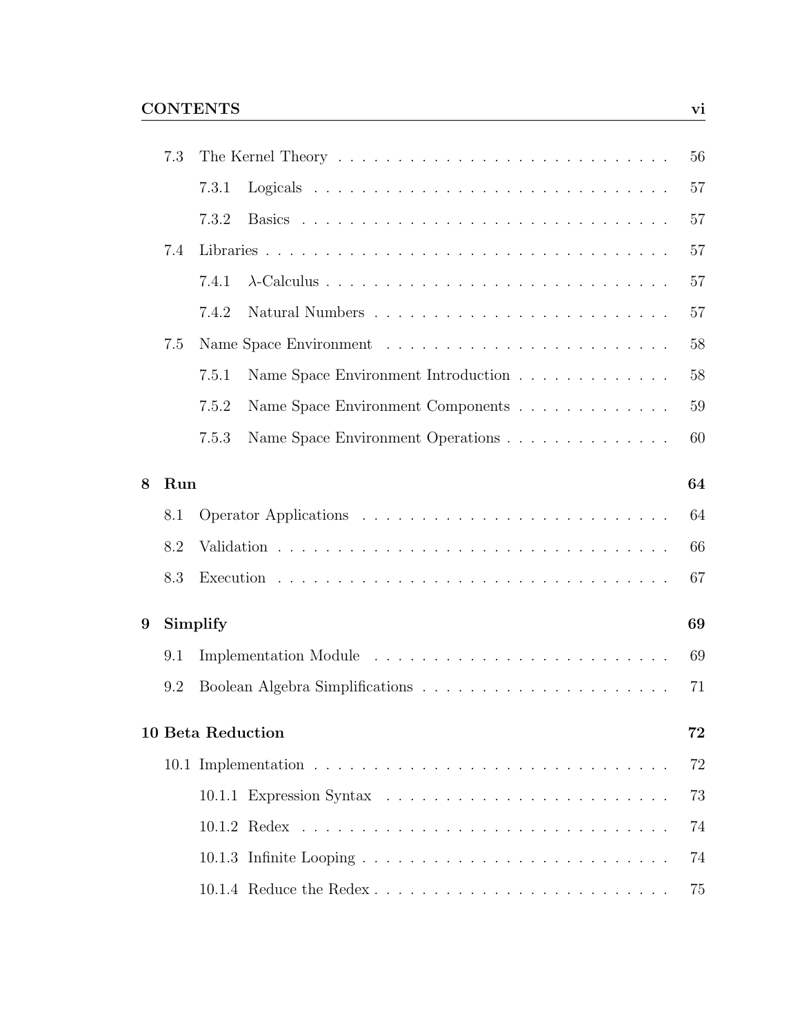- 7.3 The Kernel Theory . . . . . . . . . . . . . . . . . . . . . . . . . . . . 56
  - 7.3.1 Logicals . . . . . . . . . . . . . . . . . . . . . . . . . . . . . 57
  - 7.3.2 Basics . . . . . . . . . . . . . . . . . . . . . . . . . . . . . 57
- 7.4 Libraries . . . . . . . . . . . . . . . . . . . . . . . . . . . . . . . . 57
  - 7.4.1 $\lambda$-Calculus . . . . . . . . . . . . . . . . . . . . . . . . . . 57
  - 7.4.2 Natural Numbers . . . . . . . . . . . . . . . . . . . . . . . . 57
- 7.5 Name Space Environment . . . . . . . . . . . . . . . . . . . . . . . 58
  - 7.5.1 Name Space Environment Introduction . . . . . . . . . . . . . 58
  - 7.5.2 Name Space Environment Components . . . . . . . . . . . . . 59
  - 7.5.3 Name Space Environment Operations . . . . . . . . . . . . . . 60

**8 Run** **64**

- 8.1 Operator Applications . . . . . . . . . . . . . . . . . . . . . . . . . 64
- 8.2 Validation . . . . . . . . . . . . . . . . . . . . . . . . . . . . . . . . 66
- 8.3 Execution . . . . . . . . . . . . . . . . . . . . . . . . . . . . . . . . 67

**9 Simplify** **69**

- 9.1 Implementation Module . . . . . . . . . . . . . . . . . . . . . . . . . 69
- 9.2 Boolean Algebra Simplifications . . . . . . . . . . . . . . . . . . . . . 71

**10 Beta Reduction** **72**

- 10.1 Implementation . . . . . . . . . . . . . . . . . . . . . . . . . . . . . . 72
  - 10.1.1 Expression Syntax . . . . . . . . . . . . . . . . . . . . . . . . 73
  - 10.1.2 Redex . . . . . . . . . . . . . . . . . . . . . . . . . . . . . . . 74
  - 10.1.3 Infinite Looping . . . . . . . . . . . . . . . . . . . . . . . . . . 74
  - 10.1.4 Reduce the Redex . . . . . . . . . . . . . . . . . . . . . . . . . 75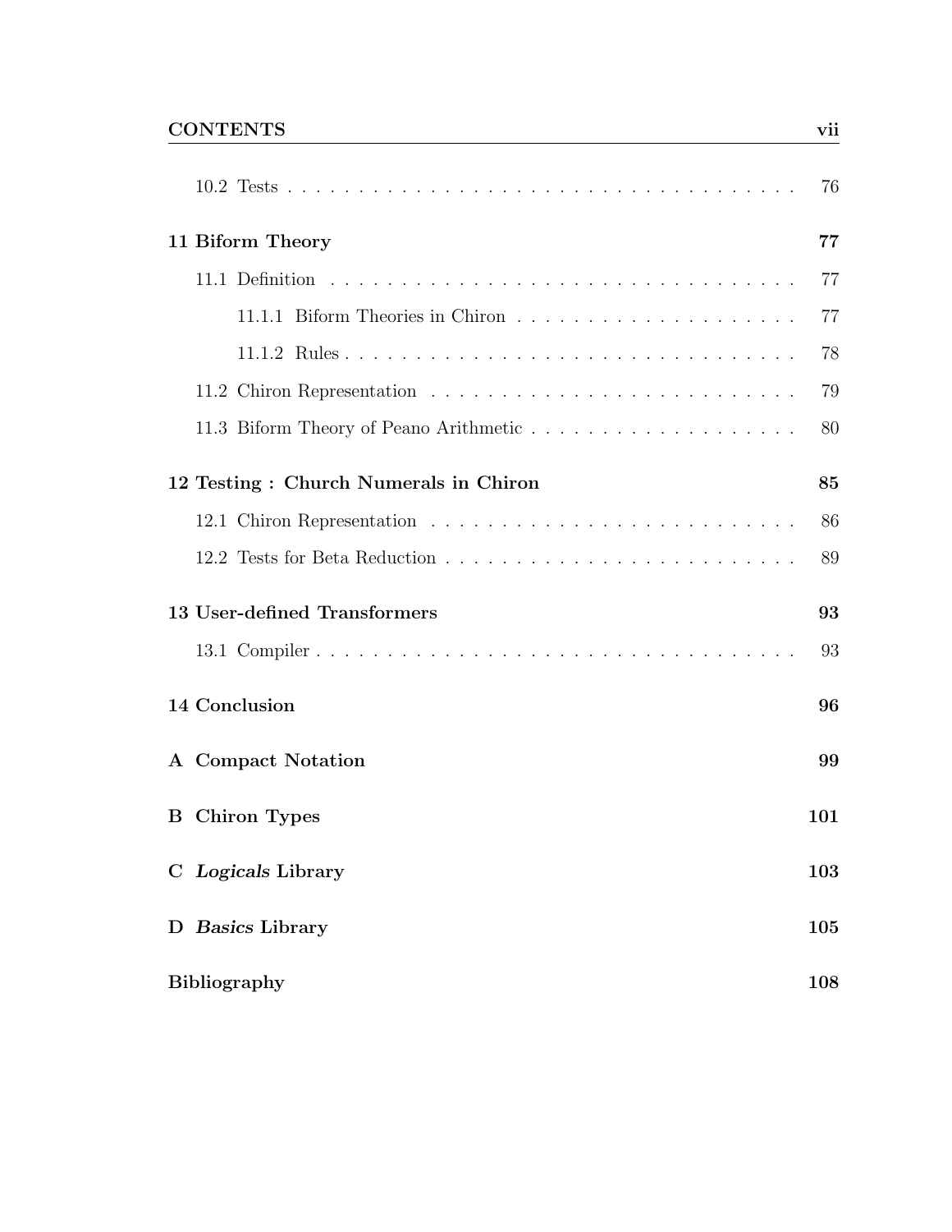10.2 Tests . . . . . . . . . . . . . . . . . . . . . . . . . . . . . . . . . . . . . 76

**11 Biform Theory** **77**

11.1 Definition . . . . . . . . . . . . . . . . . . . . . . . . . . . . . . . . . . . 77

11.1.1 Biform Theories in Chiron . . . . . . . . . . . . . . . . . . . . . 77

11.1.2 Rules . . . . . . . . . . . . . . . . . . . . . . . . . . . . . . . . . 78

11.2 Chiron Representation . . . . . . . . . . . . . . . . . . . . . . . . . . . 79

11.3 Biform Theory of Peano Arithmetic . . . . . . . . . . . . . . . . . . . . 80

**12 Testing : Church Numerals in Chiron** **85**

12.1 Chiron Representation . . . . . . . . . . . . . . . . . . . . . . . . . . . 86

12.2 Tests for Beta Reduction . . . . . . . . . . . . . . . . . . . . . . . . . . 89

**13 User-defined Transformers** **93**

13.1 Compiler . . . . . . . . . . . . . . . . . . . . . . . . . . . . . . . . . . . 93

**14 Conclusion** **96**

**A Compact Notation** **99**

**B Chiron Types** **101**

**C *Logicals* Library** **103**

**D *Basics* Library** **105**

**Bibliography** **108**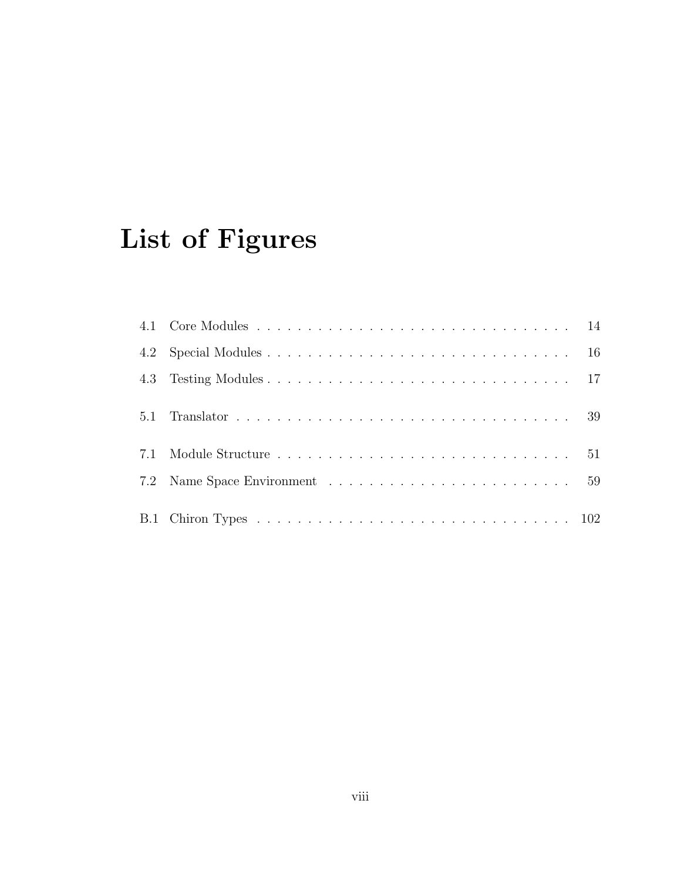# List of Figures

4.1 Core Modules . . . . . . . . . . . . . . . . . . . . . . . . . . . . . . . . . 14

4.2 Special Modules . . . . . . . . . . . . . . . . . . . . . . . . . . . . . . . . 16

4.3 Testing Modules . . . . . . . . . . . . . . . . . . . . . . . . . . . . . . . . 17

5.1 Translator . . . . . . . . . . . . . . . . . . . . . . . . . . . . . . . . . . . 39

7.1 Module Structure . . . . . . . . . . . . . . . . . . . . . . . . . . . . . . . 51

7.2 Name Space Environment . . . . . . . . . . . . . . . . . . . . . . . . . . 59

B.1 Chiron Types . . . . . . . . . . . . . . . . . . . . . . . . . . . . . . . . . 102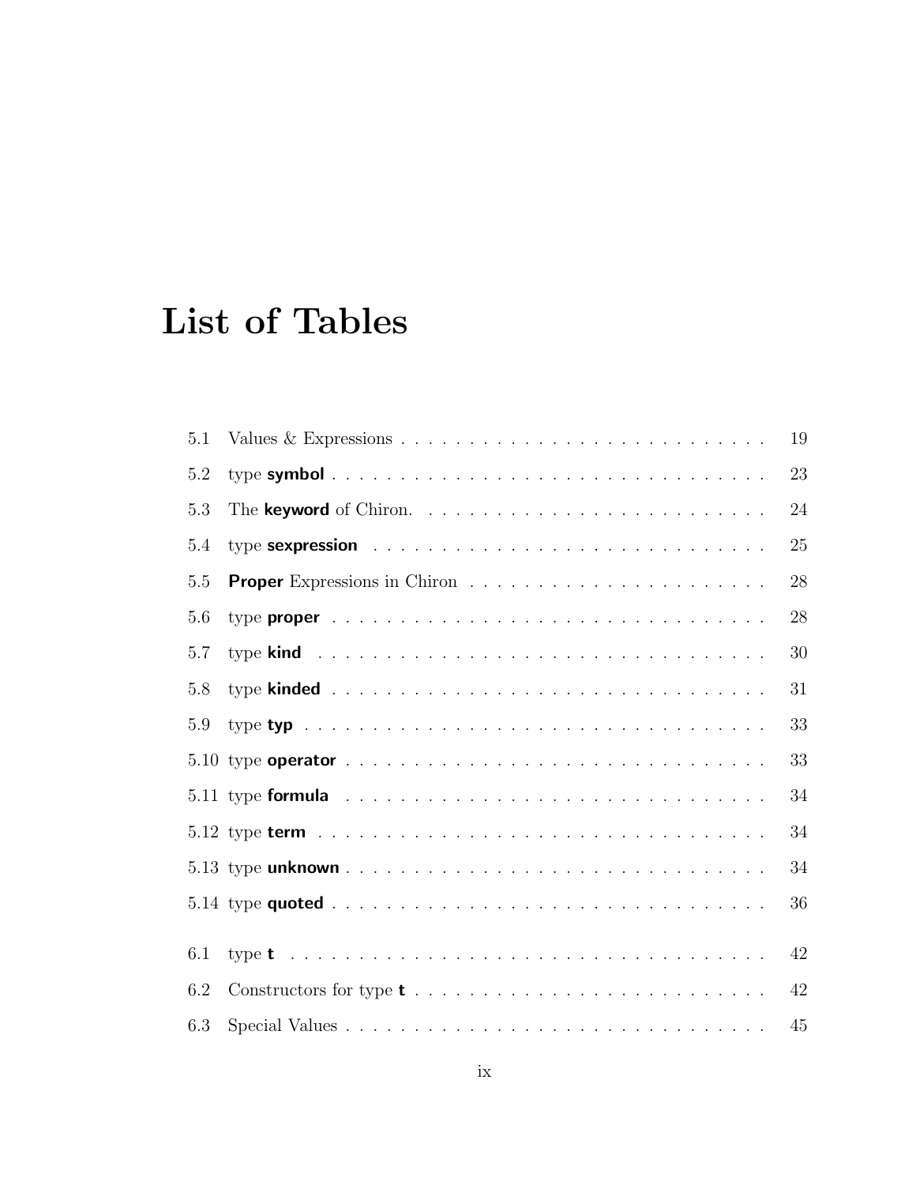# List of Tables

- 5.1 Values & Expressions . . . . . . . . . . 19
- 5.2 type **symbol** . . . . . . . . . . 23
- 5.3 The **keyword** of Chiron. . . . . . . . . . . 24
- 5.4 type **sexpression** . . . . . . . . . . 25
- 5.5 **Proper** Expressions in Chiron . . . . . . . . . . 28
- 5.6 type **proper** . . . . . . . . . . 28
- 5.7 type **kind** . . . . . . . . . . 30
- 5.8 type **kinded** . . . . . . . . . . 31
- 5.9 type **typ** . . . . . . . . . . 33
- 5.10 type **operator** . . . . . . . . . . 33
- 5.11 type **formula** . . . . . . . . . . 34
- 5.12 type **term** . . . . . . . . . . 34
- 5.13 type **unknown** . . . . . . . . . . 34
- 5.14 type **quoted** . . . . . . . . . . 36

- 6.1 type **t** . . . . . . . . . . 42
- 6.2 Constructors for type **t** . . . . . . . . . . 42
- 6.3 Special Values . . . . . . . . . . 45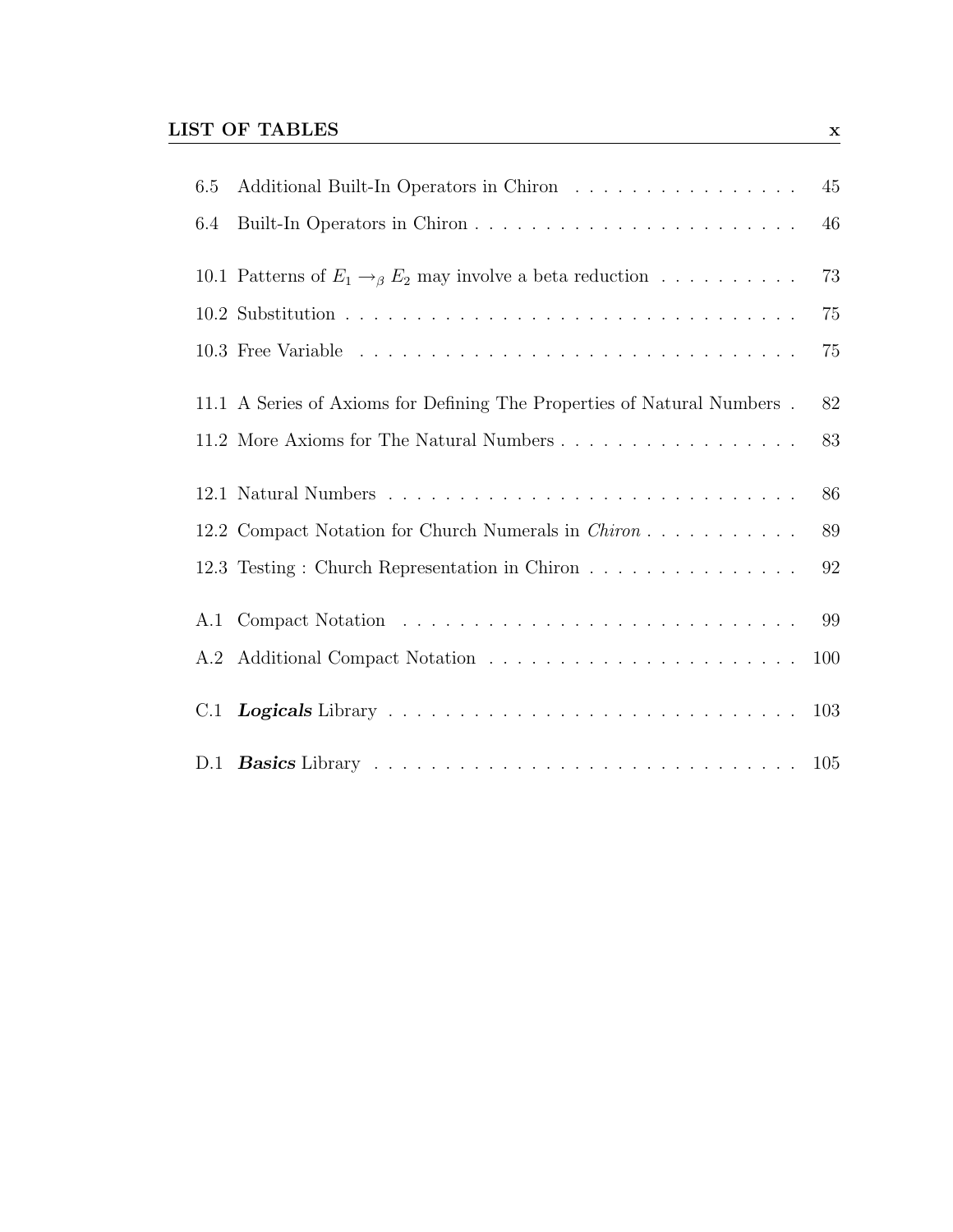| | | |
|---|---|---|
| 6.5 | Additional Built-In Operators in Chiron | 45 |
| 6.4 | Built-In Operators in Chiron | 46 |
| 10.1 | Patterns of $E_1 \rightarrow_\beta E_2$ may involve a beta reduction | 73 |
| 10.2 | Substitution | 75 |
| 10.3 | Free Variable | 75 |
| 11.1 | A Series of Axioms for Defining The Properties of Natural Numbers | 82 |
| 11.2 | More Axioms for The Natural Numbers | 83 |
| 12.1 | Natural Numbers | 86 |
| 12.2 | Compact Notation for Church Numerals in *Chiron* | 89 |
| 12.3 | Testing : Church Representation in Chiron | 92 |
| A.1 | Compact Notation | 99 |
| A.2 | Additional Compact Notation | 100 |
| C.1 | ***Logicals*** Library | 103 |
| D.1 | ***Basics*** Library | 105 |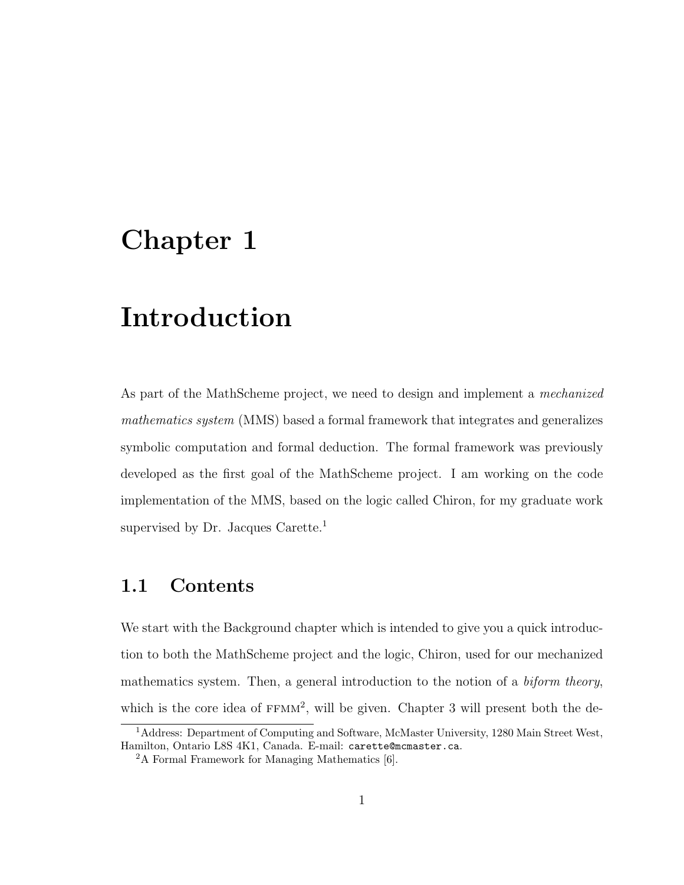# Chapter 1

# Introduction

As part of the MathScheme project, we need to design and implement a *mechanized mathematics system* (MMS) based a formal framework that integrates and generalizes symbolic computation and formal deduction. The formal framework was previously developed as the first goal of the MathScheme project. I am working on the code implementation of the MMS, based on the logic called Chiron, for my graduate work supervised by Dr. Jacques Carette.[1]

## 1.1 Contents

We start with the Background chapter which is intended to give you a quick introduction to both the MathScheme project and the logic, Chiron, used for our mechanized mathematics system. Then, a general introduction to the notion of a *biform theory*, which is the core idea of FFMM[2], will be given. Chapter 3 will present both the de-

[1] Address: Department of Computing and Software, McMaster University, 1280 Main Street West, Hamilton, Ontario L8S 4K1, Canada. E-mail: `carette@mcmaster.ca`.

[2] A Formal Framework for Managing Mathematics [6].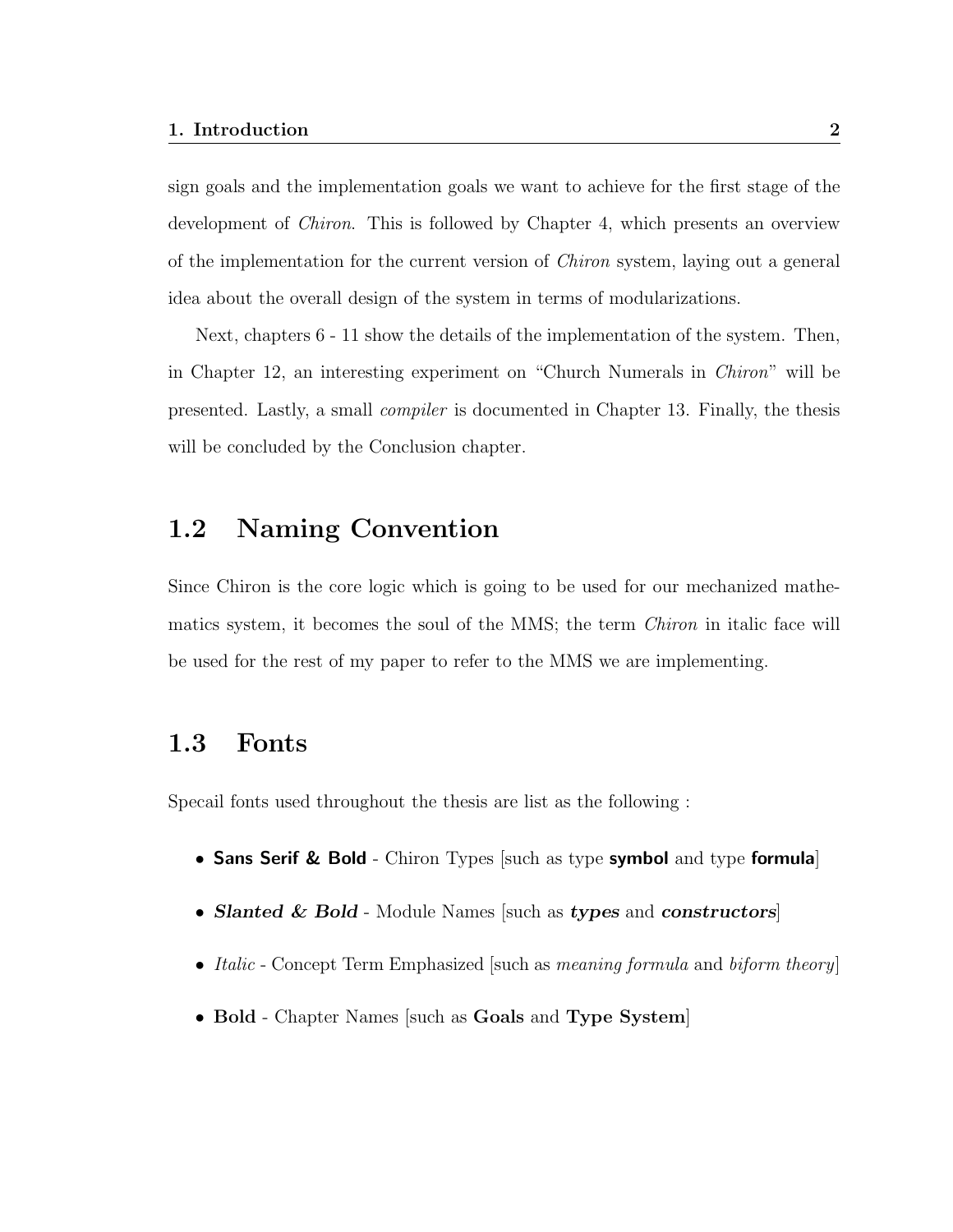sign goals and the implementation goals we want to achieve for the first stage of the development of *Chiron*. This is followed by Chapter 4, which presents an overview of the implementation for the current version of *Chiron* system, laying out a general idea about the overall design of the system in terms of modularizations.

Next, chapters 6 - 11 show the details of the implementation of the system. Then, in Chapter 12, an interesting experiment on "Church Numerals in *Chiron*" will be presented. Lastly, a small *compiler* is documented in Chapter 13. Finally, the thesis will be concluded by the Conclusion chapter.

## 1.2 Naming Convention

Since Chiron is the core logic which is going to be used for our mechanized mathematics system, it becomes the soul of the MMS; the term *Chiron* in italic face will be used for the rest of my paper to refer to the MMS we are implementing.

## 1.3 Fonts

Specail fonts used throughout the thesis are list as the following :

- **Sans Serif & Bold** - Chiron Types [such as type **symbol** and type **formula**]
- ***Slanted & Bold*** - Module Names [such as ***types*** and ***constructors***]
- *Italic* - Concept Term Emphasized [such as *meaning formula* and *biform theory*]
- **Bold** - Chapter Names [such as **Goals** and **Type System**]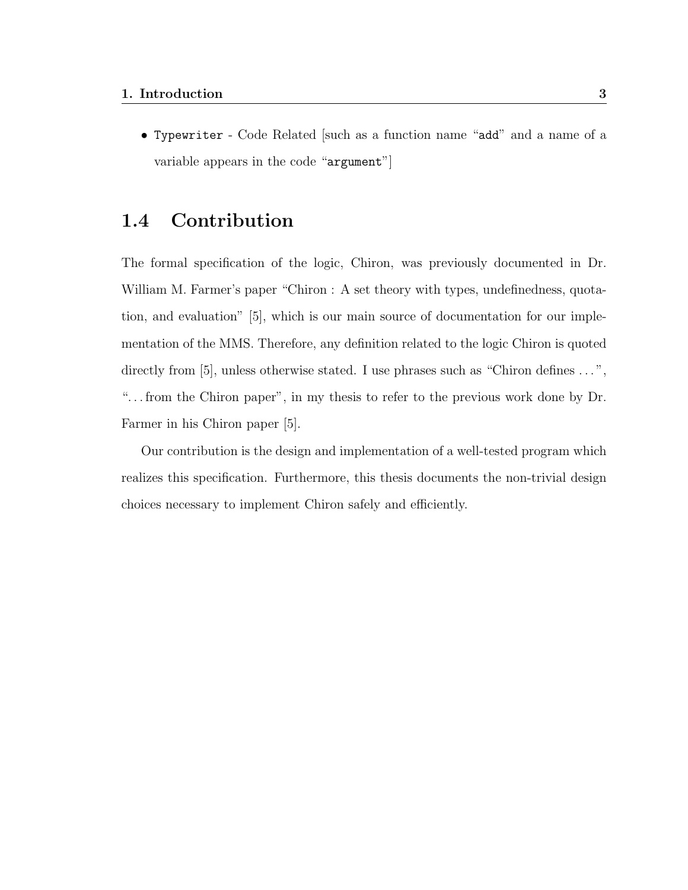- `Typewriter` - Code Related [such as a function name "`add`" and a name of a variable appears in the code "`argument`"]

## 1.4 Contribution

The formal specification of the logic, Chiron, was previously documented in Dr. William M. Farmer's paper "Chiron : A set theory with types, undefinedness, quotation, and evaluation" [5], which is our main source of documentation for our implementation of the MMS. Therefore, any definition related to the logic Chiron is quoted directly from [5], unless otherwise stated. I use phrases such as "Chiron defines ...", "...from the Chiron paper", in my thesis to refer to the previous work done by Dr. Farmer in his Chiron paper [5].

Our contribution is the design and implementation of a well-tested program which realizes this specification. Furthermore, this thesis documents the non-trivial design choices necessary to implement Chiron safely and efficiently.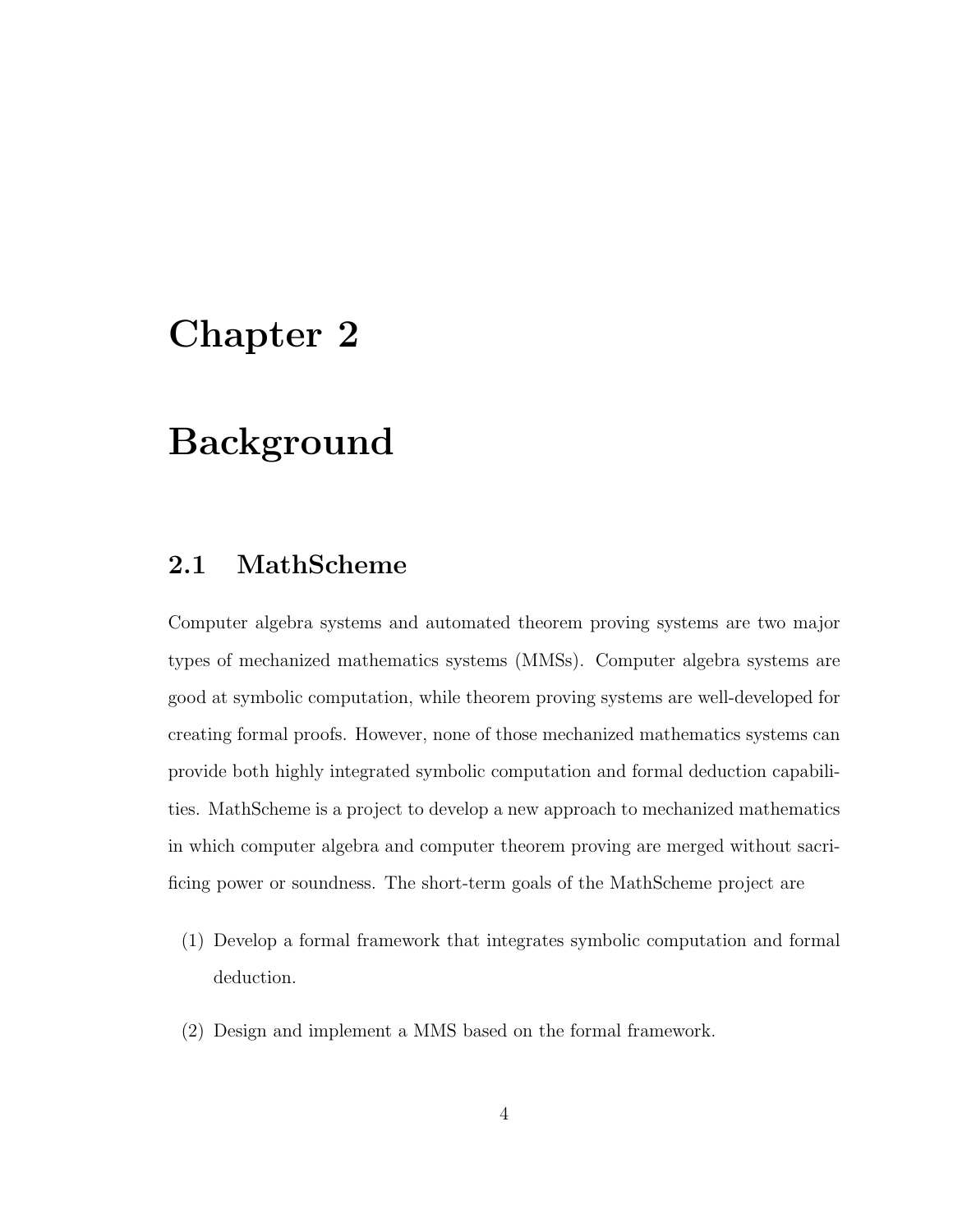# Chapter 2

# Background

## 2.1 MathScheme

Computer algebra systems and automated theorem proving systems are two major types of mechanized mathematics systems (MMSs). Computer algebra systems are good at symbolic computation, while theorem proving systems are well-developed for creating formal proofs. However, none of those mechanized mathematics systems can provide both highly integrated symbolic computation and formal deduction capabilities. MathScheme is a project to develop a new approach to mechanized mathematics in which computer algebra and computer theorem proving are merged without sacrificing power or soundness. The short-term goals of the MathScheme project are

(1) Develop a formal framework that integrates symbolic computation and formal deduction.

(2) Design and implement a MMS based on the formal framework.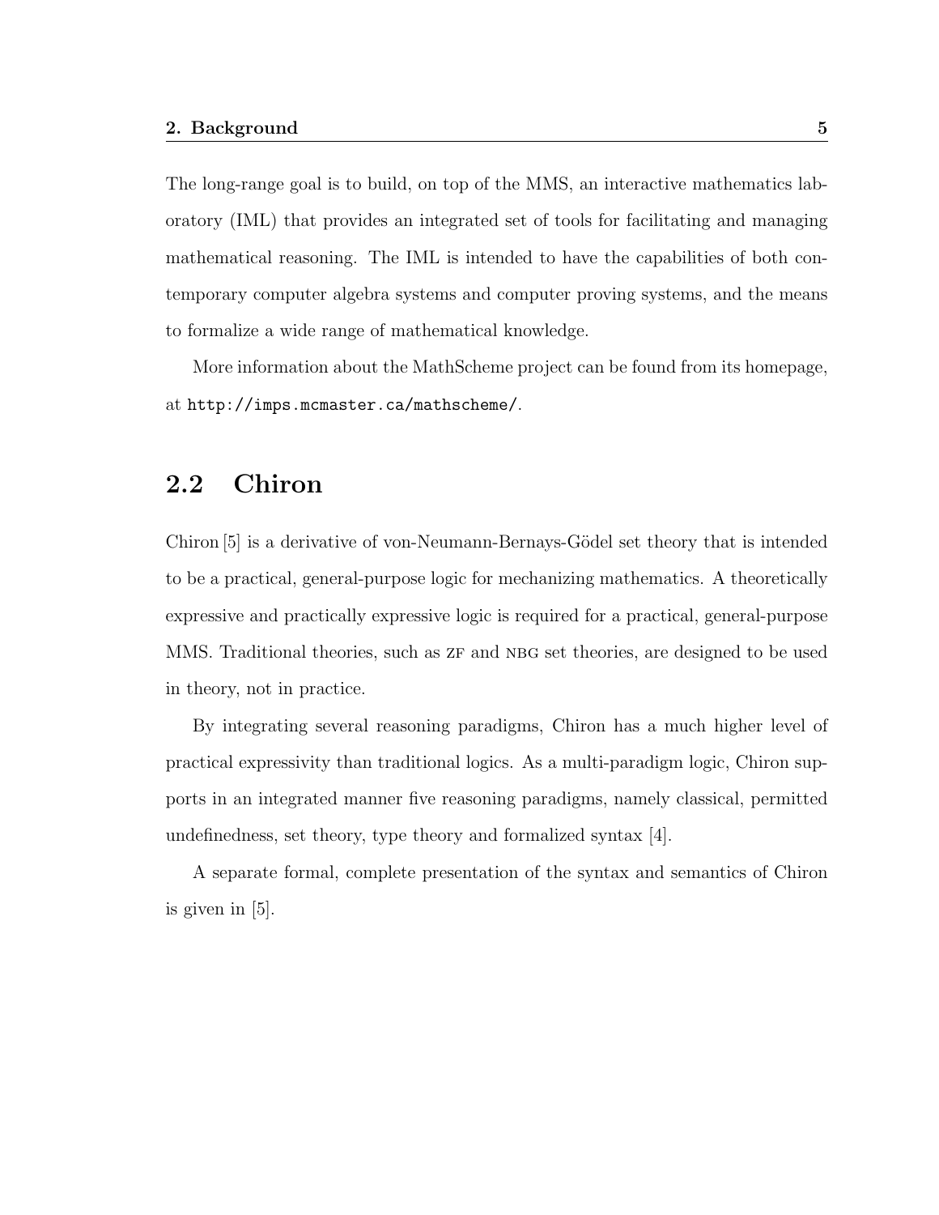The long-range goal is to build, on top of the MMS, an interactive mathematics laboratory (IML) that provides an integrated set of tools for facilitating and managing mathematical reasoning. The IML is intended to have the capabilities of both contemporary computer algebra systems and computer proving systems, and the means to formalize a wide range of mathematical knowledge.

More information about the MathScheme project can be found from its homepage, at `http://imps.mcmaster.ca/mathscheme/`.

## 2.2 Chiron

Chiron [5] is a derivative of von-Neumann-Bernays-Gödel set theory that is intended to be a practical, general-purpose logic for mechanizing mathematics. A theoretically expressive and practically expressive logic is required for a practical, general-purpose MMS. Traditional theories, such as ZF and NBG set theories, are designed to be used in theory, not in practice.

By integrating several reasoning paradigms, Chiron has a much higher level of practical expressivity than traditional logics. As a multi-paradigm logic, Chiron supports in an integrated manner five reasoning paradigms, namely classical, permitted undefinedness, set theory, type theory and formalized syntax [4].

A separate formal, complete presentation of the syntax and semantics of Chiron is given in [5].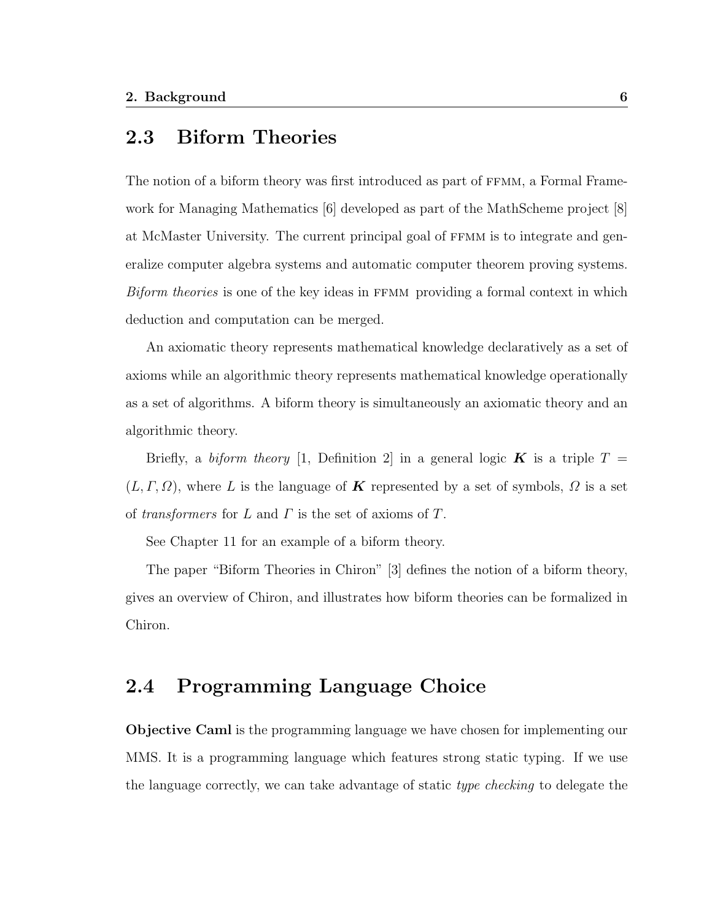## 2.3 Biform Theories

The notion of a biform theory was first introduced as part of FFMM, a Formal Framework for Managing Mathematics [6] developed as part of the MathScheme project [8] at McMaster University. The current principal goal of FFMM is to integrate and generalize computer algebra systems and automatic computer theorem proving systems. *Biform theories* is one of the key ideas in FFMM providing a formal context in which deduction and computation can be merged.

An axiomatic theory represents mathematical knowledge declaratively as a set of axioms while an algorithmic theory represents mathematical knowledge operationally as a set of algorithms. A biform theory is simultaneously an axiomatic theory and an algorithmic theory.

Briefly, a *biform theory* [1, Definition 2] in a general logic $\boldsymbol{K}$ is a triple $T = (L, \Gamma, \Omega)$, where $L$ is the language of $\boldsymbol{K}$ represented by a set of symbols, $\Omega$ is a set of *transformers* for $L$ and $\Gamma$ is the set of axioms of $T$.

See Chapter 11 for an example of a biform theory.

The paper "Biform Theories in Chiron" [3] defines the notion of a biform theory, gives an overview of Chiron, and illustrates how biform theories can be formalized in Chiron.

## 2.4 Programming Language Choice

**Objective Caml** is the programming language we have chosen for implementing our MMS. It is a programming language which features strong static typing. If we use the language correctly, we can take advantage of static *type checking* to delegate the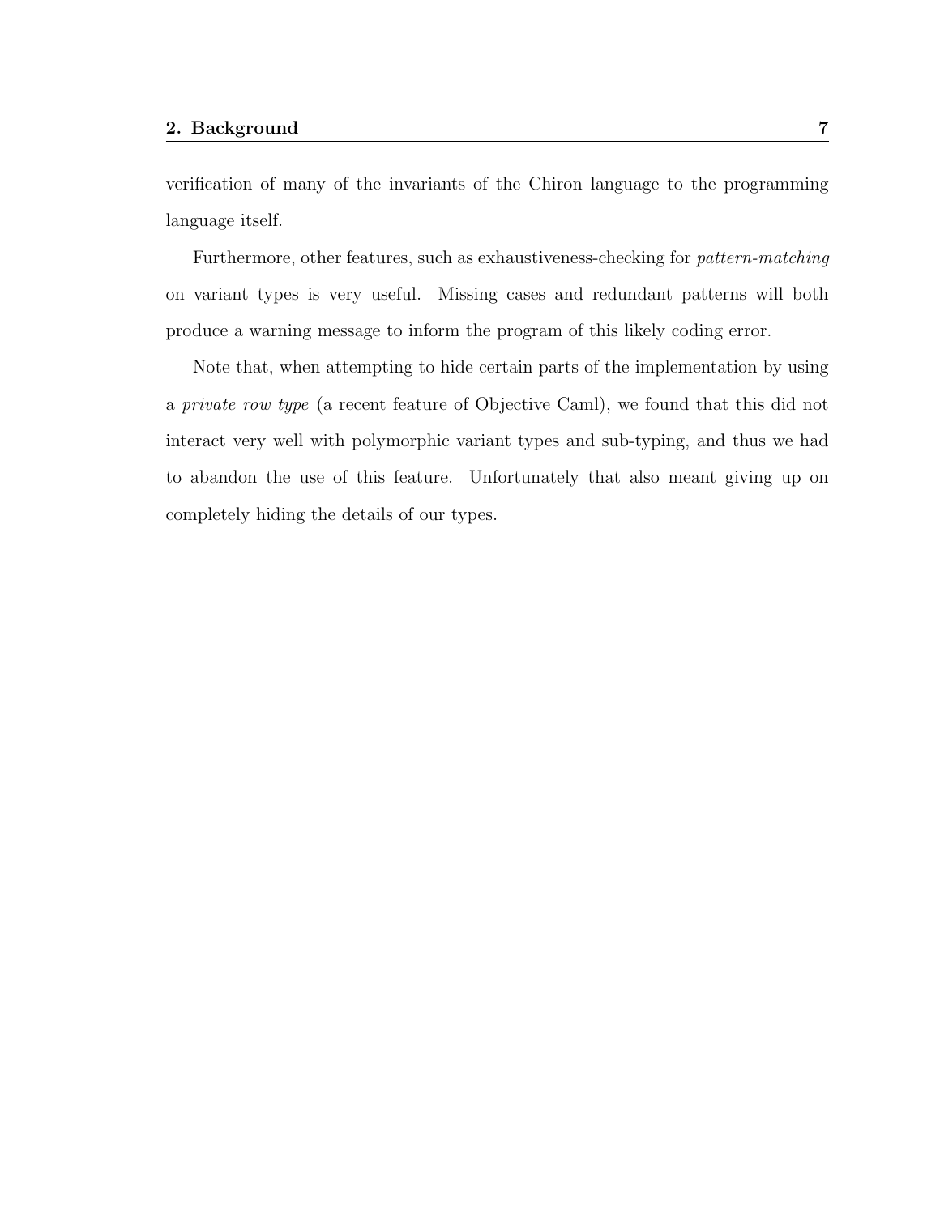verification of many of the invariants of the Chiron language to the programming language itself.

Furthermore, other features, such as exhaustiveness-checking for *pattern-matching* on variant types is very useful. Missing cases and redundant patterns will both produce a warning message to inform the program of this likely coding error.

Note that, when attempting to hide certain parts of the implementation by using a *private row type* (a recent feature of Objective Caml), we found that this did not interact very well with polymorphic variant types and sub-typing, and thus we had to abandon the use of this feature. Unfortunately that also meant giving up on completely hiding the details of our types.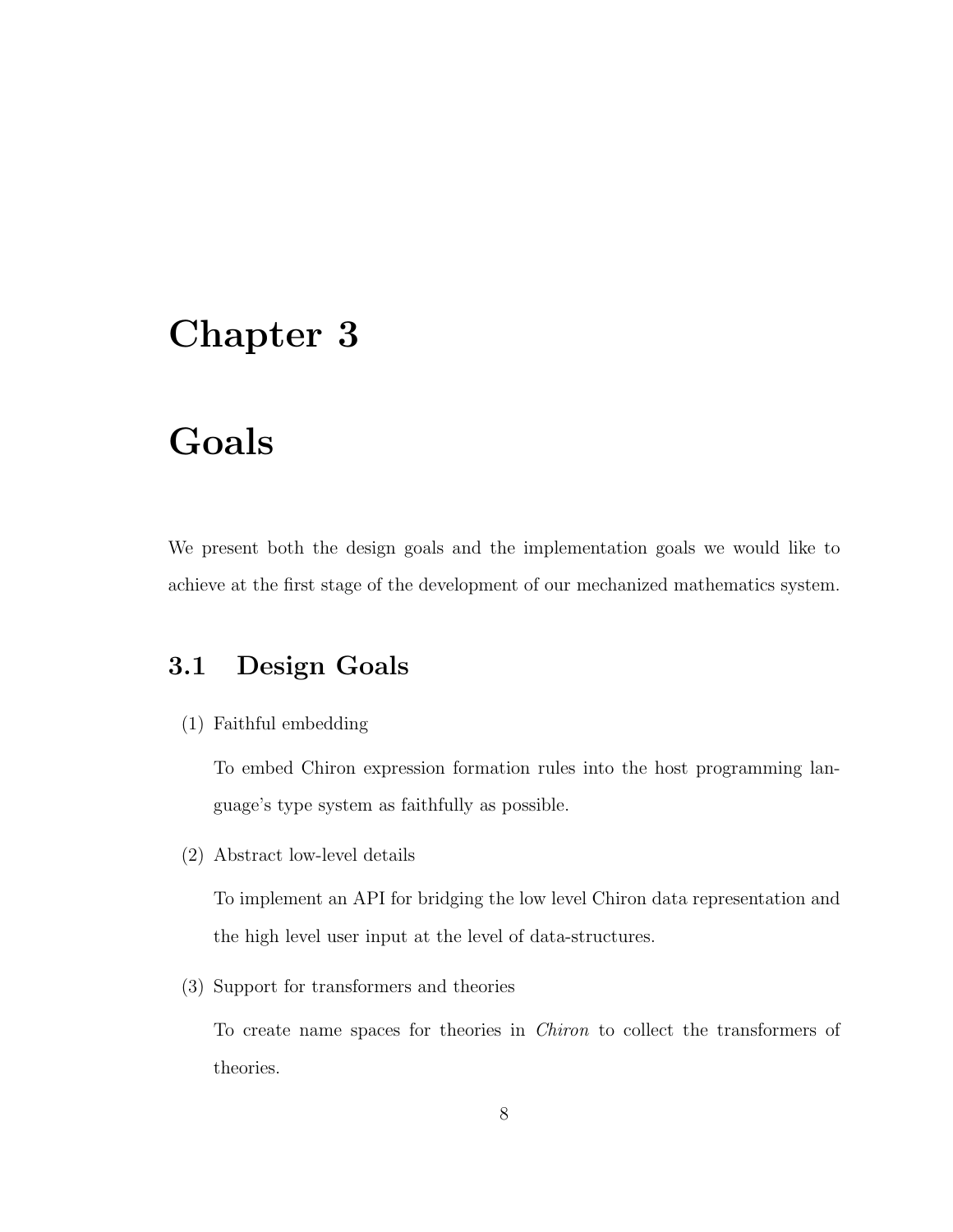# Chapter 3

# Goals

We present both the design goals and the implementation goals we would like to achieve at the first stage of the development of our mechanized mathematics system.

## 3.1 Design Goals

(1) Faithful embedding

To embed Chiron expression formation rules into the host programming language's type system as faithfully as possible.

(2) Abstract low-level details

To implement an API for bridging the low level Chiron data representation and the high level user input at the level of data-structures.

(3) Support for transformers and theories

To create name spaces for theories in *Chiron* to collect the transformers of theories.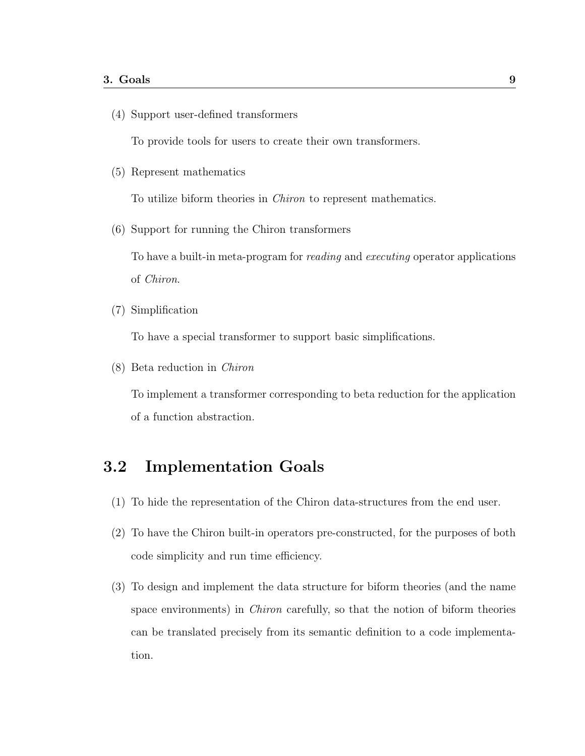(4) Support user-defined transformers

    To provide tools for users to create their own transformers.

(5) Represent mathematics

    To utilize biform theories in *Chiron* to represent mathematics.

(6) Support for running the Chiron transformers

    To have a built-in meta-program for *reading* and *executing* operator applications of *Chiron*.

(7) Simplification

    To have a special transformer to support basic simplifications.

(8) Beta reduction in *Chiron*

    To implement a transformer corresponding to beta reduction for the application of a function abstraction.

## 3.2 Implementation Goals

(1) To hide the representation of the Chiron data-structures from the end user.

(2) To have the Chiron built-in operators pre-constructed, for the purposes of both code simplicity and run time efficiency.

(3) To design and implement the data structure for biform theories (and the name space environments) in *Chiron* carefully, so that the notion of biform theories can be translated precisely from its semantic definition to a code implementation.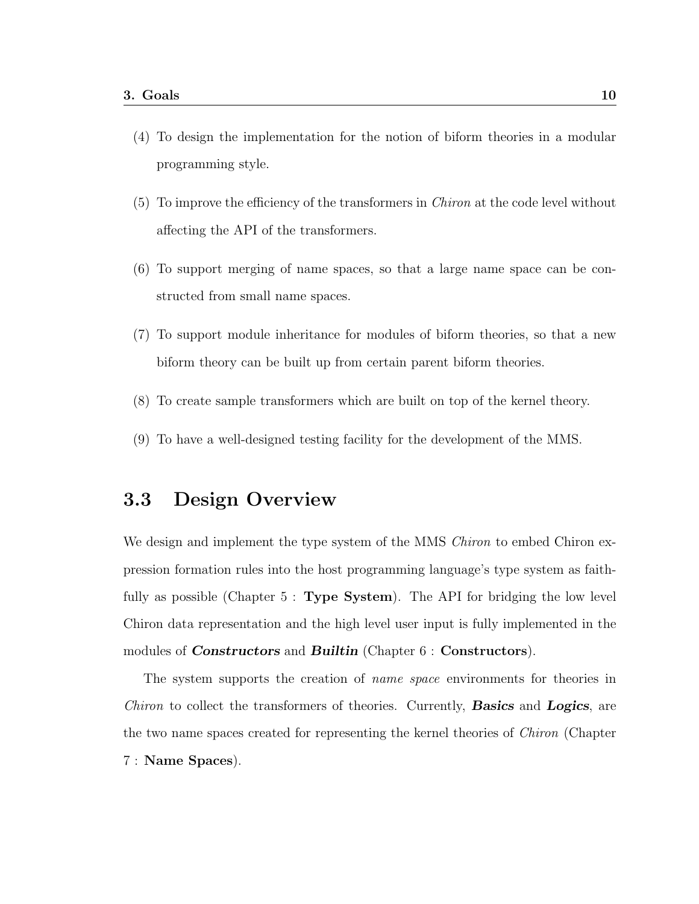(4) To design the implementation for the notion of biform theories in a modular programming style.

(5) To improve the efficiency of the transformers in *Chiron* at the code level without affecting the API of the transformers.

(6) To support merging of name spaces, so that a large name space can be constructed from small name spaces.

(7) To support module inheritance for modules of biform theories, so that a new biform theory can be built up from certain parent biform theories.

(8) To create sample transformers which are built on top of the kernel theory.

(9) To have a well-designed testing facility for the development of the MMS.

## 3.3 Design Overview

We design and implement the type system of the MMS *Chiron* to embed Chiron expression formation rules into the host programming language's type system as faithfully as possible (Chapter 5 : **Type System**). The API for bridging the low level Chiron data representation and the high level user input is fully implemented in the modules of ***Constructors*** and ***Builtin*** (Chapter 6 : **Constructors**).

The system supports the creation of *name space* environments for theories in *Chiron* to collect the transformers of theories. Currently, ***Basics*** and ***Logics***, are the two name spaces created for representing the kernel theories of *Chiron* (Chapter 7 : **Name Spaces**).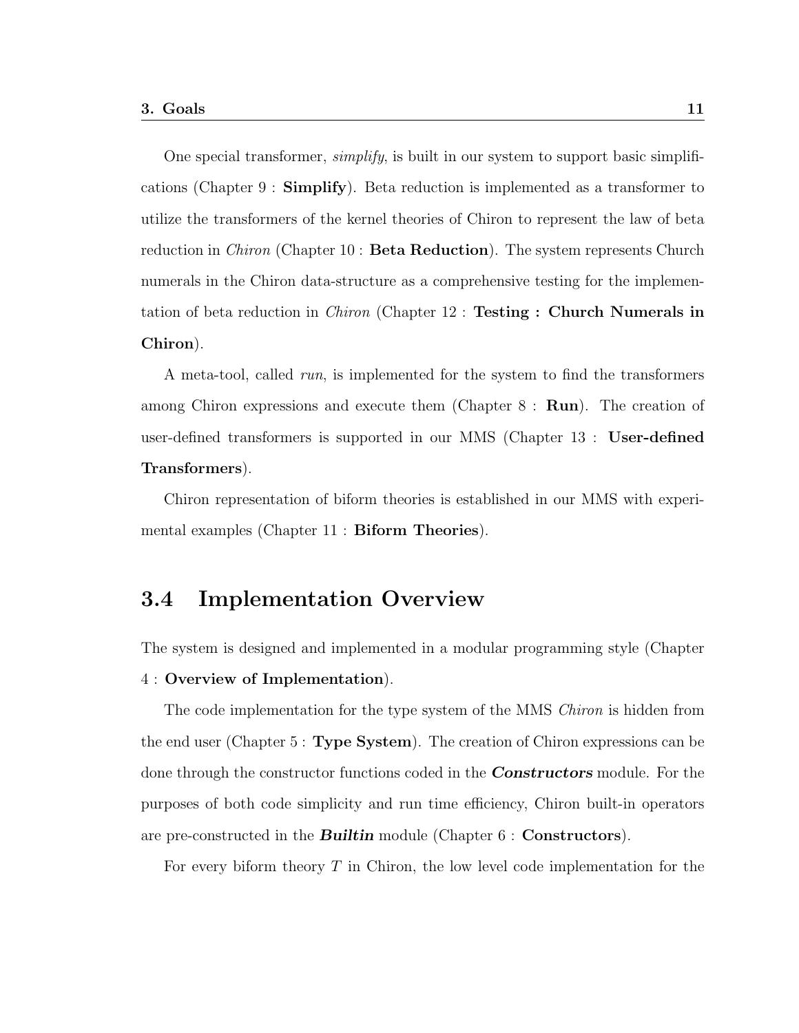One special transformer, *simplify*, is built in our system to support basic simplifications (Chapter 9 : **Simplify**). Beta reduction is implemented as a transformer to utilize the transformers of the kernel theories of Chiron to represent the law of beta reduction in *Chiron* (Chapter 10 : **Beta Reduction**). The system represents Church numerals in the Chiron data-structure as a comprehensive testing for the implementation of beta reduction in *Chiron* (Chapter 12 : **Testing : Church Numerals in Chiron**).

A meta-tool, called *run*, is implemented for the system to find the transformers among Chiron expressions and execute them (Chapter 8 : **Run**). The creation of user-defined transformers is supported in our MMS (Chapter 13 : **User-defined Transformers**).

Chiron representation of biform theories is established in our MMS with experimental examples (Chapter 11 : **Biform Theories**).

## 3.4 Implementation Overview

The system is designed and implemented in a modular programming style (Chapter 4 : **Overview of Implementation**).

The code implementation for the type system of the MMS *Chiron* is hidden from the end user (Chapter 5 : **Type System**). The creation of Chiron expressions can be done through the constructor functions coded in the ***Constructors*** module. For the purposes of both code simplicity and run time efficiency, Chiron built-in operators are pre-constructed in the ***Builtin*** module (Chapter 6 : **Constructors**).

For every biform theory $T$ in Chiron, the low level code implementation for the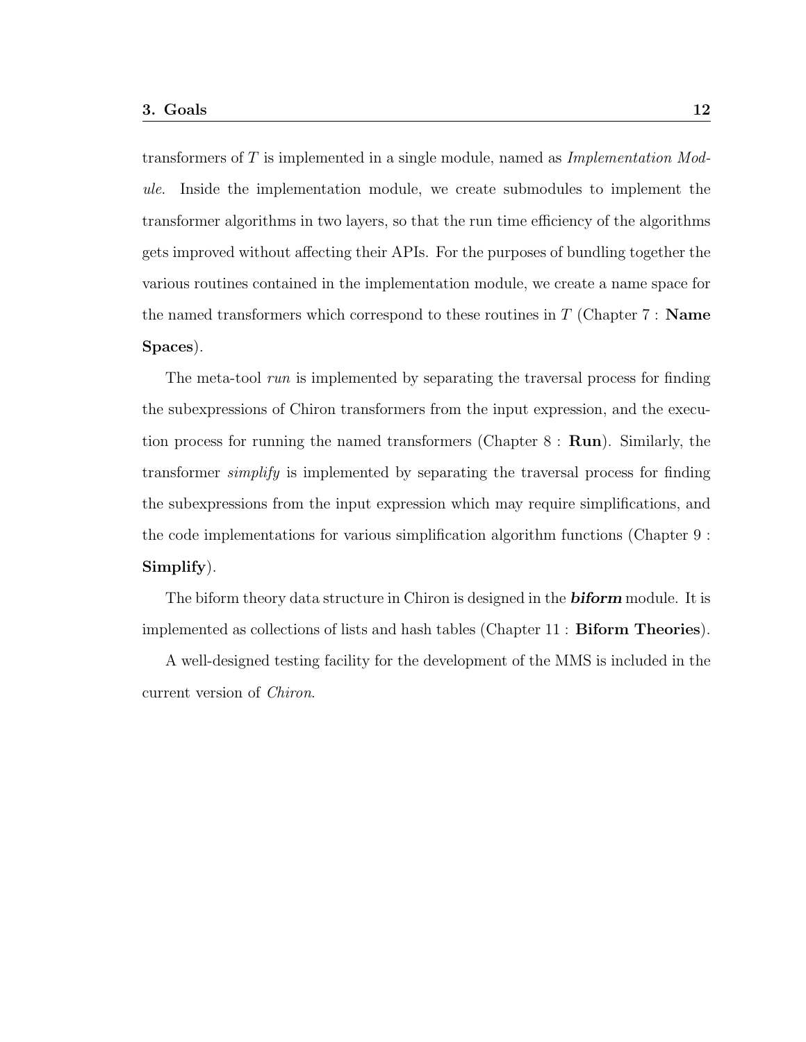transformers of $T$ is implemented in a single module, named as *Implementation Module*. Inside the implementation module, we create submodules to implement the transformer algorithms in two layers, so that the run time efficiency of the algorithms gets improved without affecting their APIs. For the purposes of bundling together the various routines contained in the implementation module, we create a name space for the named transformers which correspond to these routines in $T$ (Chapter 7 : **Name Spaces**).

The meta-tool *run* is implemented by separating the traversal process for finding the subexpressions of Chiron transformers from the input expression, and the execution process for running the named transformers (Chapter 8 : **Run**). Similarly, the transformer *simplify* is implemented by separating the traversal process for finding the subexpressions from the input expression which may require simplifications, and the code implementations for various simplification algorithm functions (Chapter 9 : **Simplify**).

The biform theory data structure in Chiron is designed in the ***biform*** module. It is implemented as collections of lists and hash tables (Chapter 11 : **Biform Theories**).

A well-designed testing facility for the development of the MMS is included in the current version of *Chiron*.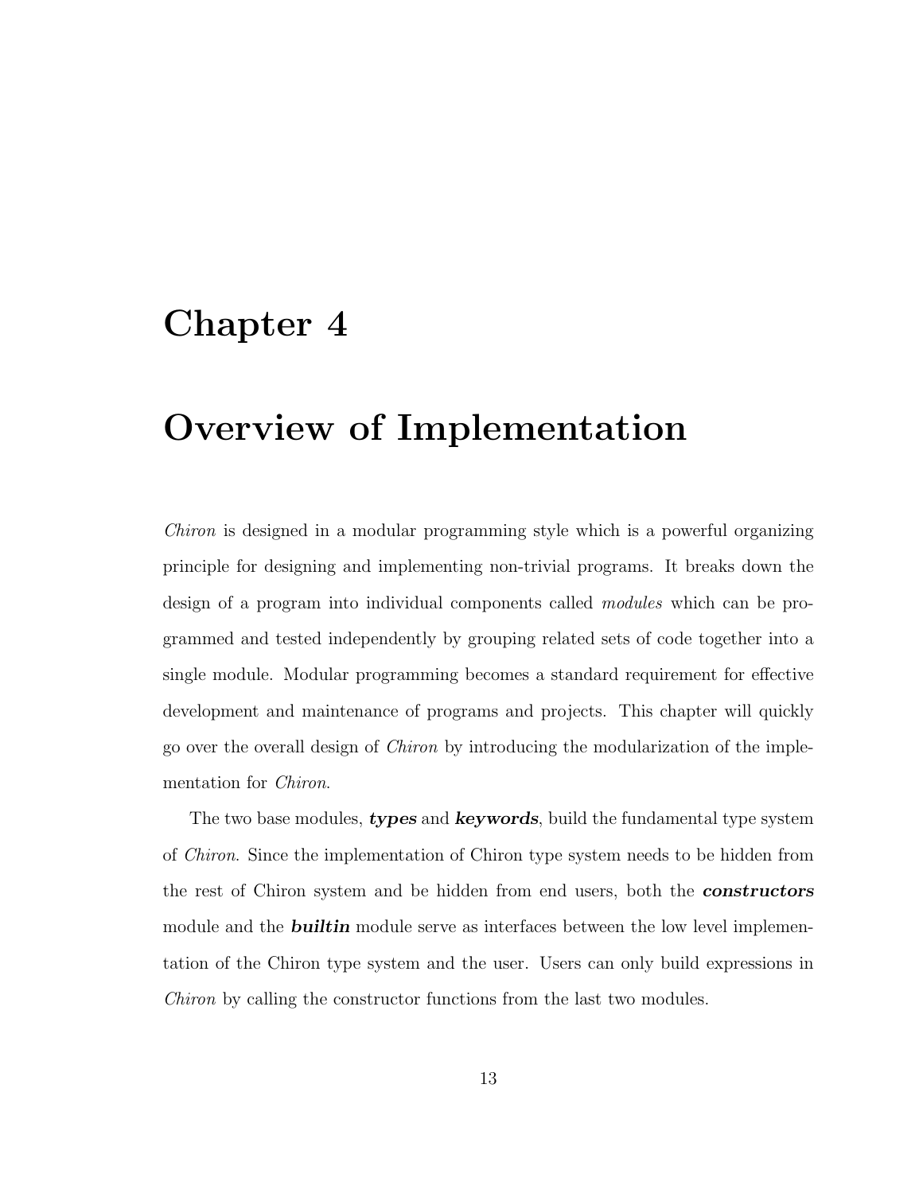# Chapter 4

# Overview of Implementation

*Chiron* is designed in a modular programming style which is a powerful organizing principle for designing and implementing non-trivial programs. It breaks down the design of a program into individual components called *modules* which can be programmed and tested independently by grouping related sets of code together into a single module. Modular programming becomes a standard requirement for effective development and maintenance of programs and projects. This chapter will quickly go over the overall design of *Chiron* by introducing the modularization of the implementation for *Chiron*.

The two base modules, ***types*** and ***keywords***, build the fundamental type system of *Chiron*. Since the implementation of Chiron type system needs to be hidden from the rest of Chiron system and be hidden from end users, both the ***constructors*** module and the ***builtin*** module serve as interfaces between the low level implementation of the Chiron type system and the user. Users can only build expressions in *Chiron* by calling the constructor functions from the last two modules.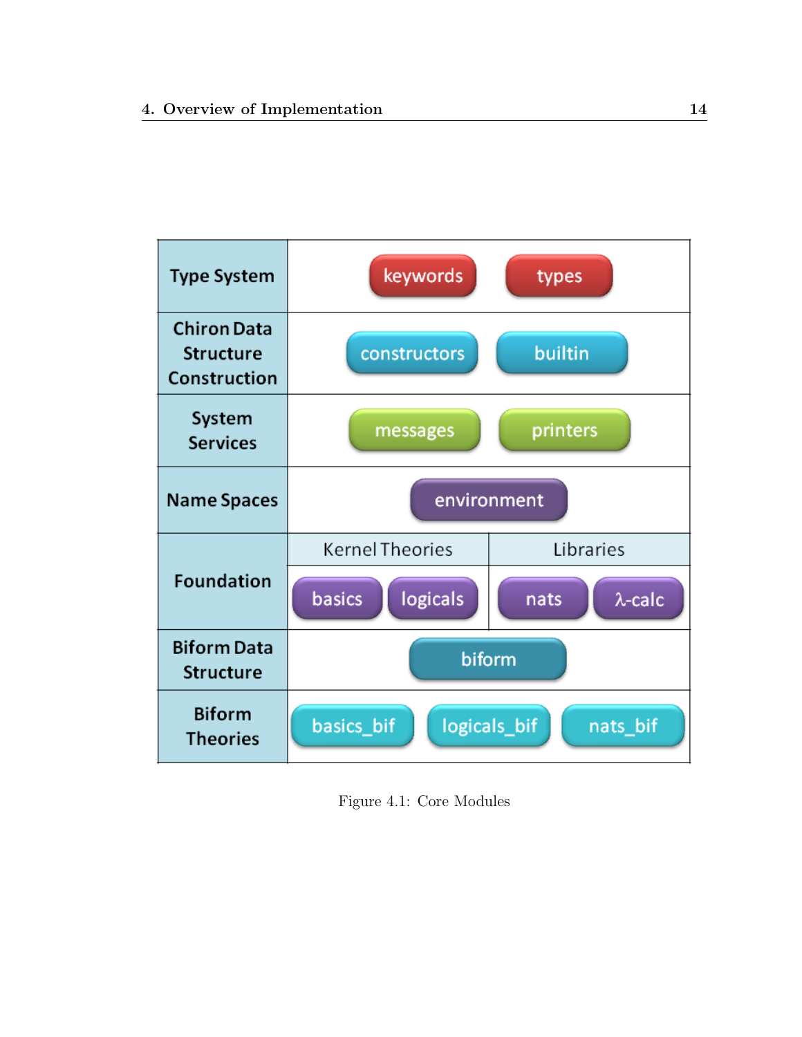| | | | | |
|---|---|---|---|---|
| Type System | keywords | types | | |
| Chiron Data Structure Construction | constructors | builtin | | |
| System Services | messages | printers | | |
| Name Spaces | environment | | | |
| Foundation | Kernel Theories | | Libraries | |
| | basics | logicals | nats | λ-calc |
| Biform Data Structure | biform | | | |
| Biform Theories | basics_bif | logicals_bif | nats_bif | |

Figure 4.1: Core Modules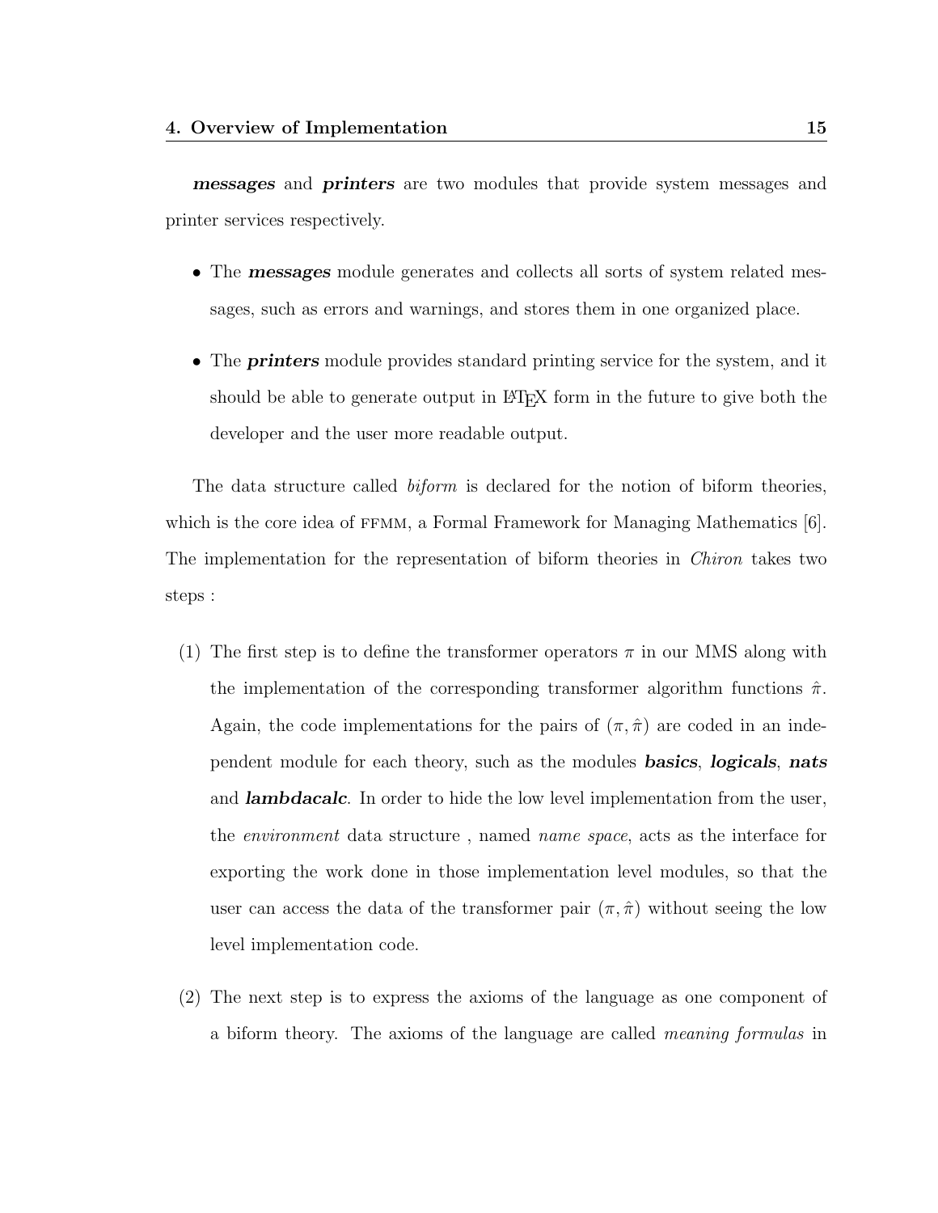***messages*** and ***printers*** are two modules that provide system messages and printer services respectively.

- The ***messages*** module generates and collects all sorts of system related messages, such as errors and warnings, and stores them in one organized place.
- The ***printers*** module provides standard printing service for the system, and it should be able to generate output in LaTeX form in the future to give both the developer and the user more readable output.

The data structure called *biform* is declared for the notion of biform theories, which is the core idea of FFMM, a Formal Framework for Managing Mathematics [6]. The implementation for the representation of biform theories in *Chiron* takes two steps :

(1) The first step is to define the transformer operators $\pi$ in our MMS along with the implementation of the corresponding transformer algorithm functions $\hat{\pi}$. Again, the code implementations for the pairs of $(\pi, \hat{\pi})$ are coded in an independent module for each theory, such as the modules ***basics***, ***logicals***, ***nats*** and ***lambdacalc***. In order to hide the low level implementation from the user, the *environment* data structure , named *name space*, acts as the interface for exporting the work done in those implementation level modules, so that the user can access the data of the transformer pair $(\pi, \hat{\pi})$ without seeing the low level implementation code.

(2) The next step is to express the axioms of the language as one component of a biform theory. The axioms of the language are called *meaning formulas* in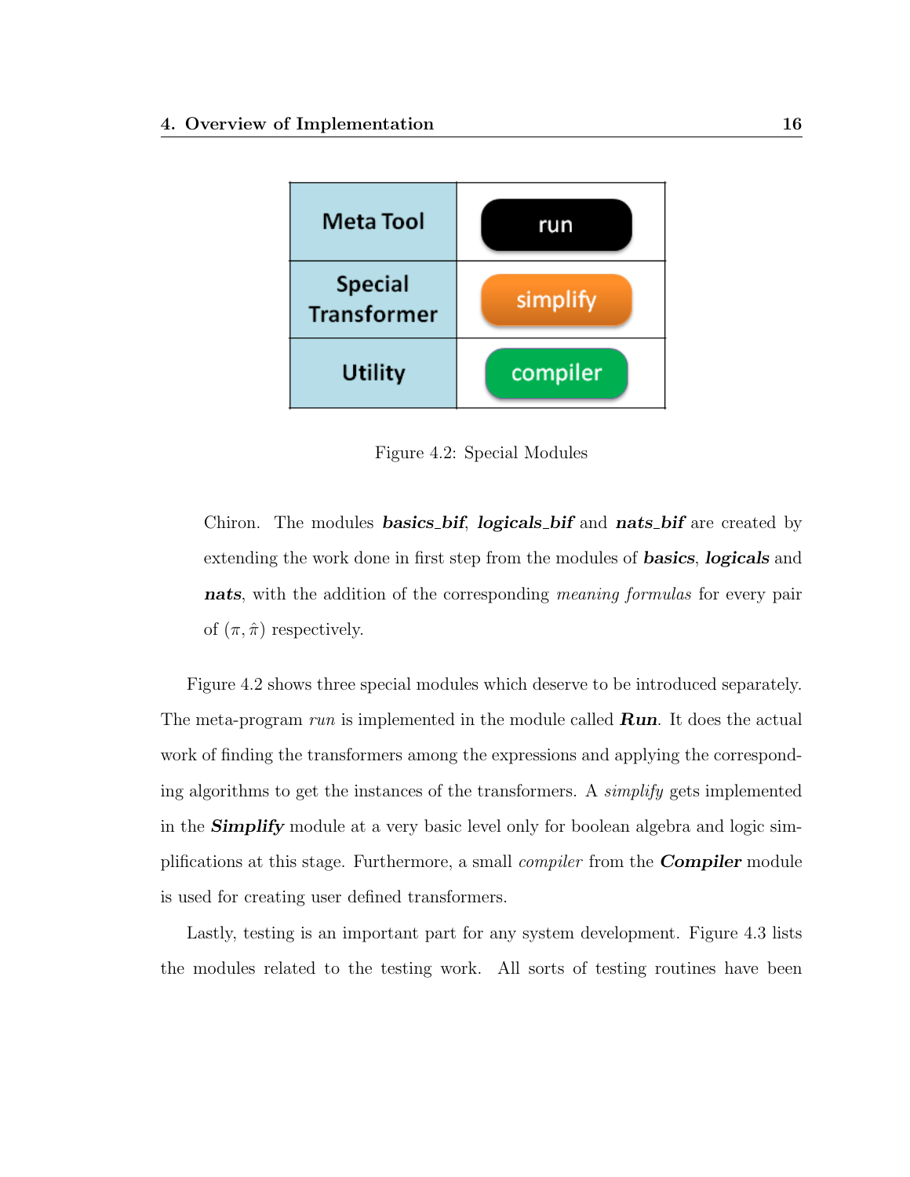| Meta Tool | run |
| --- | --- |
| Special Transformer | simplify |
| Utility | compiler |

Figure 4.2: Special Modules

Chiron. The modules ***basics_bif***, ***logicals_bif*** and ***nats_bif*** are created by extending the work done in first step from the modules of ***basics***, ***logicals*** and ***nats***, with the addition of the corresponding *meaning formulas* for every pair of $(\pi, \hat{\pi})$ respectively.

Figure 4.2 shows three special modules which deserve to be introduced separately. The meta-program *run* is implemented in the module called ***Run***. It does the actual work of finding the transformers among the expressions and applying the corresponding algorithms to get the instances of the transformers. A *simplify* gets implemented in the ***Simplify*** module at a very basic level only for boolean algebra and logic simplifications at this stage. Furthermore, a small *compiler* from the ***Compiler*** module is used for creating user defined transformers.

Lastly, testing is an important part for any system development. Figure 4.3 lists the modules related to the testing work. All sorts of testing routines have been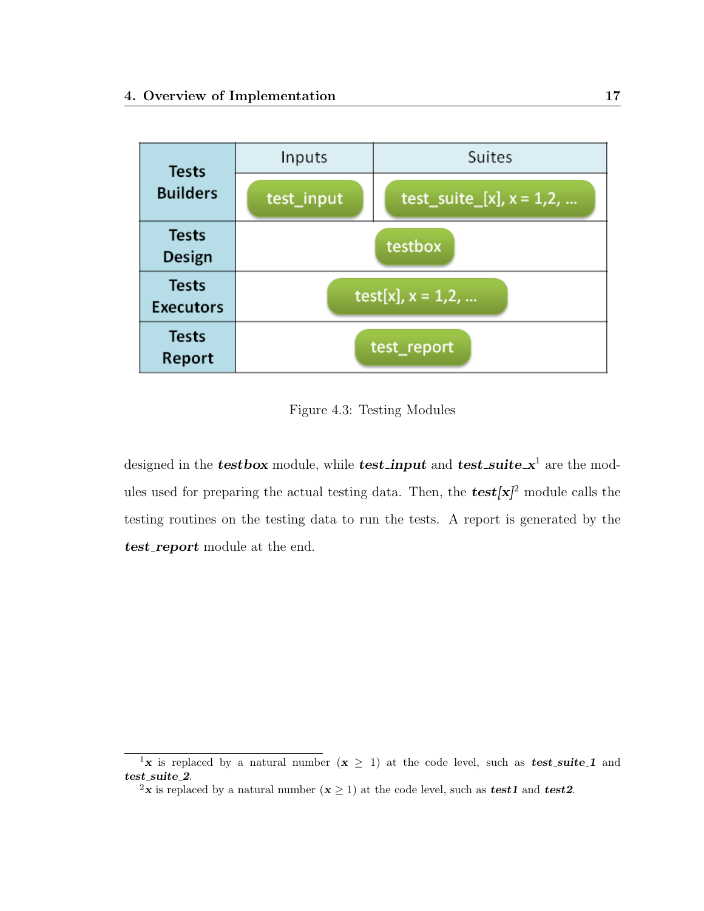| Tests Builders | Inputs | Suites |
|---|---|---|
| | test_input | test_suite_[x], x = 1,2, ... |
| Tests Design | testbox | |
| Tests Executors | test[x], x = 1,2, ... | |
| Tests Report | test_report | |

Figure 4.3: Testing Modules

designed in the ***testbox*** module, while ***test_input*** and ***test_suite_x***[1] are the modules used for preparing the actual testing data. Then, the ***test[x]***[2] module calls the testing routines on the testing data to run the tests. A report is generated by the ***test_report*** module at the end.

---

[1] ***x*** is replaced by a natural number ($x \geq 1$) at the code level, such as ***test_suite_1*** and ***test_suite_2***.

[2] ***x*** is replaced by a natural number ($x \geq 1$) at the code level, such as ***test1*** and ***test2***.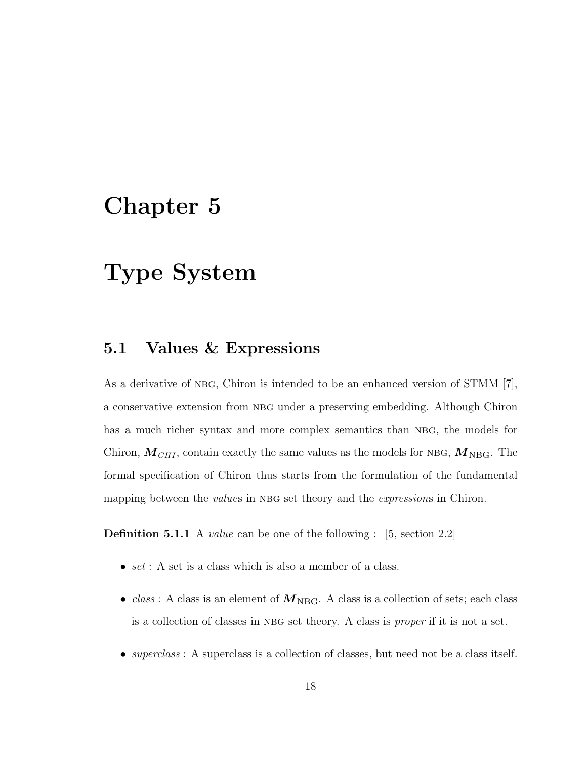# Chapter 5

# Type System

## 5.1 Values & Expressions

As a derivative of NBG, Chiron is intended to be an enhanced version of STMM [7], a conservative extension from NBG under a preserving embedding. Although Chiron has a much richer syntax and more complex semantics than NBG, the models for Chiron, $\boldsymbol{M}_{CHI}$, contain exactly the same values as the models for NBG, $\boldsymbol{M}_{\text{NBG}}$. The formal specification of Chiron thus starts from the formulation of the fundamental mapping between the *value*s in NBG set theory and the *expression*s in Chiron.

**Definition 5.1.1** A *value* can be one of the following : [5, section 2.2]

- *set* : A set is a class which is also a member of a class.
- *class* : A class is an element of $\boldsymbol{M}_{\text{NBG}}$. A class is a collection of sets; each class is a collection of classes in NBG set theory. A class is *proper* if it is not a set.
- *superclass* : A superclass is a collection of classes, but need not be a class itself.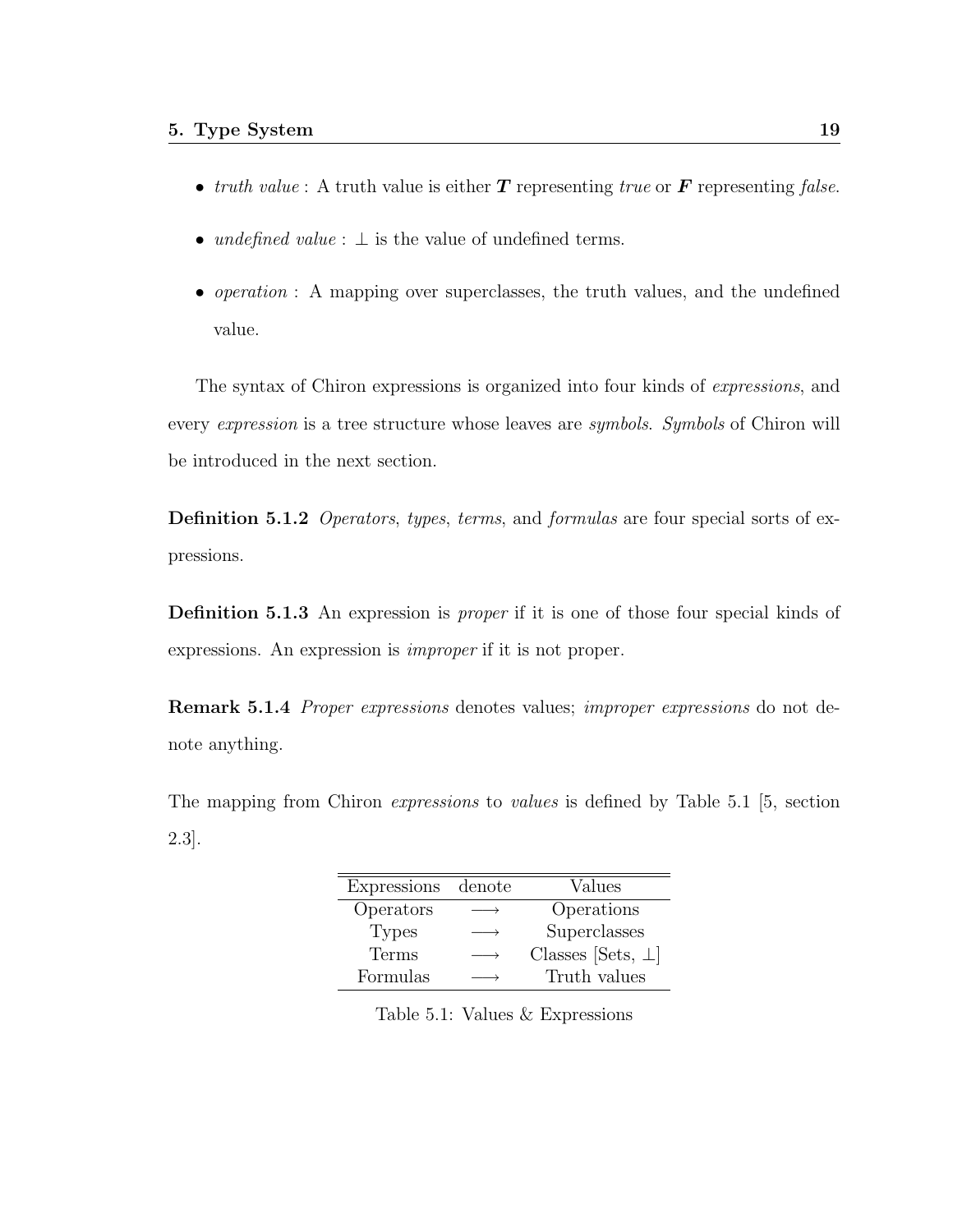- *truth value* : A truth value is either ***T*** representing *true* or ***F*** representing *false*.
- *undefined value* : $\bot$ is the value of undefined terms.
- *operation* : A mapping over superclasses, the truth values, and the undefined value.

The syntax of Chiron expressions is organized into four kinds of *expressions*, and every *expression* is a tree structure whose leaves are *symbols*. *Symbols* of Chiron will be introduced in the next section.

**Definition 5.1.2** *Operators*, *types*, *terms*, and *formulas* are four special sorts of expressions.

**Definition 5.1.3** An expression is *proper* if it is one of those four special kinds of expressions. An expression is *improper* if it is not proper.

**Remark 5.1.4** *Proper expressions* denotes values; *improper expressions* do not denote anything.

The mapping from Chiron *expressions* to *values* is defined by Table 5.1 [5, section 2.3].

| Expressions | denote | Values |
|---|---|---|
| Operators | $\longrightarrow$ | Operations |
| Types | $\longrightarrow$ | Superclasses |
| Terms | $\longrightarrow$ | Classes [Sets, $\bot$] |
| Formulas | $\longrightarrow$ | Truth values |

Table 5.1: Values & Expressions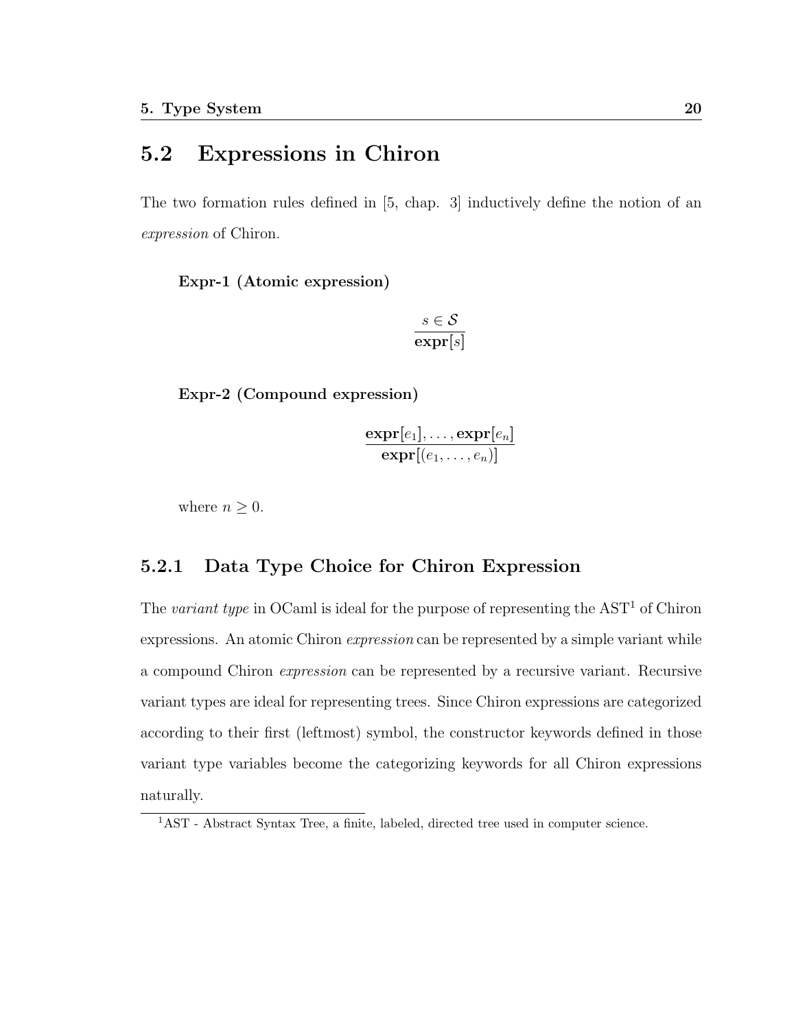## 5.2 Expressions in Chiron

The two formation rules defined in [5, chap. 3] inductively define the notion of an *expression* of Chiron.

**Expr-1 (Atomic expression)**

$$\frac{s \in \mathcal{S}}{\mathbf{expr}[s]}$$

**Expr-2 (Compound expression)**

$$\frac{\mathbf{expr}[e_1], \ldots, \mathbf{expr}[e_n]}{\mathbf{expr}[(e_1, \ldots, e_n)]}$$

where $n \geq 0$.

### 5.2.1 Data Type Choice for Chiron Expression

The *variant type* in OCaml is ideal for the purpose of representing the AST[1] of Chiron expressions. An atomic Chiron *expression* can be represented by a simple variant while a compound Chiron *expression* can be represented by a recursive variant. Recursive variant types are ideal for representing trees. Since Chiron expressions are categorized according to their first (leftmost) symbol, the constructor keywords defined in those variant type variables become the categorizing keywords for all Chiron expressions naturally.

[1] AST - Abstract Syntax Tree, a finite, labeled, directed tree used in computer science.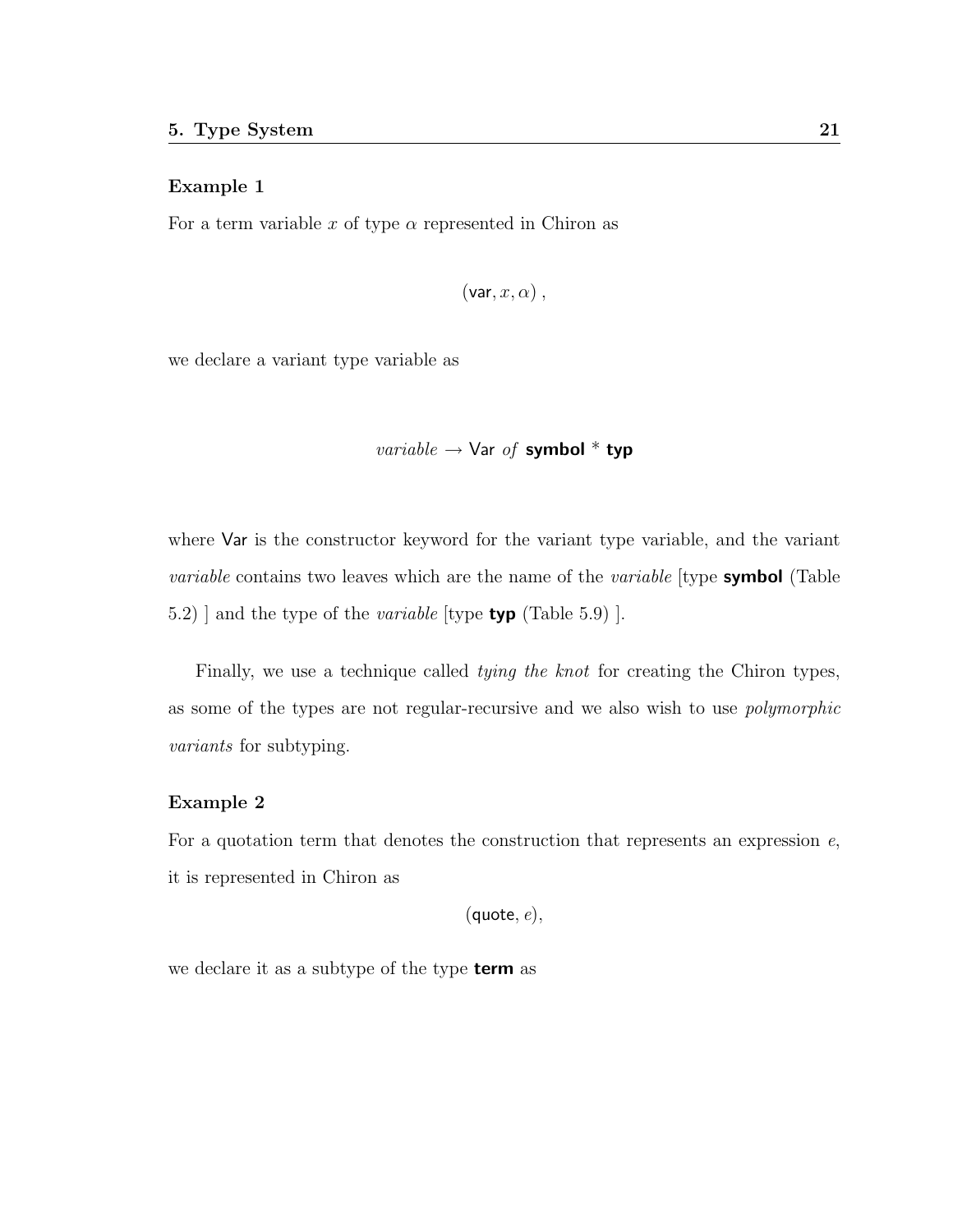**Example 1**

For a term variable $x$ of type $\alpha$ represented in Chiron as

$$(\mathsf{var}, x, \alpha)\ ,$$

we declare a variant type variable as

$$\textit{variable} \rightarrow \mathsf{Var}\ \textit{of}\ \textbf{symbol} * \textbf{typ}$$

where Var is the constructor keyword for the variant type variable, and the variant *variable* contains two leaves which are the name of the *variable* [type **symbol** (Table 5.2) ] and the type of the *variable* [type **typ** (Table 5.9) ].

Finally, we use a technique called *tying the knot* for creating the Chiron types, as some of the types are not regular-recursive and we also wish to use *polymorphic variants* for subtyping.

**Example 2**

For a quotation term that denotes the construction that represents an expression $e$, it is represented in Chiron as

$$(\mathsf{quote}, e),$$

we declare it as a subtype of the type **term** as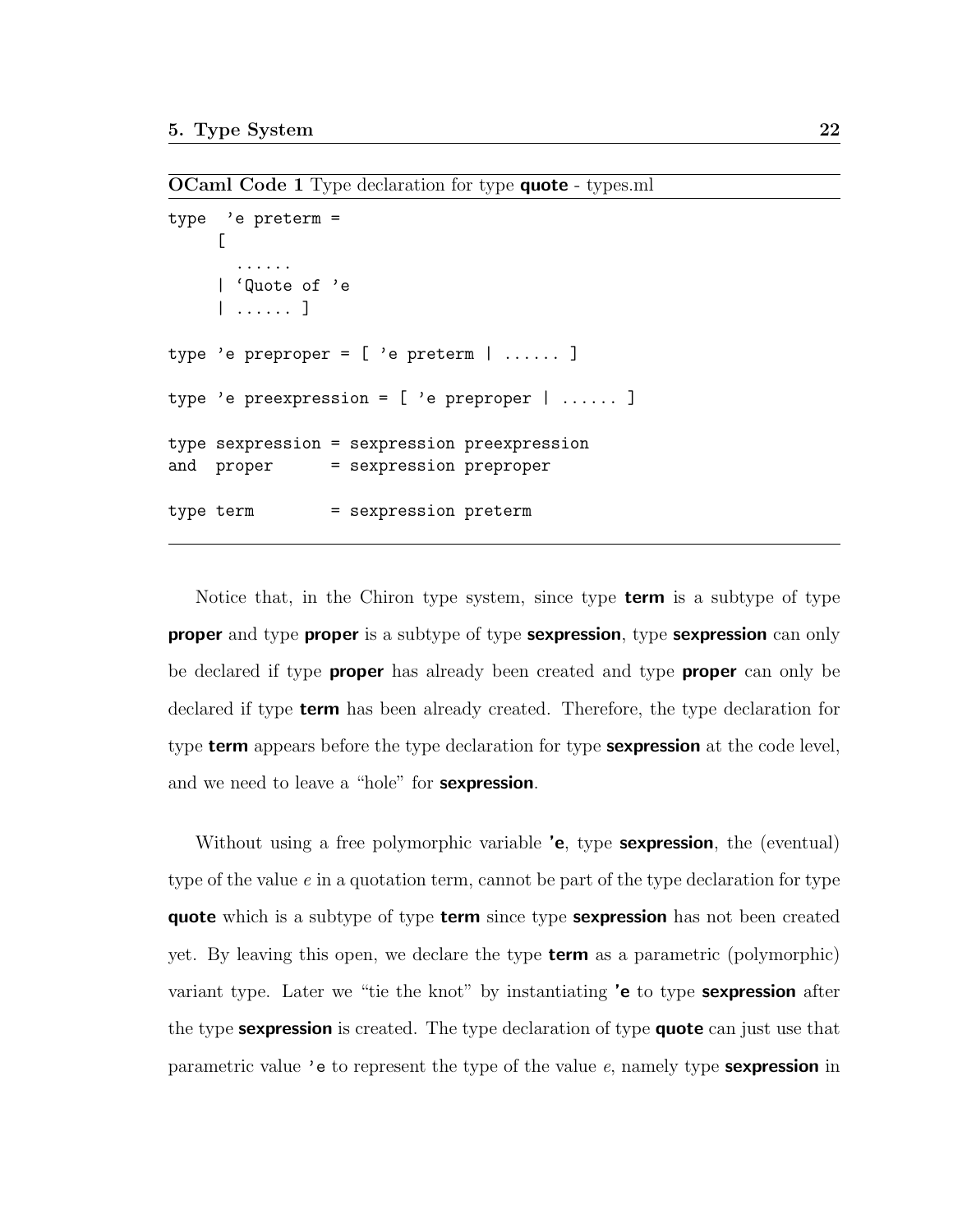**OCaml Code 1** Type declaration for type **quote** - types.ml

```
type  'e preterm =
     [
       ......
     | `Quote of 'e
     | ...... ]

type 'e preproper = [ 'e preterm | ...... ]

type 'e preexpression = [ 'e preproper | ...... ]

type sexpression = sexpression preexpression
and  proper      = sexpression preproper

type term        = sexpression preterm
```

Notice that, in the Chiron type system, since type **term** is a subtype of type **proper** and type **proper** is a subtype of type **sexpression**, type **sexpression** can only be declared if type **proper** has already been created and type **proper** can only be declared if type **term** has been already created. Therefore, the type declaration for type **term** appears before the type declaration for type **sexpression** at the code level, and we need to leave a "hole" for **sexpression**.

Without using a free polymorphic variable **'e**, type **sexpression**, the (eventual) type of the value $e$ in a quotation term, cannot be part of the type declaration for type **quote** which is a subtype of type **term** since type **sexpression** has not been created yet. By leaving this open, we declare the type **term** as a parametric (polymorphic) variant type. Later we "tie the knot" by instantiating **'e** to type **sexpression** after the type **sexpression** is created. The type declaration of type **quote** can just use that parametric value `'e` to represent the type of the value $e$, namely type **sexpression** in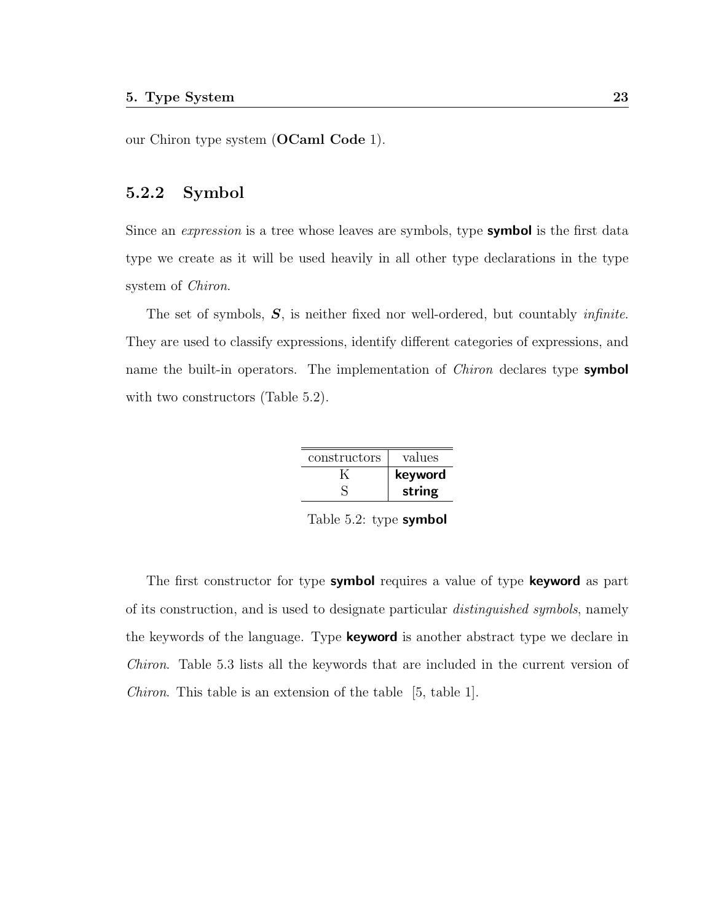our Chiron type system (**OCaml Code** 1).

### 5.2.2 Symbol

Since an *expression* is a tree whose leaves are symbols, type **symbol** is the first data type we create as it will be used heavily in all other type declarations in the type system of *Chiron*.

The set of symbols, $\boldsymbol{S}$, is neither fixed nor well-ordered, but countably *infinite*. They are used to classify expressions, identify different categories of expressions, and name the built-in operators. The implementation of *Chiron* declares type **symbol** with two constructors (Table 5.2).

| constructors | values |
|---|---|
| K | **keyword** |
| S | **string** |

Table 5.2: type **symbol**

The first constructor for type **symbol** requires a value of type **keyword** as part of its construction, and is used to designate particular *distinguished symbols*, namely the keywords of the language. Type **keyword** is another abstract type we declare in *Chiron*. Table 5.3 lists all the keywords that are included in the current version of *Chiron*. This table is an extension of the table [5, table 1].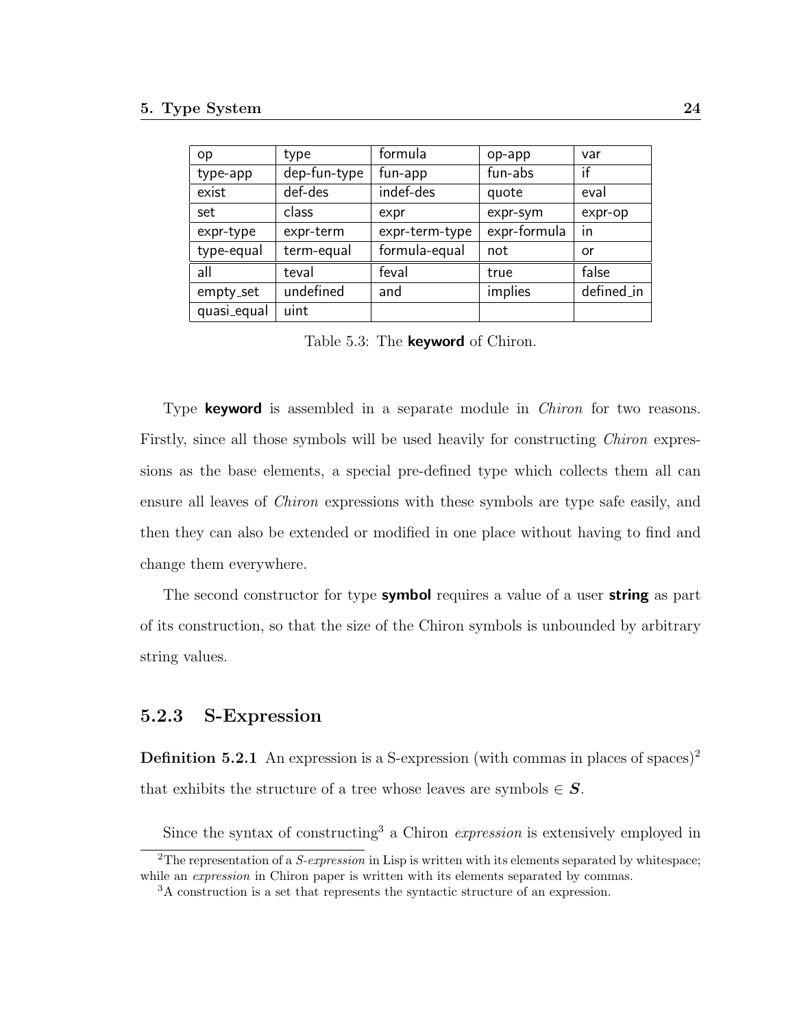| op | type | formula | op-app | var |
|---|---|---|---|---|
| type-app | dep-fun-type | fun-app | fun-abs | if |
| exist | def-des | indef-des | quote | eval |
| set | class | expr | expr-sym | expr-op |
| expr-type | expr-term | expr-term-type | expr-formula | in |
| type-equal | term-equal | formula-equal | not | or |
| all | teval | feval | true | false |
| empty_set | undefined | and | implies | defined_in |
| quasi_equal | uint | | | |

Table 5.3: The **keyword** of Chiron.

Type **keyword** is assembled in a separate module in *Chiron* for two reasons. Firstly, since all those symbols will be used heavily for constructing *Chiron* expressions as the base elements, a special pre-defined type which collects them all can ensure all leaves of *Chiron* expressions with these symbols are type safe easily, and then they can also be extended or modified in one place without having to find and change them everywhere.

The second constructor for type **symbol** requires a value of a user **string** as part of its construction, so that the size of the Chiron symbols is unbounded by arbitrary string values.

### 5.2.3 S-Expression

**Definition 5.2.1** An expression is a S-expression (with commas in places of spaces)[2] that exhibits the structure of a tree whose leaves are symbols $\in \boldsymbol{S}$.

Since the syntax of constructing[3] a Chiron *expression* is extensively employed in

[2] The representation of a *S-expression* in Lisp is written with its elements separated by whitespace; while an *expression* in Chiron paper is written with its elements separated by commas.

[3] A construction is a set that represents the syntactic structure of an expression.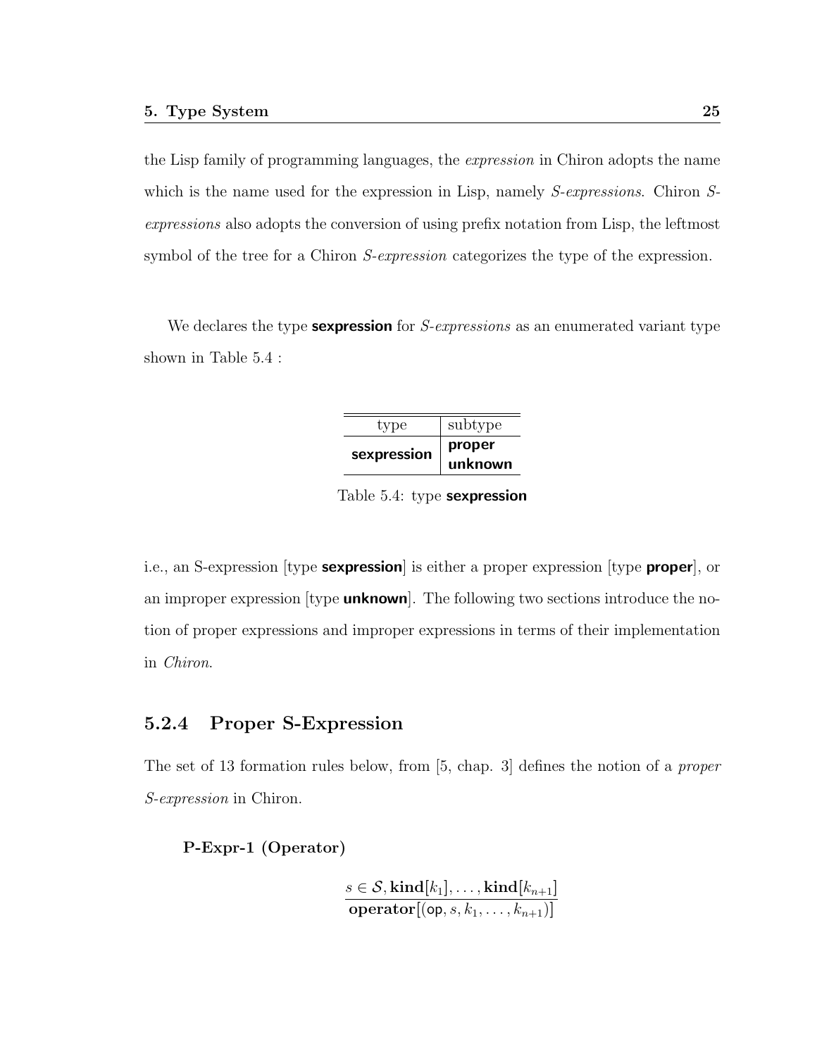the Lisp family of programming languages, the *expression* in Chiron adopts the name which is the name used for the expression in Lisp, namely *S-expressions*. Chiron *S-expressions* also adopts the conversion of using prefix notation from Lisp, the leftmost symbol of the tree for a Chiron *S-expression* categorizes the type of the expression.

We declares the type **sexpression** for *S-expressions* as an enumerated variant type shown in Table 5.4 :

| type | subtype |
|---|---|
| **sexpression** | **proper** |
| | **unknown** |

Table 5.4: type **sexpression**

i.e., an S-expression [type **sexpression**] is either a proper expression [type **proper**], or an improper expression [type **unknown**]. The following two sections introduce the notion of proper expressions and improper expressions in terms of their implementation in *Chiron*.

### 5.2.4 Proper S-Expression

The set of 13 formation rules below, from [5, chap. 3] defines the notion of a *proper S-expression* in Chiron.

**P-Expr-1 (Operator)**

$$\frac{s \in \mathcal{S}, \mathbf{kind}[k_1], \ldots, \mathbf{kind}[k_{n+1}]}{\mathbf{operator}[(\mathsf{op}, s, k_1, \ldots, k_{n+1})]}$$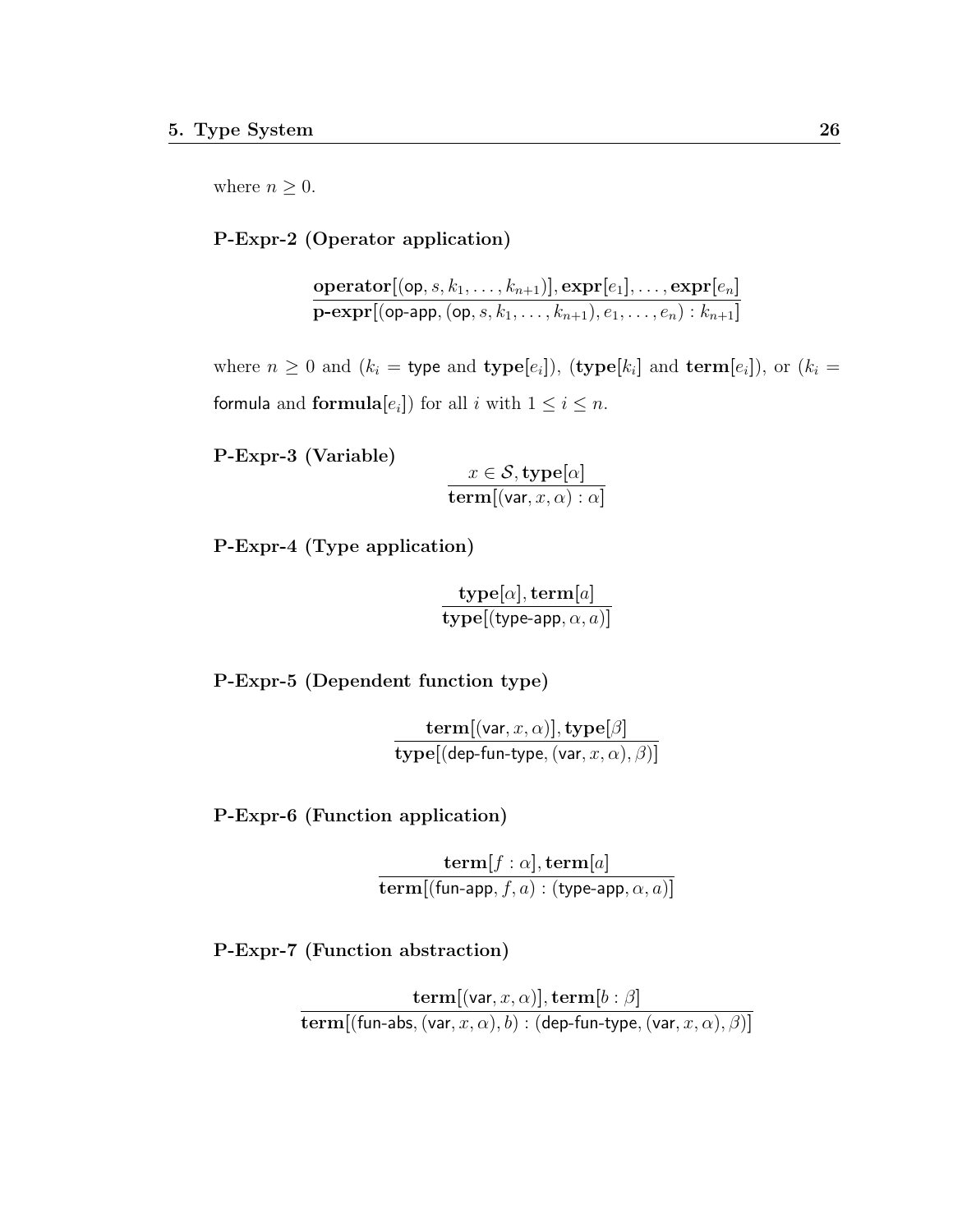where $n \geq 0$.

**P-Expr-2 (Operator application)**

$$\frac{\mathbf{operator}[(\mathsf{op}, s, k_1, \ldots, k_{n+1})], \mathbf{expr}[e_1], \ldots, \mathbf{expr}[e_n]}{\mathbf{p\text{-}expr}[(\mathsf{op\text{-}app}, (\mathsf{op}, s, k_1, \ldots, k_{n+1}), e_1, \ldots, e_n) : k_{n+1}]}$$

where $n \geq 0$ and ($k_i = \mathsf{type}$ and $\mathbf{type}[e_i]$), ($\mathbf{type}[k_i]$ and $\mathbf{term}[e_i]$), or ($k_i = \mathsf{formula}$ and $\mathbf{formula}[e_i]$) for all $i$ with $1 \leq i \leq n$.

**P-Expr-3 (Variable)**

$$\frac{x \in \mathcal{S}, \mathbf{type}[\alpha]}{\mathbf{term}[(\mathsf{var}, x, \alpha) : \alpha]}$$

**P-Expr-4 (Type application)**

$$\frac{\mathbf{type}[\alpha], \mathbf{term}[a]}{\mathbf{type}[(\mathsf{type\text{-}app}, \alpha, a)]}$$

**P-Expr-5 (Dependent function type)**

$$\frac{\mathbf{term}[(\mathsf{var}, x, \alpha)], \mathbf{type}[\beta]}{\mathbf{type}[(\mathsf{dep\text{-}fun\text{-}type}, (\mathsf{var}, x, \alpha), \beta)]}$$

**P-Expr-6 (Function application)**

$$\frac{\mathbf{term}[f : \alpha], \mathbf{term}[a]}{\mathbf{term}[(\mathsf{fun\text{-}app}, f, a) : (\mathsf{type\text{-}app}, \alpha, a)]}$$

**P-Expr-7 (Function abstraction)**

$$\frac{\mathbf{term}[(\mathsf{var}, x, \alpha)], \mathbf{term}[b : \beta]}{\mathbf{term}[(\mathsf{fun\text{-}abs}, (\mathsf{var}, x, \alpha), b) : (\mathsf{dep\text{-}fun\text{-}type}, (\mathsf{var}, x, \alpha), \beta)]}$$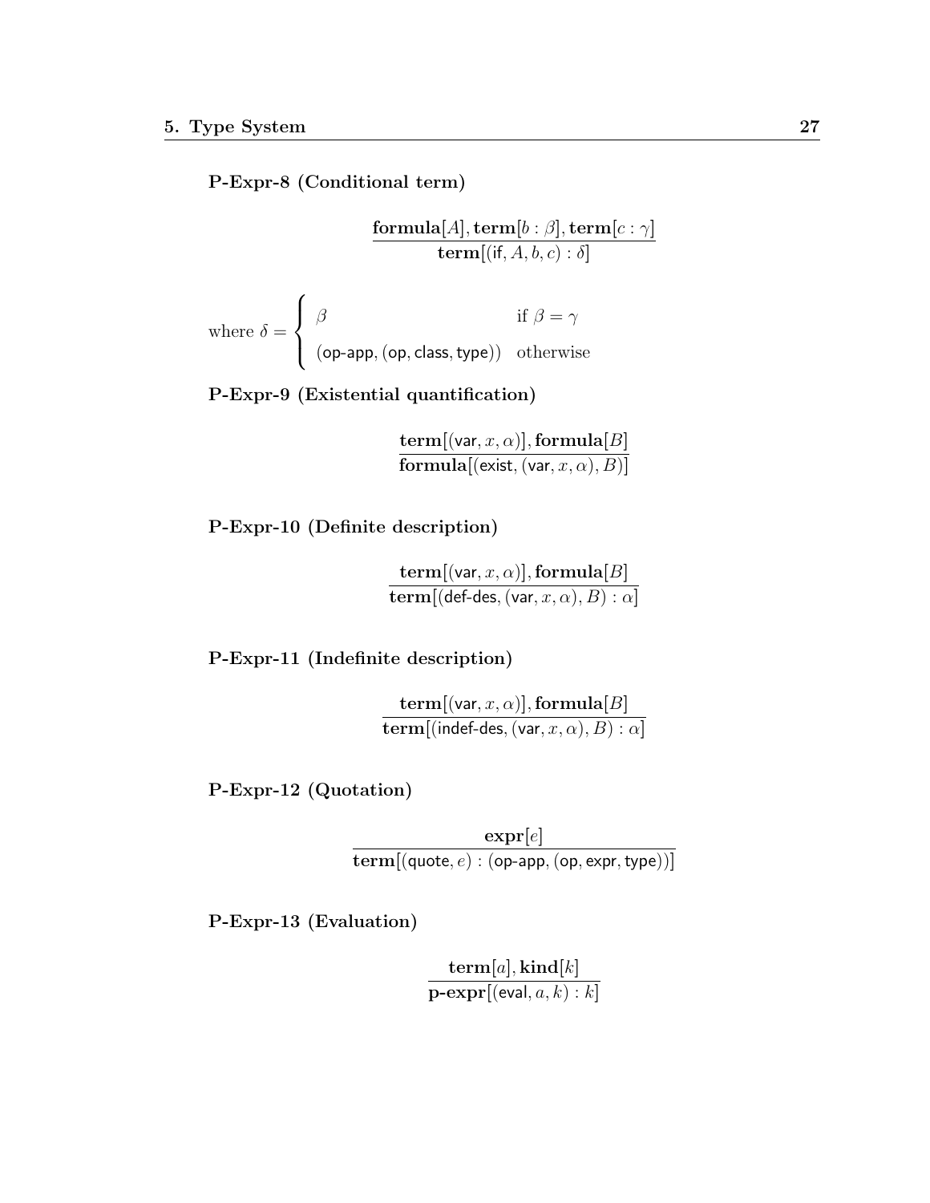**P-Expr-8 (Conditional term)**

$$\frac{\textbf{formula}[A], \textbf{term}[b : \beta], \textbf{term}[c : \gamma]}{\textbf{term}[(\mathsf{if}, A, b, c) : \delta]}$$

$$\text{where } \delta = \begin{cases} \beta & \text{if } \beta = \gamma \\ (\mathsf{op\text{-}app}, (\mathsf{op}, \mathsf{class}, \mathsf{type})) & \text{otherwise} \end{cases}$$

**P-Expr-9 (Existential quantification)**

$$\frac{\textbf{term}[(\mathsf{var}, x, \alpha)], \textbf{formula}[B]}{\textbf{formula}[(\mathsf{exist}, (\mathsf{var}, x, \alpha), B)]}$$

**P-Expr-10 (Definite description)**

$$\frac{\textbf{term}[(\mathsf{var}, x, \alpha)], \textbf{formula}[B]}{\textbf{term}[(\mathsf{def\text{-}des}, (\mathsf{var}, x, \alpha), B) : \alpha]}$$

**P-Expr-11 (Indefinite description)**

$$\frac{\textbf{term}[(\mathsf{var}, x, \alpha)], \textbf{formula}[B]}{\textbf{term}[(\mathsf{indef\text{-}des}, (\mathsf{var}, x, \alpha), B) : \alpha]}$$

**P-Expr-12 (Quotation)**

$$\frac{\textbf{expr}[e]}{\textbf{term}[(\mathsf{quote}, e) : (\mathsf{op\text{-}app}, (\mathsf{op}, \mathsf{expr}, \mathsf{type}))]}$$

**P-Expr-13 (Evaluation)**

$$\frac{\textbf{term}[a], \textbf{kind}[k]}{\textbf{p\text{-}expr}[(\mathsf{eval}, a, k) : k]}$$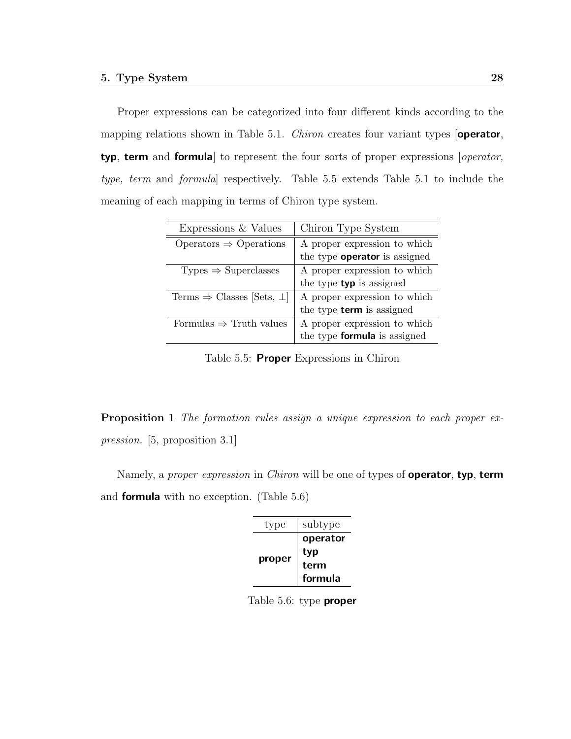Proper expressions can be categorized into four different kinds according to the mapping relations shown in Table 5.1. *Chiron* creates four variant types [**operator**, **typ**, **term** and **formula**] to represent the four sorts of proper expressions [*operator, type, term* and *formula*] respectively. Table 5.5 extends Table 5.1 to include the meaning of each mapping in terms of Chiron type system.

| Expressions & Values | Chiron Type System |
|---|---|
| Operators ⇒ Operations | A proper expression to which the type **operator** is assigned |
| Types ⇒ Superclasses | A proper expression to which the type **typ** is assigned |
| Terms ⇒ Classes [Sets, ⊥] | A proper expression to which the type **term** is assigned |
| Formulas ⇒ Truth values | A proper expression to which the type **formula** is assigned |

Table 5.5: **Proper** Expressions in Chiron

**Proposition 1** *The formation rules assign a unique expression to each proper expression.* [5, proposition 3.1]

Namely, a *proper expression* in *Chiron* will be one of types of **operator**, **typ**, **term** and **formula** with no exception. (Table 5.6)

| type | subtype |
|---|---|
| **proper** | **operator** |
| | **typ** |
| | **term** |
| | **formula** |

Table 5.6: type **proper**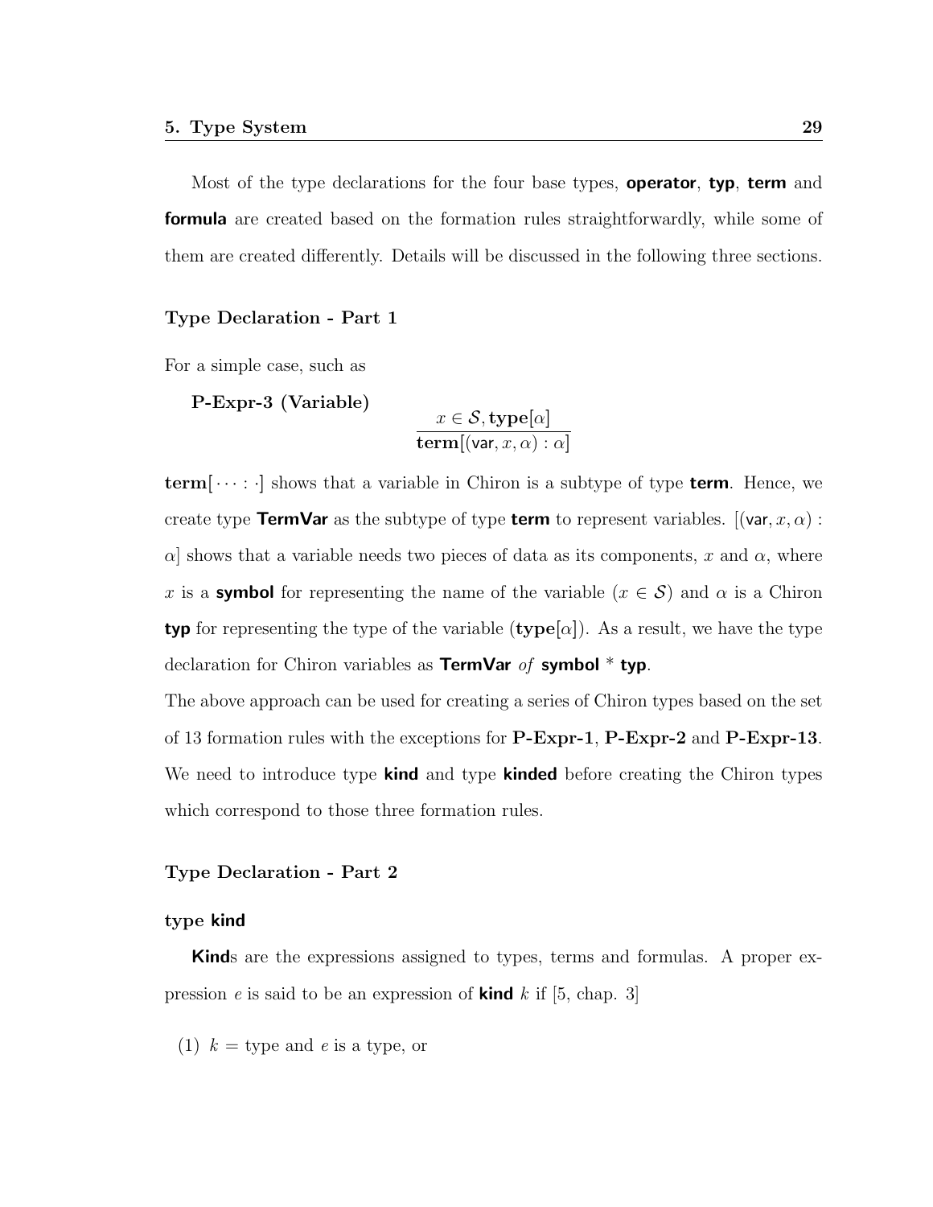Most of the type declarations for the four base types, **operator**, **typ**, **term** and **formula** are created based on the formation rules straightforwardly, while some of them are created differently. Details will be discussed in the following three sections.

### Type Declaration - Part 1

For a simple case, such as

**P-Expr-3 (Variable)**

$$\frac{x \in \mathcal{S}, \mathbf{type}[\alpha]}{\mathbf{term}[(\mathsf{var}, x, \alpha) : \alpha]}$$

$\mathbf{term}[\cdots : \cdot]$ shows that a variable in Chiron is a subtype of type **term**. Hence, we create type **TermVar** as the subtype of type **term** to represent variables. $[(\mathsf{var}, x, \alpha) : \alpha]$ shows that a variable needs two pieces of data as its components, $x$ and $\alpha$, where $x$ is a **symbol** for representing the name of the variable ($x \in \mathcal{S}$) and $\alpha$ is a Chiron **typ** for representing the type of the variable ($\mathbf{type}[\alpha]$). As a result, we have the type declaration for Chiron variables as **TermVar** *of* **symbol** * **typ**.

The above approach can be used for creating a series of Chiron types based on the set of 13 formation rules with the exceptions for **P-Expr-1**, **P-Expr-2** and **P-Expr-13**. We need to introduce type **kind** and type **kinded** before creating the Chiron types which correspond to those three formation rules.

### Type Declaration - Part 2

#### type kind

**Kind**s are the expressions assigned to types, terms and formulas. A proper expression $e$ is said to be an expression of **kind** $k$ if [5, chap. 3]

(1) $k$ = type and $e$ is a type, or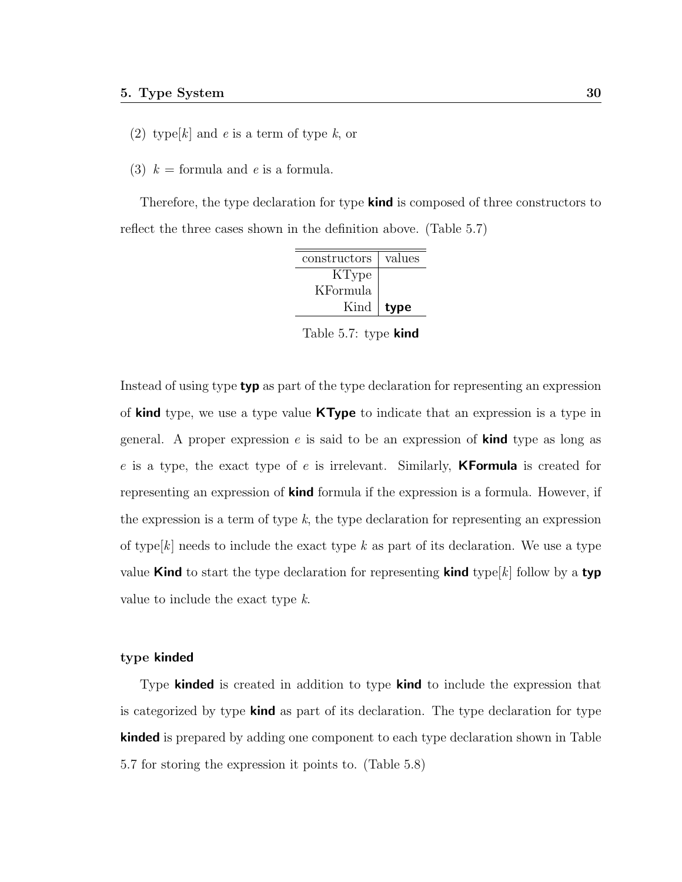(2) type$[k]$ and $e$ is a term of type $k$, or

(3) $k$ = formula and $e$ is a formula.

Therefore, the type declaration for type **kind** is composed of three constructors to reflect the three cases shown in the definition above. (Table 5.7)

| constructors | values |
|---:|---|
| KType | |
| KFormula | |
| Kind | **type** |

Table 5.7: type **kind**

Instead of using type **typ** as part of the type declaration for representing an expression of **kind** type, we use a type value **KType** to indicate that an expression is a type in general. A proper expression $e$ is said to be an expression of **kind** type as long as $e$ is a type, the exact type of $e$ is irrelevant. Similarly, **KFormula** is created for representing an expression of **kind** formula if the expression is a formula. However, if the expression is a term of type $k$, the type declaration for representing an expression of type$[k]$ needs to include the exact type $k$ as part of its declaration. We use a type value **Kind** to start the type declaration for representing **kind** type$[k]$ follow by a **typ** value to include the exact type $k$.

#### type **kinded**

Type **kinded** is created in addition to type **kind** to include the expression that is categorized by type **kind** as part of its declaration. The type declaration for type **kinded** is prepared by adding one component to each type declaration shown in Table 5.7 for storing the expression it points to. (Table 5.8)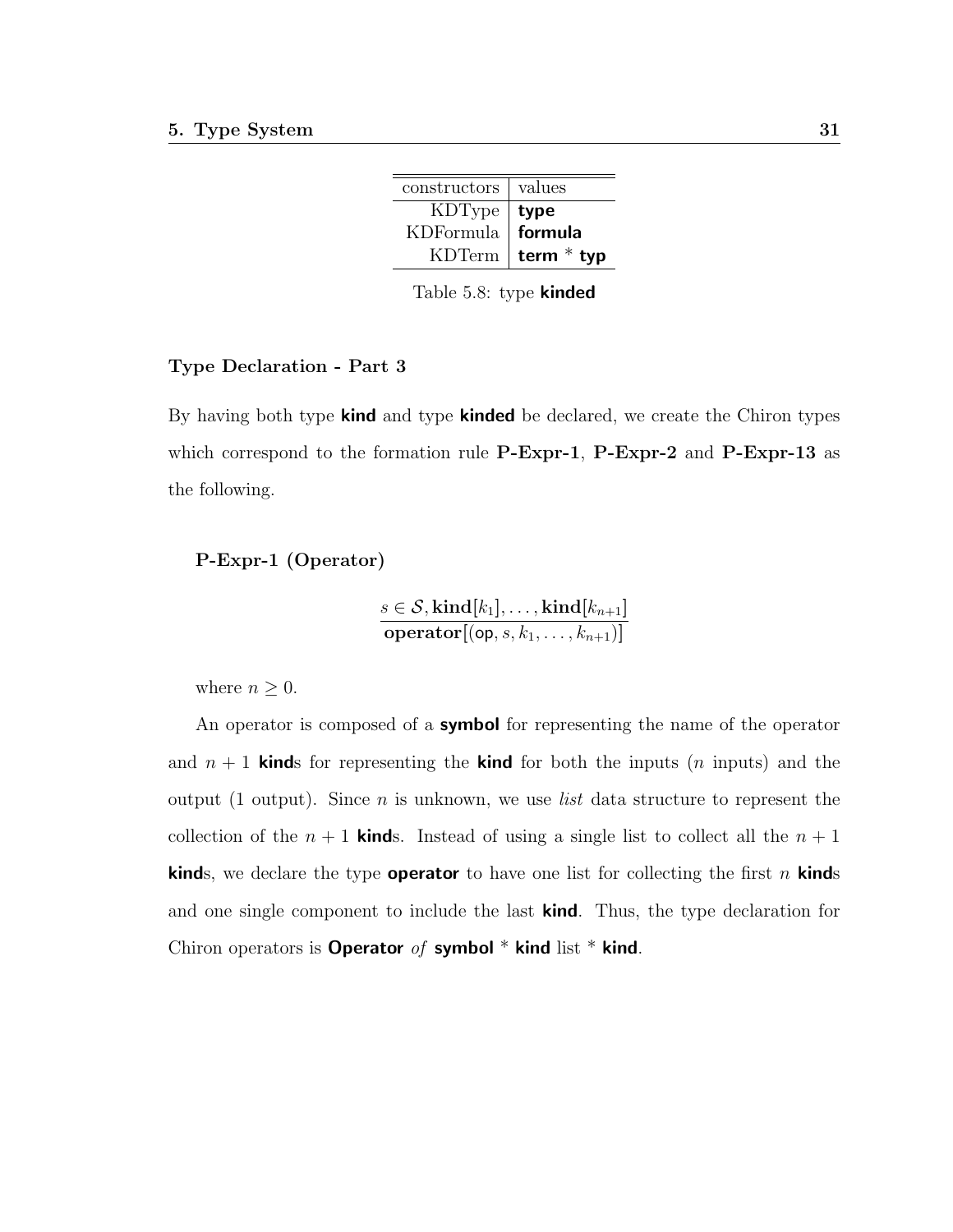| constructors | values |
|---|---|
| KDType | **type** |
| KDFormula | **formula** |
| KDTerm | **term** * **typ** |

Table 5.8: type **kinded**

#### Type Declaration - Part 3

By having both type **kind** and type **kinded** be declared, we create the Chiron types which correspond to the formation rule **P-Expr-1**, **P-Expr-2** and **P-Expr-13** as the following.

**P-Expr-1 (Operator)**

$$\frac{s \in \mathcal{S}, \mathbf{kind}[k_1], \ldots, \mathbf{kind}[k_{n+1}]}{\mathbf{operator}[(\mathsf{op}, s, k_1, \ldots, k_{n+1})]}$$

where $n \geq 0$.

An operator is composed of a **symbol** for representing the name of the operator and $n+1$ **kind**s for representing the **kind** for both the inputs ($n$ inputs) and the output (1 output). Since $n$ is unknown, we use *list* data structure to represent the collection of the $n+1$ **kind**s. Instead of using a single list to collect all the $n+1$ **kind**s, we declare the type **operator** to have one list for collecting the first $n$ **kind**s and one single component to include the last **kind**. Thus, the type declaration for Chiron operators is **Operator** *of* **symbol** * **kind** list * **kind**.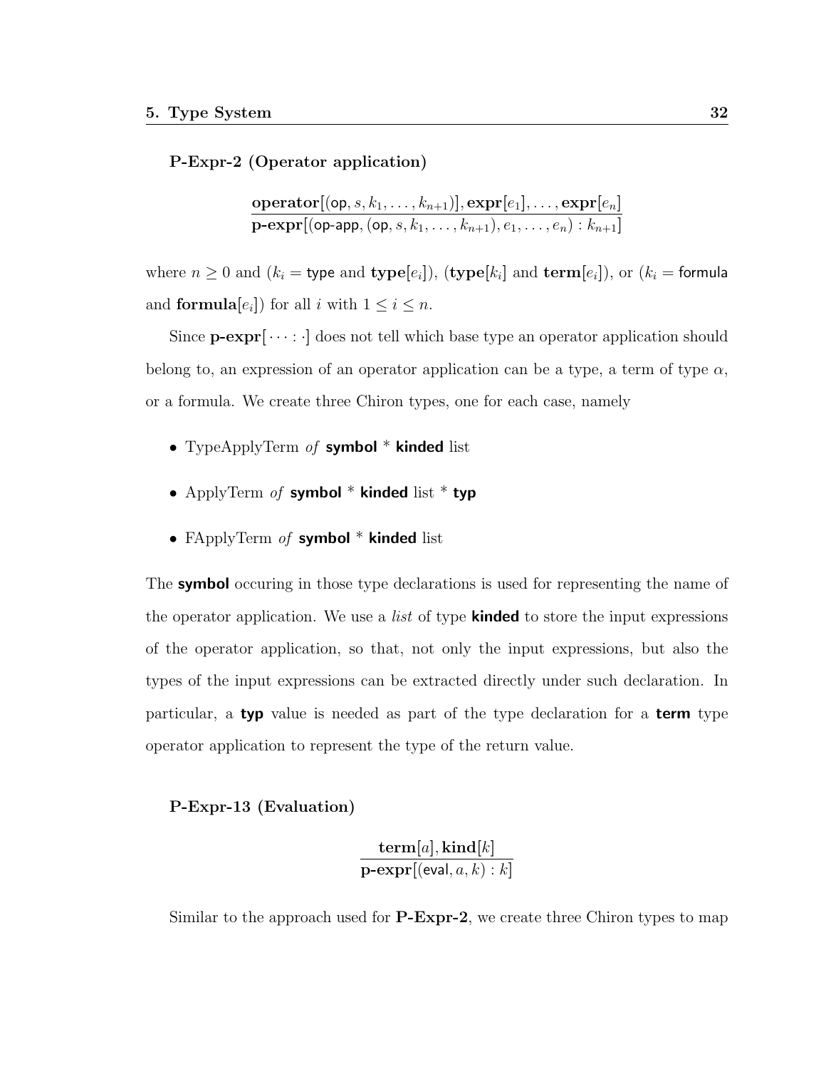**P-Expr-2 (Operator application)**

$$\frac{\mathbf{operator}[(\mathsf{op}, s, k_1, \ldots, k_{n+1})], \mathbf{expr}[e_1], \ldots, \mathbf{expr}[e_n]}{\mathbf{p\text{-}expr}[(\mathsf{op\text{-}app}, (\mathsf{op}, s, k_1, \ldots, k_{n+1}), e_1, \ldots, e_n) : k_{n+1}]}$$

where $n \geq 0$ and ($k_i = \mathsf{type}$ and $\mathbf{type}[e_i]$), ($\mathbf{type}[k_i]$ and $\mathbf{term}[e_i]$), or ($k_i = \mathsf{formula}$ and $\mathbf{formula}[e_i]$) for all $i$ with $1 \leq i \leq n$.

Since $\mathbf{p\text{-}expr}[\cdots : \cdot]$ does not tell which base type an operator application should belong to, an expression of an operator application can be a type, a term of type $\alpha$, or a formula. We create three Chiron types, one for each case, namely

- TypeApplyTerm *of* **symbol** * **kinded** list
- ApplyTerm *of* **symbol** * **kinded** list * **typ**
- FApplyTerm *of* **symbol** * **kinded** list

The **symbol** occuring in those type declarations is used for representing the name of the operator application. We use a *list* of type **kinded** to store the input expressions of the operator application, so that, not only the input expressions, but also the types of the input expressions can be extracted directly under such declaration. In particular, a **typ** value is needed as part of the type declaration for a **term** type operator application to represent the type of the return value.

**P-Expr-13 (Evaluation)**

$$\frac{\mathbf{term}[a], \mathbf{kind}[k]}{\mathbf{p\text{-}expr}[(\mathsf{eval}, a, k) : k]}$$

Similar to the approach used for **P-Expr-2**, we create three Chiron types to map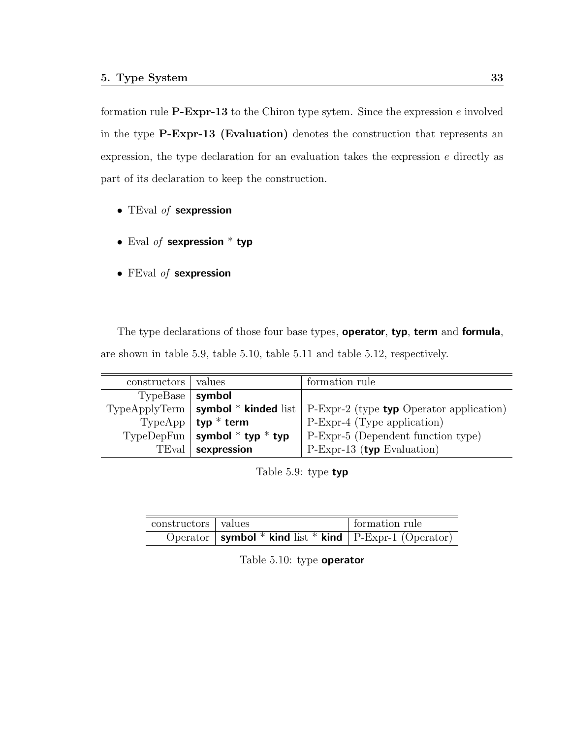formation rule **P-Expr-13** to the Chiron type sytem. Since the expression $e$ involved in the type **P-Expr-13 (Evaluation)** denotes the construction that represents an expression, the type declaration for an evaluation takes the expression $e$ directly as part of its declaration to keep the construction.

- TEval *of* **sexpression**
- Eval *of* **sexpression** * **typ**
- FEval *of* **sexpression**

The type declarations of those four base types, **operator**, **typ**, **term** and **formula**, are shown in table 5.9, table 5.10, table 5.11 and table 5.12, respectively.

| constructors | values | formation rule |
|---:|---|---|
| TypeBase | **symbol** | |
| TypeApplyTerm | **symbol** * **kinded** list | P-Expr-2 (type **typ** Operator application) |
| TypeApp | **typ** * **term** | P-Expr-4 (Type application) |
| TypeDepFun | **symbol** * **typ** * **typ** | P-Expr-5 (Dependent function type) |
| TEval | **sexpression** | P-Expr-13 (**typ** Evaluation) |

Table 5.9: type **typ**

| constructors | values | formation rule |
|---:|---|---|
| Operator | **symbol** * **kind** list * **kind** | P-Expr-1 (Operator) |

Table 5.10: type **operator**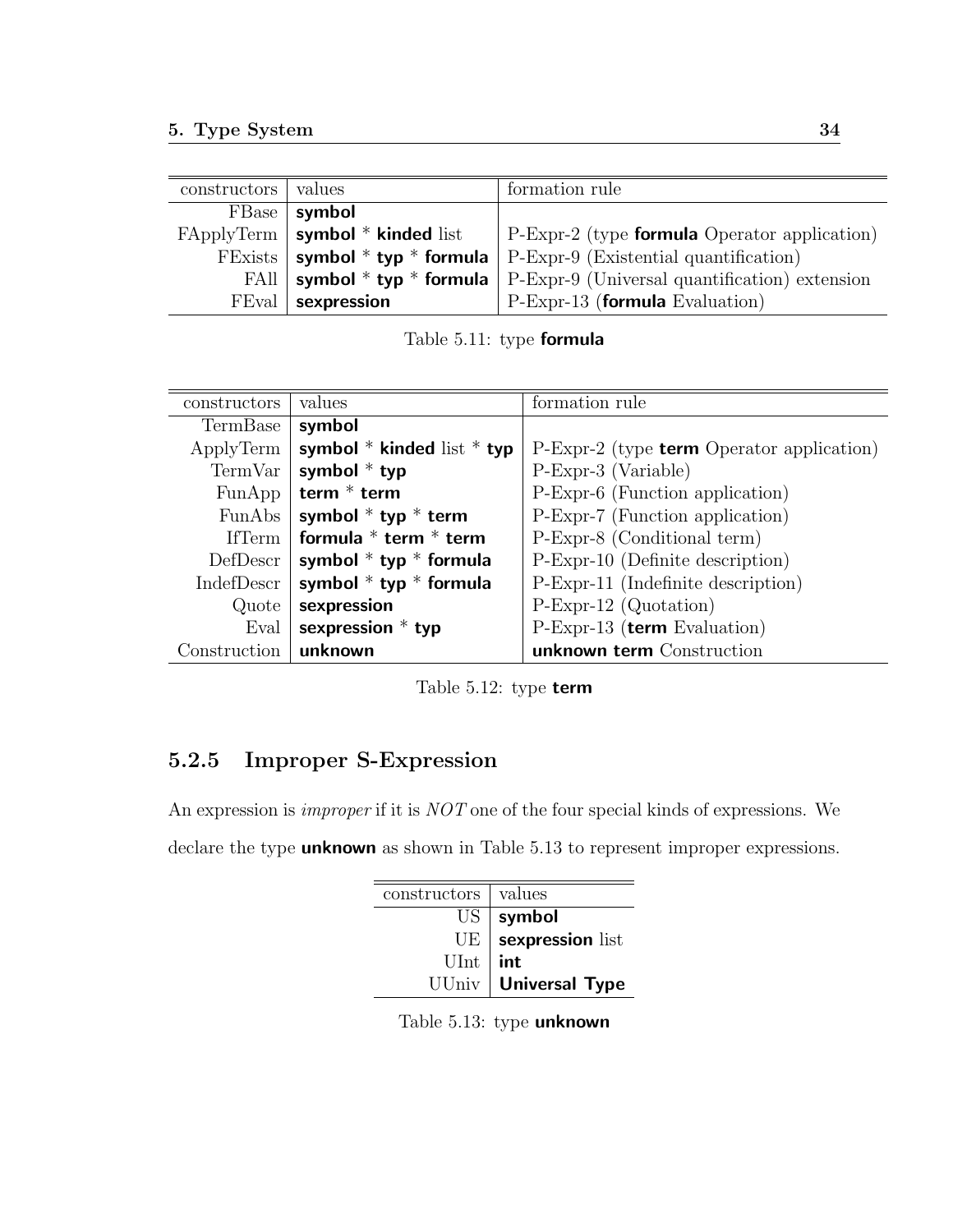| constructors | values | formation rule |
|---|---|---|
| FBase | **symbol** | |
| FApplyTerm | **symbol** * **kinded** list | P-Expr-2 (type **formula** Operator application) |
| FExists | **symbol** * **typ** * **formula** | P-Expr-9 (Existential quantification) |
| FAll | **symbol** * **typ** * **formula** | P-Expr-9 (Universal quantification) extension |
| FEval | **sexpression** | P-Expr-13 (**formula** Evaluation) |

Table 5.11: type **formula**

| constructors | values | formation rule |
|---|---|---|
| TermBase | **symbol** | |
| ApplyTerm | **symbol** * **kinded** list * **typ** | P-Expr-2 (type **term** Operator application) |
| TermVar | **symbol** * **typ** | P-Expr-3 (Variable) |
| FunApp | **term** * **term** | P-Expr-6 (Function application) |
| FunAbs | **symbol** * **typ** * **term** | P-Expr-7 (Function application) |
| IfTerm | **formula** * **term** * **term** | P-Expr-8 (Conditional term) |
| DefDescr | **symbol** * **typ** * **formula** | P-Expr-10 (Definite description) |
| IndefDescr | **symbol** * **typ** * **formula** | P-Expr-11 (Indefinite description) |
| Quote | **sexpression** | P-Expr-12 (Quotation) |
| Eval | **sexpression** * **typ** | P-Expr-13 (**term** Evaluation) |
| Construction | **unknown** | **unknown term** Construction |

Table 5.12: type **term**

### 5.2.5 Improper S-Expression

An expression is *improper* if it is *NOT* one of the four special kinds of expressions. We declare the type **unknown** as shown in Table 5.13 to represent improper expressions.

| constructors | values |
|---|---|
| US | **symbol** |
| UE | **sexpression** list |
| UInt | **int** |
| UUniv | **Universal Type** |

Table 5.13: type **unknown**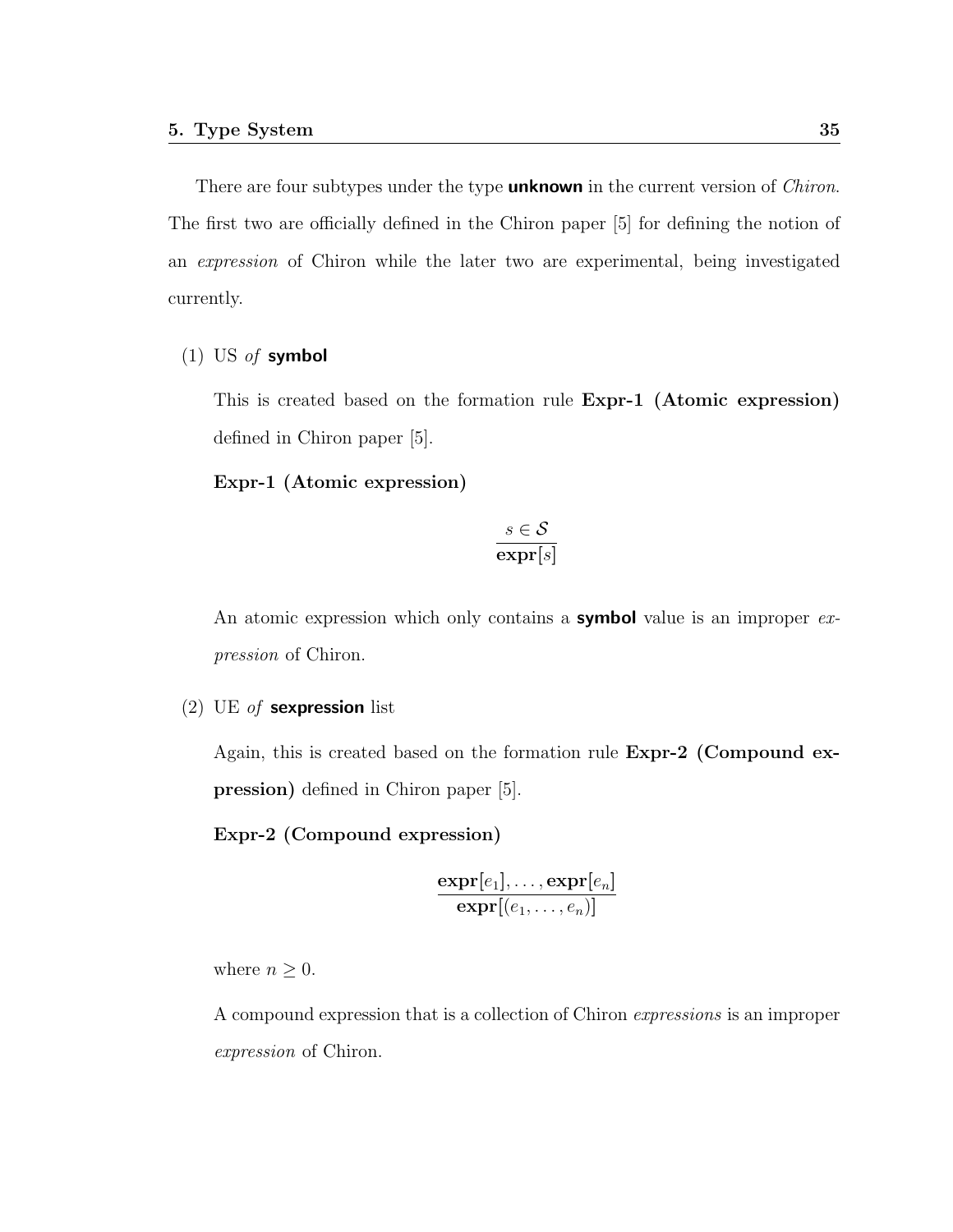There are four subtypes under the type **unknown** in the current version of *Chiron*. The first two are officially defined in the Chiron paper [5] for defining the notion of an *expression* of Chiron while the later two are experimental, being investigated currently.

(1) US *of* **symbol**

This is created based on the formation rule **Expr-1 (Atomic expression)** defined in Chiron paper [5].

**Expr-1 (Atomic expression)**

$$\frac{s \in \mathcal{S}}{\mathbf{expr}[s]}$$

An atomic expression which only contains a **symbol** value is an improper *expression* of Chiron.

(2) UE *of* **sexpression** list

Again, this is created based on the formation rule **Expr-2 (Compound expression)** defined in Chiron paper [5].

**Expr-2 (Compound expression)**

$$\frac{\mathbf{expr}[e_1], \ldots, \mathbf{expr}[e_n]}{\mathbf{expr}[(e_1, \ldots, e_n)]}$$

where $n \geq 0$.

A compound expression that is a collection of Chiron *expressions* is an improper *expression* of Chiron.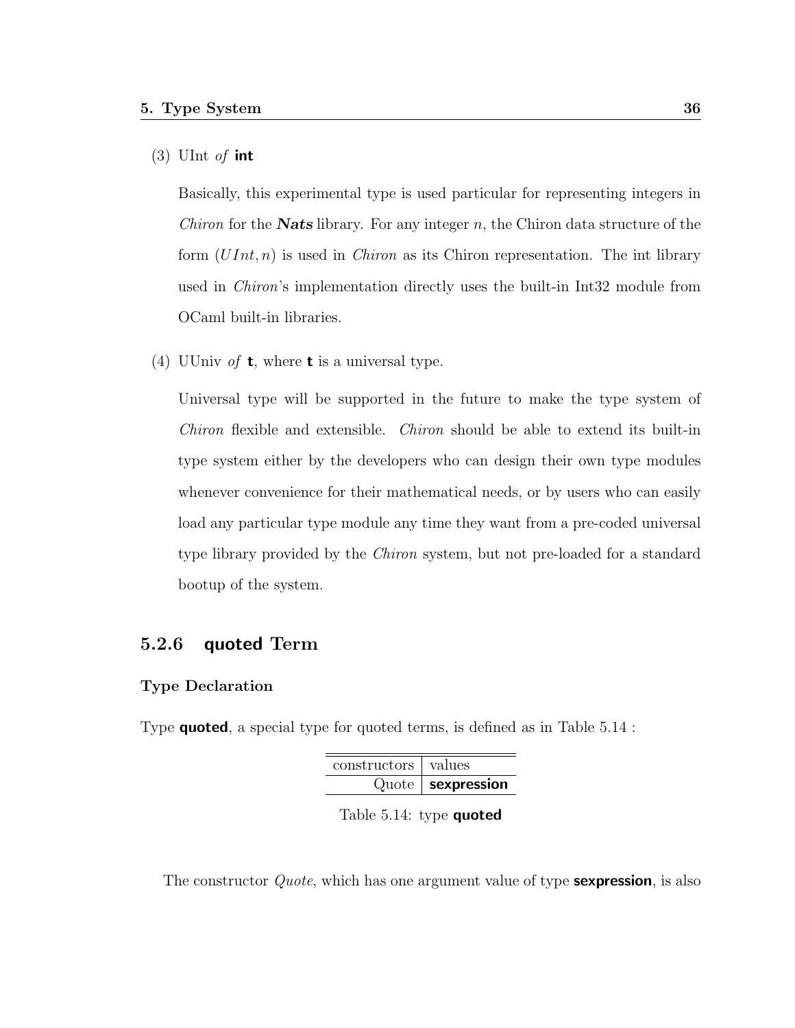(3) UInt *of* **int**

Basically, this experimental type is used particular for representing integers in *Chiron* for the ***Nats*** library. For any integer $n$, the Chiron data structure of the form $(UInt, n)$ is used in *Chiron* as its Chiron representation. The int library used in *Chiron*'s implementation directly uses the built-in Int32 module from OCaml built-in libraries.

(4) UUniv *of* **t**, where **t** is a universal type.

Universal type will be supported in the future to make the type system of *Chiron* flexible and extensible. *Chiron* should be able to extend its built-in type system either by the developers who can design their own type modules whenever convenience for their mathematical needs, or by users who can easily load any particular type module any time they want from a pre-coded universal type library provided by the *Chiron* system, but not pre-loaded for a standard bootup of the system.

### 5.2.6 quoted Term

#### Type Declaration

Type **quoted**, a special type for quoted terms, is defined as in Table 5.14 :

| constructors | values |
| --- | --- |
| Quote | **sexpression** |

Table 5.14: type **quoted**

The constructor *Quote*, which has one argument value of type **sexpression**, is also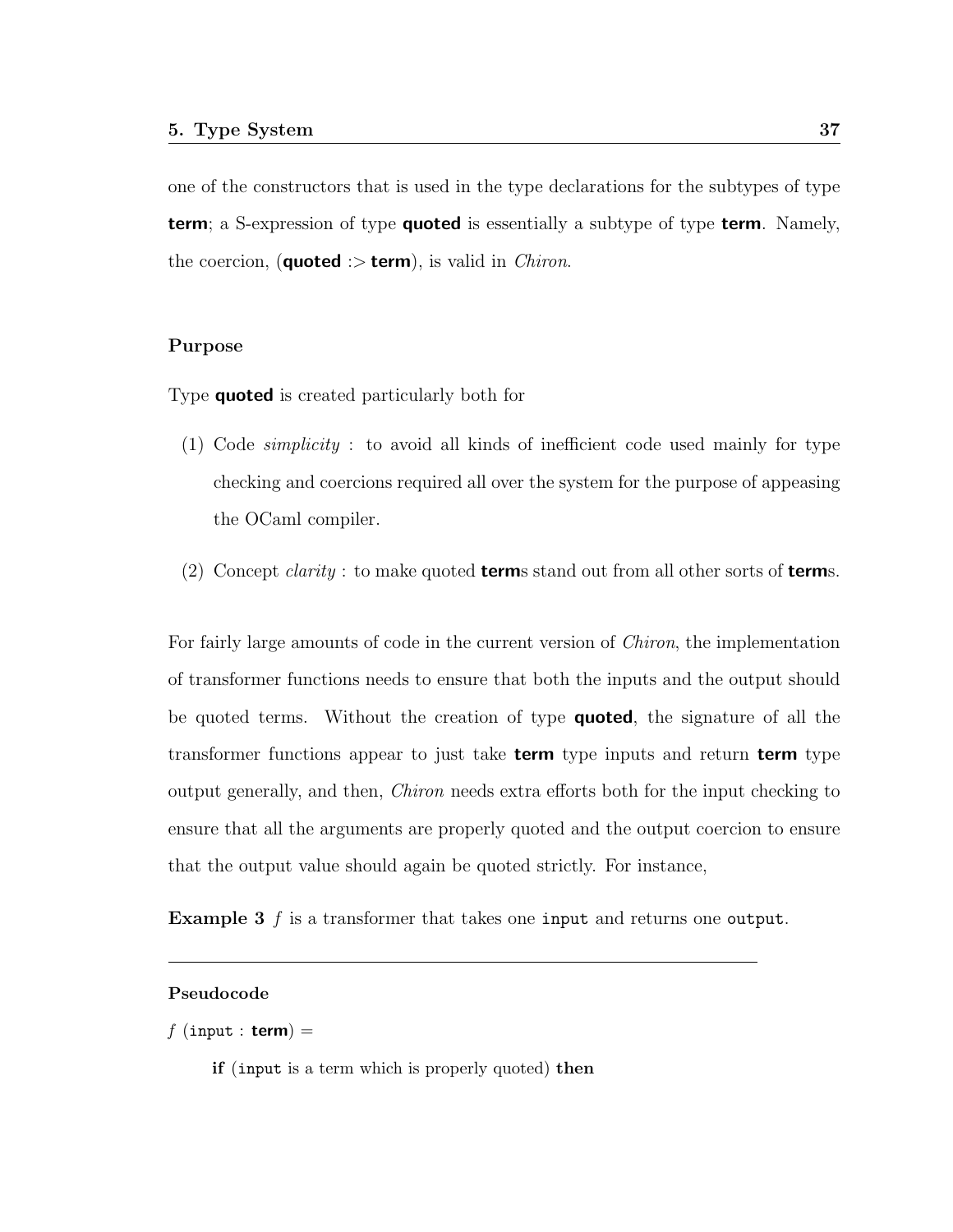one of the constructors that is used in the type declarations for the subtypes of type **term**; a S-expression of type **quoted** is essentially a subtype of type **term**. Namely, the coercion, (**quoted** :> **term**), is valid in *Chiron*.

### Purpose

Type **quoted** is created particularly both for

(1) Code *simplicity* : to avoid all kinds of inefficient code used mainly for type checking and coercions required all over the system for the purpose of appeasing the OCaml compiler.

(2) Concept *clarity* : to make quoted **term**s stand out from all other sorts of **term**s.

For fairly large amounts of code in the current version of *Chiron*, the implementation of transformer functions needs to ensure that both the inputs and the output should be quoted terms. Without the creation of type **quoted**, the signature of all the transformer functions appear to just take **term** type inputs and return **term** type output generally, and then, *Chiron* needs extra efforts both for the input checking to ensure that all the arguments are properly quoted and the output coercion to ensure that the output value should again be quoted strictly. For instance,

**Example 3** *f* is a transformer that takes one `input` and returns one `output`.

---

**Pseudocode**

*f* (`input` : **term**) =

**if** (`input` is a term which is properly quoted) **then**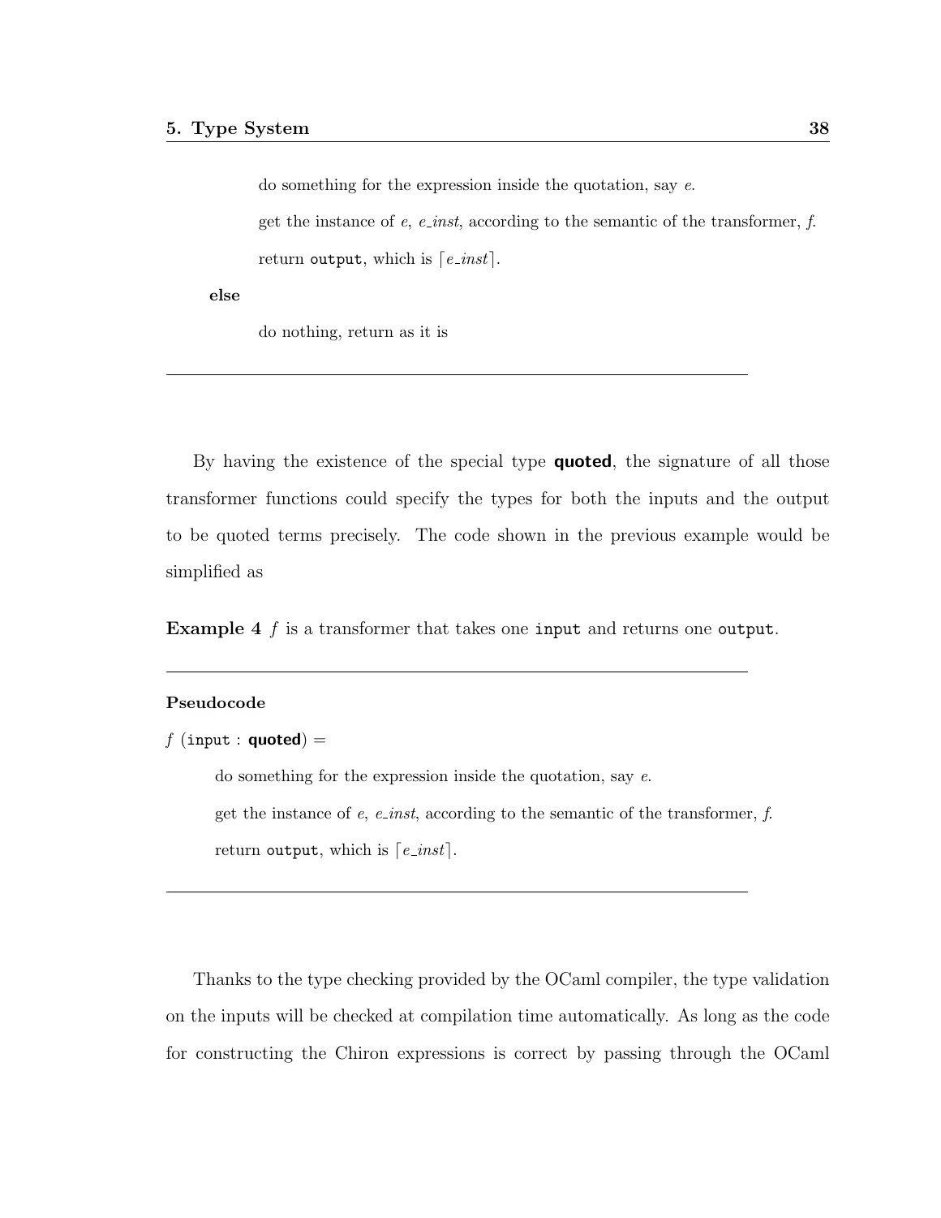do something for the expression inside the quotation, say $e$.

get the instance of $e$, *e_inst*, according to the semantic of the transformer, *f*.

return `output`, which is $\lceil e\_inst \rceil$.

**else**

do nothing, return as it is

---

By having the existence of the special type **quoted**, the signature of all those transformer functions could specify the types for both the inputs and the output to be quoted terms precisely. The code shown in the previous example would be simplified as

**Example 4** *f* is a transformer that takes one `input` and returns one `output`.

---

**Pseudocode**

$f$ (`input` : **quoted**) $=$

do something for the expression inside the quotation, say $e$.

get the instance of $e$, *e_inst*, according to the semantic of the transformer, *f*.

return `output`, which is $\lceil e\_inst \rceil$.

---

Thanks to the type checking provided by the OCaml compiler, the type validation on the inputs will be checked at compilation time automatically. As long as the code for constructing the Chiron expressions is correct by passing through the OCaml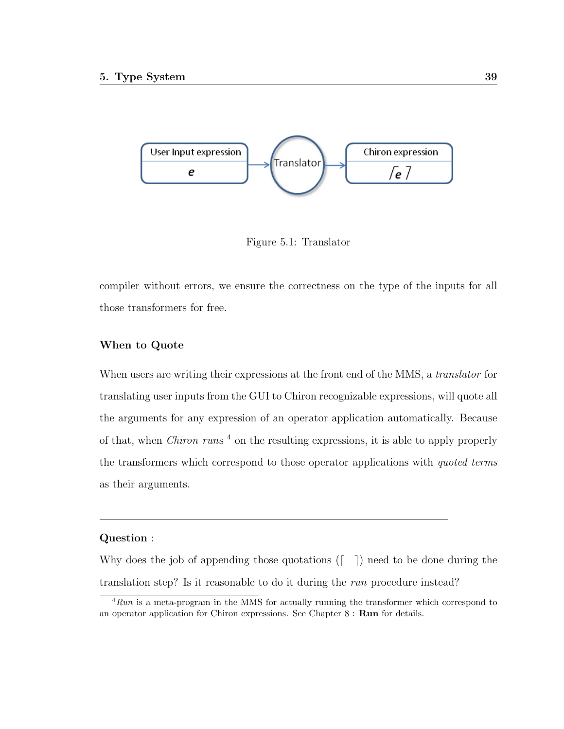Figure 5.1: Translator

compiler without errors, we ensure the correctness on the type of the inputs for all those transformers for free.

**When to Quote**

When users are writing their expressions at the front end of the MMS, a *translator* for translating user inputs from the GUI to Chiron recognizable expressions, will quote all the arguments for any expression of an operator application automatically. Because of that, when *Chiron runs* [4] on the resulting expressions, it is able to apply properly the transformers which correspond to those operator applications with *quoted terms* as their arguments.

---

**Question** :

Why does the job of appending those quotations ($\ulcorner \quad \urcorner$) need to be done during the translation step? Is it reasonable to do it during the *run* procedure instead?

[4] *Run* is a meta-program in the MMS for actually running the transformer which correspond to an operator application for Chiron expressions. See Chapter 8 : **Run** for details.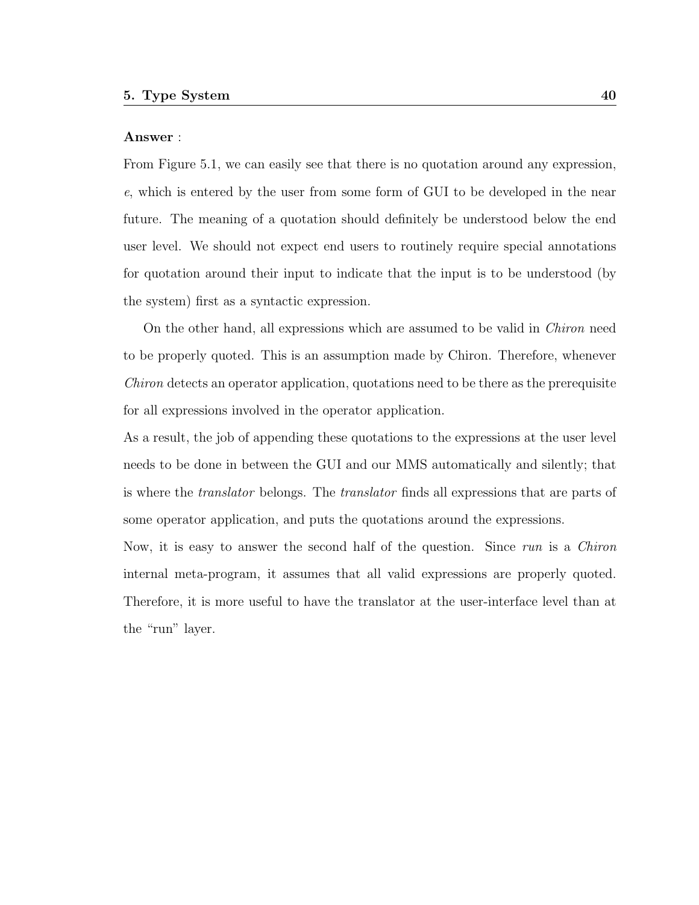**Answer** :

From Figure 5.1, we can easily see that there is no quotation around any expression, $e$, which is entered by the user from some form of GUI to be developed in the near future. The meaning of a quotation should definitely be understood below the end user level. We should not expect end users to routinely require special annotations for quotation around their input to indicate that the input is to be understood (by the system) first as a syntactic expression.

On the other hand, all expressions which are assumed to be valid in *Chiron* need to be properly quoted. This is an assumption made by Chiron. Therefore, whenever *Chiron* detects an operator application, quotations need to be there as the prerequisite for all expressions involved in the operator application.

As a result, the job of appending these quotations to the expressions at the user level needs to be done in between the GUI and our MMS automatically and silently; that is where the *translator* belongs. The *translator* finds all expressions that are parts of some operator application, and puts the quotations around the expressions.

Now, it is easy to answer the second half of the question. Since *run* is a *Chiron* internal meta-program, it assumes that all valid expressions are properly quoted. Therefore, it is more useful to have the translator at the user-interface level than at the "run" layer.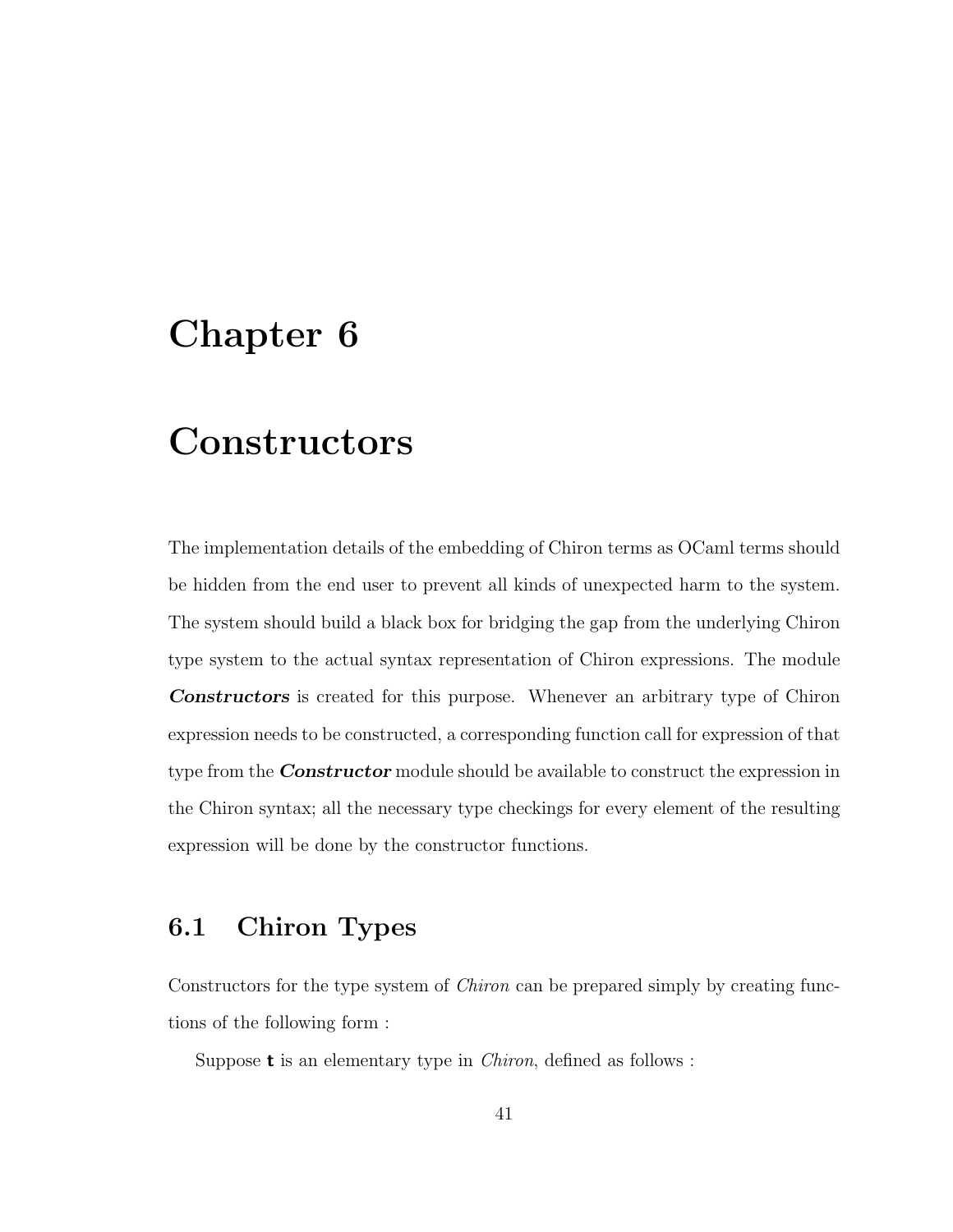# Chapter 6

# Constructors

The implementation details of the embedding of Chiron terms as OCaml terms should be hidden from the end user to prevent all kinds of unexpected harm to the system. The system should build a black box for bridging the gap from the underlying Chiron type system to the actual syntax representation of Chiron expressions. The module ***Constructors*** is created for this purpose. Whenever an arbitrary type of Chiron expression needs to be constructed, a corresponding function call for expression of that type from the ***Constructor*** module should be available to construct the expression in the Chiron syntax; all the necessary type checkings for every element of the resulting expression will be done by the constructor functions.

## 6.1 Chiron Types

Constructors for the type system of *Chiron* can be prepared simply by creating functions of the following form :

Suppose **t** is an elementary type in *Chiron*, defined as follows :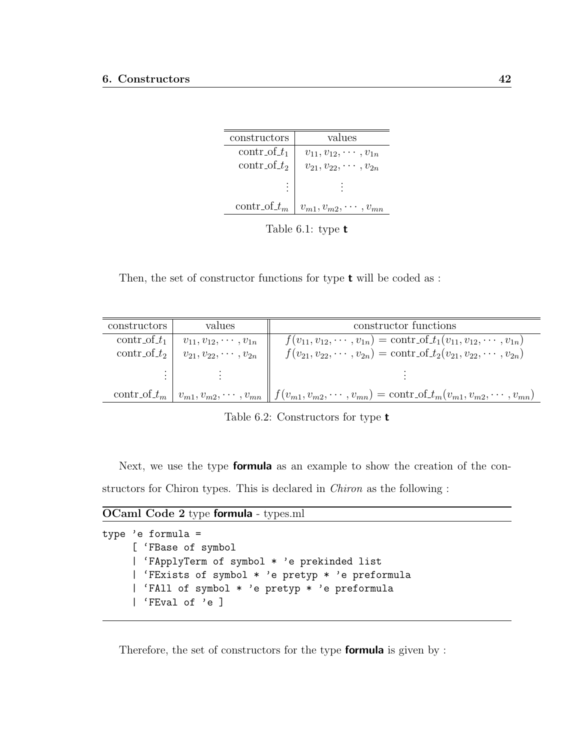| constructors | values |
|---|---|
| contr_of_$t_1$ | $v_{11}, v_{12}, \cdots, v_{1n}$ |
| contr_of_$t_2$ | $v_{21}, v_{22}, \cdots, v_{2n}$ |
| $\vdots$ | $\vdots$ |
| contr_of_$t_m$ | $v_{m1}, v_{m2}, \cdots, v_{mn}$ |

Table 6.1: type **t**

Then, the set of constructor functions for type **t** will be coded as :

| constructors | values | constructor functions |
|---|---|---|
| contr_of_$t_1$ | $v_{11}, v_{12}, \cdots, v_{1n}$ | $f(v_{11}, v_{12}, \cdots, v_{1n}) = \text{contr\_of\_}t_1(v_{11}, v_{12}, \cdots, v_{1n})$ |
| contr_of_$t_2$ | $v_{21}, v_{22}, \cdots, v_{2n}$ | $f(v_{21}, v_{22}, \cdots, v_{2n}) = \text{contr\_of\_}t_2(v_{21}, v_{22}, \cdots, v_{2n})$ |
| $\vdots$ | $\vdots$ | $\vdots$ |
| contr_of_$t_m$ | $v_{m1}, v_{m2}, \cdots, v_{mn}$ | $f(v_{m1}, v_{m2}, \cdots, v_{mn}) = \text{contr\_of\_}t_m(v_{m1}, v_{m2}, \cdots, v_{mn})$ |

Table 6.2: Constructors for type **t**

Next, we use the type **formula** as an example to show the creation of the constructors for Chiron types. This is declared in *Chiron* as the following :

**OCaml Code 2** type **formula** - types.ml

```
type 'e formula =
     [ `FBase of symbol
     | `FApplyTerm of symbol * 'e prekinded list
     | `FExists of symbol * 'e pretyp * 'e preformula
     | `FAll of symbol * 'e pretyp * 'e preformula
     | `FEval of 'e ]
```

Therefore, the set of constructors for the type **formula** is given by :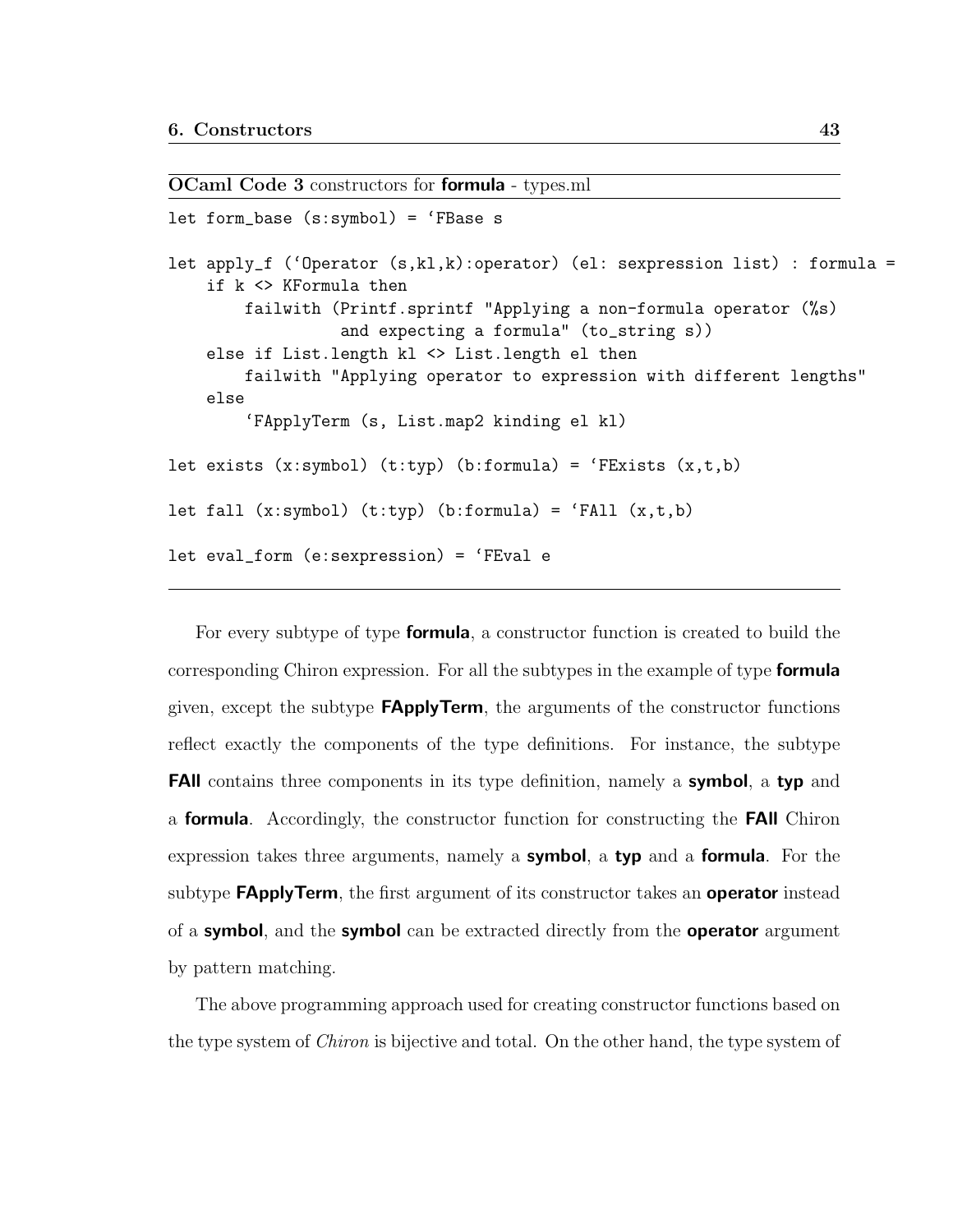**OCaml Code 3** constructors for **formula** - types.ml

```
let form_base (s:symbol) = ‘FBase s

let apply_f (‘Operator (s,kl,k):operator) (el: sexpression list) : formula =
    if k <> KFormula then
        failwith (Printf.sprintf "Applying a non-formula operator (%s)
                  and expecting a formula" (to_string s))
    else if List.length kl <> List.length el then
        failwith "Applying operator to expression with different lengths"
    else
        ‘FApplyTerm (s, List.map2 kinding el kl)

let exists (x:symbol) (t:typ) (b:formula) = ‘FExists (x,t,b)

let fall (x:symbol) (t:typ) (b:formula) = ‘FAll (x,t,b)

let eval_form (e:sexpression) = ‘FEval e
```

For every subtype of type **formula**, a constructor function is created to build the corresponding Chiron expression. For all the subtypes in the example of type **formula** given, except the subtype **FApplyTerm**, the arguments of the constructor functions reflect exactly the components of the type definitions. For instance, the subtype **FAll** contains three components in its type definition, namely a **symbol**, a **typ** and a **formula**. Accordingly, the constructor function for constructing the **FAll** Chiron expression takes three arguments, namely a **symbol**, a **typ** and a **formula**. For the subtype **FApplyTerm**, the first argument of its constructor takes an **operator** instead of a **symbol**, and the **symbol** can be extracted directly from the **operator** argument by pattern matching.

The above programming approach used for creating constructor functions based on the type system of *Chiron* is bijective and total. On the other hand, the type system of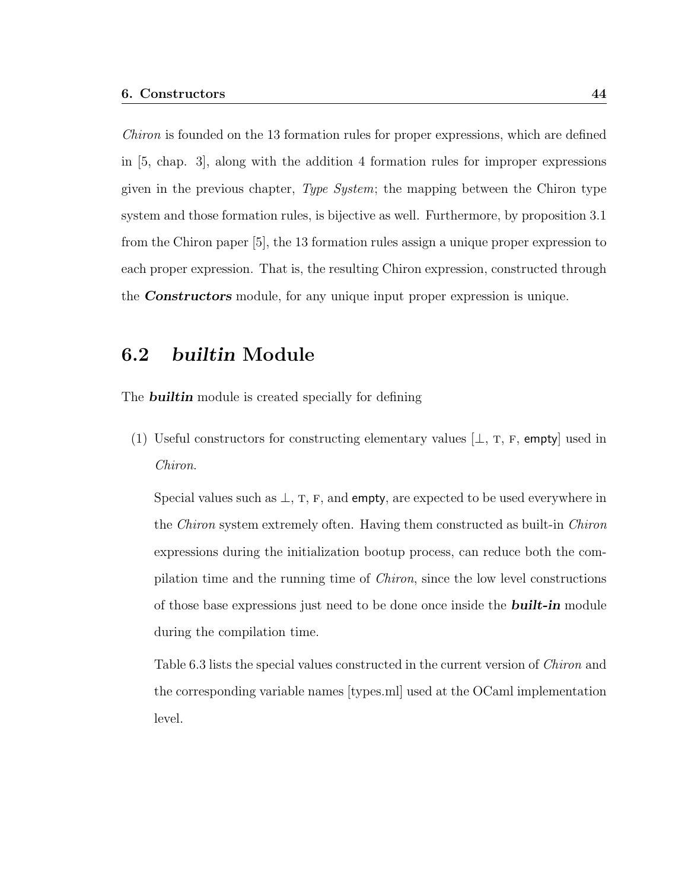*Chiron* is founded on the 13 formation rules for proper expressions, which are defined in [5, chap. 3], along with the addition 4 formation rules for improper expressions given in the previous chapter, *Type System*; the mapping between the Chiron type system and those formation rules, is bijective as well. Furthermore, by proposition 3.1 from the Chiron paper [5], the 13 formation rules assign a unique proper expression to each proper expression. That is, the resulting Chiron expression, constructed through the ***Constructors*** module, for any unique input proper expression is unique.

## 6.2 *builtin* Module

The ***builtin*** module is created specially for defining

(1) Useful constructors for constructing elementary values [$\bot$, T, F, empty] used in *Chiron*.

   Special values such as $\bot$, T, F, and empty, are expected to be used everywhere in the *Chiron* system extremely often. Having them constructed as built-in *Chiron* expressions during the initialization bootup process, can reduce both the compilation time and the running time of *Chiron*, since the low level constructions of those base expressions just need to be done once inside the ***built-in*** module during the compilation time.

   Table 6.3 lists the special values constructed in the current version of *Chiron* and the corresponding variable names [types.ml] used at the OCaml implementation level.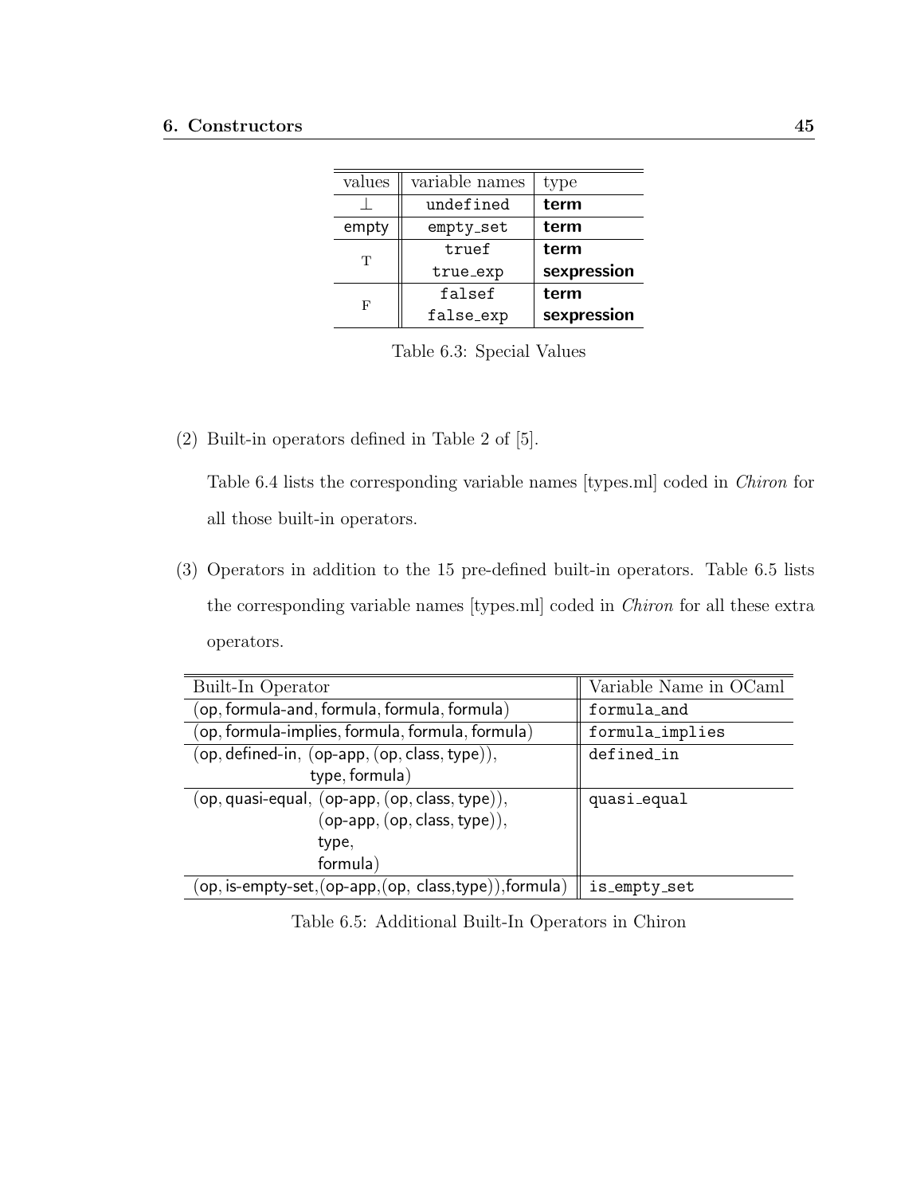| values | variable names | type |
|---|---|---|
| $\perp$ | `undefined` | **term** |
| empty | `empty_set` | **term** |
| T | `truef` | **term** |
| | `true_exp` | **sexpression** |
| F | `falsef` | **term** |
| | `false_exp` | **sexpression** |

Table 6.3: Special Values

(2) Built-in operators defined in Table 2 of [5].

Table 6.4 lists the corresponding variable names [types.ml] coded in *Chiron* for all those built-in operators.

(3) Operators in addition to the 15 pre-defined built-in operators. Table 6.5 lists the corresponding variable names [types.ml] coded in *Chiron* for all these extra operators.

| Built-In Operator | Variable Name in OCaml |
|---|---|
| (op, formula-and, formula, formula, formula) | `formula_and` |
| (op, formula-implies, formula, formula, formula) | `formula_implies` |
| (op, defined-in, (op-app, (op, class, type)), type, formula) | `defined_in` |
| (op, quasi-equal, (op-app, (op, class, type)), (op-app, (op, class, type)), type, formula) | `quasi_equal` |
| (op, is-empty-set,(op-app,(op, class,type)),formula) | `is_empty_set` |

Table 6.5: Additional Built-In Operators in Chiron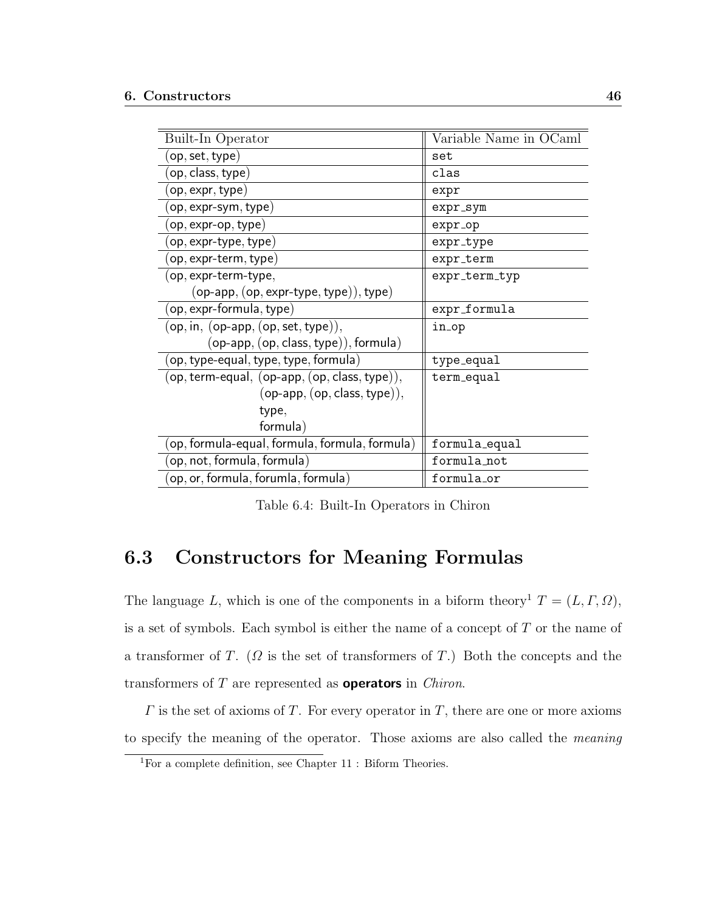| Built-In Operator | Variable Name in OCaml |
|---|---|
| (op, set, type) | `set` |
| (op, class, type) | `clas` |
| (op, expr, type) | `expr` |
| (op, expr-sym, type) | `expr_sym` |
| (op, expr-op, type) | `expr_op` |
| (op, expr-type, type) | `expr_type` |
| (op, expr-term, type) | `expr_term` |
| (op, expr-term-type, (op-app, (op, expr-type, type)), type) | `expr_term_typ` |
| (op, expr-formula, type) | `expr_formula` |
| (op, in, (op-app, (op, set, type)), (op-app, (op, class, type)), formula) | `in_op` |
| (op, type-equal, type, type, formula) | `type_equal` |
| (op, term-equal, (op-app, (op, class, type)), (op-app, (op, class, type)), type, formula) | `term_equal` |
| (op, formula-equal, formula, formula, formula) | `formula_equal` |
| (op, not, formula, formula) | `formula_not` |
| (op, or, formula, forumla, formula) | `formula_or` |

Table 6.4: Built-In Operators in Chiron

## 6.3 Constructors for Meaning Formulas

The language $L$, which is one of the components in a biform theory[1] $T = (L, \Gamma, \Omega)$, is a set of symbols. Each symbol is either the name of a concept of $T$ or the name of a transformer of $T$. ($\Omega$ is the set of transformers of $T$.) Both the concepts and the transformers of $T$ are represented as **operators** in *Chiron*.

$\Gamma$ is the set of axioms of $T$. For every operator in $T$, there are one or more axioms to specify the meaning of the operator. Those axioms are also called the *meaning*

[1] For a complete definition, see Chapter 11 : Biform Theories.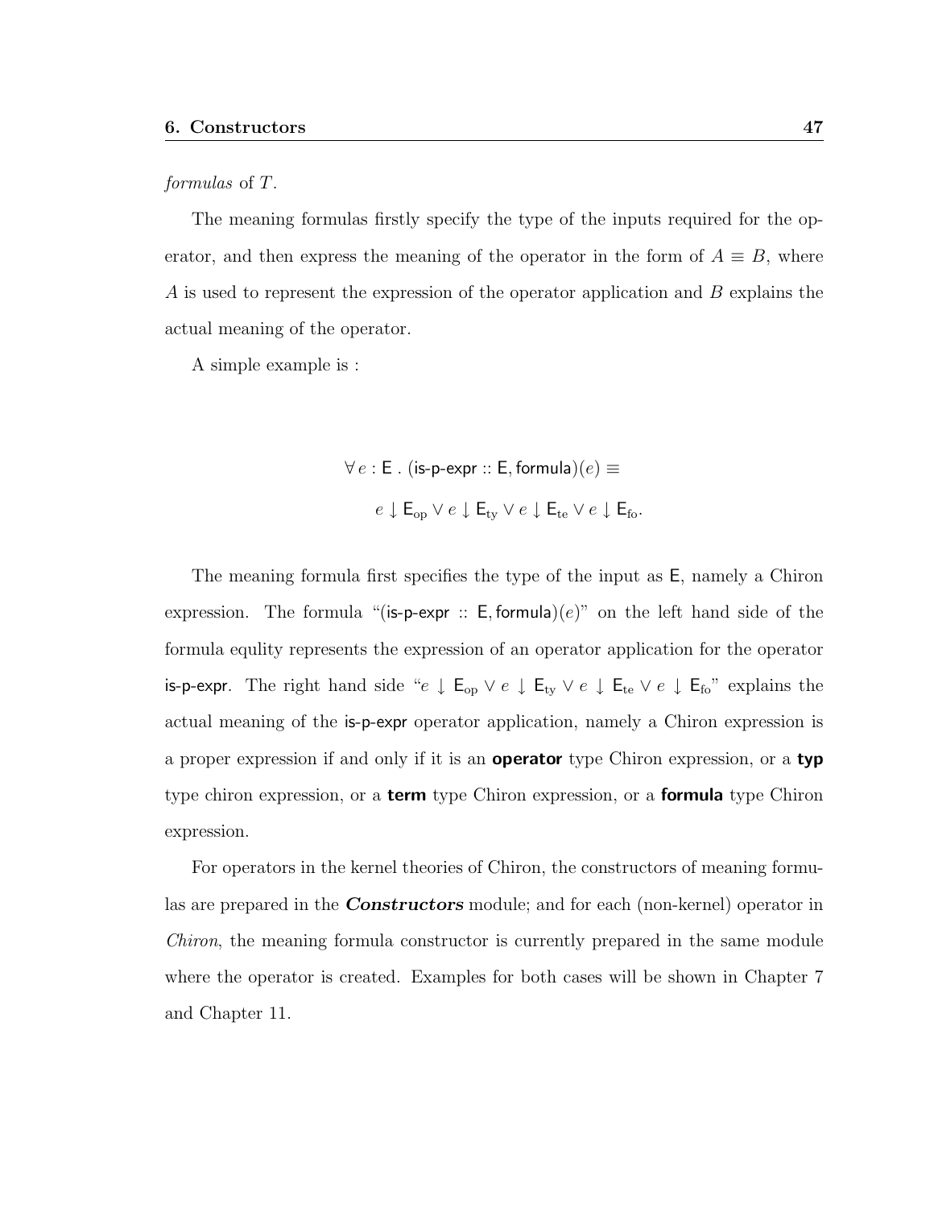*formulas* of $T$.

The meaning formulas firstly specify the type of the inputs required for the operator, and then express the meaning of the operator in the form of $A \equiv B$, where $A$ is used to represent the expression of the operator application and $B$ explains the actual meaning of the operator.

A simple example is :

$$\forall\, e : \mathsf{E}\ .\ (\text{is-p-expr} :: \mathsf{E}, \text{formula})(e) \equiv$$
$$e \downarrow \mathsf{E}_{\text{op}} \vee e \downarrow \mathsf{E}_{\text{ty}} \vee e \downarrow \mathsf{E}_{\text{te}} \vee e \downarrow \mathsf{E}_{\text{fo}}.$$

The meaning formula first specifies the type of the input as $\mathsf{E}$, namely a Chiron expression. The formula "$(\text{is-p-expr} :: \mathsf{E}, \text{formula})(e)$" on the left hand side of the formula equlity represents the expression of an operator application for the operator is-p-expr. The right hand side "$e \downarrow \mathsf{E}_{\text{op}} \vee e \downarrow \mathsf{E}_{\text{ty}} \vee e \downarrow \mathsf{E}_{\text{te}} \vee e \downarrow \mathsf{E}_{\text{fo}}$" explains the actual meaning of the is-p-expr operator application, namely a Chiron expression is a proper expression if and only if it is an **operator** type Chiron expression, or a **typ** type chiron expression, or a **term** type Chiron expression, or a **formula** type Chiron expression.

For operators in the kernel theories of Chiron, the constructors of meaning formulas are prepared in the ***Constructors*** module; and for each (non-kernel) operator in *Chiron*, the meaning formula constructor is currently prepared in the same module where the operator is created. Examples for both cases will be shown in Chapter 7 and Chapter 11.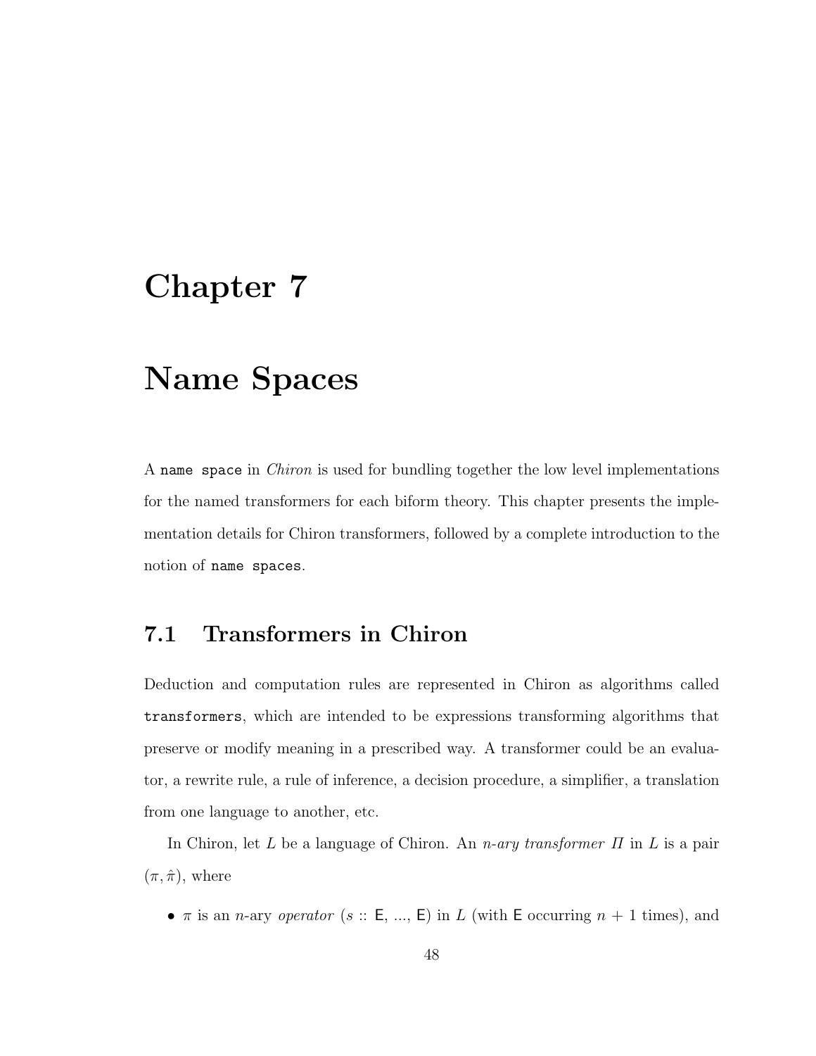# Chapter 7

# Name Spaces

A `name space` in *Chiron* is used for bundling together the low level implementations for the named transformers for each biform theory. This chapter presents the implementation details for Chiron transformers, followed by a complete introduction to the notion of `name spaces`.

## 7.1 Transformers in Chiron

Deduction and computation rules are represented in Chiron as algorithms called `transformers`, which are intended to be expressions transforming algorithms that preserve or modify meaning in a prescribed way. A transformer could be an evaluator, a rewrite rule, a rule of inference, a decision procedure, a simplifier, a translation from one language to another, etc.

In Chiron, let $L$ be a language of Chiron. An *n-ary transformer* $\mathit{\Pi}$ in $L$ is a pair $(\pi, \hat{\pi})$, where

- $\pi$ is an $n$-ary *operator* ($s$ :: $\mathsf{E}$, ..., $\mathsf{E}$) in $L$ (with $\mathsf{E}$ occurring $n + 1$ times), and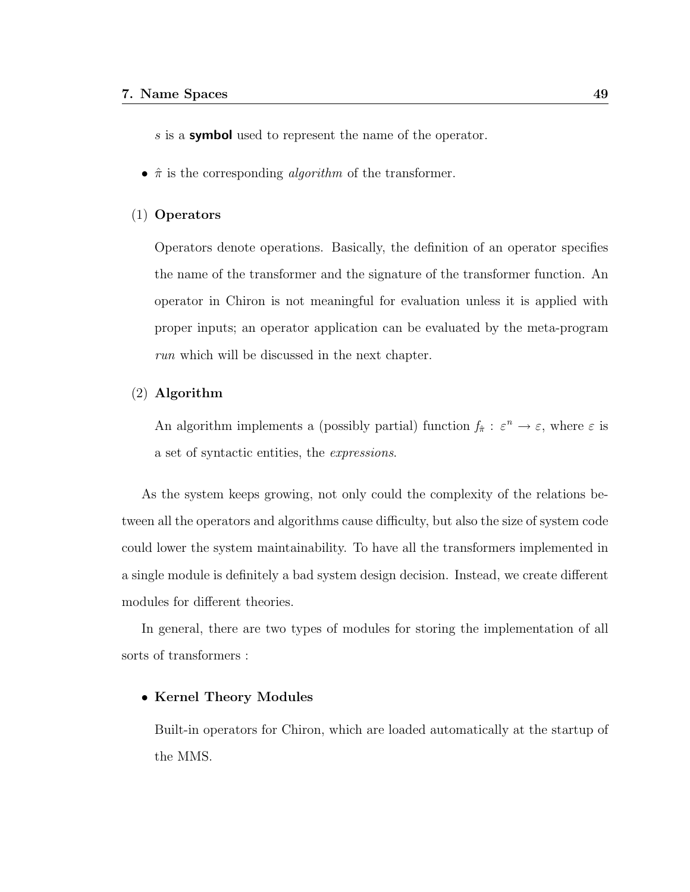$s$ is a **symbol** used to represent the name of the operator.

- $\hat{\pi}$ is the corresponding *algorithm* of the transformer.

(1) **Operators**

Operators denote operations. Basically, the definition of an operator specifies the name of the transformer and the signature of the transformer function. An operator in Chiron is not meaningful for evaluation unless it is applied with proper inputs; an operator application can be evaluated by the meta-program *run* which will be discussed in the next chapter.

(2) **Algorithm**

An algorithm implements a (possibly partial) function $f_{\hat{\pi}} : \varepsilon^n \rightarrow \varepsilon$, where $\varepsilon$ is a set of syntactic entities, the *expressions*.

As the system keeps growing, not only could the complexity of the relations between all the operators and algorithms cause difficulty, but also the size of system code could lower the system maintainability. To have all the transformers implemented in a single module is definitely a bad system design decision. Instead, we create different modules for different theories.

In general, there are two types of modules for storing the implementation of all sorts of transformers :

- **Kernel Theory Modules**

  Built-in operators for Chiron, which are loaded automatically at the startup of the MMS.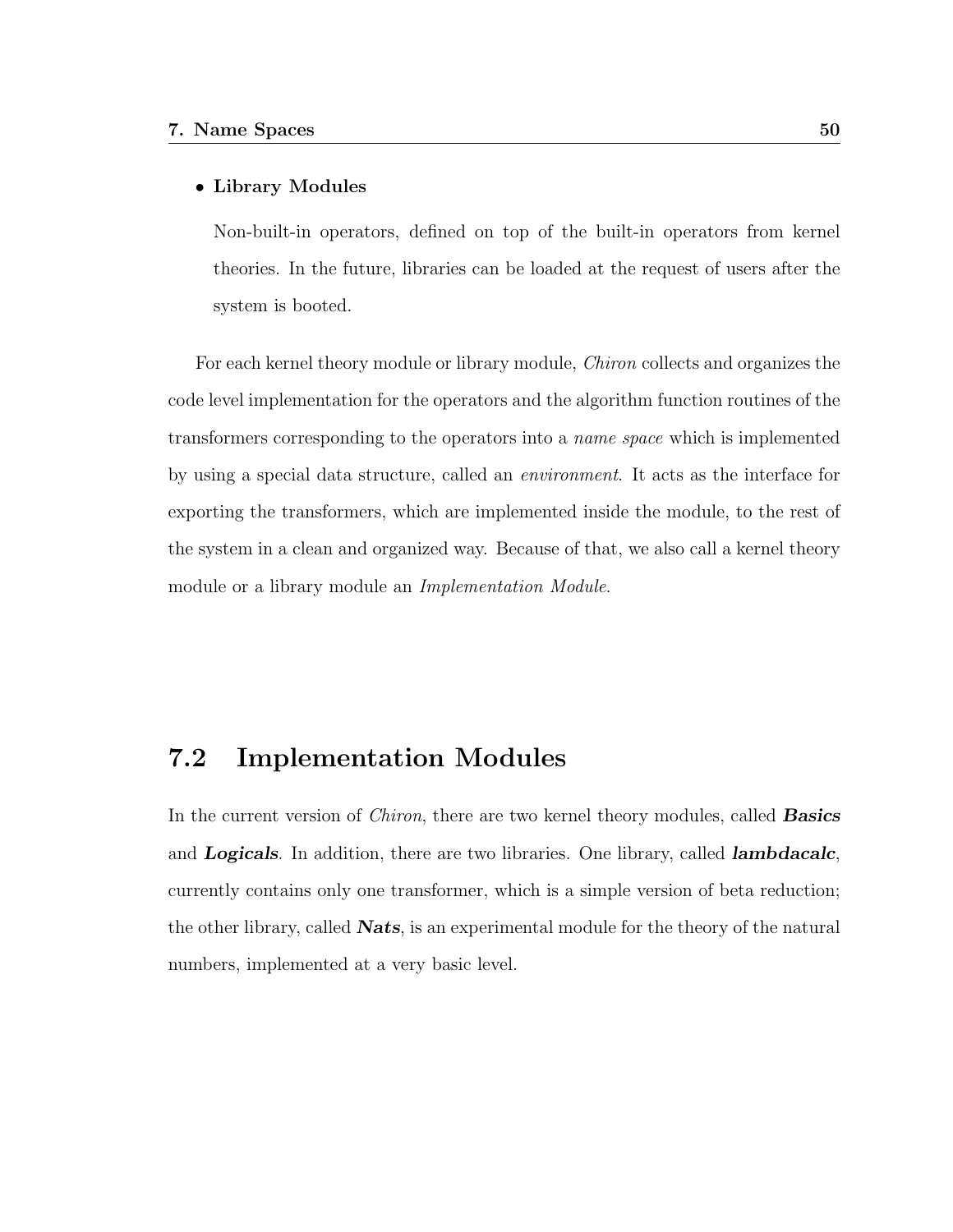- **Library Modules**

  Non-built-in operators, defined on top of the built-in operators from kernel theories. In the future, libraries can be loaded at the request of users after the system is booted.

For each kernel theory module or library module, *Chiron* collects and organizes the code level implementation for the operators and the algorithm function routines of the transformers corresponding to the operators into a *name space* which is implemented by using a special data structure, called an *environment*. It acts as the interface for exporting the transformers, which are implemented inside the module, to the rest of the system in a clean and organized way. Because of that, we also call a kernel theory module or a library module an *Implementation Module*.

## 7.2 Implementation Modules

In the current version of *Chiron*, there are two kernel theory modules, called ***Basics*** and ***Logicals***. In addition, there are two libraries. One library, called ***lambdacalc***, currently contains only one transformer, which is a simple version of beta reduction; the other library, called ***Nats***, is an experimental module for the theory of the natural numbers, implemented at a very basic level.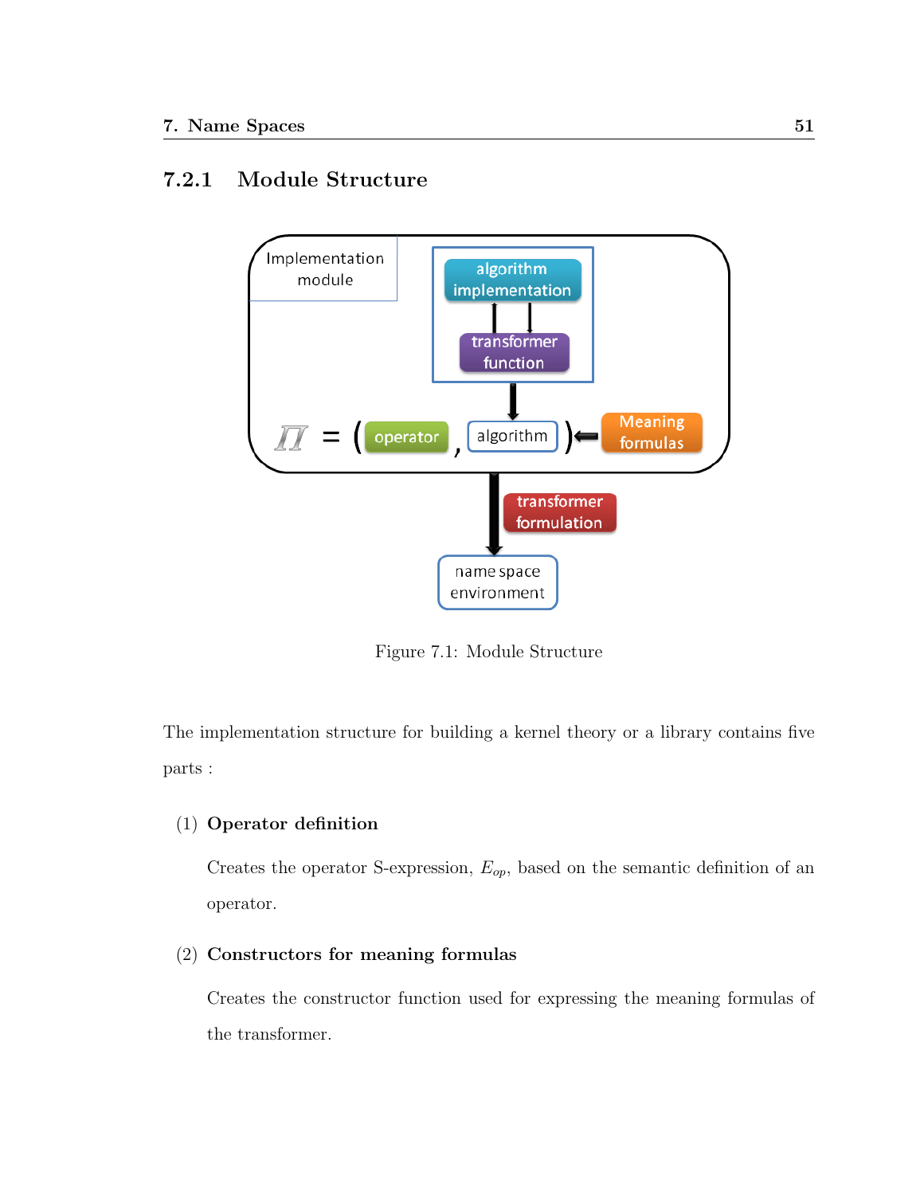### 7.2.1 Module Structure

Figure 7.1: Module Structure

The implementation structure for building a kernel theory or a library contains five parts :

(1) **Operator definition**

Creates the operator S-expression, $E_{op}$, based on the semantic definition of an operator.

(2) **Constructors for meaning formulas**

Creates the constructor function used for expressing the meaning formulas of the transformer.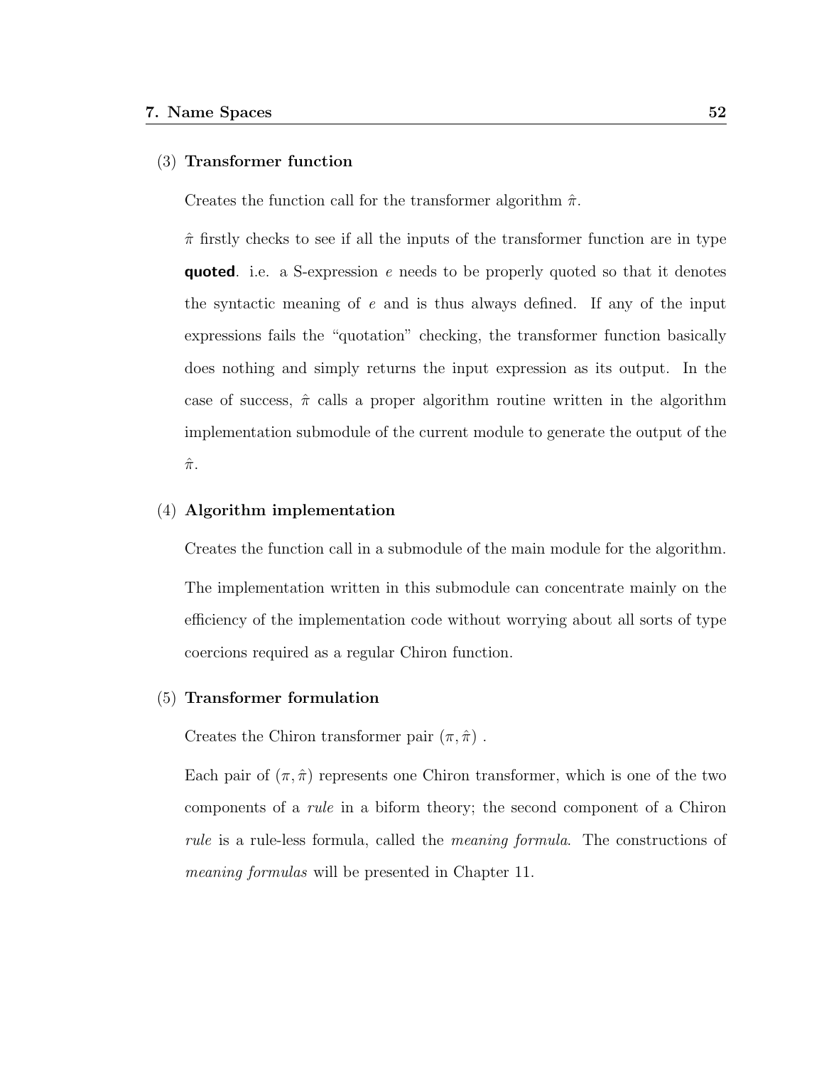(3) **Transformer function**

Creates the function call for the transformer algorithm $\hat{\pi}$.

$\hat{\pi}$ firstly checks to see if all the inputs of the transformer function are in type **quoted**. i.e. a S-expression $e$ needs to be properly quoted so that it denotes the syntactic meaning of $e$ and is thus always defined. If any of the input expressions fails the "quotation" checking, the transformer function basically does nothing and simply returns the input expression as its output. In the case of success, $\hat{\pi}$ calls a proper algorithm routine written in the algorithm implementation submodule of the current module to generate the output of the $\hat{\pi}$.

(4) **Algorithm implementation**

Creates the function call in a submodule of the main module for the algorithm.

The implementation written in this submodule can concentrate mainly on the efficiency of the implementation code without worrying about all sorts of type coercions required as a regular Chiron function.

(5) **Transformer formulation**

Creates the Chiron transformer pair $(\pi, \hat{\pi})$ .

Each pair of $(\pi, \hat{\pi})$ represents one Chiron transformer, which is one of the two components of a *rule* in a biform theory; the second component of a Chiron *rule* is a rule-less formula, called the *meaning formula*. The constructions of *meaning formulas* will be presented in Chapter 11.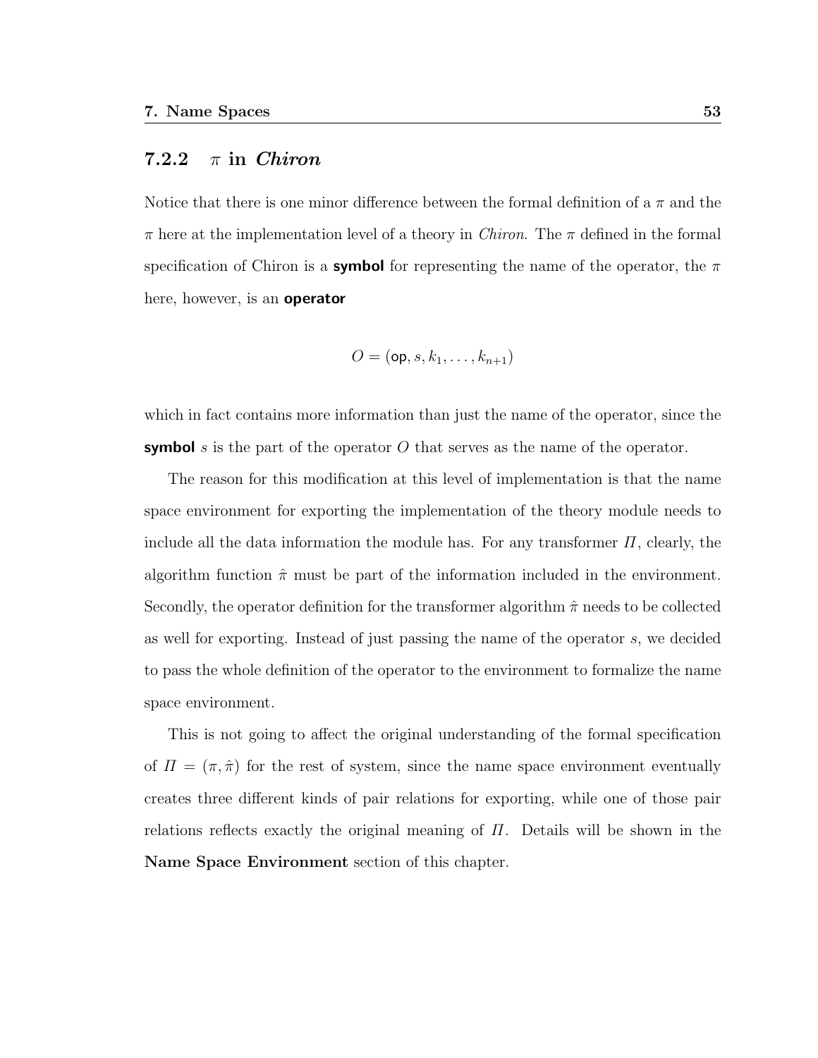### 7.2.2 $\pi$ in *Chiron*

Notice that there is one minor difference between the formal definition of a $\pi$ and the $\pi$ here at the implementation level of a theory in *Chiron*. The $\pi$ defined in the formal specification of Chiron is a **symbol** for representing the name of the operator, the $\pi$ here, however, is an **operator**

$$O = (\mathsf{op}, s, k_1, \ldots, k_{n+1})$$

which in fact contains more information than just the name of the operator, since the **symbol** $s$ is the part of the operator $O$ that serves as the name of the operator.

The reason for this modification at this level of implementation is that the name space environment for exporting the implementation of the theory module needs to include all the data information the module has. For any transformer $\Pi$, clearly, the algorithm function $\hat{\pi}$ must be part of the information included in the environment. Secondly, the operator definition for the transformer algorithm $\hat{\pi}$ needs to be collected as well for exporting. Instead of just passing the name of the operator $s$, we decided to pass the whole definition of the operator to the environment to formalize the name space environment.

This is not going to affect the original understanding of the formal specification of $\Pi = (\pi, \hat{\pi})$ for the rest of system, since the name space environment eventually creates three different kinds of pair relations for exporting, while one of those pair relations reflects exactly the original meaning of $\Pi$. Details will be shown in the **Name Space Environment** section of this chapter.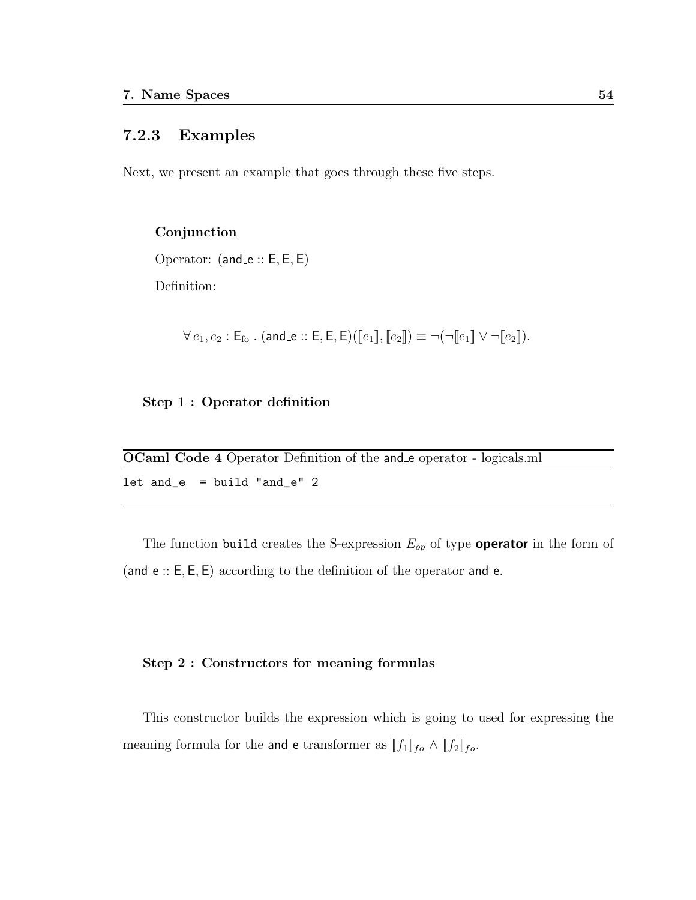### 7.2.3 Examples

Next, we present an example that goes through these five steps.

**Conjunction**

Operator: $(\mathsf{and\_e} :: \mathsf{E}, \mathsf{E}, \mathsf{E})$

Definition:

$$\forall\, e_1, e_2 : \mathsf{E}_{\text{fo}} \;.\; (\mathsf{and\_e} :: \mathsf{E}, \mathsf{E}, \mathsf{E})([\![e_1]\!], [\![e_2]\!]) \equiv \neg(\neg[\![e_1]\!] \vee \neg[\![e_2]\!]).$$

**Step 1 : Operator definition**

**OCaml Code 4** Operator Definition of the $\mathsf{and\_e}$ operator - logicals.ml

```
let and_e  = build "and_e" 2
```

The function `build` creates the S-expression $E_{op}$ of type **operator** in the form of $(\mathsf{and\_e} :: \mathsf{E}, \mathsf{E}, \mathsf{E})$ according to the definition of the operator $\mathsf{and\_e}$.

**Step 2 : Constructors for meaning formulas**

This constructor builds the expression which is going to used for expressing the meaning formula for the $\mathsf{and\_e}$ transformer as $[\![f_1]\!]_{fo} \wedge [\![f_2]\!]_{fo}$.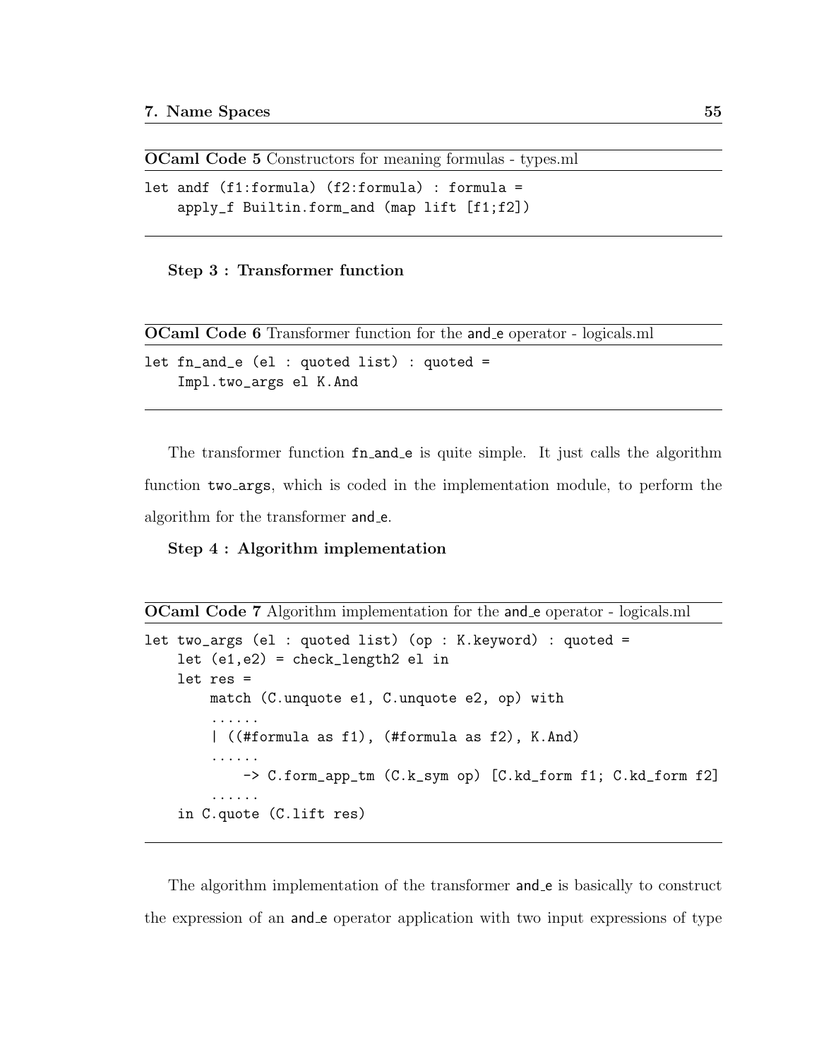**OCaml Code 5** Constructors for meaning formulas - types.ml

```
let andf (f1:formula) (f2:formula) : formula =
    apply_f Builtin.form_and (map lift [f1;f2])
```

**Step 3 : Transformer function**

**OCaml Code 6** Transformer function for the `and_e` operator - logicals.ml

```
let fn_and_e (el : quoted list) : quoted =
    Impl.two_args el K.And
```

The transformer function `fn_and_e` is quite simple. It just calls the algorithm function `two_args`, which is coded in the implementation module, to perform the algorithm for the transformer `and_e`.

**Step 4 : Algorithm implementation**

**OCaml Code 7** Algorithm implementation for the `and_e` operator - logicals.ml

```
let two_args (el : quoted list) (op : K.keyword) : quoted =
    let (e1,e2) = check_length2 el in
    let res =
        match (C.unquote e1, C.unquote e2, op) with
        ......
        | ((#formula as f1), (#formula as f2), K.And)
        ......
            -> C.form_app_tm (C.k_sym op) [C.kd_form f1; C.kd_form f2]
        ......
    in C.quote (C.lift res)
```

The algorithm implementation of the transformer `and_e` is basically to construct the expression of an `and_e` operator application with two input expressions of type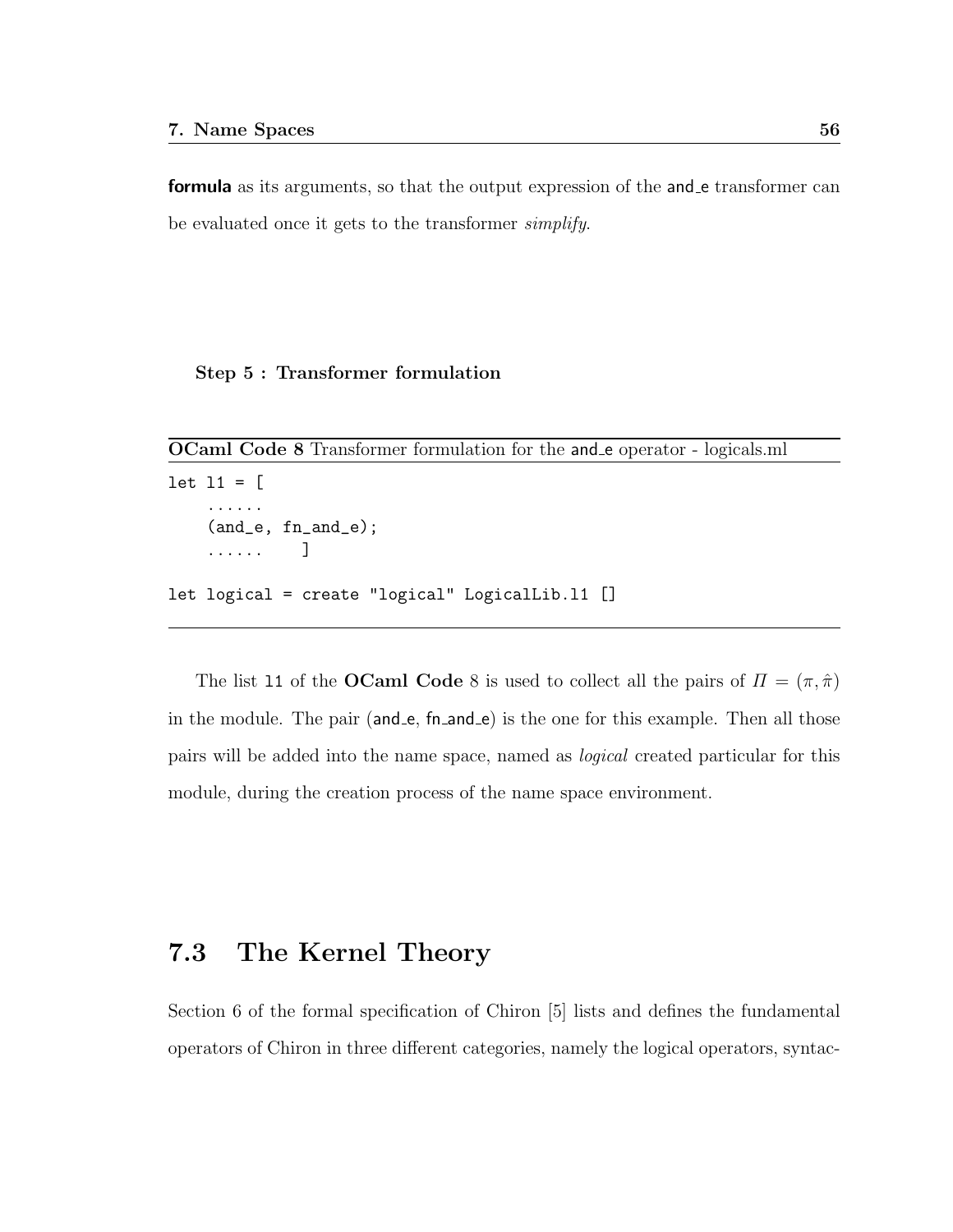**formula** as its arguments, so that the output expression of the and_e transformer can be evaluated once it gets to the transformer *simplify*.

**Step 5 : Transformer formulation**

**OCaml Code 8** Transformer formulation for the and_e operator - logicals.ml

```
let l1 = [
    ......
    (and_e, fn_and_e);
    ......    ]

let logical = create "logical" LogicalLib.l1 []
```

The list l1 of the **OCaml Code** 8 is used to collect all the pairs of $\Pi = (\pi, \hat{\pi})$ in the module. The pair (and_e, fn_and_e) is the one for this example. Then all those pairs will be added into the name space, named as *logical* created particular for this module, during the creation process of the name space environment.

## 7.3 The Kernel Theory

Section 6 of the formal specification of Chiron [5] lists and defines the fundamental operators of Chiron in three different categories, namely the logical operators, syntac-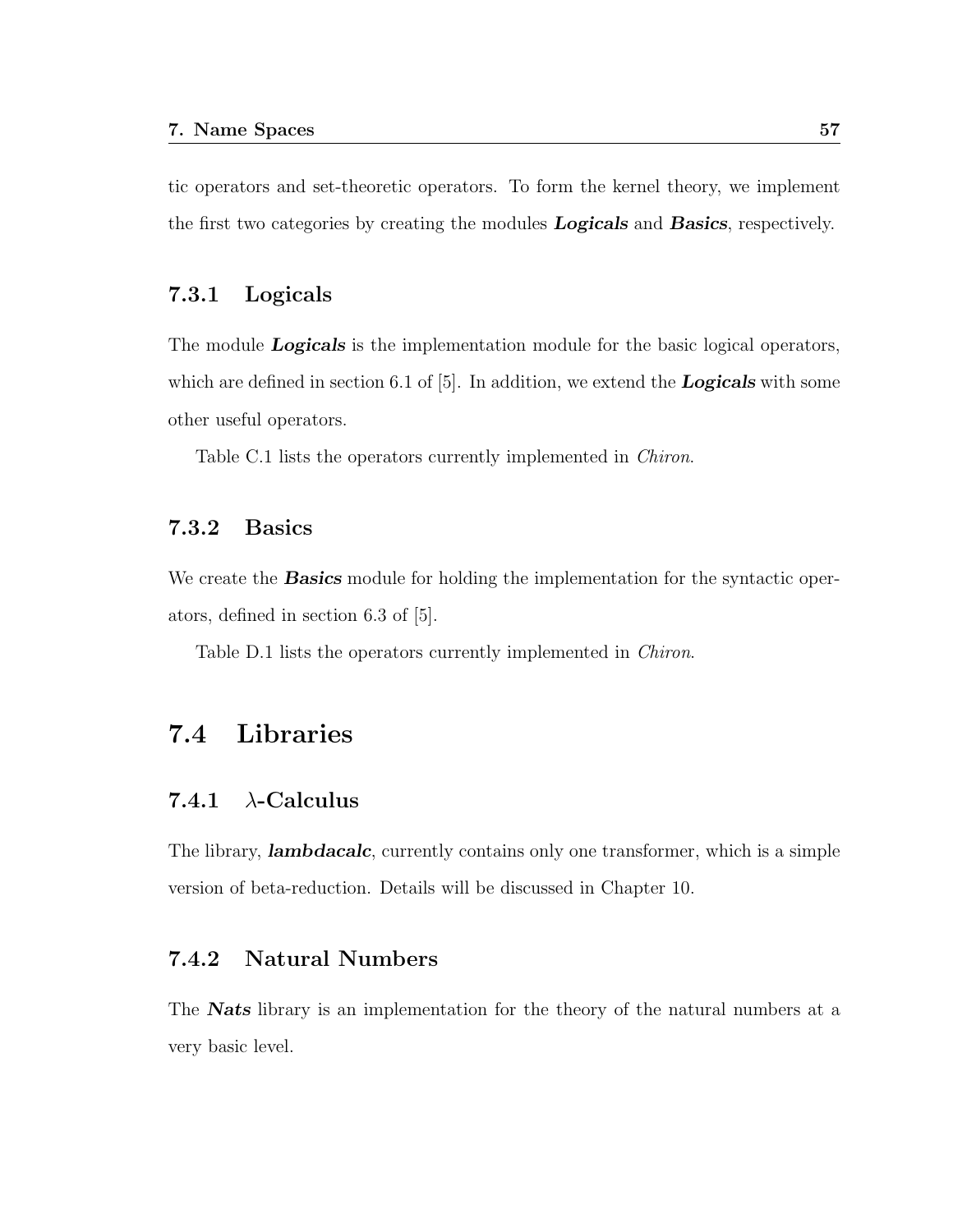tic operators and set-theoretic operators. To form the kernel theory, we implement the first two categories by creating the modules ***Logicals*** and ***Basics***, respectively.

### 7.3.1 Logicals

The module ***Logicals*** is the implementation module for the basic logical operators, which are defined in section 6.1 of [5]. In addition, we extend the ***Logicals*** with some other useful operators.

Table C.1 lists the operators currently implemented in *Chiron*.

### 7.3.2 Basics

We create the ***Basics*** module for holding the implementation for the syntactic operators, defined in section 6.3 of [5].

Table D.1 lists the operators currently implemented in *Chiron*.

## 7.4 Libraries

### 7.4.1 $\lambda$-Calculus

The library, ***lambdacalc***, currently contains only one transformer, which is a simple version of beta-reduction. Details will be discussed in Chapter 10.

### 7.4.2 Natural Numbers

The ***Nats*** library is an implementation for the theory of the natural numbers at a very basic level.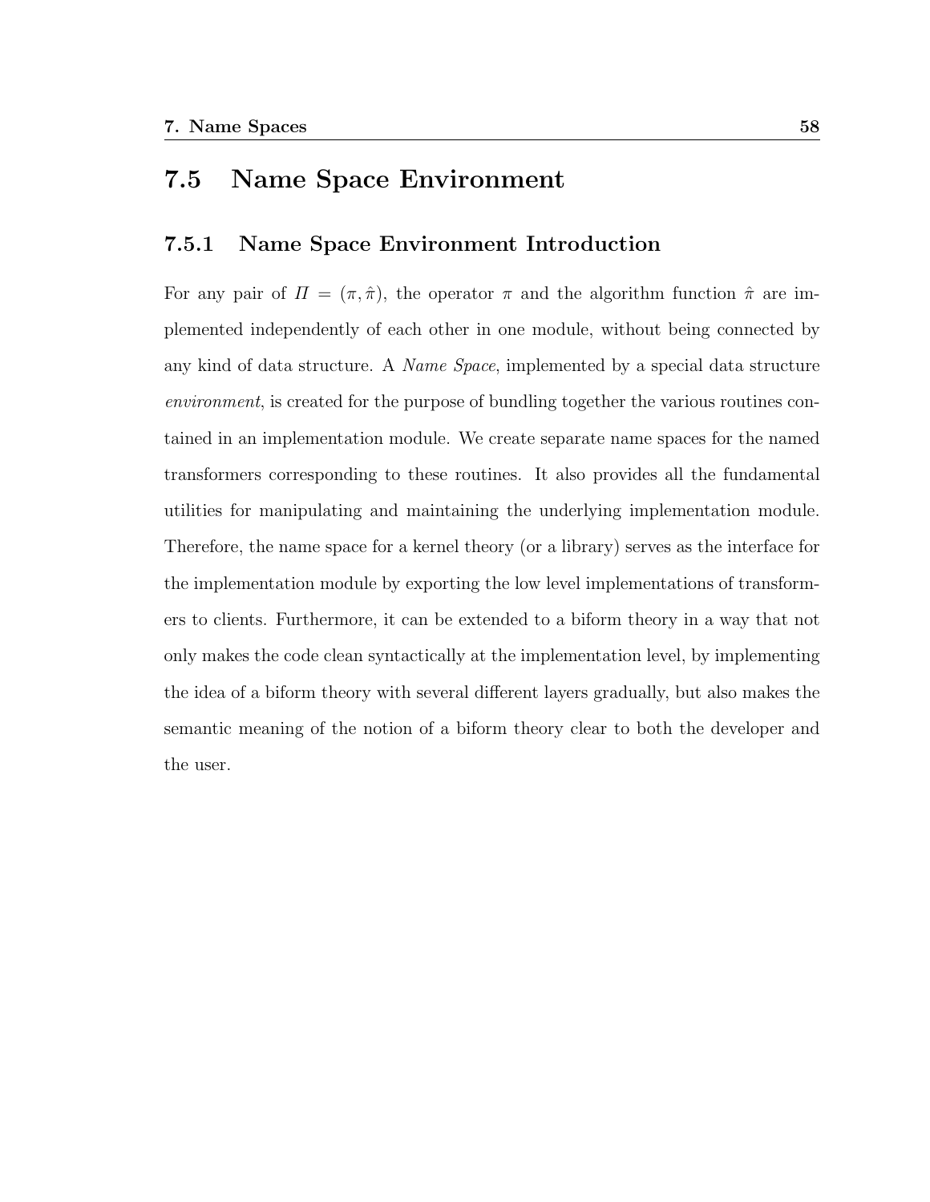## 7.5 Name Space Environment

### 7.5.1 Name Space Environment Introduction

For any pair of $\Pi = (\pi, \hat{\pi})$, the operator $\pi$ and the algorithm function $\hat{\pi}$ are implemented independently of each other in one module, without being connected by any kind of data structure. A *Name Space*, implemented by a special data structure *environment*, is created for the purpose of bundling together the various routines contained in an implementation module. We create separate name spaces for the named transformers corresponding to these routines. It also provides all the fundamental utilities for manipulating and maintaining the underlying implementation module. Therefore, the name space for a kernel theory (or a library) serves as the interface for the implementation module by exporting the low level implementations of transformers to clients. Furthermore, it can be extended to a biform theory in a way that not only makes the code clean syntactically at the implementation level, by implementing the idea of a biform theory with several different layers gradually, but also makes the semantic meaning of the notion of a biform theory clear to both the developer and the user.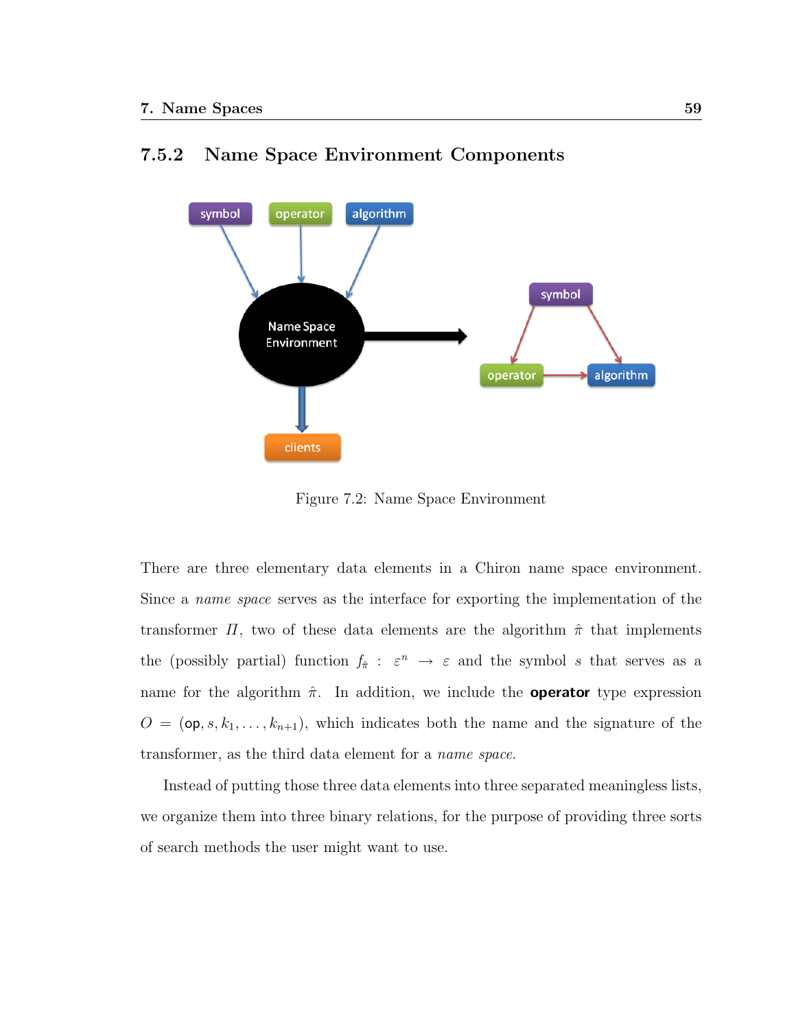### 7.5.2 Name Space Environment Components

Figure 7.2: Name Space Environment

There are three elementary data elements in a Chiron name space environment. Since a *name space* serves as the interface for exporting the implementation of the transformer $\Pi$, two of these data elements are the algorithm $\hat{\pi}$ that implements the (possibly partial) function $f_{\hat{\pi}} : \varepsilon^n \rightarrow \varepsilon$ and the symbol $s$ that serves as a name for the algorithm $\hat{\pi}$. In addition, we include the **operator** type expression $O = (\mathsf{op}, s, k_1, \ldots, k_{n+1})$, which indicates both the name and the signature of the transformer, as the third data element for a *name space*.

Instead of putting those three data elements into three separated meaningless lists, we organize them into three binary relations, for the purpose of providing three sorts of search methods the user might want to use.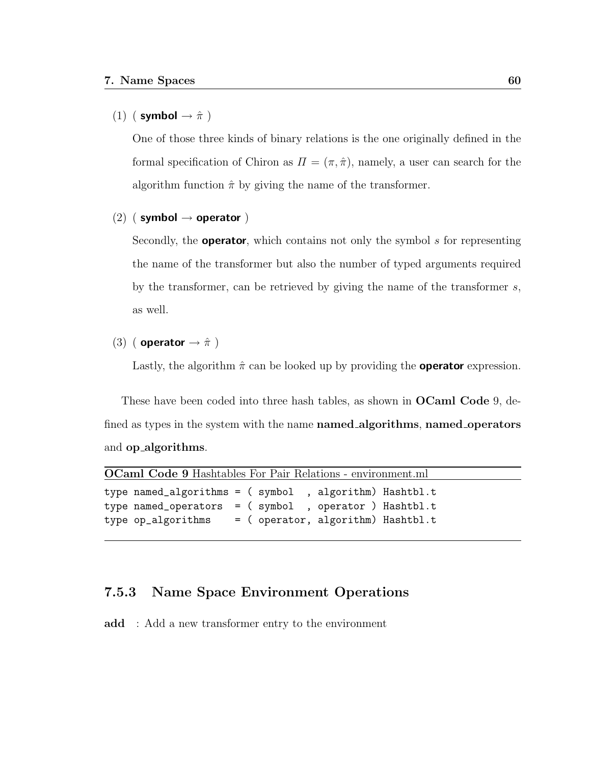(1) ( **symbol** $\rightarrow \hat{\pi}$ )

One of those three kinds of binary relations is the one originally defined in the formal specification of Chiron as $\Pi = (\pi, \hat{\pi})$, namely, a user can search for the algorithm function $\hat{\pi}$ by giving the name of the transformer.

(2) ( **symbol** $\rightarrow$ **operator** )

Secondly, the **operator**, which contains not only the symbol $s$ for representing the name of the transformer but also the number of typed arguments required by the transformer, can be retrieved by giving the name of the transformer $s$, as well.

(3) ( **operator** $\rightarrow \hat{\pi}$ )

Lastly, the algorithm $\hat{\pi}$ can be looked up by providing the **operator** expression.

These have been coded into three hash tables, as shown in **OCaml Code** 9, defined as types in the system with the name **named_algorithms**, **named_operators** and **op_algorithms**.

**OCaml Code 9** Hashtables For Pair Relations - environment.ml

```
type named_algorithms = ( symbol  , algorithm) Hashtbl.t
type named_operators  = ( symbol  , operator ) Hashtbl.t
type op_algorithms    = ( operator, algorithm) Hashtbl.t
```

### 7.5.3 Name Space Environment Operations

**add** : Add a new transformer entry to the environment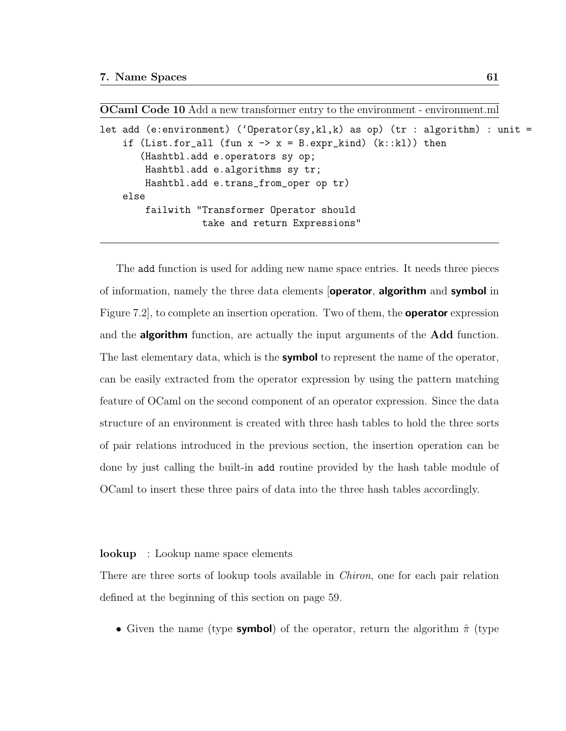**OCaml Code 10** Add a new transformer entry to the environment - environment.ml

```
let add (e:environment) (`Operator(sy,kl,k) as op) (tr : algorithm) : unit =
    if (List.for_all (fun x -> x = B.expr_kind) (k::kl)) then
       (Hashtbl.add e.operators sy op;
        Hashtbl.add e.algorithms sy tr;
        Hashtbl.add e.trans_from_oper op tr)
    else
        failwith "Transformer Operator should
                  take and return Expressions"
```

The `add` function is used for adding new name space entries. It needs three pieces of information, namely the three data elements [**operator**, **algorithm** and **symbol** in Figure 7.2], to complete an insertion operation. Two of them, the **operator** expression and the **algorithm** function, are actually the input arguments of the **Add** function. The last elementary data, which is the **symbol** to represent the name of the operator, can be easily extracted from the operator expression by using the pattern matching feature of OCaml on the second component of an operator expression. Since the data structure of an environment is created with three hash tables to hold the three sorts of pair relations introduced in the previous section, the insertion operation can be done by just calling the built-in `add` routine provided by the hash table module of OCaml to insert these three pairs of data into the three hash tables accordingly.

**lookup** : Lookup name space elements

There are three sorts of lookup tools available in *Chiron*, one for each pair relation defined at the beginning of this section on page 59.

- Given the name (type **symbol**) of the operator, return the algorithm $\hat{\pi}$ (type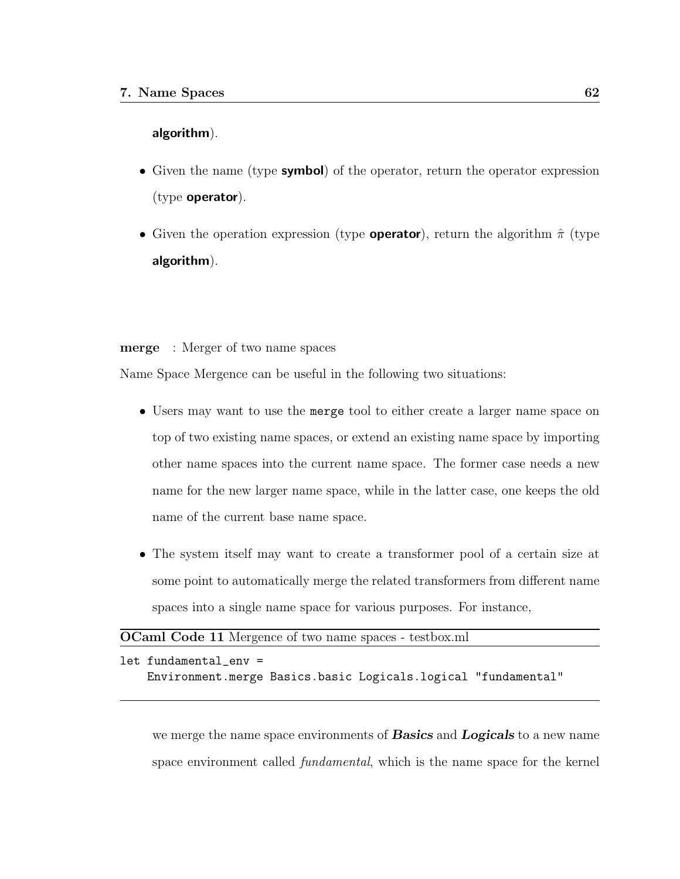**algorithm**).

- Given the name (type **symbol**) of the operator, return the operator expression (type **operator**).

- Given the operation expression (type **operator**), return the algorithm $\hat{\pi}$ (type **algorithm**).

**merge** : Merger of two name spaces

Name Space Mergence can be useful in the following two situations:

- Users may want to use the `merge` tool to either create a larger name space on top of two existing name spaces, or extend an existing name space by importing other name spaces into the current name space. The former case needs a new name for the new larger name space, while in the latter case, one keeps the old name of the current base name space.

- The system itself may want to create a transformer pool of a certain size at some point to automatically merge the related transformers from different name spaces into a single name space for various purposes. For instance,

**OCaml Code 11** Mergence of two name spaces - testbox.ml

```
let fundamental_env =
    Environment.merge Basics.basic Logicals.logical "fundamental"
```

we merge the name space environments of ***Basics*** and ***Logicals*** to a new name space environment called *fundamental*, which is the name space for the kernel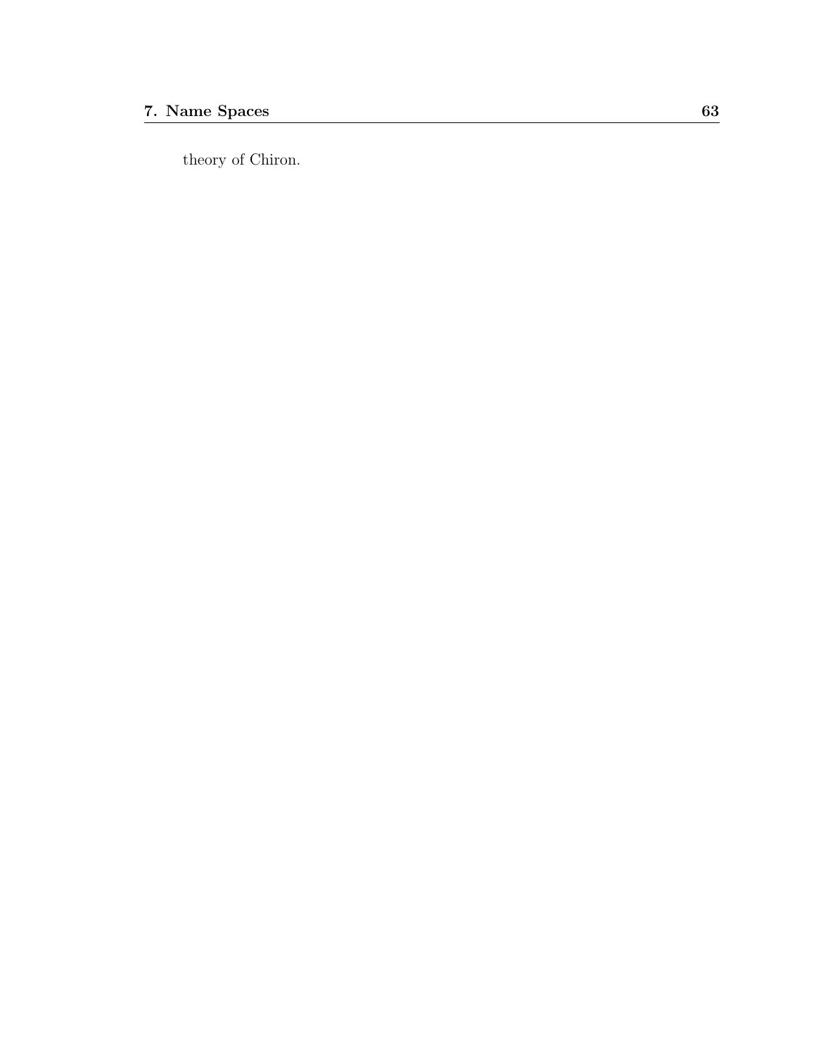theory of Chiron.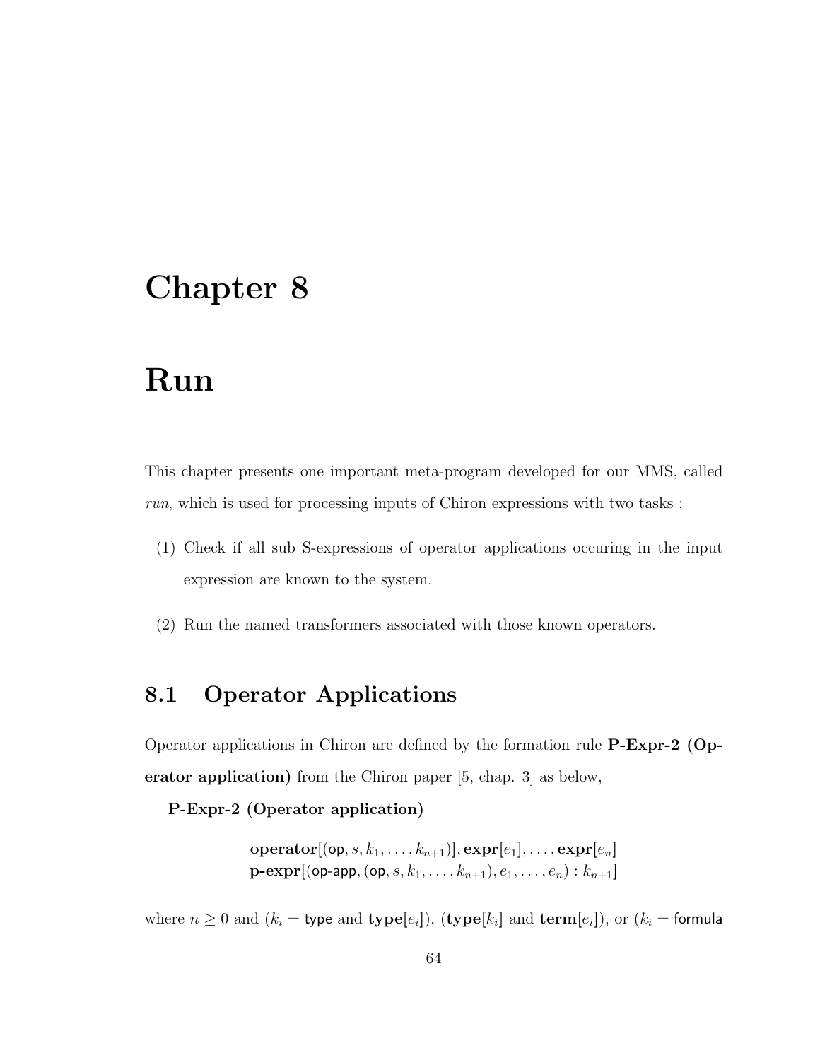# Chapter 8

# Run

This chapter presents one important meta-program developed for our MMS, called *run*, which is used for processing inputs of Chiron expressions with two tasks :

(1) Check if all sub S-expressions of operator applications occuring in the input expression are known to the system.

(2) Run the named transformers associated with those known operators.

## 8.1 Operator Applications

Operator applications in Chiron are defined by the formation rule **P-Expr-2 (Operator application)** from the Chiron paper [5, chap. 3] as below,

**P-Expr-2 (Operator application)**

$$\frac{\textbf{operator}[(\mathsf{op}, s, k_1, \ldots, k_{n+1})], \textbf{expr}[e_1], \ldots, \textbf{expr}[e_n]}{\textbf{p-expr}[(\mathsf{op\text{-}app}, (\mathsf{op}, s, k_1, \ldots, k_{n+1}), e_1, \ldots, e_n) : k_{n+1}]}$$

where $n \geq 0$ and ($k_i = \mathsf{type}$ and $\textbf{type}[e_i]$), ($\textbf{type}[k_i]$ and $\textbf{term}[e_i]$), or ($k_i = \mathsf{formula}$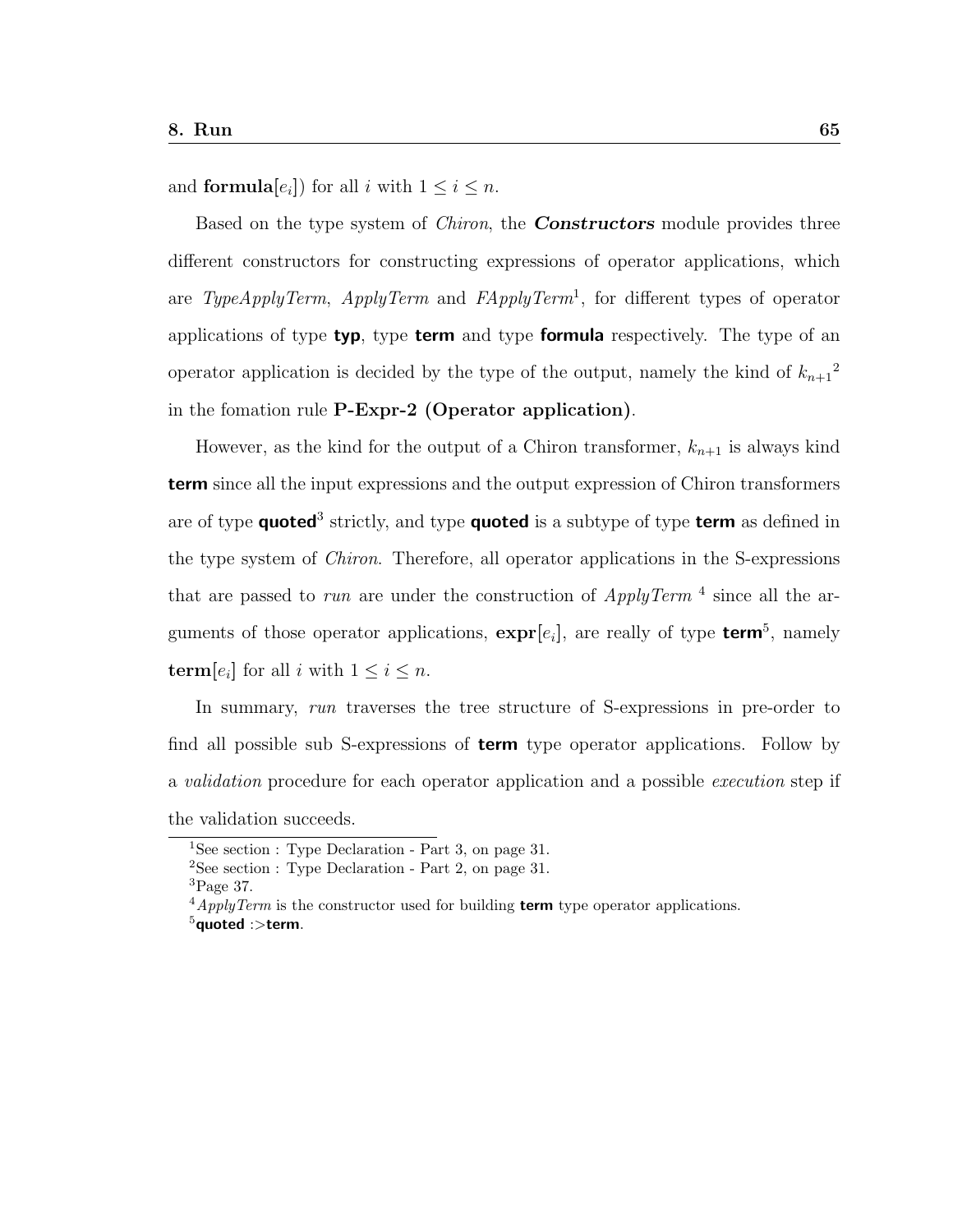and **formula**[$e_i$]) for all $i$ with $1 \leq i \leq n$.

Based on the type system of *Chiron*, the ***Constructors*** module provides three different constructors for constructing expressions of operator applications, which are *TypeApplyTerm*, *ApplyTerm* and *FApplyTerm*[1], for different types of operator applications of type **typ**, type **term** and type **formula** respectively. The type of an operator application is decided by the type of the output, namely the kind of $k_{n+1}$[2] in the fomation rule **P-Expr-2 (Operator application)**.

However, as the kind for the output of a Chiron transformer, $k_{n+1}$ is always kind **term** since all the input expressions and the output expression of Chiron transformers are of type **quoted**[3] strictly, and type **quoted** is a subtype of type **term** as defined in the type system of *Chiron*. Therefore, all operator applications in the S-expressions that are passed to *run* are under the construction of *ApplyTerm* [4] since all the arguments of those operator applications, **expr**[$e_i$], are really of type **term**[5], namely **term**[$e_i$] for all $i$ with $1 \leq i \leq n$.

In summary, *run* traverses the tree structure of S-expressions in pre-order to find all possible sub S-expressions of **term** type operator applications. Follow by a *validation* procedure for each operator application and a possible *execution* step if the validation succeeds.

---

[1] See section : Type Declaration - Part 3, on page 31.

[2] See section : Type Declaration - Part 2, on page 31.

[3] Page 37.

[4] *ApplyTerm* is the constructor used for building **term** type operator applications.

[5] **quoted** :>**term**.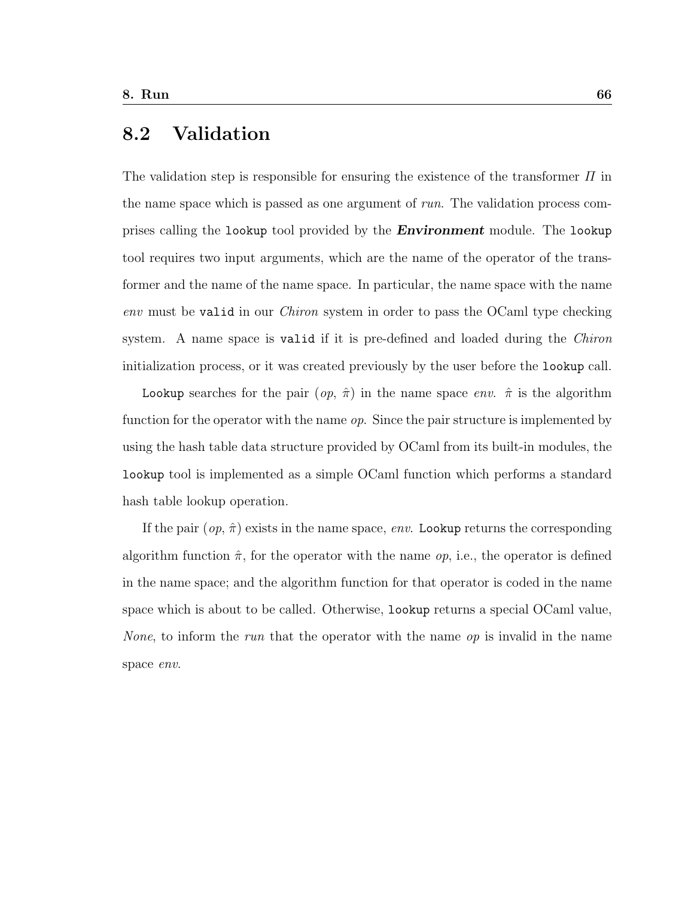## 8.2 Validation

The validation step is responsible for ensuring the existence of the transformer $\Pi$ in the name space which is passed as one argument of *run*. The validation process comprises calling the `lookup` tool provided by the ***Environment*** module. The `lookup` tool requires two input arguments, which are the name of the operator of the transformer and the name of the name space. In particular, the name space with the name *env* must be `valid` in our *Chiron* system in order to pass the OCaml type checking system. A name space is `valid` if it is pre-defined and loaded during the *Chiron* initialization process, or it was created previously by the user before the `lookup` call.

`Lookup` searches for the pair ($op$, $\hat{\pi}$) in the name space *env*. $\hat{\pi}$ is the algorithm function for the operator with the name *op*. Since the pair structure is implemented by using the hash table data structure provided by OCaml from its built-in modules, the `lookup` tool is implemented as a simple OCaml function which performs a standard hash table lookup operation.

If the pair ($op$, $\hat{\pi}$) exists in the name space, *env*. `Lookup` returns the corresponding algorithm function $\hat{\pi}$, for the operator with the name *op*, i.e., the operator is defined in the name space; and the algorithm function for that operator is coded in the name space which is about to be called. Otherwise, `lookup` returns a special OCaml value, *None*, to inform the *run* that the operator with the name *op* is invalid in the name space *env*.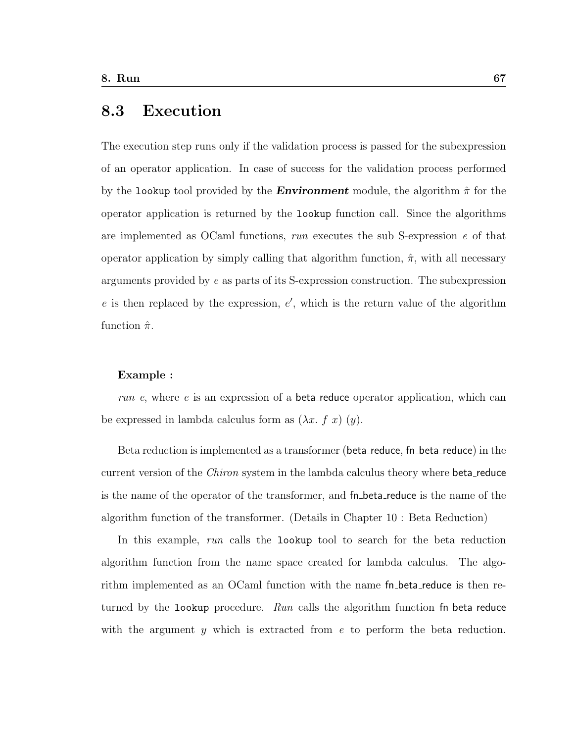## 8.3 Execution

The execution step runs only if the validation process is passed for the subexpression of an operator application. In case of success for the validation process performed by the `lookup` tool provided by the ***Environment*** module, the algorithm $\hat{\pi}$ for the operator application is returned by the `lookup` function call. Since the algorithms are implemented as OCaml functions, *run* executes the sub S-expression $e$ of that operator application by simply calling that algorithm function, $\hat{\pi}$, with all necessary arguments provided by $e$ as parts of its S-expression construction. The subexpression $e$ is then replaced by the expression, $e'$, which is the return value of the algorithm function $\hat{\pi}$.

**Example :**

*run* $e$, where $e$ is an expression of a beta_reduce operator application, which can be expressed in lambda calculus form as $(\lambda x.\ f\ x)\ (y)$.

Beta reduction is implemented as a transformer (beta_reduce, fn_beta_reduce) in the current version of the *Chiron* system in the lambda calculus theory where beta_reduce is the name of the operator of the transformer, and fn_beta_reduce is the name of the algorithm function of the transformer. (Details in Chapter 10 : Beta Reduction)

In this example, *run* calls the `lookup` tool to search for the beta reduction algorithm function from the name space created for lambda calculus. The algorithm implemented as an OCaml function with the name fn_beta_reduce is then returned by the `lookup` procedure. *Run* calls the algorithm function fn_beta_reduce with the argument $y$ which is extracted from $e$ to perform the beta reduction.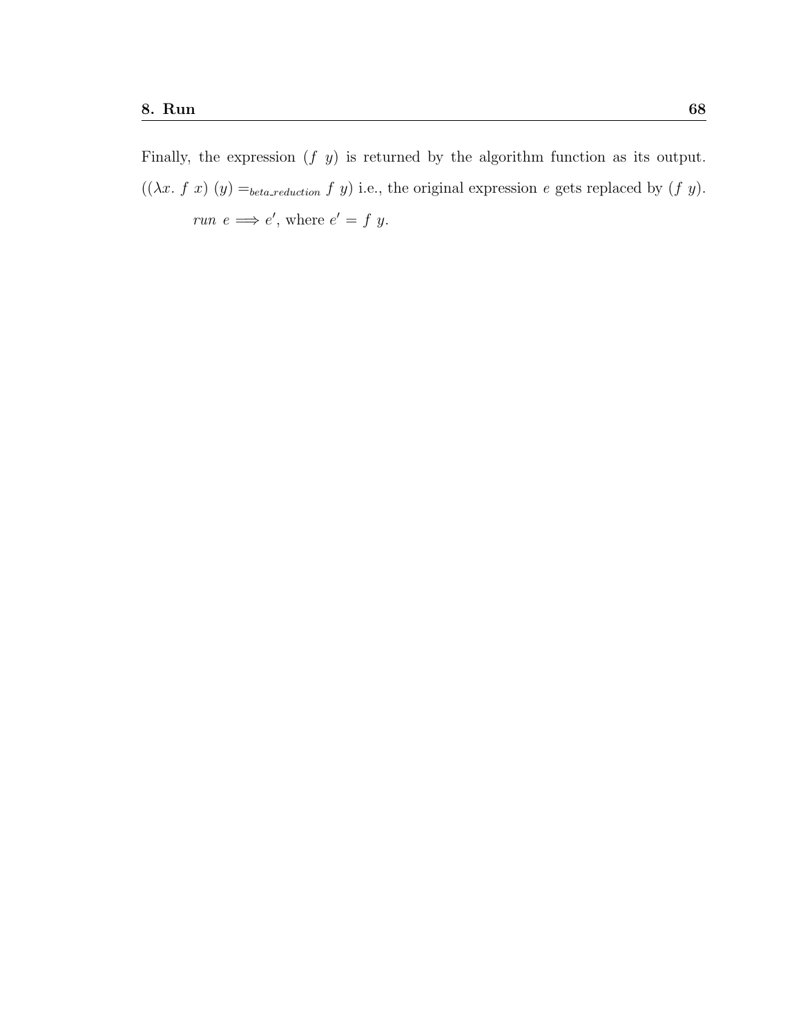Finally, the expression $(f\ y)$ is returned by the algorithm function as its output. $((\lambda x.\ f\ x)\ (y) =_{beta\_reduction} f\ y)$ i.e., the original expression $e$ gets replaced by $(f\ y)$.

$$run\ e \Longrightarrow e', \text{ where } e' = f\ y.$$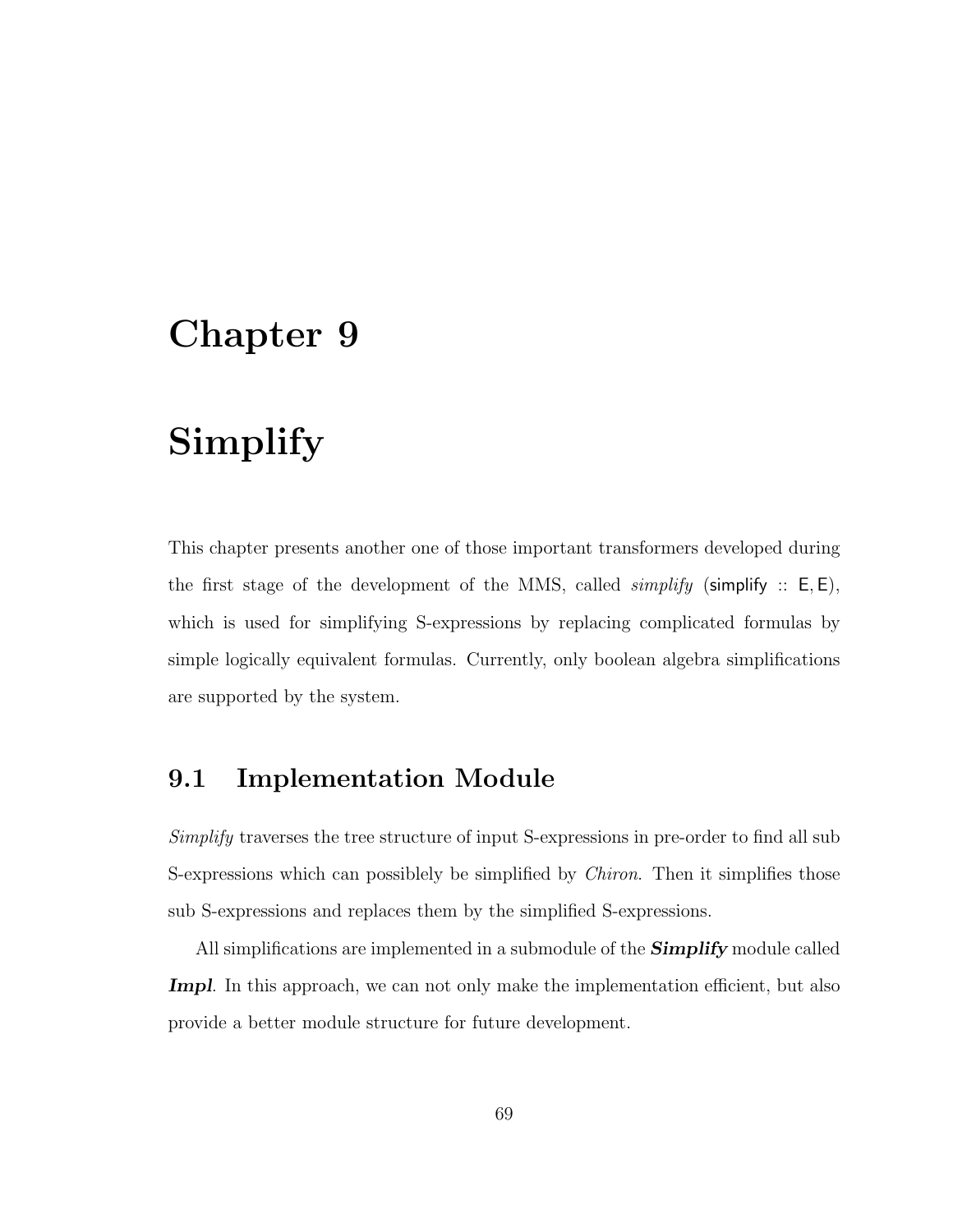# Chapter 9

# Simplify

This chapter presents another one of those important transformers developed during the first stage of the development of the MMS, called *simplify* (simplify :: E, E), which is used for simplifying S-expressions by replacing complicated formulas by simple logically equivalent formulas. Currently, only boolean algebra simplifications are supported by the system.

## 9.1 Implementation Module

*Simplify* traverses the tree structure of input S-expressions in pre-order to find all sub S-expressions which can possiblely be simplified by *Chiron*. Then it simplifies those sub S-expressions and replaces them by the simplified S-expressions.

All simplifications are implemented in a submodule of the ***Simplify*** module called ***Impl***. In this approach, we can not only make the implementation efficient, but also provide a better module structure for future development.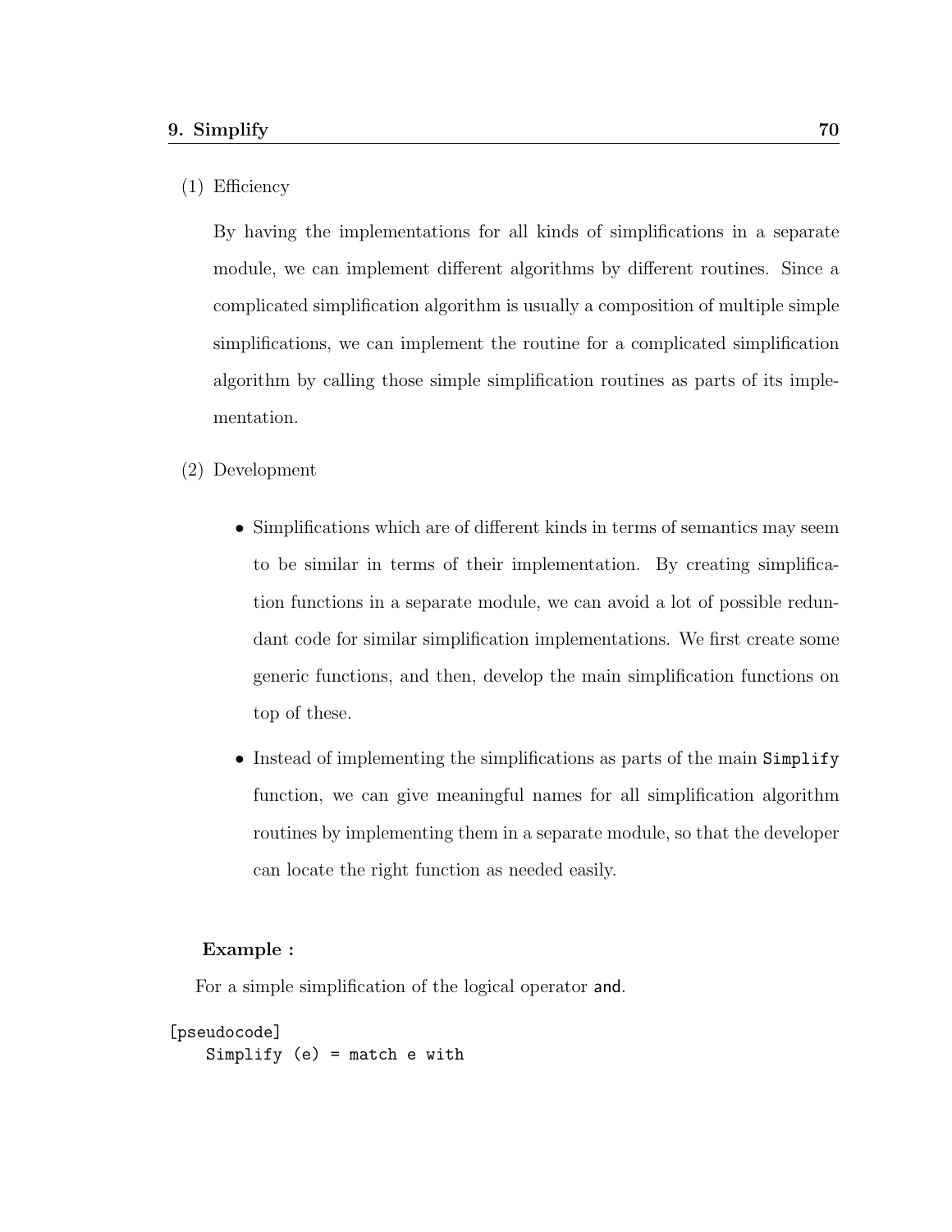(1) Efficiency

By having the implementations for all kinds of simplifications in a separate module, we can implement different algorithms by different routines. Since a complicated simplification algorithm is usually a composition of multiple simple simplifications, we can implement the routine for a complicated simplification algorithm by calling those simple simplification routines as parts of its implementation.

(2) Development

- Simplifications which are of different kinds in terms of semantics may seem to be similar in terms of their implementation. By creating simplification functions in a separate module, we can avoid a lot of possible redundant code for similar simplification implementations. We first create some generic functions, and then, develop the main simplification functions on top of these.
- Instead of implementing the simplifications as parts of the main `Simplify` function, we can give meaningful names for all simplification algorithm routines by implementing them in a separate module, so that the developer can locate the right function as needed easily.

**Example :**

For a simple simplification of the logical operator `and`.

```
[pseudocode]
    Simplify (e) = match e with
```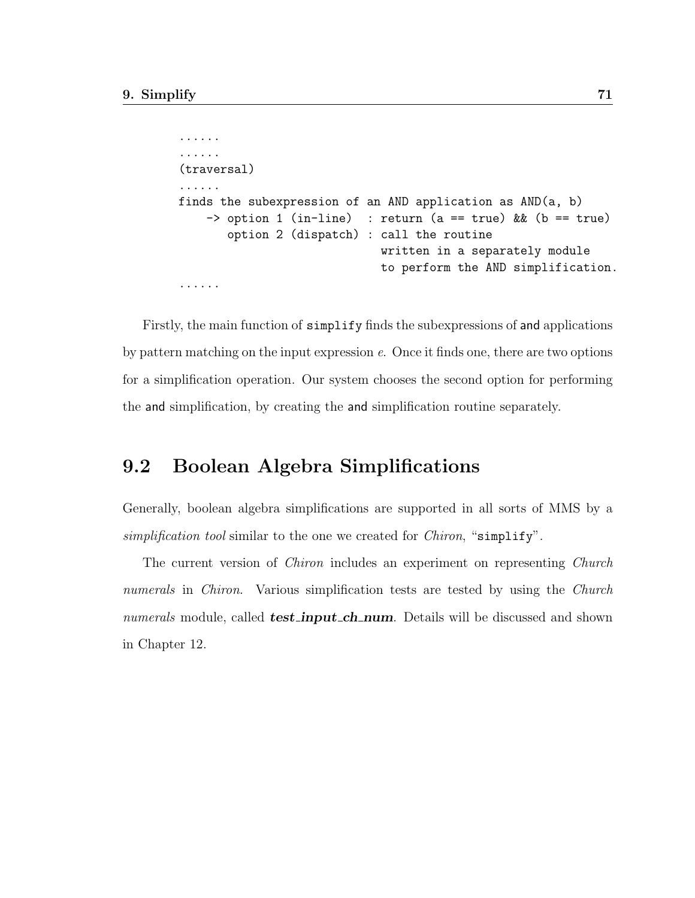```
......
......
(traversal)
......
finds the subexpression of an AND application as AND(a, b)
    -> option 1 (in-line)  : return (a == true) && (b == true)
       option 2 (dispatch) : call the routine
                             written in a separately module
                             to perform the AND simplification.
......
```

Firstly, the main function of `simplify` finds the subexpressions of `and` applications by pattern matching on the input expression $e$. Once it finds one, there are two options for a simplification operation. Our system chooses the second option for performing the `and` simplification, by creating the `and` simplification routine separately.

## 9.2 Boolean Algebra Simplifications

Generally, boolean algebra simplifications are supported in all sorts of MMS by a *simplification tool* similar to the one we created for *Chiron*, "`simplify`".

The current version of *Chiron* includes an experiment on representing *Church numerals* in *Chiron*. Various simplification tests are tested by using the *Church numerals* module, called ***test_input_ch_num***. Details will be discussed and shown in Chapter 12.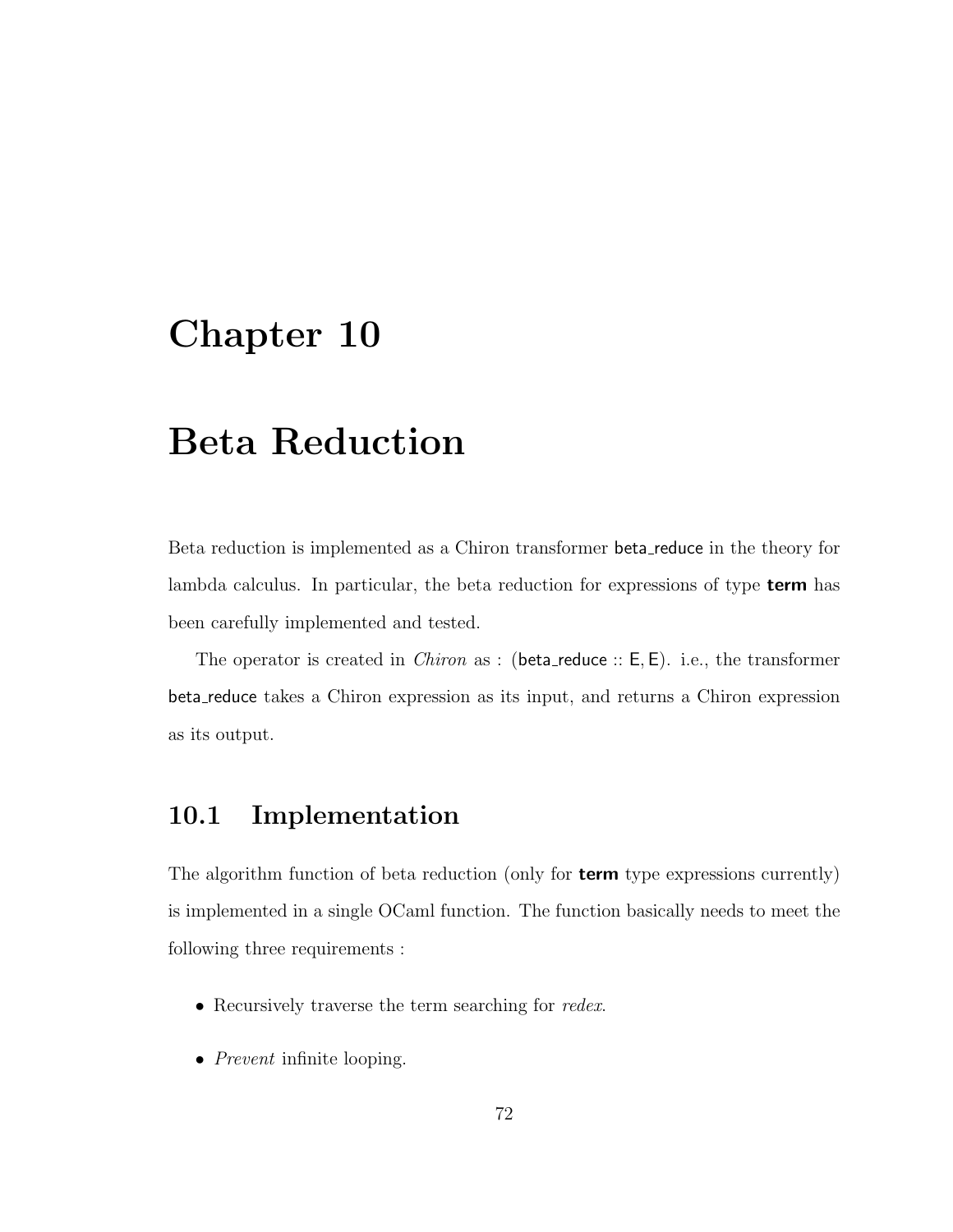# Chapter 10

# Beta Reduction

Beta reduction is implemented as a Chiron transformer beta_reduce in the theory for lambda calculus. In particular, the beta reduction for expressions of type **term** has been carefully implemented and tested.

The operator is created in *Chiron* as : (beta_reduce :: E, E). i.e., the transformer beta_reduce takes a Chiron expression as its input, and returns a Chiron expression as its output.

## 10.1 Implementation

The algorithm function of beta reduction (only for **term** type expressions currently) is implemented in a single OCaml function. The function basically needs to meet the following three requirements :

- Recursively traverse the term searching for *redex*.
- *Prevent* infinite looping.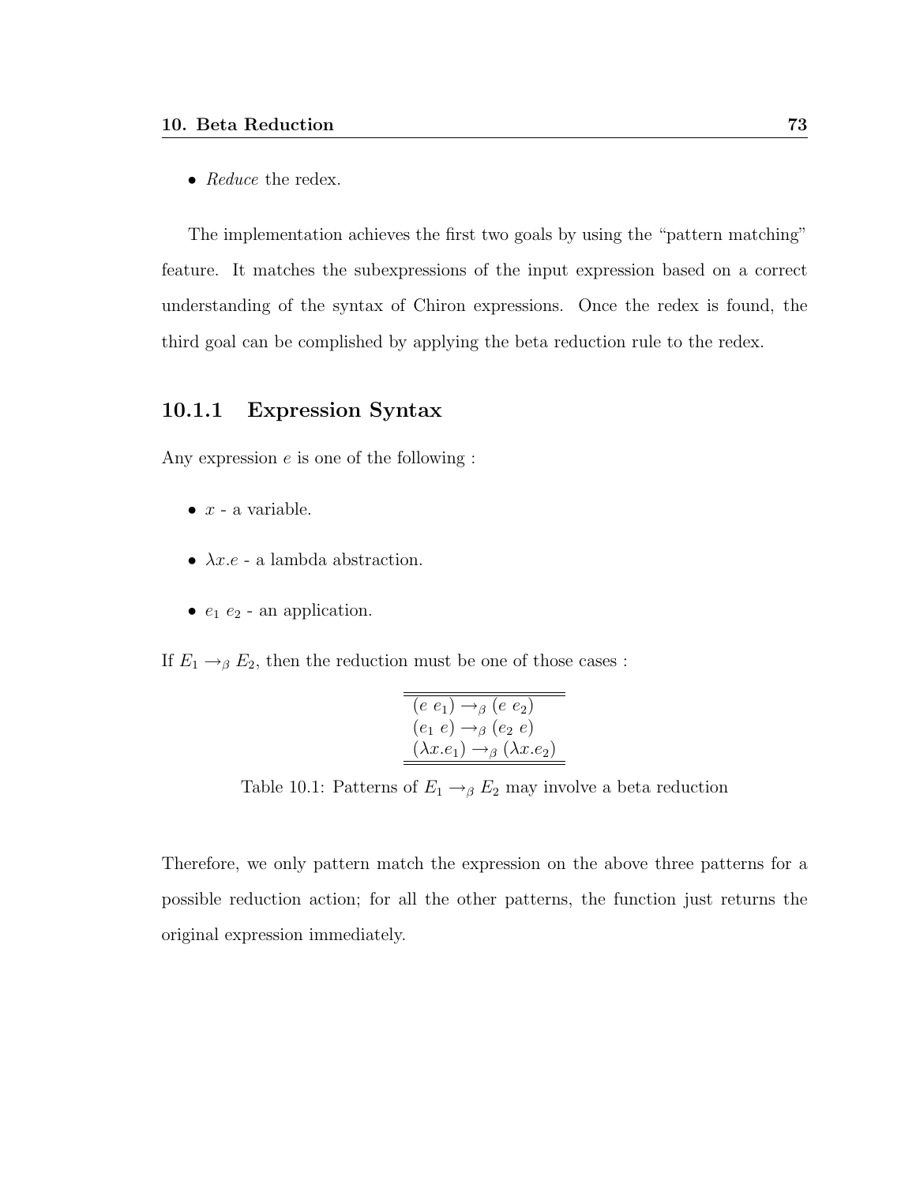- *Reduce* the redex.

The implementation achieves the first two goals by using the "pattern matching" feature. It matches the subexpressions of the input expression based on a correct understanding of the syntax of Chiron expressions. Once the redex is found, the third goal can be complished by applying the beta reduction rule to the redex.

### 10.1.1 Expression Syntax

Any expression $e$ is one of the following :

- $x$ - a variable.
- $\lambda x.e$ - a lambda abstraction.
- $e_1\ e_2$ - an application.

If $E_1 \rightarrow_\beta E_2$, then the reduction must be one of those cases :

| |
|---|
| $(e\ e_1) \rightarrow_\beta (e\ e_2)$ |
| $(e_1\ e) \rightarrow_\beta (e_2\ e)$ |
| $(\lambda x.e_1) \rightarrow_\beta (\lambda x.e_2)$ |

Table 10.1: Patterns of $E_1 \rightarrow_\beta E_2$ may involve a beta reduction

Therefore, we only pattern match the expression on the above three patterns for a possible reduction action; for all the other patterns, the function just returns the original expression immediately.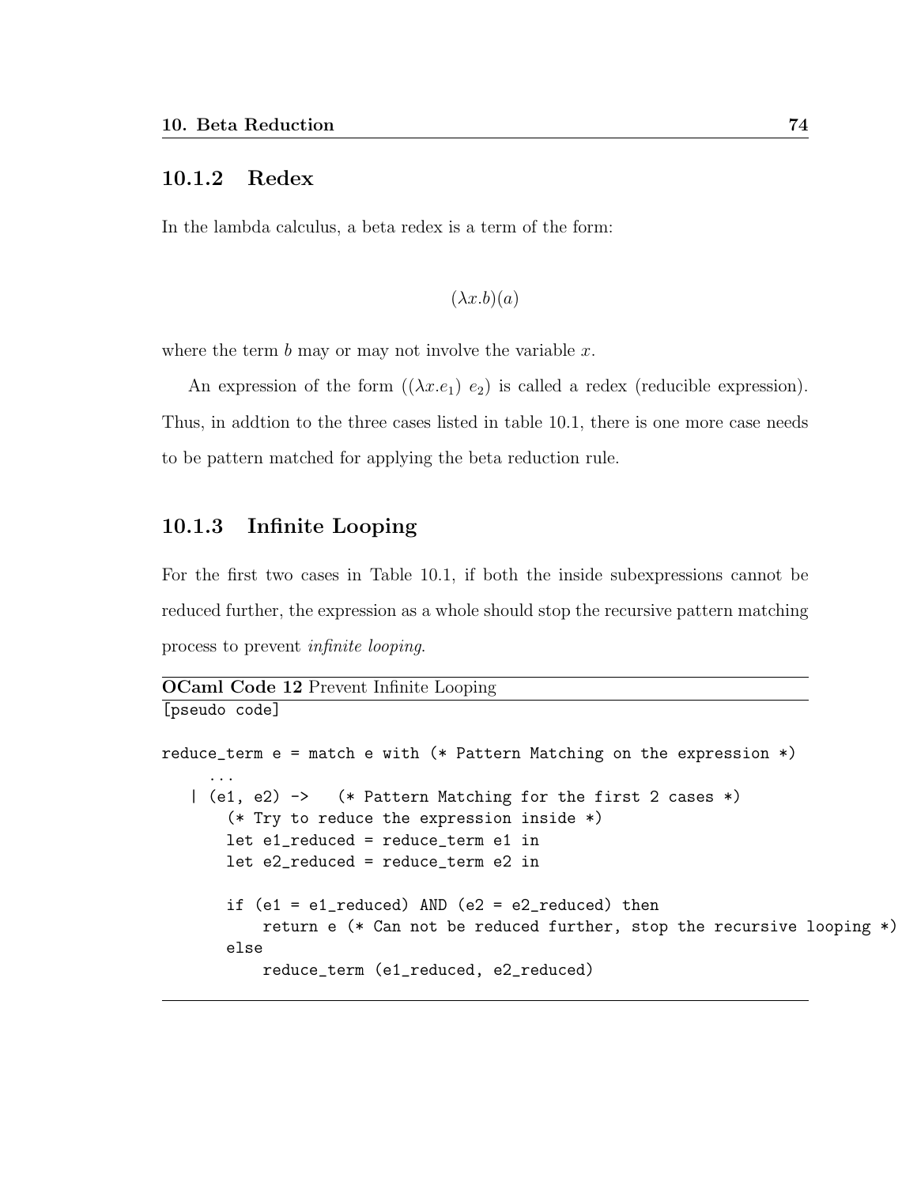### 10.1.2 Redex

In the lambda calculus, a beta redex is a term of the form:

$$(\lambda x.b)(a)$$

where the term $b$ may or may not involve the variable $x$.

An expression of the form $((\lambda x.e_1)\ e_2)$ is called a redex (reducible expression). Thus, in addtion to the three cases listed in table 10.1, there is one more case needs to be pattern matched for applying the beta reduction rule.

### 10.1.3 Infinite Looping

For the first two cases in Table 10.1, if both the inside subexpressions cannot be reduced further, the expression as a whole should stop the recursive pattern matching process to prevent *infinite looping*.

**OCaml Code 12** Prevent Infinite Looping

```
[pseudo code]

reduce_term e = match e with (* Pattern Matching on the expression *)
    ...
  | (e1, e2) ->   (* Pattern Matching for the first 2 cases *)
      (* Try to reduce the expression inside *)
      let e1_reduced = reduce_term e1 in
      let e2_reduced = reduce_term e2 in

      if (e1 = e1_reduced) AND (e2 = e2_reduced) then
          return e (* Can not be reduced further, stop the recursive looping *)
      else
          reduce_term (e1_reduced, e2_reduced)
```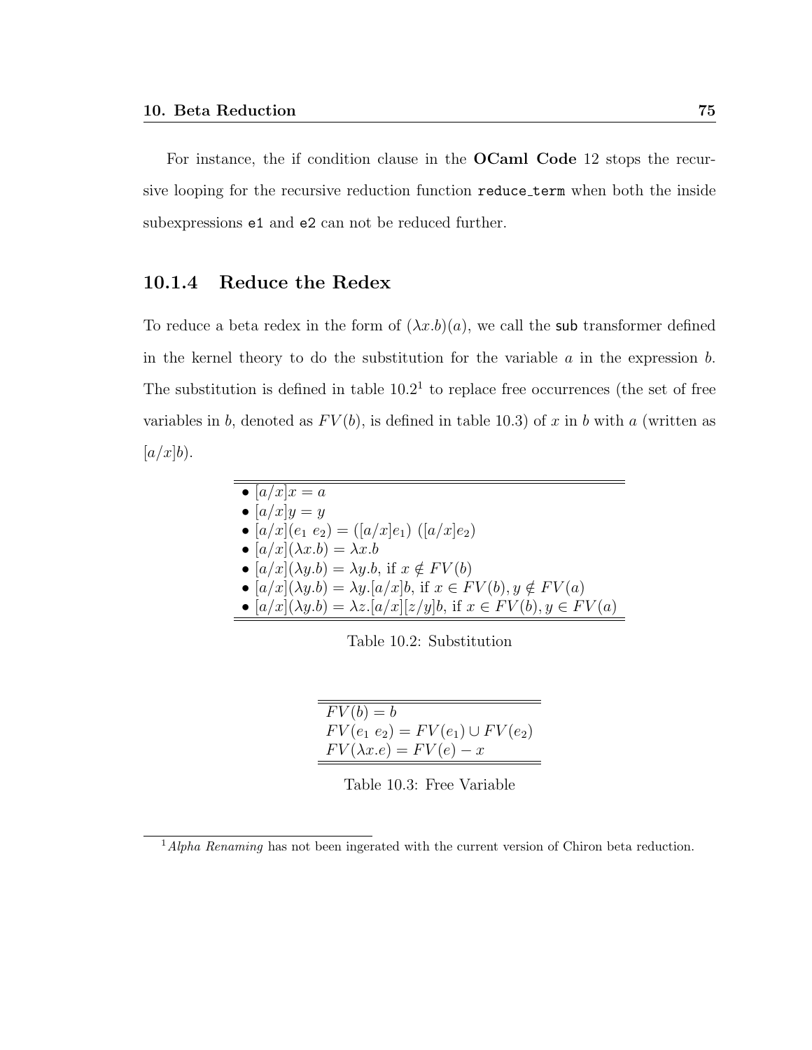For instance, the if condition clause in the **OCaml Code** 12 stops the recursive looping for the recursive reduction function `reduce_term` when both the inside subexpressions `e1` and `e2` can not be reduced further.

### 10.1.4 Reduce the Redex

To reduce a beta redex in the form of $(\lambda x.b)(a)$, we call the `sub` transformer defined in the kernel theory to do the substitution for the variable $a$ in the expression $b$. The substitution is defined in table 10.2[1] to replace free occurrences (the set of free variables in $b$, denoted as $FV(b)$, is defined in table 10.3) of $x$ in $b$ with $a$ (written as $[a/x]b$).

| |
|---|
| • $[a/x]x = a$ |
| • $[a/x]y = y$ |
| • $[a/x](e_1\ e_2) = ([a/x]e_1)\ ([a/x]e_2)$ |
| • $[a/x](\lambda x.b) = \lambda x.b$ |
| • $[a/x](\lambda y.b) = \lambda y.b$, if $x \notin FV(b)$ |
| • $[a/x](\lambda y.b) = \lambda y.[a/x]b$, if $x \in FV(b), y \notin FV(a)$ |
| • $[a/x](\lambda y.b) = \lambda z.[a/x][z/y]b$, if $x \in FV(b), y \in FV(a)$ |

Table 10.2: Substitution

| |
|---|
| $FV(b) = b$ |
| $FV(e_1\ e_2) = FV(e_1) \cup FV(e_2)$ |
| $FV(\lambda x.e) = FV(e) - x$ |

Table 10.3: Free Variable

[1] *Alpha Renaming* has not been ingerated with the current version of Chiron beta reduction.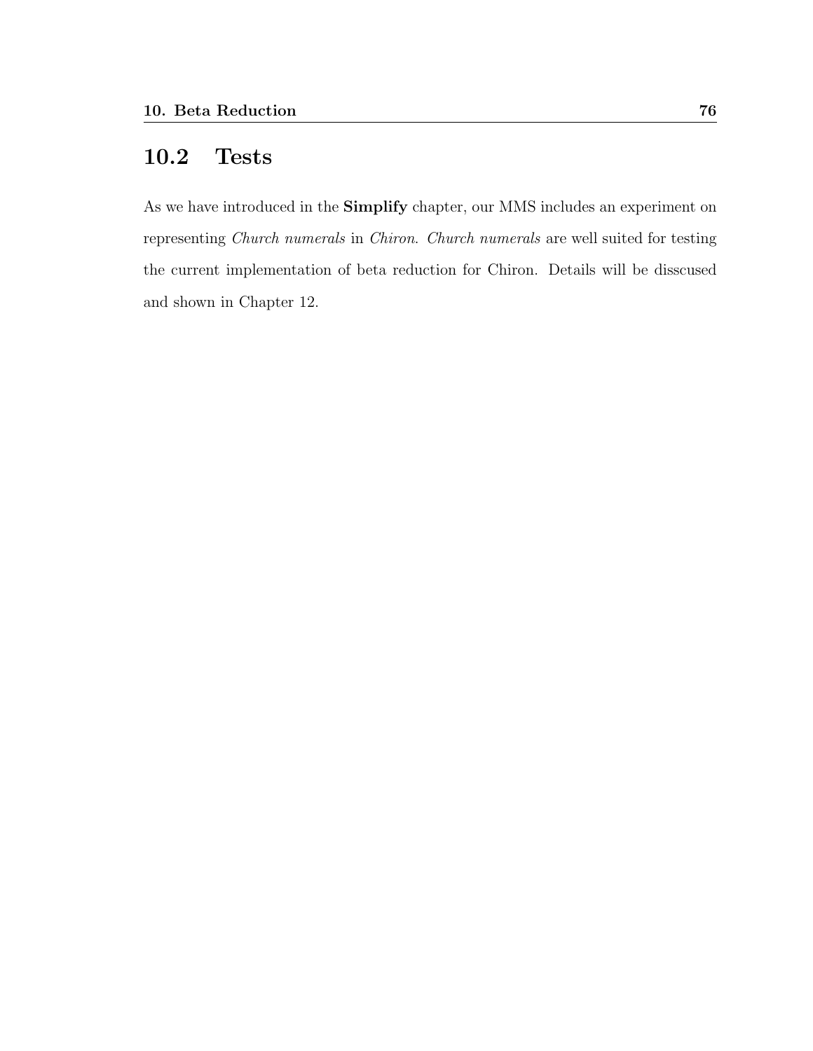## 10.2 Tests

As we have introduced in the **Simplify** chapter, our MMS includes an experiment on representing *Church numerals* in *Chiron*. *Church numerals* are well suited for testing the current implementation of beta reduction for Chiron. Details will be disscused and shown in Chapter 12.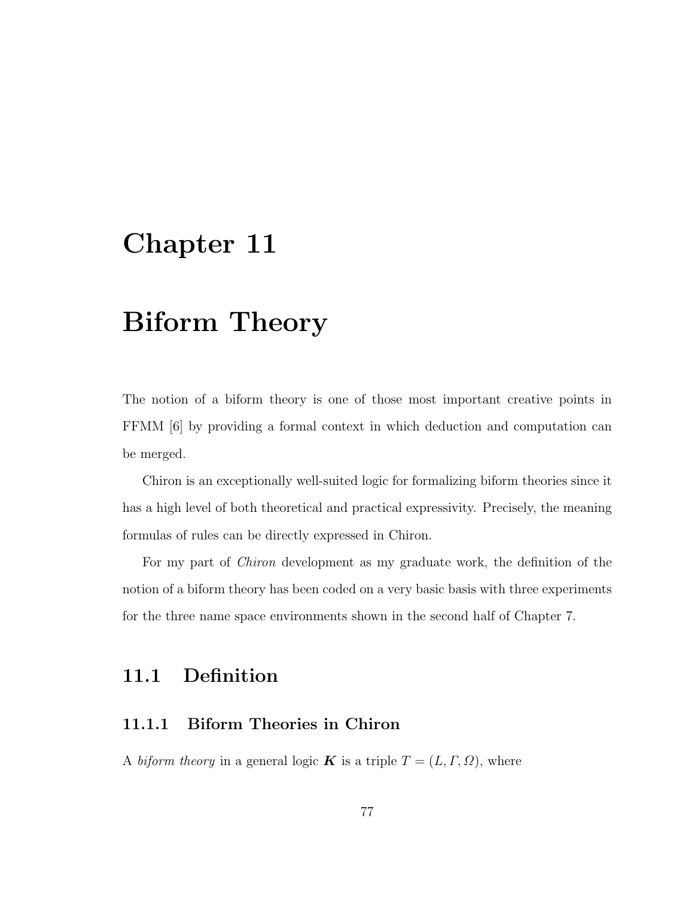# Chapter 11

# Biform Theory

The notion of a biform theory is one of those most important creative points in FFMM [6] by providing a formal context in which deduction and computation can be merged.

Chiron is an exceptionally well-suited logic for formalizing biform theories since it has a high level of both theoretical and practical expressivity. Precisely, the meaning formulas of rules can be directly expressed in Chiron.

For my part of *Chiron* development as my graduate work, the definition of the notion of a biform theory has been coded on a very basic basis with three experiments for the three name space environments shown in the second half of Chapter 7.

## 11.1 Definition

### 11.1.1 Biform Theories in Chiron

A *biform theory* in a general logic $\boldsymbol{K}$ is a triple $T = (L, \Gamma, \Omega)$, where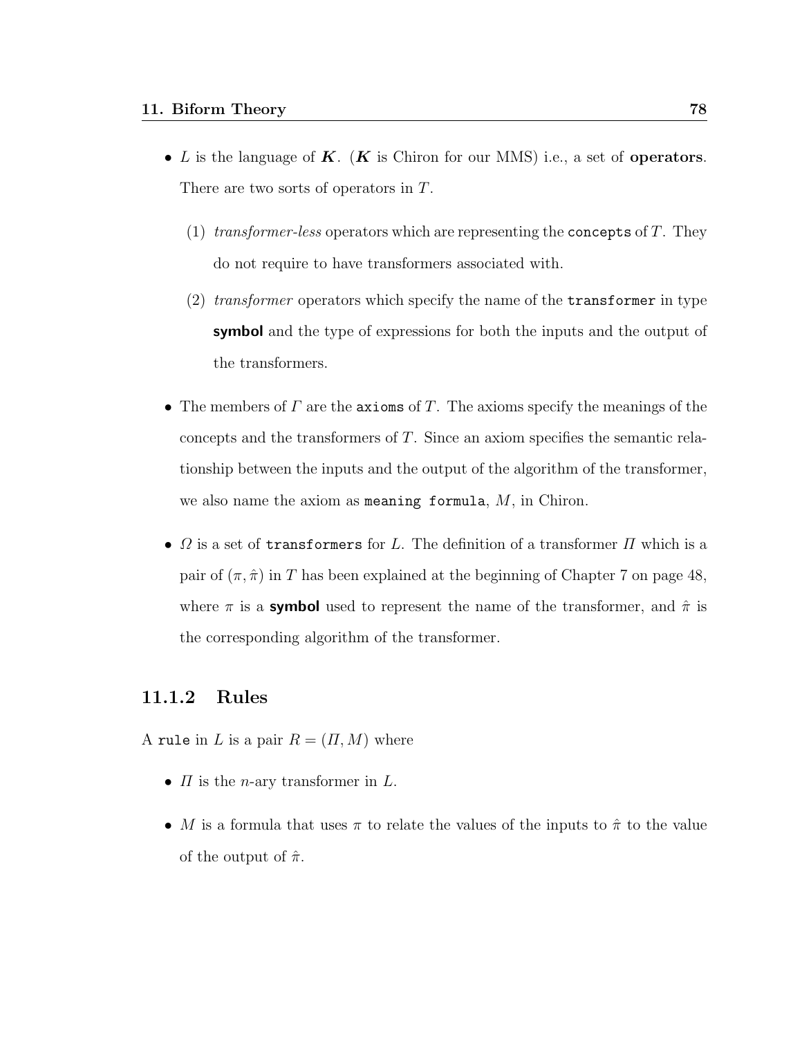- $L$ is the language of $\boldsymbol{K}$. ($\boldsymbol{K}$ is Chiron for our MMS) i.e., a set of **operators**. There are two sorts of operators in $T$.

  (1) *transformer-less* operators which are representing the `concepts` of $T$. They do not require to have transformers associated with.

  (2) *transformer* operators which specify the name of the `transformer` in type **symbol** and the type of expressions for both the inputs and the output of the transformers.

- The members of $\Gamma$ are the `axioms` of $T$. The axioms specify the meanings of the concepts and the transformers of $T$. Since an axiom specifies the semantic relationship between the inputs and the output of the algorithm of the transformer, we also name the axiom as `meaning formula`, $M$, in Chiron.

- $\Omega$ is a set of `transformers` for $L$. The definition of a transformer $\Pi$ which is a pair of $(\pi, \hat{\pi})$ in $T$ has been explained at the beginning of Chapter 7 on page 48, where $\pi$ is a **symbol** used to represent the name of the transformer, and $\hat{\pi}$ is the corresponding algorithm of the transformer.

### 11.1.2 Rules

A `rule` in $L$ is a pair $R = (\Pi, M)$ where

- $\Pi$ is the $n$-ary transformer in $L$.

- $M$ is a formula that uses $\pi$ to relate the values of the inputs to $\hat{\pi}$ to the value of the output of $\hat{\pi}$.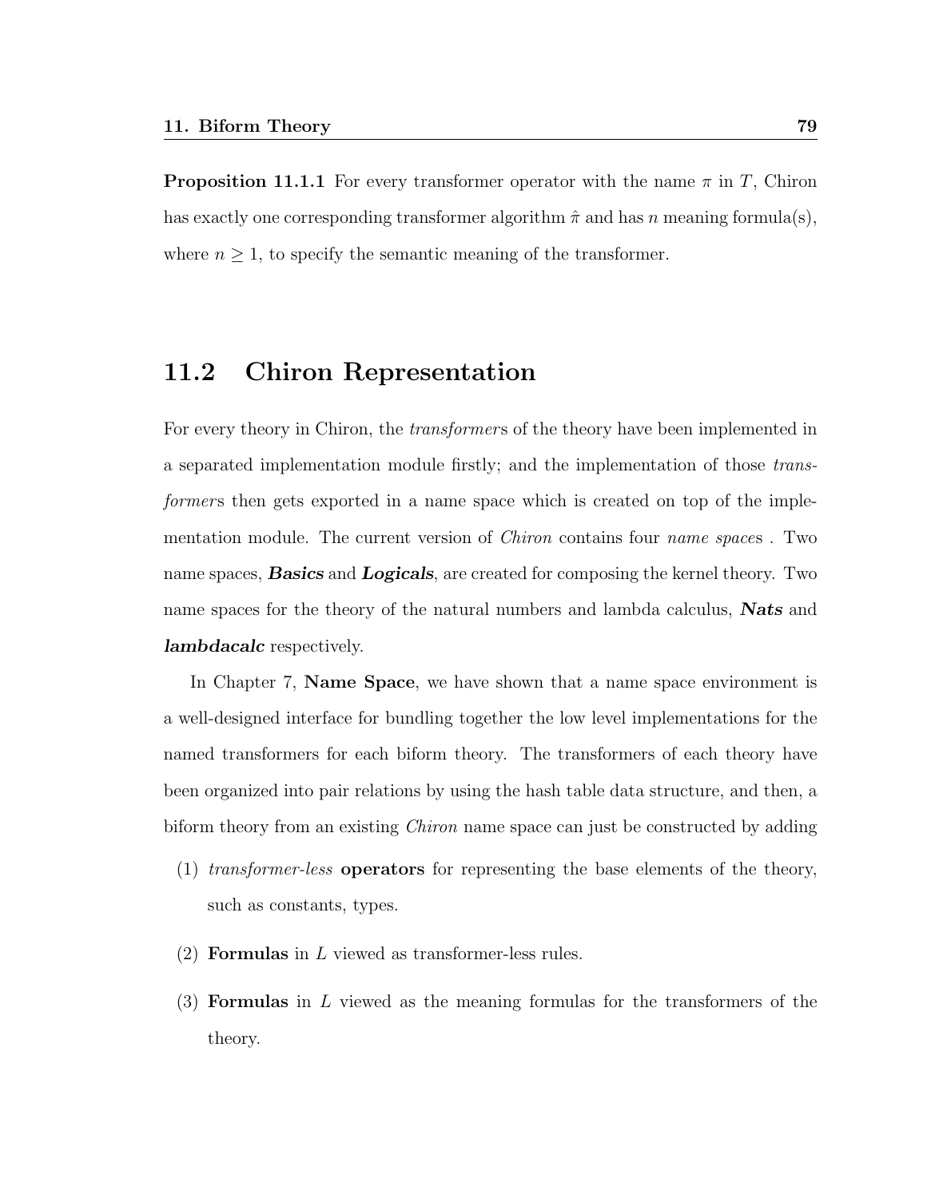**Proposition 11.1.1** For every transformer operator with the name $\pi$ in $T$, Chiron has exactly one corresponding transformer algorithm $\hat{\pi}$ and has $n$ meaning formula(s), where $n \geq 1$, to specify the semantic meaning of the transformer.

## 11.2 Chiron Representation

For every theory in Chiron, the *transformer*s of the theory have been implemented in a separated implementation module firstly; and the implementation of those *transformer*s then gets exported in a name space which is created on top of the implementation module. The current version of *Chiron* contains four *name space*s . Two name spaces, ***Basics*** and ***Logicals***, are created for composing the kernel theory. Two name spaces for the theory of the natural numbers and lambda calculus, ***Nats*** and ***lambdacalc*** respectively.

In Chapter 7, **Name Space**, we have shown that a name space environment is a well-designed interface for bundling together the low level implementations for the named transformers for each biform theory. The transformers of each theory have been organized into pair relations by using the hash table data structure, and then, a biform theory from an existing *Chiron* name space can just be constructed by adding

(1) *transformer-less* **operators** for representing the base elements of the theory, such as constants, types.

(2) **Formulas** in $L$ viewed as transformer-less rules.

(3) **Formulas** in $L$ viewed as the meaning formulas for the transformers of the theory.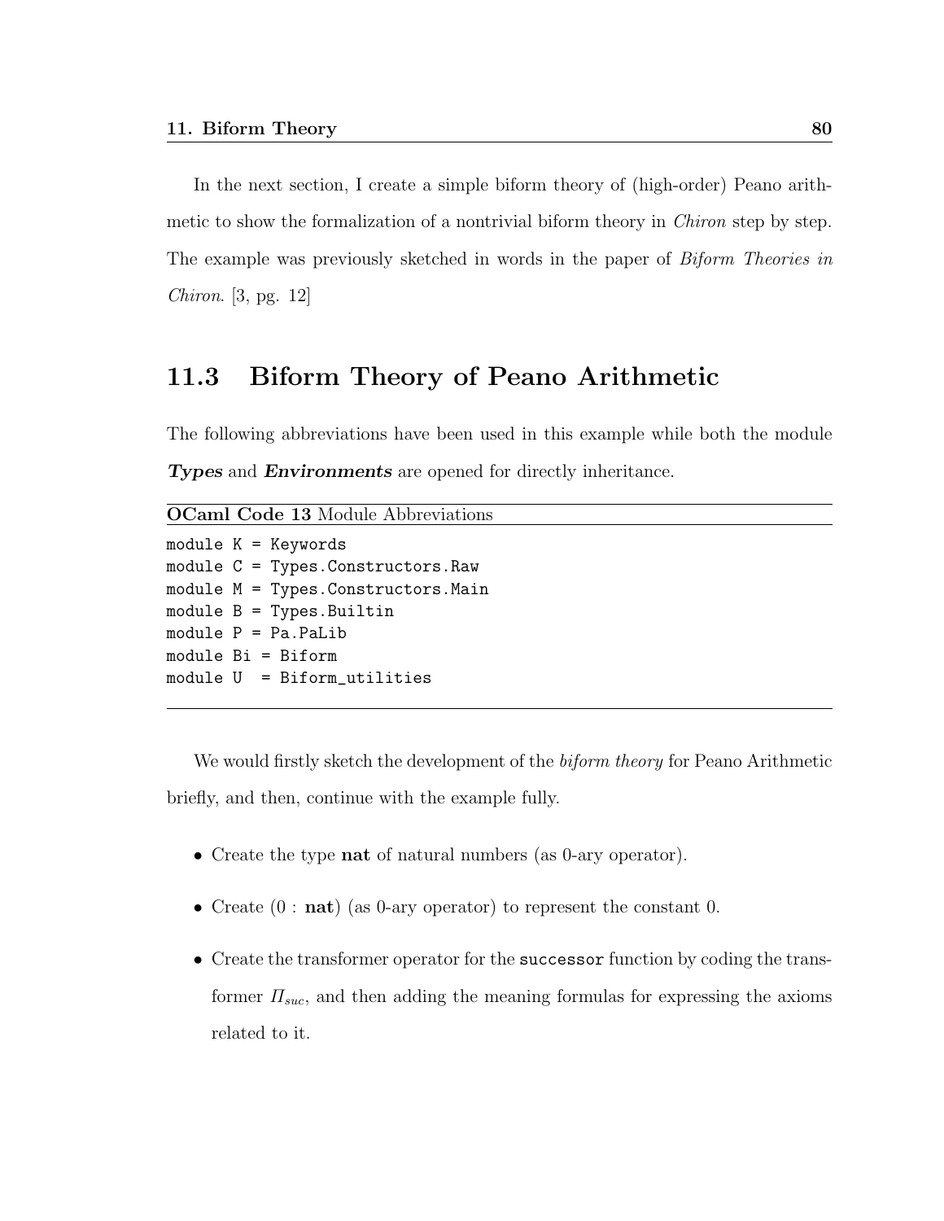In the next section, I create a simple biform theory of (high-order) Peano arithmetic to show the formalization of a nontrivial biform theory in *Chiron* step by step. The example was previously sketched in words in the paper of *Biform Theories in Chiron*. [3, pg. 12]

## 11.3 Biform Theory of Peano Arithmetic

The following abbreviations have been used in this example while both the module ***Types*** and ***Environments*** are opened for directly inheritance.

**OCaml Code 13** Module Abbreviations

```
module K = Keywords
module C = Types.Constructors.Raw
module M = Types.Constructors.Main
module B = Types.Builtin
module P = Pa.PaLib
module Bi = Biform
module U  = Biform_utilities
```

We would firstly sketch the development of the *biform theory* for Peano Arithmetic briefly, and then, continue with the example fully.

- Create the type **nat** of natural numbers (as 0-ary operator).
- Create (0 : **nat**) (as 0-ary operator) to represent the constant 0.
- Create the transformer operator for the `successor` function by coding the transformer $\Pi_{suc}$, and then adding the meaning formulas for expressing the axioms related to it.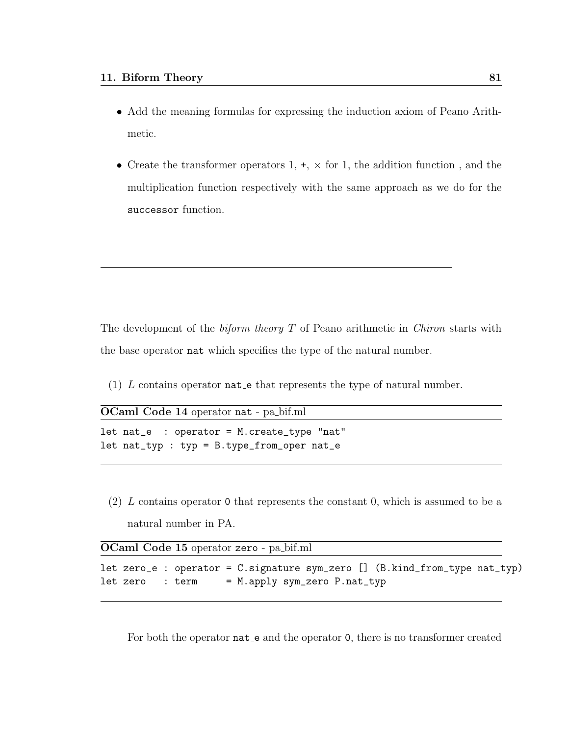- Add the meaning formulas for expressing the induction axiom of Peano Arithmetic.

- Create the transformer operators 1, +, × for 1, the addition function , and the multiplication function respectively with the same approach as we do for the `successor` function.

---

The development of the *biform theory T* of Peano arithmetic in *Chiron* starts with the base operator `nat` which specifies the type of the natural number.

(1) $L$ contains operator `nat_e` that represents the type of natural number.

**OCaml Code 14** operator `nat` - pa_bif.ml

```
let nat_e  : operator = M.create_type "nat"
let nat_typ : typ = B.type_from_oper nat_e
```

(2) $L$ contains operator `0` that represents the constant 0, which is assumed to be a natural number in PA.

**OCaml Code 15** operator `zero` - pa_bif.ml

```
let zero_e : operator = C.signature sym_zero [] (B.kind_from_type nat_typ)
let zero   : term     = M.apply sym_zero P.nat_typ
```

For both the operator `nat_e` and the operator `0`, there is no transformer created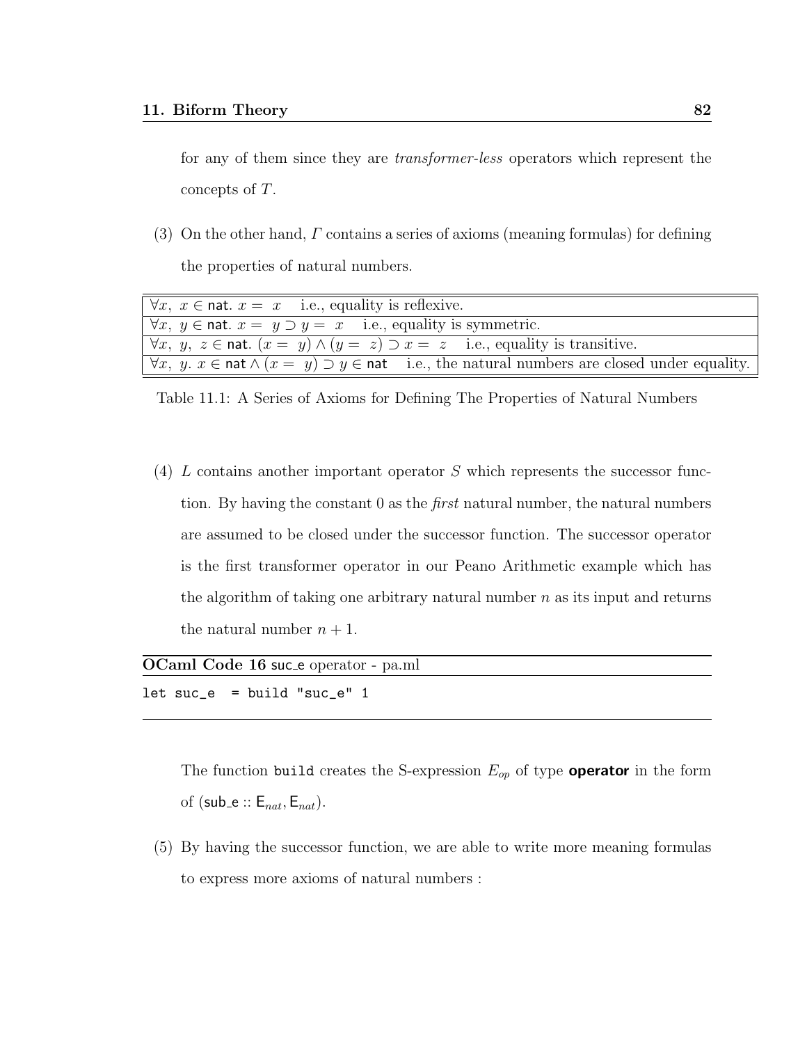for any of them since they are *transformer-less* operators which represent the concepts of $T$.

(3) On the other hand, $\Gamma$ contains a series of axioms (meaning formulas) for defining the properties of natural numbers.

| |
|---|
| $\forall x,\ x \in \mathsf{nat}.\ x =\ x$ i.e., equality is reflexive. |
| $\forall x,\ y \in \mathsf{nat}.\ x =\ y \supset y =\ x$ i.e., equality is symmetric. |
| $\forall x,\ y,\ z \in \mathsf{nat}.\ (x =\ y) \wedge (y =\ z) \supset x =\ z$ i.e., equality is transitive. |
| $\forall x,\ y.\ x \in \mathsf{nat} \wedge (x =\ y) \supset y \in \mathsf{nat}$ i.e., the natural numbers are closed under equality. |

Table 11.1: A Series of Axioms for Defining The Properties of Natural Numbers

(4) $L$ contains another important operator $S$ which represents the successor function. By having the constant 0 as the *first* natural number, the natural numbers are assumed to be closed under the successor function. The successor operator is the first transformer operator in our Peano Arithmetic example which has the algorithm of taking one arbitrary natural number $n$ as its input and returns the natural number $n + 1$.

**OCaml Code 16** suc_e operator - pa.ml

```
let suc_e  = build "suc_e" 1
```

The function build creates the S-expression $E_{op}$ of type **operator** in the form of ($\mathsf{sub\_e} :: \mathsf{E}_{nat}, \mathsf{E}_{nat}$).

(5) By having the successor function, we are able to write more meaning formulas to express more axioms of natural numbers :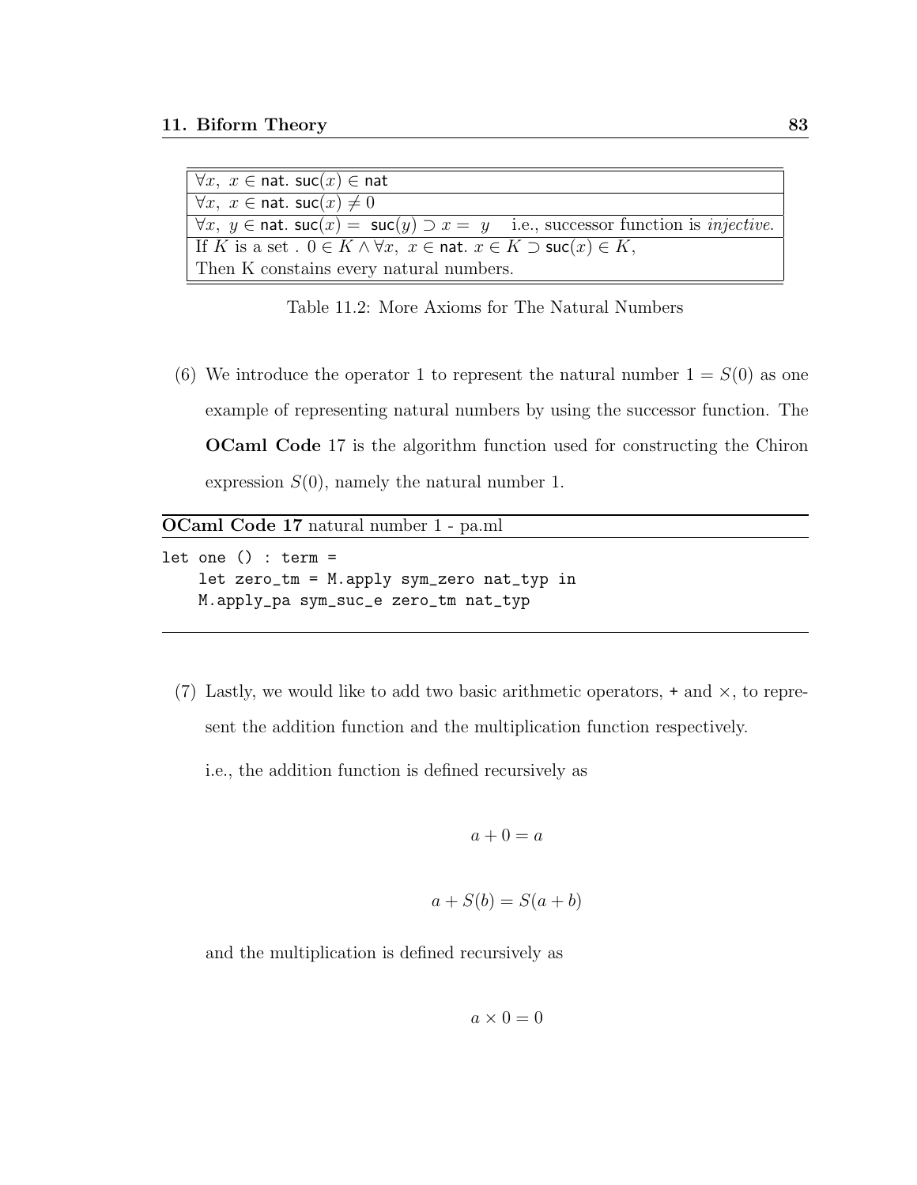| |
|---|
| $\forall x,\ x \in \mathsf{nat}.\ \mathsf{suc}(x) \in \mathsf{nat}$ |
| $\forall x,\ x \in \mathsf{nat}.\ \mathsf{suc}(x) \neq 0$ |
| $\forall x,\ y \in \mathsf{nat}.\ \mathsf{suc}(x) = \mathsf{suc}(y) \supset x = y$ i.e., successor function is *injective.* |
| If $K$ is a set . $0 \in K \wedge \forall x,\ x \in \mathsf{nat}.\ x \in K \supset \mathsf{suc}(x) \in K$, Then K constains every natural numbers. |

Table 11.2: More Axioms for The Natural Numbers

(6) We introduce the operator 1 to represent the natural number $1 = S(0)$ as one example of representing natural numbers by using the successor function. The **OCaml Code** 17 is the algorithm function used for constructing the Chiron expression $S(0)$, namely the natural number 1.

**OCaml Code 17** natural number 1 - pa.ml

```
let one () : term =
    let zero_tm = M.apply sym_zero nat_typ in
    M.apply_pa sym_suc_e zero_tm nat_typ
```

(7) Lastly, we would like to add two basic arithmetic operators, + and $\times$, to represent the addition function and the multiplication function respectively.

i.e., the addition function is defined recursively as

$$a + 0 = a$$

$$a + S(b) = S(a + b)$$

and the multiplication is defined recursively as

$$a \times 0 = 0$$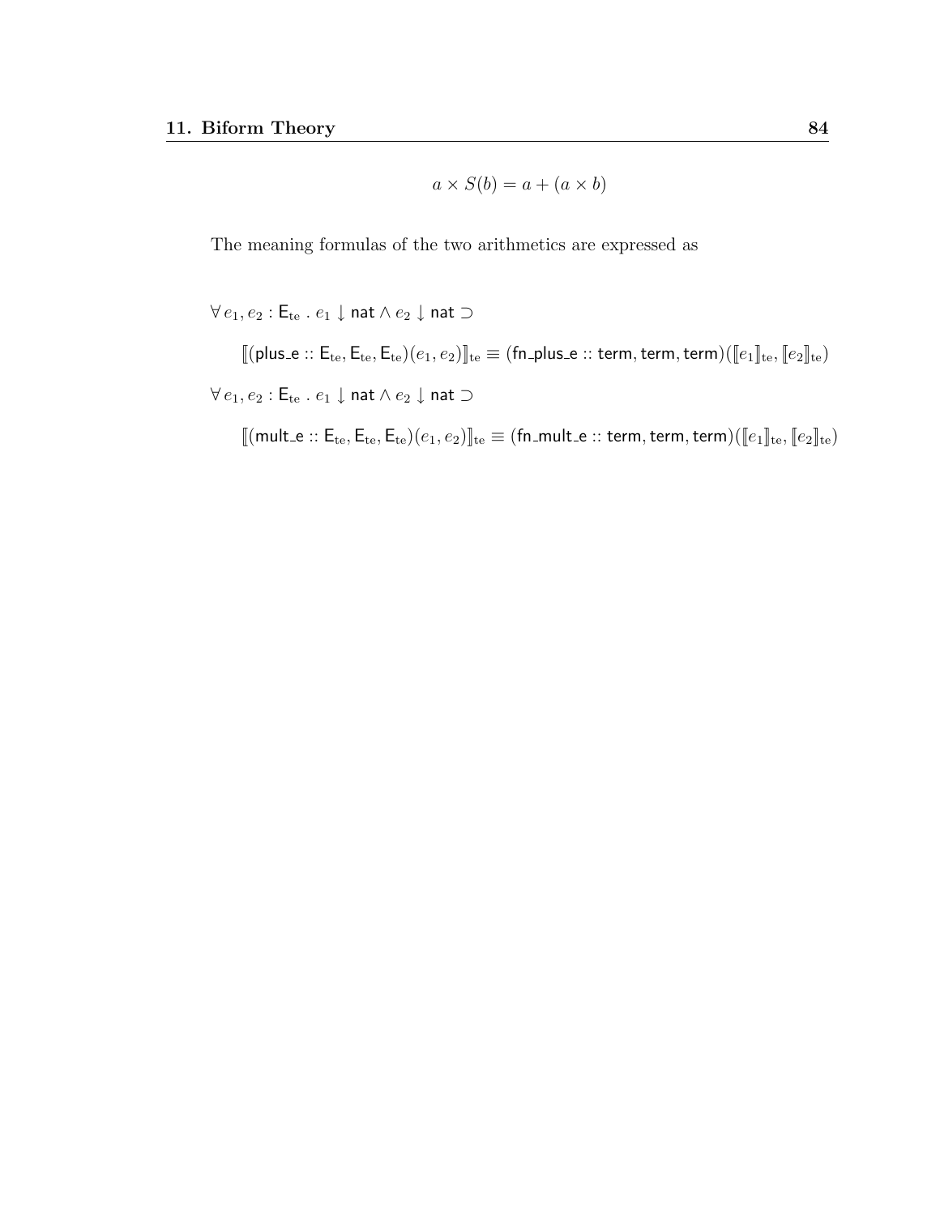$$a \times S(b) = a + (a \times b)$$

The meaning formulas of the two arithmetics are expressed as

$$\forall\, e_1, e_2 : \mathsf{E}_{\mathrm{te}} \;.\; e_1 \downarrow \mathsf{nat} \wedge e_2 \downarrow \mathsf{nat} \supset$$

$$[\![(\mathsf{plus\_e} :: \mathsf{E}_{\mathrm{te}}, \mathsf{E}_{\mathrm{te}}, \mathsf{E}_{\mathrm{te}})(e_1, e_2)]\!]_{\mathrm{te}} \equiv (\mathsf{fn\_plus\_e} :: \mathsf{term}, \mathsf{term}, \mathsf{term})([\![e_1]\!]_{\mathrm{te}}, [\![e_2]\!]_{\mathrm{te}})$$

$$\forall\, e_1, e_2 : \mathsf{E}_{\mathrm{te}} \;.\; e_1 \downarrow \mathsf{nat} \wedge e_2 \downarrow \mathsf{nat} \supset$$

$$[\![(\mathsf{mult\_e} :: \mathsf{E}_{\mathrm{te}}, \mathsf{E}_{\mathrm{te}}, \mathsf{E}_{\mathrm{te}})(e_1, e_2)]\!]_{\mathrm{te}} \equiv (\mathsf{fn\_mult\_e} :: \mathsf{term}, \mathsf{term}, \mathsf{term})([\![e_1]\!]_{\mathrm{te}}, [\![e_2]\!]_{\mathrm{te}})$$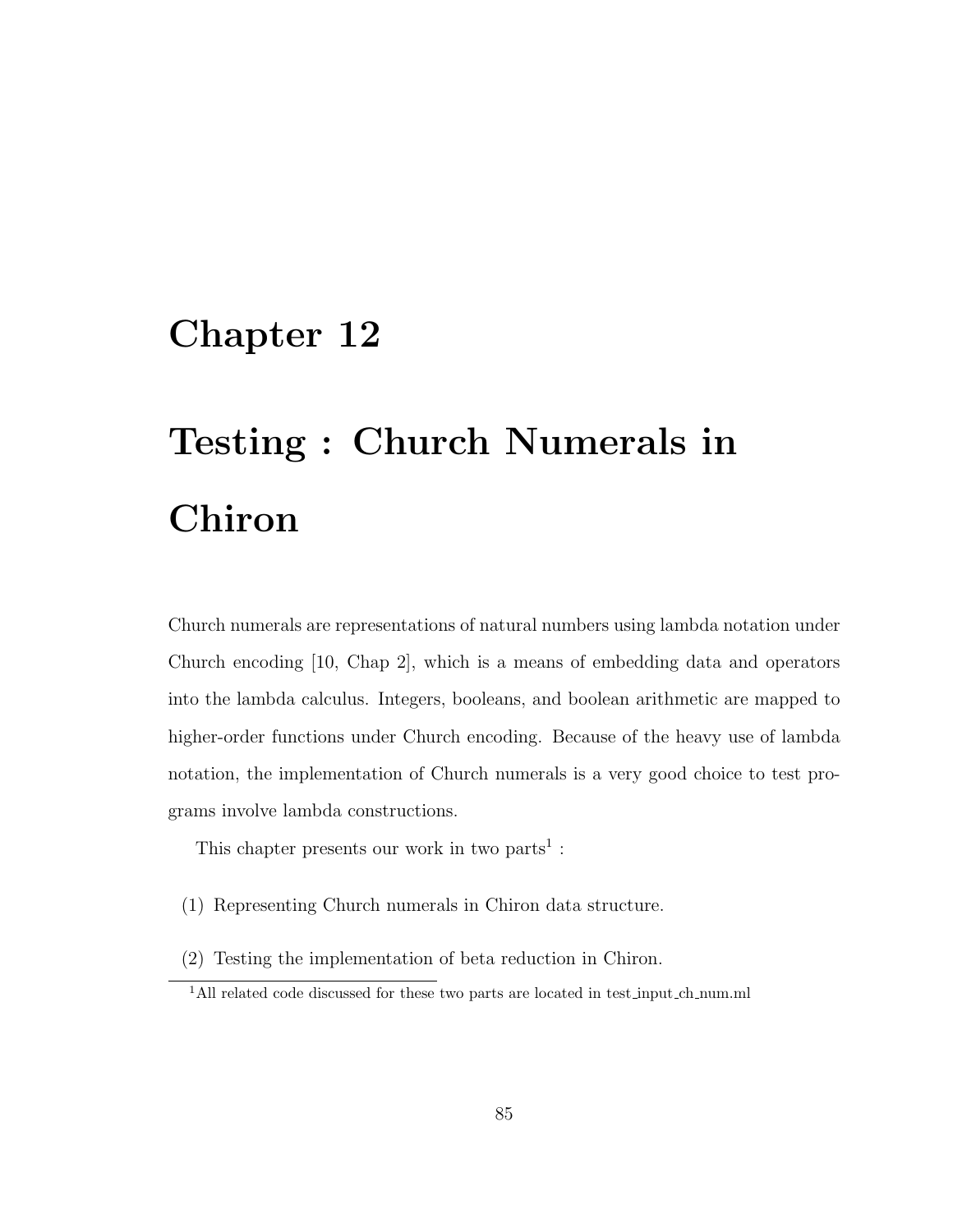# Chapter 12

# Testing : Church Numerals in Chiron

Church numerals are representations of natural numbers using lambda notation under Church encoding [10, Chap 2], which is a means of embedding data and operators into the lambda calculus. Integers, booleans, and boolean arithmetic are mapped to higher-order functions under Church encoding. Because of the heavy use of lambda notation, the implementation of Church numerals is a very good choice to test programs involve lambda constructions.

This chapter presents our work in two parts[1] :

(1) Representing Church numerals in Chiron data structure.

(2) Testing the implementation of beta reduction in Chiron.

[1]All related code discussed for these two parts are located in test_input_ch_num.ml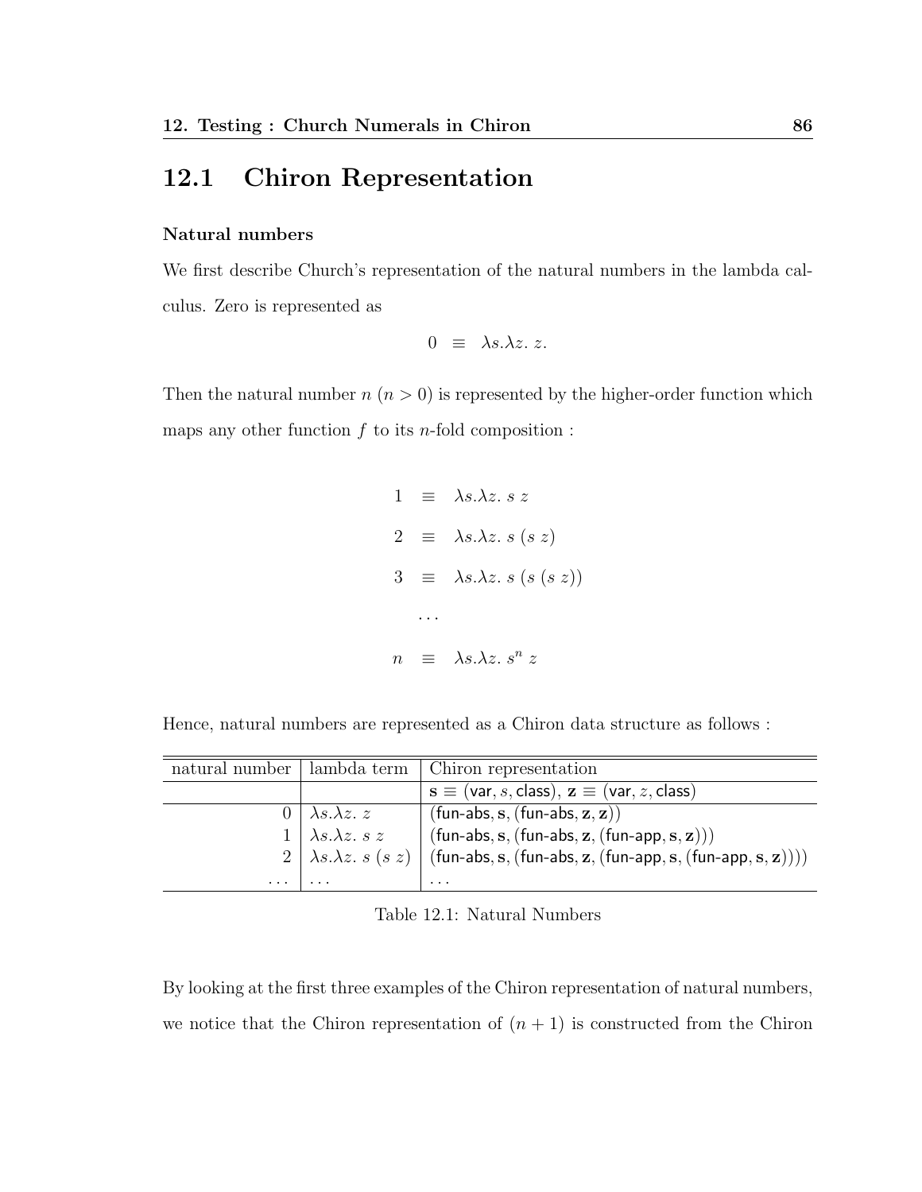## 12.1 Chiron Representation

### Natural numbers

We first describe Church's representation of the natural numbers in the lambda calculus. Zero is represented as

$$0 \;\; \equiv \;\; \lambda s.\lambda z.\; z.$$

Then the natural number $n$ ($n > 0$) is represented by the higher-order function which maps any other function $f$ to its $n$-fold composition :

$$
\begin{array}{rcl}
1 & \equiv & \lambda s.\lambda z.\; s\; z \\
2 & \equiv & \lambda s.\lambda z.\; s\; (s\; z) \\
3 & \equiv & \lambda s.\lambda z.\; s\; (s\; (s\; z)) \\
& \ldots & \\
n & \equiv & \lambda s.\lambda z.\; s^n\; z
\end{array}
$$

Hence, natural numbers are represented as a Chiron data structure as follows :

| natural number | lambda term | Chiron representation |
|---|---|---|
| | | $\mathbf{s} \equiv (\mathsf{var}, s, \mathsf{class})$, $\mathbf{z} \equiv (\mathsf{var}, z, \mathsf{class})$ |
| 0 | $\lambda s.\lambda z.\; z$ | $(\mathsf{fun\text{-}abs}, \mathbf{s}, (\mathsf{fun\text{-}abs}, \mathbf{z}, \mathbf{z}))$ |
| 1 | $\lambda s.\lambda z.\; s\; z$ | $(\mathsf{fun\text{-}abs}, \mathbf{s}, (\mathsf{fun\text{-}abs}, \mathbf{z}, (\mathsf{fun\text{-}app}, \mathbf{s}, \mathbf{z})))$ |
| 2 | $\lambda s.\lambda z.\; s\; (s\; z)$ | $(\mathsf{fun\text{-}abs}, \mathbf{s}, (\mathsf{fun\text{-}abs}, \mathbf{z}, (\mathsf{fun\text{-}app}, \mathbf{s}, (\mathsf{fun\text{-}app}, \mathbf{s}, \mathbf{z}))))$ |
| ... | ... | ... |

Table 12.1: Natural Numbers

By looking at the first three examples of the Chiron representation of natural numbers, we notice that the Chiron representation of $(n + 1)$ is constructed from the Chiron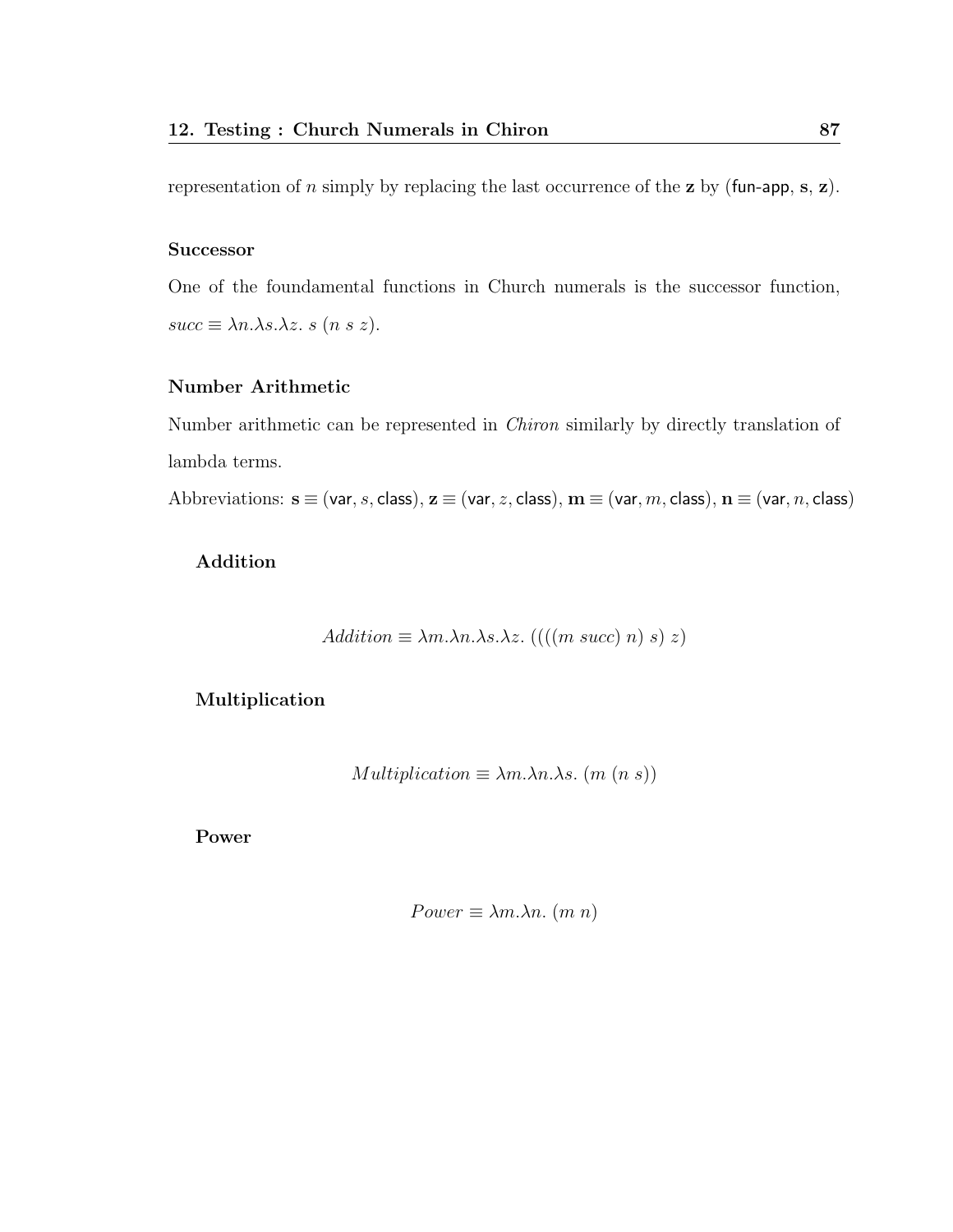representation of $n$ simply by replacing the last occurrence of the $\mathbf{z}$ by ($\mathsf{fun\text{-}app}$, $\mathbf{s}$, $\mathbf{z}$).

### Successor

One of the foundamental functions in Church numerals is the successor function, $succ \equiv \lambda n.\lambda s.\lambda z.\ s\ (n\ s\ z)$.

### Number Arithmetic

Number arithmetic can be represented in *Chiron* similarly by directly translation of lambda terms.

Abbreviations: $\mathbf{s} \equiv (\mathsf{var}, s, \mathsf{class})$, $\mathbf{z} \equiv (\mathsf{var}, z, \mathsf{class})$, $\mathbf{m} \equiv (\mathsf{var}, m, \mathsf{class})$, $\mathbf{n} \equiv (\mathsf{var}, n, \mathsf{class})$

#### Addition

$$Addition \equiv \lambda m.\lambda n.\lambda s.\lambda z.\ ((((m\ succ)\ n)\ s)\ z)$$

#### Multiplication

$$Multiplication \equiv \lambda m.\lambda n.\lambda s.\ (m\ (n\ s))$$

#### Power

$$Power \equiv \lambda m.\lambda n.\ (m\ n)$$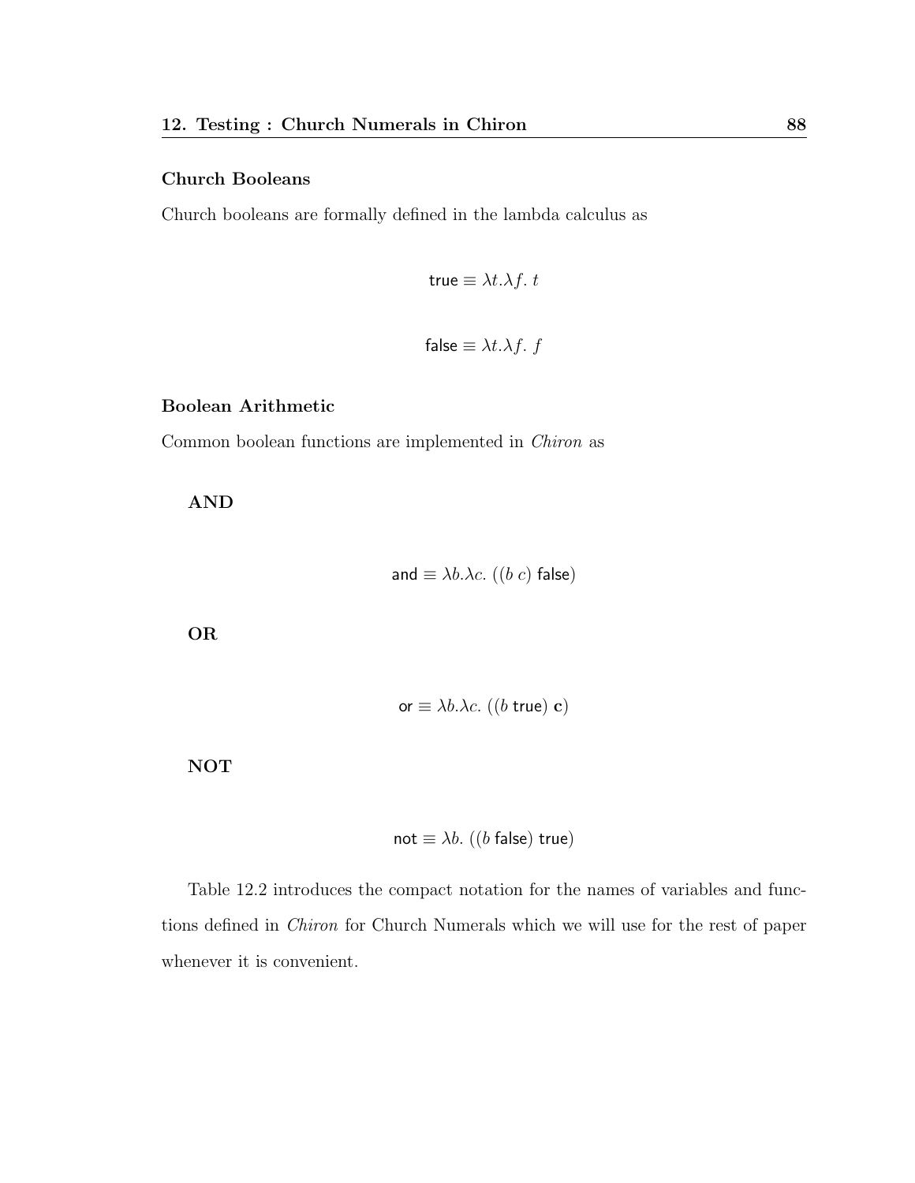### Church Booleans

Church booleans are formally defined in the lambda calculus as

$$\mathsf{true} \equiv \lambda t.\lambda f.\ t$$

$$\mathsf{false} \equiv \lambda t.\lambda f.\ f$$

### Boolean Arithmetic

Common boolean functions are implemented in *Chiron* as

**AND**

$$\mathsf{and} \equiv \lambda b.\lambda c.\ ((b\ c)\ \mathsf{false})$$

**OR**

$$\mathsf{or} \equiv \lambda b.\lambda c.\ ((b\ \mathsf{true})\ \mathbf{c})$$

**NOT**

$$\mathsf{not} \equiv \lambda b.\ ((b\ \mathsf{false})\ \mathsf{true})$$

Table 12.2 introduces the compact notation for the names of variables and functions defined in *Chiron* for Church Numerals which we will use for the rest of paper whenever it is convenient.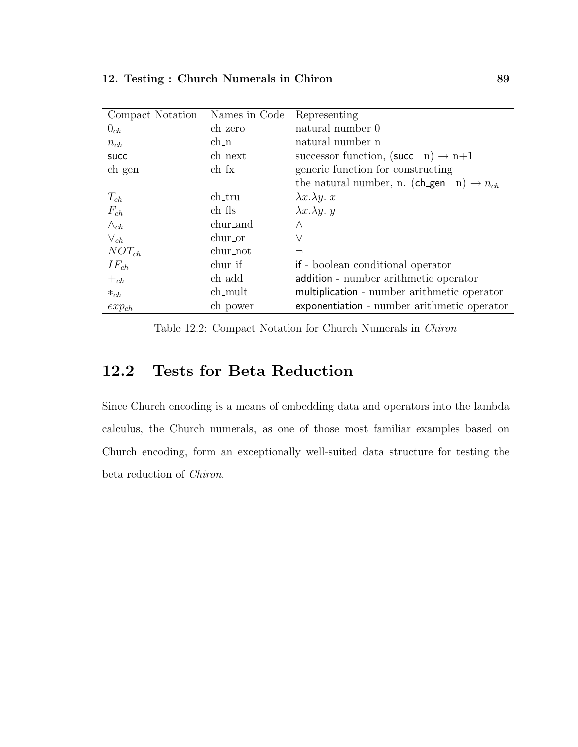| Compact Notation | Names in Code | Representing |
|---|---|---|
| $0_{ch}$ | ch_zero | natural number 0 |
| $n_{ch}$ | ch_n | natural number n |
| succ | ch_next | successor function, (succ n) $\rightarrow$ n+1 |
| ch_gen | ch_fx | generic function for constructing |
| | | the natural number, n. (ch_gen n) $\rightarrow n_{ch}$ |
| $T_{ch}$ | ch_tru | $\lambda x.\lambda y.\ x$ |
| $F_{ch}$ | ch_fls | $\lambda x.\lambda y.\ y$ |
| $\wedge_{ch}$ | chur_and | $\wedge$ |
| $\vee_{ch}$ | chur_or | $\vee$ |
| $NOT_{ch}$ | chur_not | $\neg$ |
| $IF_{ch}$ | chur_if | if - boolean conditional operator |
| $+_{ch}$ | ch_add | addition - number arithmetic operator |
| $*_{ch}$ | ch_mult | multiplication - number arithmetic operator |
| $exp_{ch}$ | ch_power | exponentiation - number arithmetic operator |

Table 12.2: Compact Notation for Church Numerals in *Chiron*

## 12.2 Tests for Beta Reduction

Since Church encoding is a means of embedding data and operators into the lambda calculus, the Church numerals, as one of those most familiar examples based on Church encoding, form an exceptionally well-suited data structure for testing the beta reduction of *Chiron*.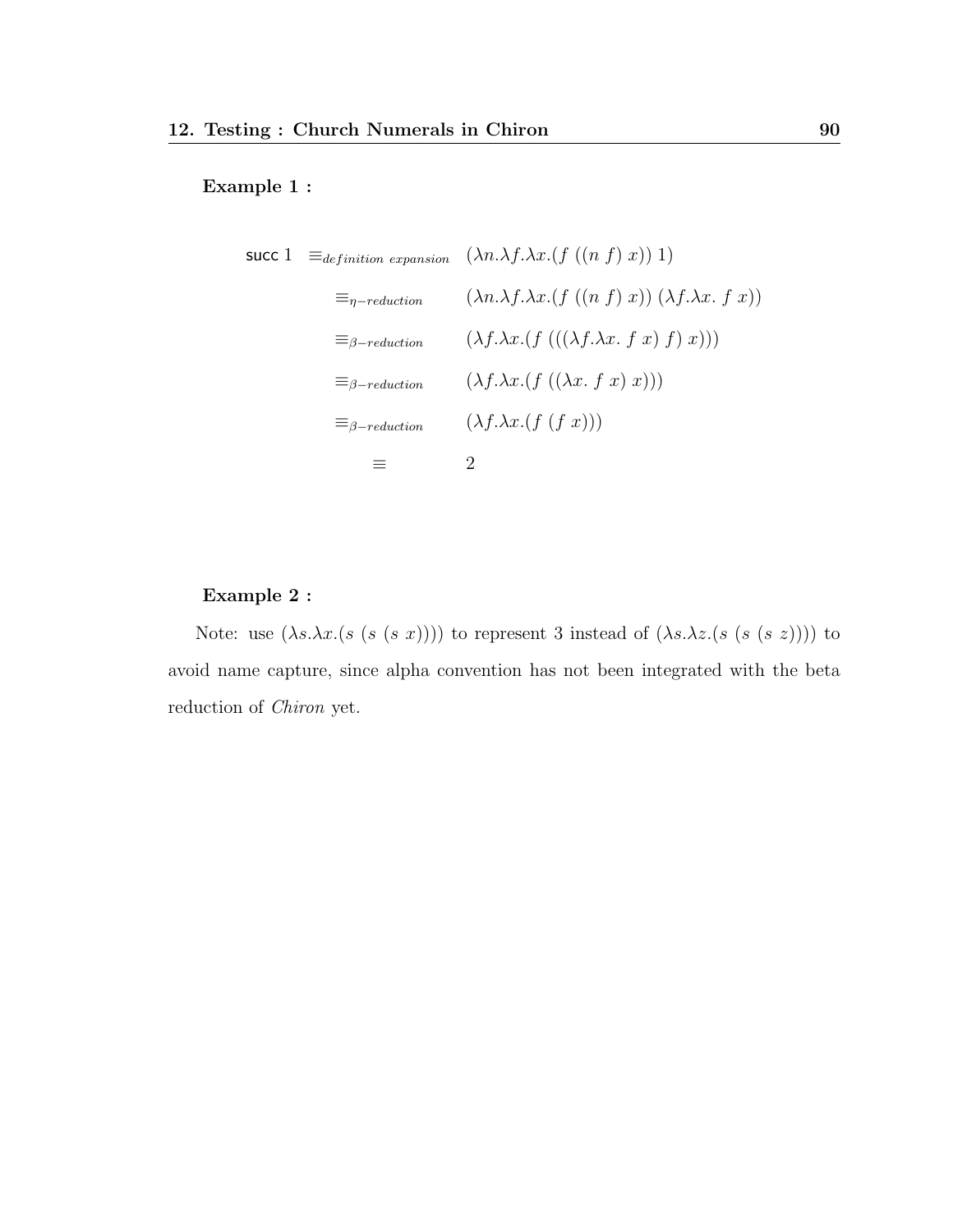**Example 1 :**

$$
\begin{aligned}
\textsf{succ}\ 1 \ &\equiv_{definition\ expansion} && (\lambda n.\lambda f.\lambda x.(f\ ((n\ f)\ x))\ 1) \\
&\equiv_{\eta-reduction} && (\lambda n.\lambda f.\lambda x.(f\ ((n\ f)\ x))\ (\lambda f.\lambda x.\ f\ x)) \\
&\equiv_{\beta-reduction} && (\lambda f.\lambda x.(f\ (((\lambda f.\lambda x.\ f\ x)\ f)\ x))) \\
&\equiv_{\beta-reduction} && (\lambda f.\lambda x.(f\ ((\lambda x.\ f\ x)\ x))) \\
&\equiv_{\beta-reduction} && (\lambda f.\lambda x.(f\ (f\ x))) \\
&\equiv && 2
\end{aligned}
$$

**Example 2 :**

Note: use $(\lambda s.\lambda x.(s\ (s\ (s\ x))))$ to represent 3 instead of $(\lambda s.\lambda z.(s\ (s\ (s\ z))))$ to avoid name capture, since alpha convention has not been integrated with the beta reduction of *Chiron* yet.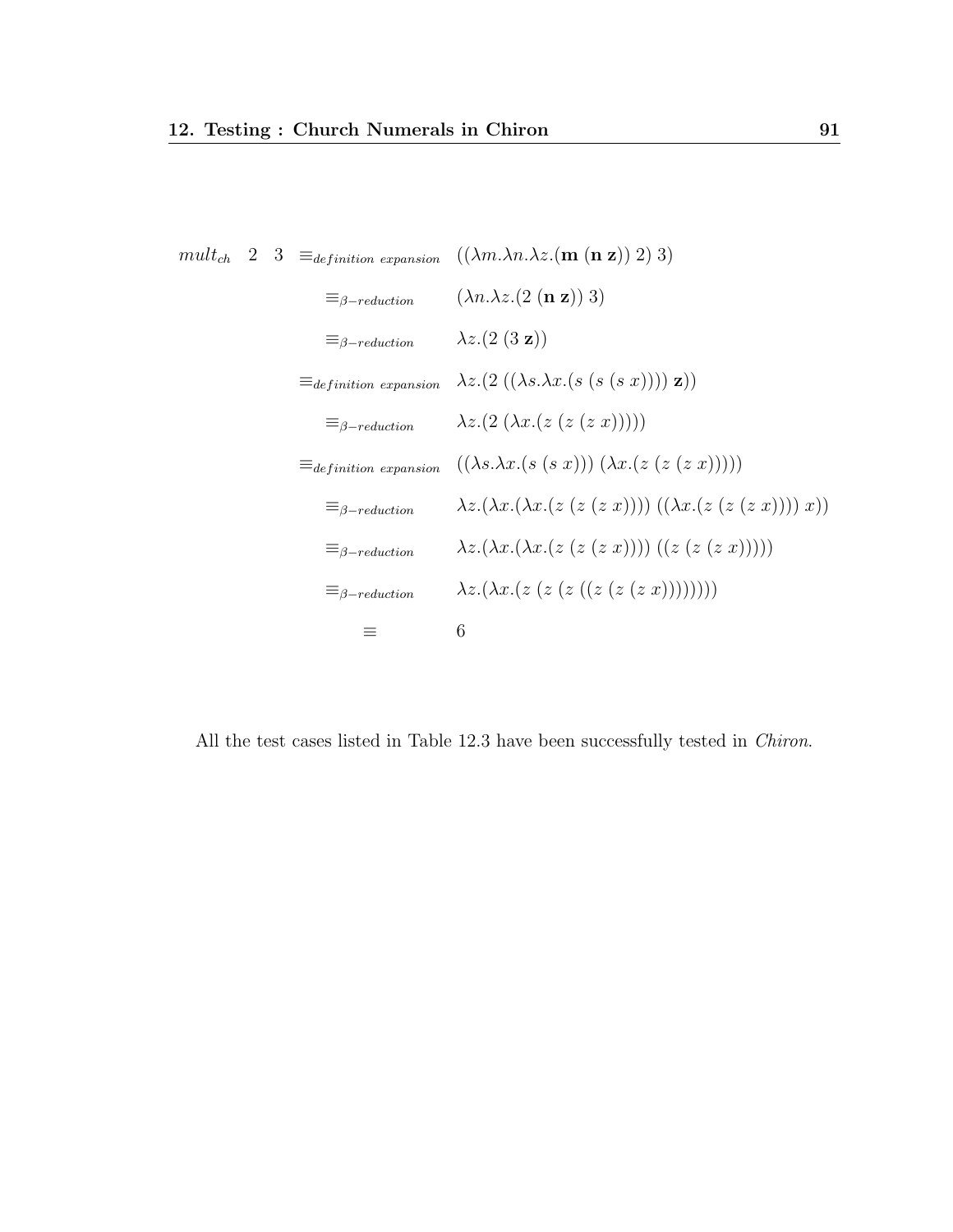$$
\begin{aligned}
mult_{ch}\ \ 2\ \ 3\ &\equiv_{definition\ expansion} && ((\lambda m.\lambda n.\lambda z.(\mathbf{m}\ (\mathbf{n}\ \mathbf{z}))\ 2)\ 3) \\
&\equiv_{\beta-reduction} && (\lambda n.\lambda z.(2\ (\mathbf{n}\ \mathbf{z}))\ 3) \\
&\equiv_{\beta-reduction} && \lambda z.(2\ (3\ \mathbf{z})) \\
&\equiv_{definition\ expansion} && \lambda z.(2\ ((\lambda s.\lambda x.(s\ (s\ (s\ x))))\ \mathbf{z})) \\
&\equiv_{\beta-reduction} && \lambda z.(2\ (\lambda x.(z\ (z\ (z\ x))))) \\
&\equiv_{definition\ expansion} && ((\lambda s.\lambda x.(s\ (s\ x)))\ (\lambda x.(z\ (z\ (z\ x))))) \\
&\equiv_{\beta-reduction} && \lambda z.(\lambda x.(\lambda x.(z\ (z\ (z\ x))))\ ((\lambda x.(z\ (z\ (z\ x))))\ x)) \\
&\equiv_{\beta-reduction} && \lambda z.(\lambda x.(\lambda x.(z\ (z\ (z\ x))))\ ((z\ (z\ (z\ x))))) \\
&\equiv_{\beta-reduction} && \lambda z.(\lambda x.(z\ (z\ (z\ ((z\ (z\ (z\ x)))))))) \\
&\equiv && 6
\end{aligned}
$$

All the test cases listed in Table 12.3 have been successfully tested in *Chiron*.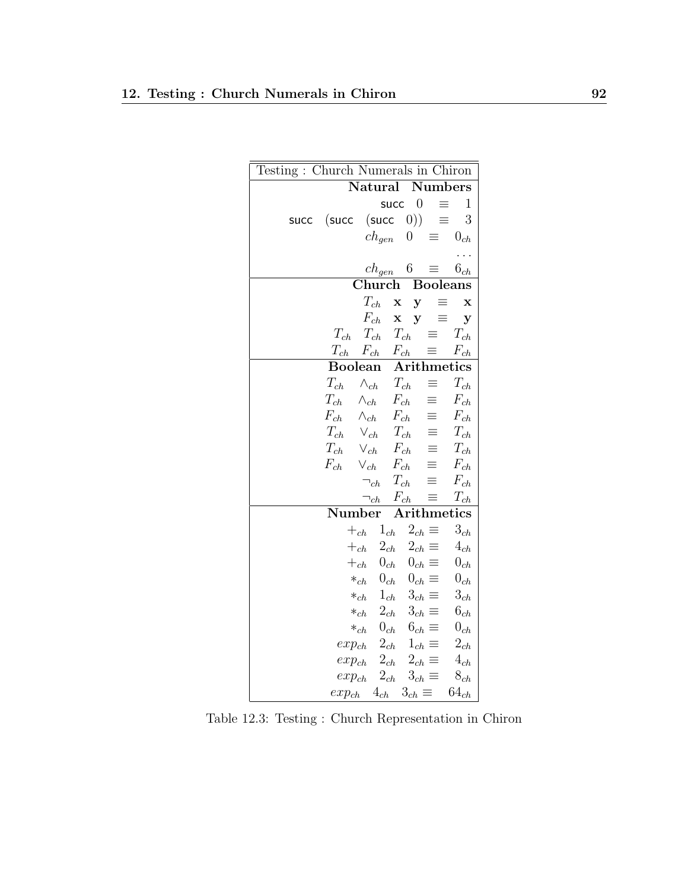| Testing : Church Numerals in Chiron |
|---|
| **Natural Numbers** |
| $\mathsf{succ}\ 0 \equiv 1$ |
| $\mathsf{succ}\ (\mathsf{succ}\ (\mathsf{succ}\ 0)) \equiv 3$ |
| $ch_{gen}\ 0 \equiv 0_{ch}$ |
| $\ldots$ |
| $ch_{gen}\ 6 \equiv 6_{ch}$ |
| **Church Booleans** |
| $T_{ch}\ \mathbf{x}\ \mathbf{y} \equiv \mathbf{x}$ |
| $F_{ch}\ \mathbf{x}\ \mathbf{y} \equiv \mathbf{y}$ |
| $T_{ch}\ T_{ch}\ T_{ch} \equiv T_{ch}$ |
| $T_{ch}\ F_{ch}\ F_{ch} \equiv F_{ch}$ |
| **Boolean Arithmetics** |
| $T_{ch}\ \wedge_{ch}\ T_{ch} \equiv T_{ch}$ |
| $T_{ch}\ \wedge_{ch}\ F_{ch} \equiv F_{ch}$ |
| $F_{ch}\ \wedge_{ch}\ F_{ch} \equiv F_{ch}$ |
| $T_{ch}\ \vee_{ch}\ T_{ch} \equiv T_{ch}$ |
| $T_{ch}\ \vee_{ch}\ F_{ch} \equiv T_{ch}$ |
| $F_{ch}\ \vee_{ch}\ F_{ch} \equiv F_{ch}$ |
| $\neg_{ch}\ T_{ch} \equiv F_{ch}$ |
| $\neg_{ch}\ F_{ch} \equiv T_{ch}$ |
| **Number Arithmetics** |
| $+_{ch}\ 1_{ch}\ 2_{ch} \equiv 3_{ch}$ |
| $+_{ch}\ 2_{ch}\ 2_{ch} \equiv 4_{ch}$ |
| $+_{ch}\ 0_{ch}\ 0_{ch} \equiv 0_{ch}$ |
| $*_{ch}\ 0_{ch}\ 0_{ch} \equiv 0_{ch}$ |
| $*_{ch}\ 1_{ch}\ 3_{ch} \equiv 3_{ch}$ |
| $*_{ch}\ 2_{ch}\ 3_{ch} \equiv 6_{ch}$ |
| $*_{ch}\ 0_{ch}\ 6_{ch} \equiv 0_{ch}$ |
| $exp_{ch}\ 2_{ch}\ 1_{ch} \equiv 2_{ch}$ |
| $exp_{ch}\ 2_{ch}\ 2_{ch} \equiv 4_{ch}$ |
| $exp_{ch}\ 2_{ch}\ 3_{ch} \equiv 8_{ch}$ |
| $exp_{ch}\ 4_{ch}\ 3_{ch} \equiv 64_{ch}$ |

Table 12.3: Testing : Church Representation in Chiron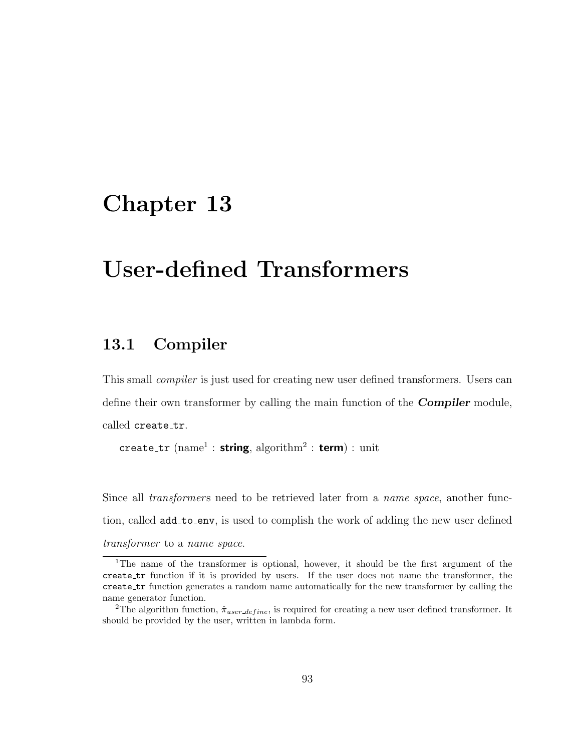# Chapter 13

# User-defined Transformers

## 13.1 Compiler

This small *compiler* is just used for creating new user defined transformers. Users can define their own transformer by calling the main function of the ***Compiler*** module, called `create_tr`.

`create_tr` (name[1] : **string**, algorithm[2] : **term**) : unit

Since all *transformer*s need to be retrieved later from a *name space*, another function, called `add_to_env`, is used to complish the work of adding the new user defined *transformer* to a *name space*.

---

[1]The name of the transformer is optional, however, it should be the first argument of the `create_tr` function if it is provided by users. If the user does not name the transformer, the `create_tr` function generates a random name automatically for the new transformer by calling the name generator function.

[2]The algorithm function, $\hat{\pi}_{user\_define}$, is required for creating a new user defined transformer. It should be provided by the user, written in lambda form.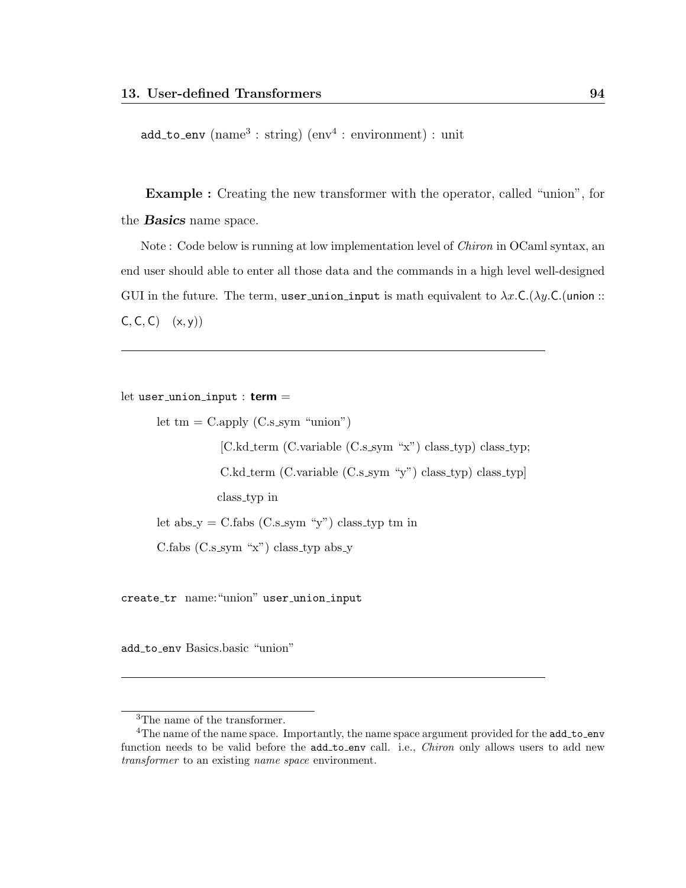`add_to_env` (name[3] : string) (env[4] : environment) : unit

**Example :** Creating the new transformer with the operator, called "union", for the ***Basics*** name space.

Note : Code below is running at low implementation level of *Chiron* in OCaml syntax, an end user should able to enter all those data and the commands in a high level well-designed GUI in the future. The term, `user_union_input` is math equivalent to $\lambda x.\mathsf{C}.(\lambda y.\mathsf{C}.(\mathsf{union} :: \mathsf{C}, \mathsf{C}, \mathsf{C}) \quad (\mathsf{x}, \mathsf{y}))$

---

```
let user_union_input : term =
    let tm = C.apply (C.s_sym "union")
                [C.kd_term (C.variable (C.s_sym "x") class_typ) class_typ;
                 C.kd_term (C.variable (C.s_sym "y") class_typ) class_typ]
                class_typ in
    let abs_y = C.fabs (C.s_sym "y") class_typ tm in
    C.fabs (C.s_sym "x") class_typ abs_y


create_tr  name:"union" user_union_input


add_to_env Basics.basic "union"
```

---

[3]The name of the transformer.

[4]The name of the name space. Importantly, the name space argument provided for the `add_to_env` function needs to be valid before the `add_to_env` call. i.e., *Chiron* only allows users to add new *transformer* to an existing *name space* environment.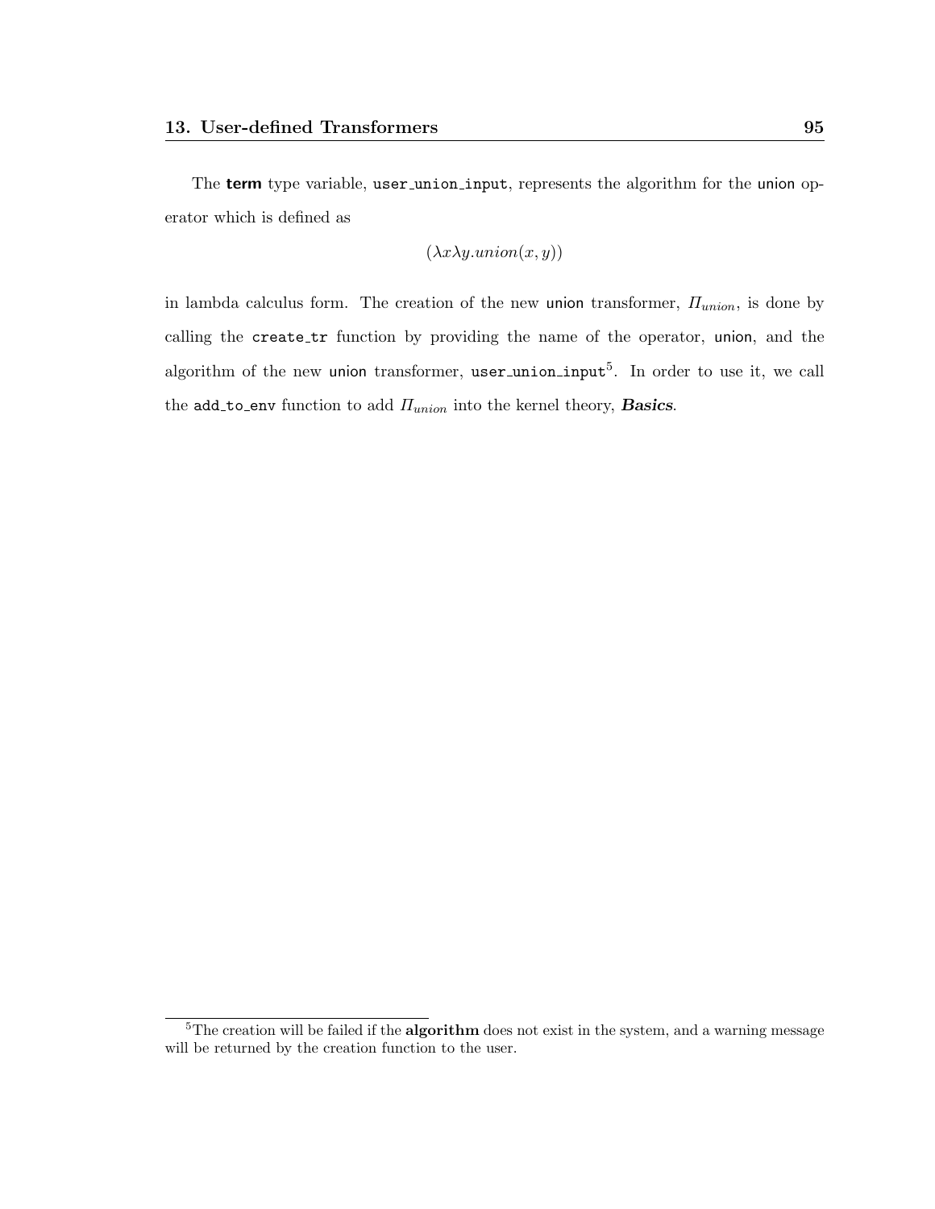The **term** type variable, `user_union_input`, represents the algorithm for the union operator which is defined as

$$(\lambda x \lambda y.union(x, y))$$

in lambda calculus form. The creation of the new union transformer, $\Pi_{union}$, is done by calling the `create_tr` function by providing the name of the operator, union, and the algorithm of the new union transformer, `user_union_input`[5]. In order to use it, we call the `add_to_env` function to add $\Pi_{union}$ into the kernel theory, ***Basics***.

[5] The creation will be failed if the **algorithm** does not exist in the system, and a warning message will be returned by the creation function to the user.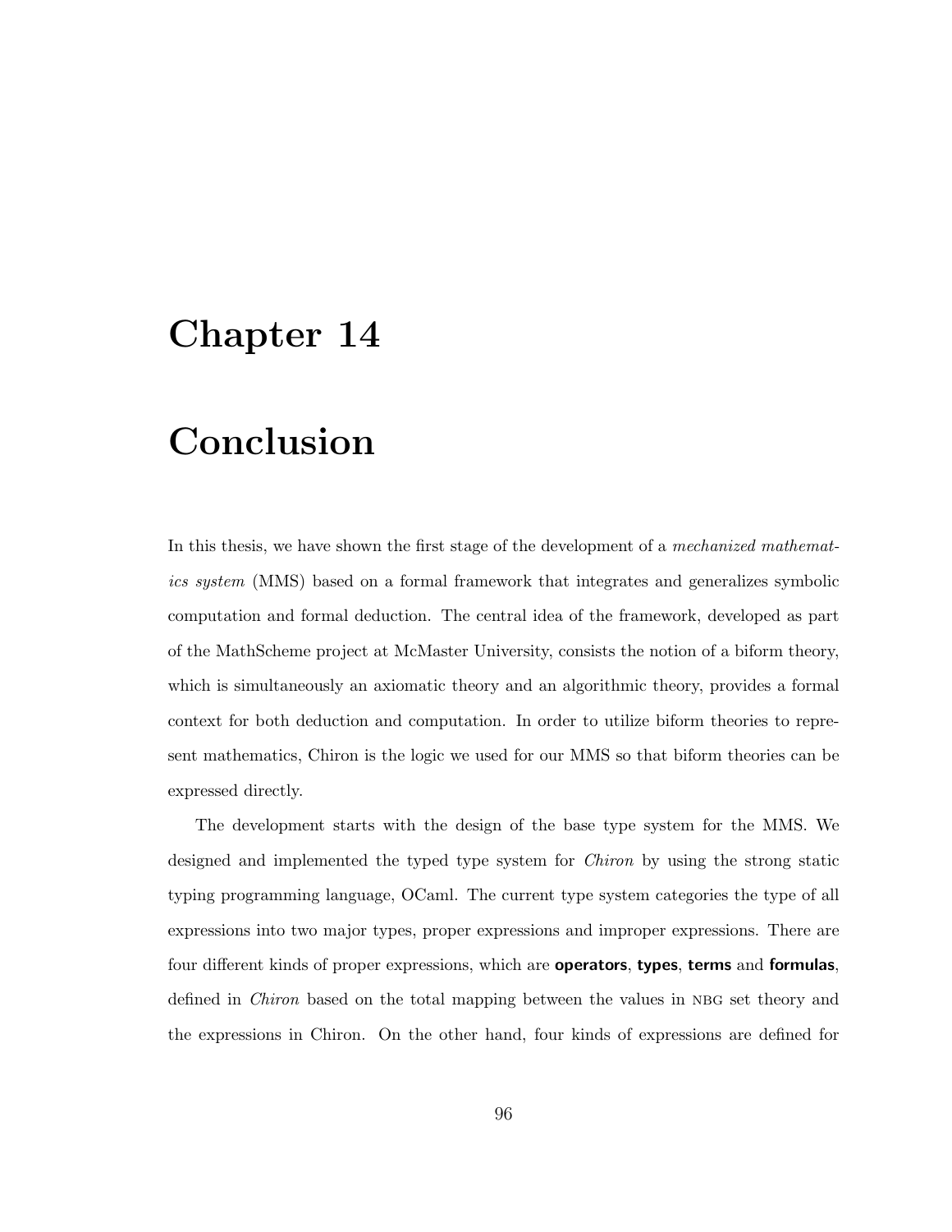# Chapter 14

# Conclusion

In this thesis, we have shown the first stage of the development of a *mechanized mathematics system* (MMS) based on a formal framework that integrates and generalizes symbolic computation and formal deduction. The central idea of the framework, developed as part of the MathScheme project at McMaster University, consists the notion of a biform theory, which is simultaneously an axiomatic theory and an algorithmic theory, provides a formal context for both deduction and computation. In order to utilize biform theories to represent mathematics, Chiron is the logic we used for our MMS so that biform theories can be expressed directly.

The development starts with the design of the base type system for the MMS. We designed and implemented the typed type system for *Chiron* by using the strong static typing programming language, OCaml. The current type system categories the type of all expressions into two major types, proper expressions and improper expressions. There are four different kinds of proper expressions, which are **operators**, **types**, **terms** and **formulas**, defined in *Chiron* based on the total mapping between the values in NBG set theory and the expressions in Chiron. On the other hand, four kinds of expressions are defined for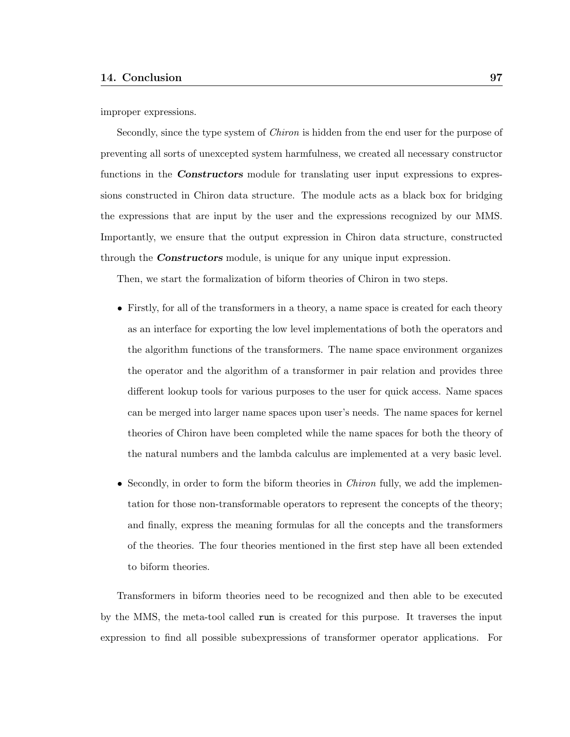improper expressions.

Secondly, since the type system of *Chiron* is hidden from the end user for the purpose of preventing all sorts of unexcepted system harmfulness, we created all necessary constructor functions in the ***Constructors*** module for translating user input expressions to expressions constructed in Chiron data structure. The module acts as a black box for bridging the expressions that are input by the user and the expressions recognized by our MMS. Importantly, we ensure that the output expression in Chiron data structure, constructed through the ***Constructors*** module, is unique for any unique input expression.

Then, we start the formalization of biform theories of Chiron in two steps.

- Firstly, for all of the transformers in a theory, a name space is created for each theory as an interface for exporting the low level implementations of both the operators and the algorithm functions of the transformers. The name space environment organizes the operator and the algorithm of a transformer in pair relation and provides three different lookup tools for various purposes to the user for quick access. Name spaces can be merged into larger name spaces upon user's needs. The name spaces for kernel theories of Chiron have been completed while the name spaces for both the theory of the natural numbers and the lambda calculus are implemented at a very basic level.

- Secondly, in order to form the biform theories in *Chiron* fully, we add the implementation for those non-transformable operators to represent the concepts of the theory; and finally, express the meaning formulas for all the concepts and the transformers of the theories. The four theories mentioned in the first step have all been extended to biform theories.

Transformers in biform theories need to be recognized and then able to be executed by the MMS, the meta-tool called `run` is created for this purpose. It traverses the input expression to find all possible subexpressions of transformer operator applications. For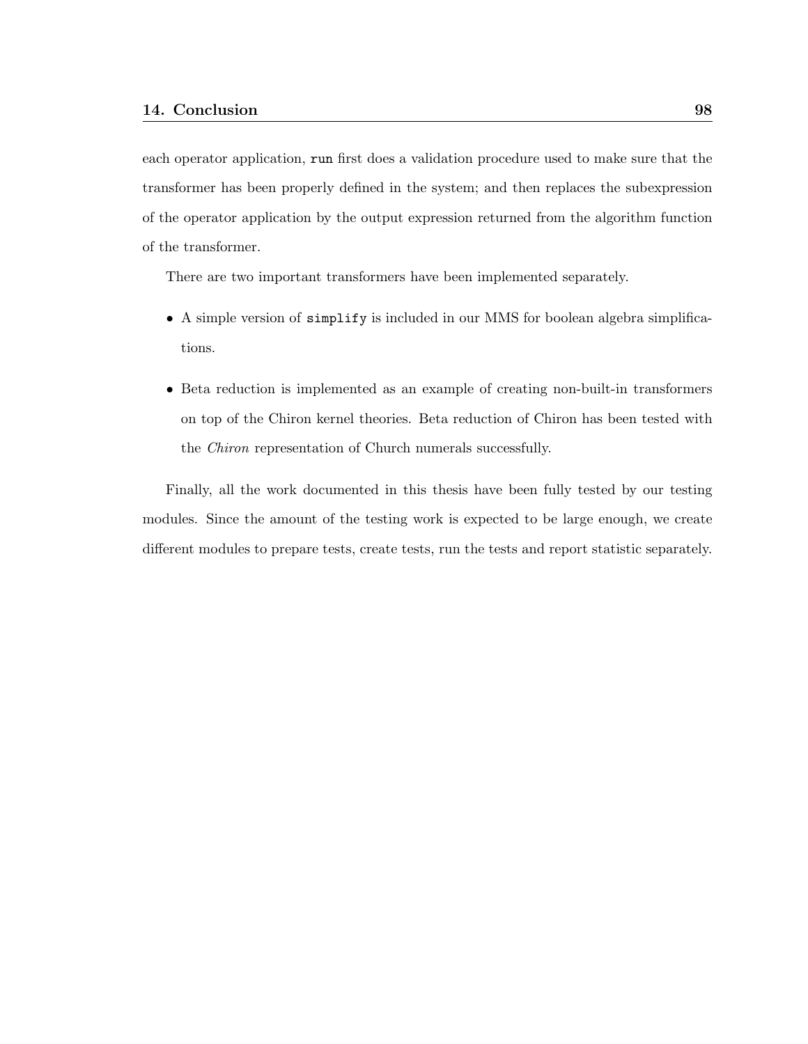each operator application, `run` first does a validation procedure used to make sure that the transformer has been properly defined in the system; and then replaces the subexpression of the operator application by the output expression returned from the algorithm function of the transformer.

There are two important transformers have been implemented separately.

- A simple version of `simplify` is included in our MMS for boolean algebra simplifications.
- Beta reduction is implemented as an example of creating non-built-in transformers on top of the Chiron kernel theories. Beta reduction of Chiron has been tested with the *Chiron* representation of Church numerals successfully.

Finally, all the work documented in this thesis have been fully tested by our testing modules. Since the amount of the testing work is expected to be large enough, we create different modules to prepare tests, create tests, run the tests and report statistic separately.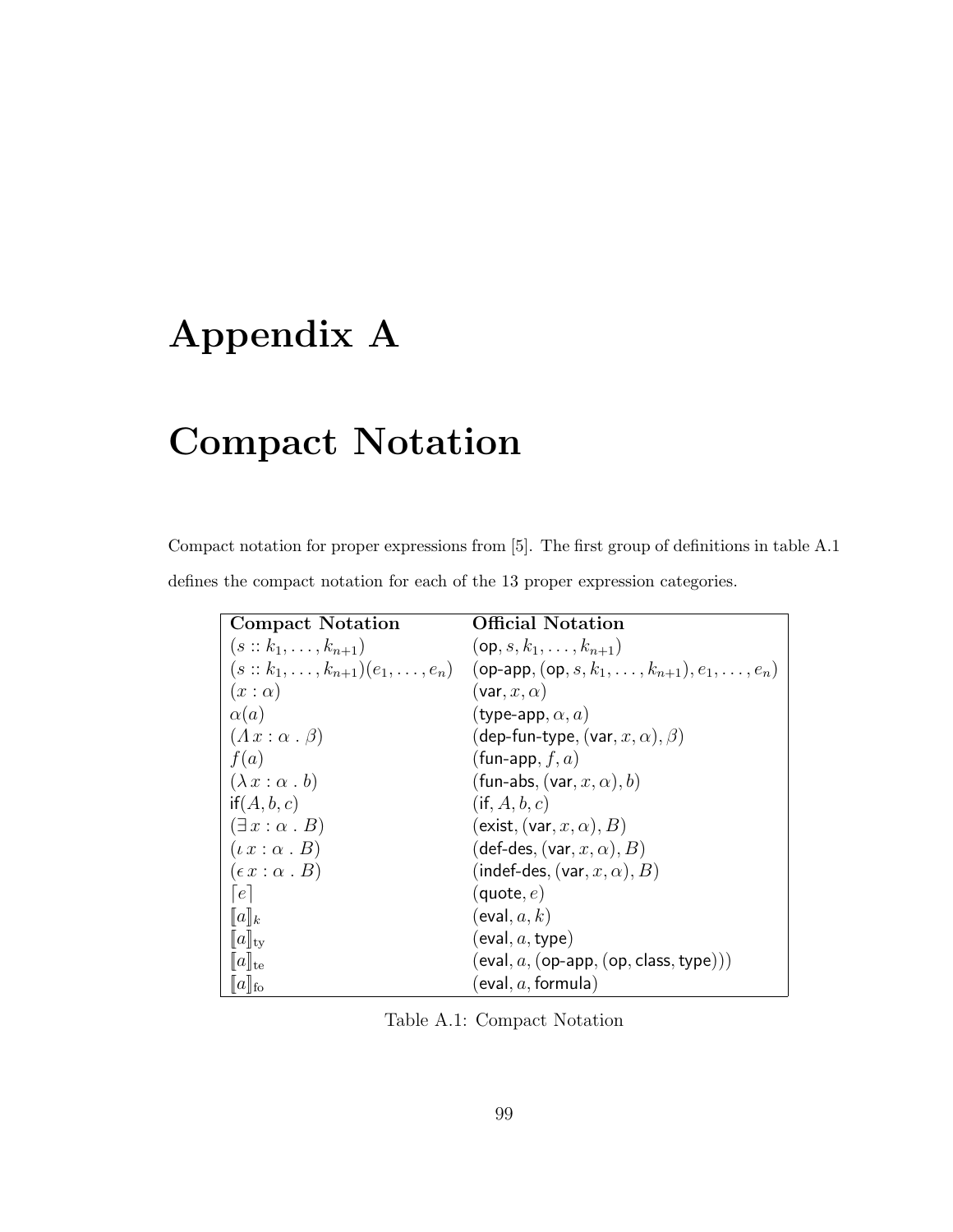# Appendix A

# Compact Notation

Compact notation for proper expressions from [5]. The first group of definitions in table A.1 defines the compact notation for each of the 13 proper expression categories.

| **Compact Notation** | **Official Notation** |
|---|---|
| $(s :: k_1, \ldots, k_{n+1})$ | $(\mathsf{op}, s, k_1, \ldots, k_{n+1})$ |
| $(s :: k_1, \ldots, k_{n+1})(e_1, \ldots, e_n)$ | $(\mathsf{op\text{-}app}, (\mathsf{op}, s, k_1, \ldots, k_{n+1}), e_1, \ldots, e_n)$ |
| $(x : \alpha)$ | $(\mathsf{var}, x, \alpha)$ |
| $\alpha(a)$ | $(\mathsf{type\text{-}app}, \alpha, a)$ |
| $(\Lambda\, x : \alpha \,.\, \beta)$ | $(\mathsf{dep\text{-}fun\text{-}type}, (\mathsf{var}, x, \alpha), \beta)$ |
| $f(a)$ | $(\mathsf{fun\text{-}app}, f, a)$ |
| $(\lambda\, x : \alpha \,.\, b)$ | $(\mathsf{fun\text{-}abs}, (\mathsf{var}, x, \alpha), b)$ |
| $\mathsf{if}(A, b, c)$ | $(\mathsf{if}, A, b, c)$ |
| $(\exists\, x : \alpha \,.\, B)$ | $(\mathsf{exist}, (\mathsf{var}, x, \alpha), B)$ |
| $(\iota\, x : \alpha \,.\, B)$ | $(\mathsf{def\text{-}des}, (\mathsf{var}, x, \alpha), B)$ |
| $(\epsilon\, x : \alpha \,.\, B)$ | $(\mathsf{indef\text{-}des}, (\mathsf{var}, x, \alpha), B)$ |
| $\ulcorner e \urcorner$ | $(\mathsf{quote}, e)$ |
| $[\![a]\!]_k$ | $(\mathsf{eval}, a, k)$ |
| $[\![a]\!]_{\mathrm{ty}}$ | $(\mathsf{eval}, a, \mathsf{type})$ |
| $[\![a]\!]_{\mathrm{te}}$ | $(\mathsf{eval}, a, (\mathsf{op\text{-}app}, (\mathsf{op}, \mathsf{class}, \mathsf{type})))$ |
| $[\![a]\!]_{\mathrm{fo}}$ | $(\mathsf{eval}, a, \mathsf{formula})$ |

Table A.1: Compact Notation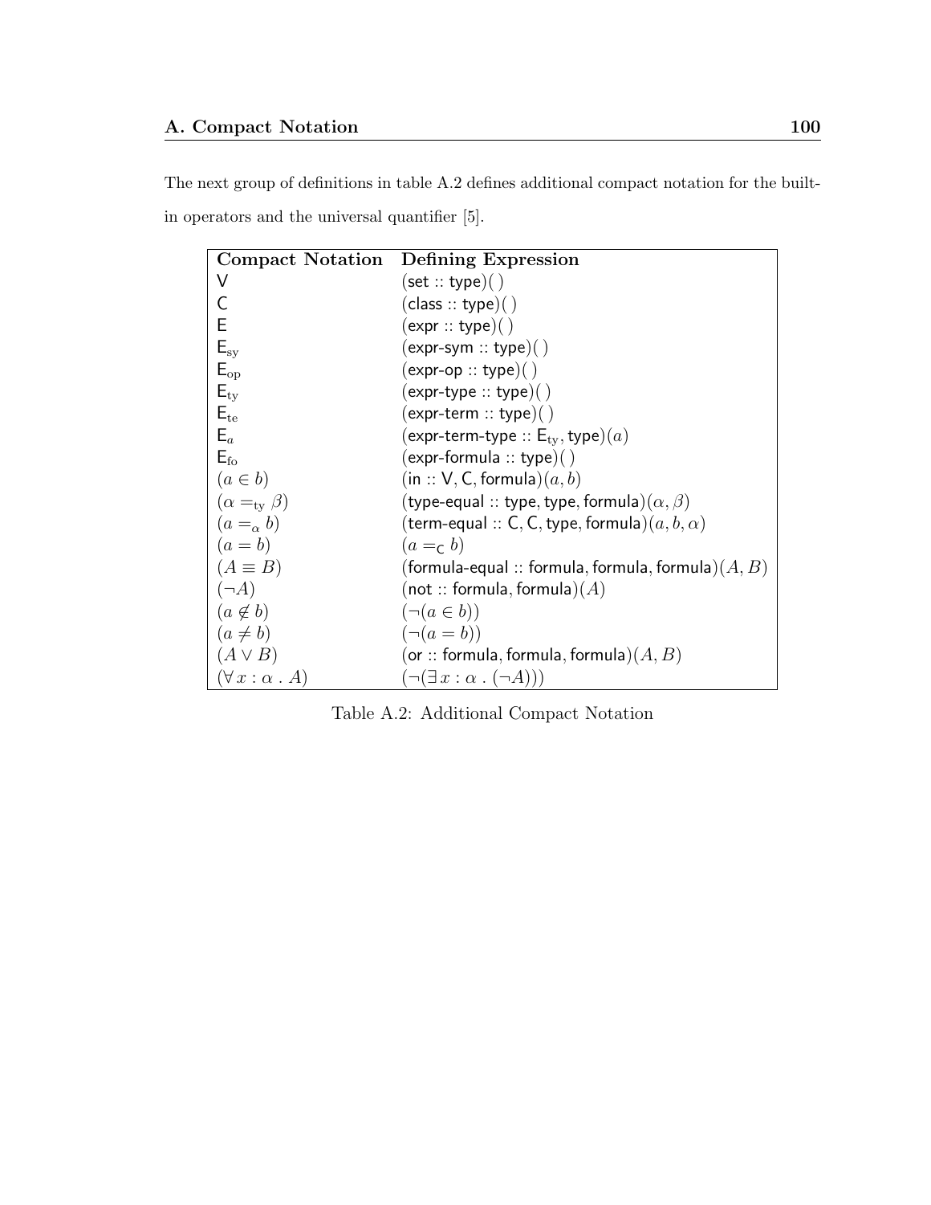The next group of definitions in table A.2 defines additional compact notation for the built-in operators and the universal quantifier [5].

| Compact Notation | Defining Expression |
|---|---|
| $\mathsf{V}$ | $(\mathsf{set} :: \mathsf{type})(\,)$ |
| $\mathsf{C}$ | $(\mathsf{class} :: \mathsf{type})(\,)$ |
| $\mathsf{E}$ | $(\mathsf{expr} :: \mathsf{type})(\,)$ |
| $\mathsf{E}_{\rm sy}$ | $(\mathsf{expr\text{-}sym} :: \mathsf{type})(\,)$ |
| $\mathsf{E}_{\rm op}$ | $(\mathsf{expr\text{-}op} :: \mathsf{type})(\,)$ |
| $\mathsf{E}_{\rm ty}$ | $(\mathsf{expr\text{-}type} :: \mathsf{type})(\,)$ |
| $\mathsf{E}_{\rm te}$ | $(\mathsf{expr\text{-}term} :: \mathsf{type})(\,)$ |
| $\mathsf{E}_{a}$ | $(\mathsf{expr\text{-}term\text{-}type} :: \mathsf{E}_{\rm ty}, \mathsf{type})(a)$ |
| $\mathsf{E}_{\rm fo}$ | $(\mathsf{expr\text{-}formula} :: \mathsf{type})(\,)$ |
| $(a \in b)$ | $(\mathsf{in} :: \mathsf{V}, \mathsf{C}, \mathsf{formula})(a, b)$ |
| $(\alpha =_{\rm ty} \beta)$ | $(\mathsf{type\text{-}equal} :: \mathsf{type}, \mathsf{type}, \mathsf{formula})(\alpha, \beta)$ |
| $(a =_{\alpha} b)$ | $(\mathsf{term\text{-}equal} :: \mathsf{C}, \mathsf{C}, \mathsf{type}, \mathsf{formula})(a, b, \alpha)$ |
| $(a = b)$ | $(a =_{\mathsf{C}} b)$ |
| $(A \equiv B)$ | $(\mathsf{formula\text{-}equal} :: \mathsf{formula}, \mathsf{formula}, \mathsf{formula})(A, B)$ |
| $(\neg A)$ | $(\mathsf{not} :: \mathsf{formula}, \mathsf{formula})(A)$ |
| $(a \not\in b)$ | $(\neg(a \in b))$ |
| $(a \neq b)$ | $(\neg(a = b))$ |
| $(A \vee B)$ | $(\mathsf{or} :: \mathsf{formula}, \mathsf{formula}, \mathsf{formula})(A, B)$ |
| $(\forall\, x : \alpha \,.\, A)$ | $(\neg(\exists\, x : \alpha \,.\, (\neg A)))$ |

Table A.2: Additional Compact Notation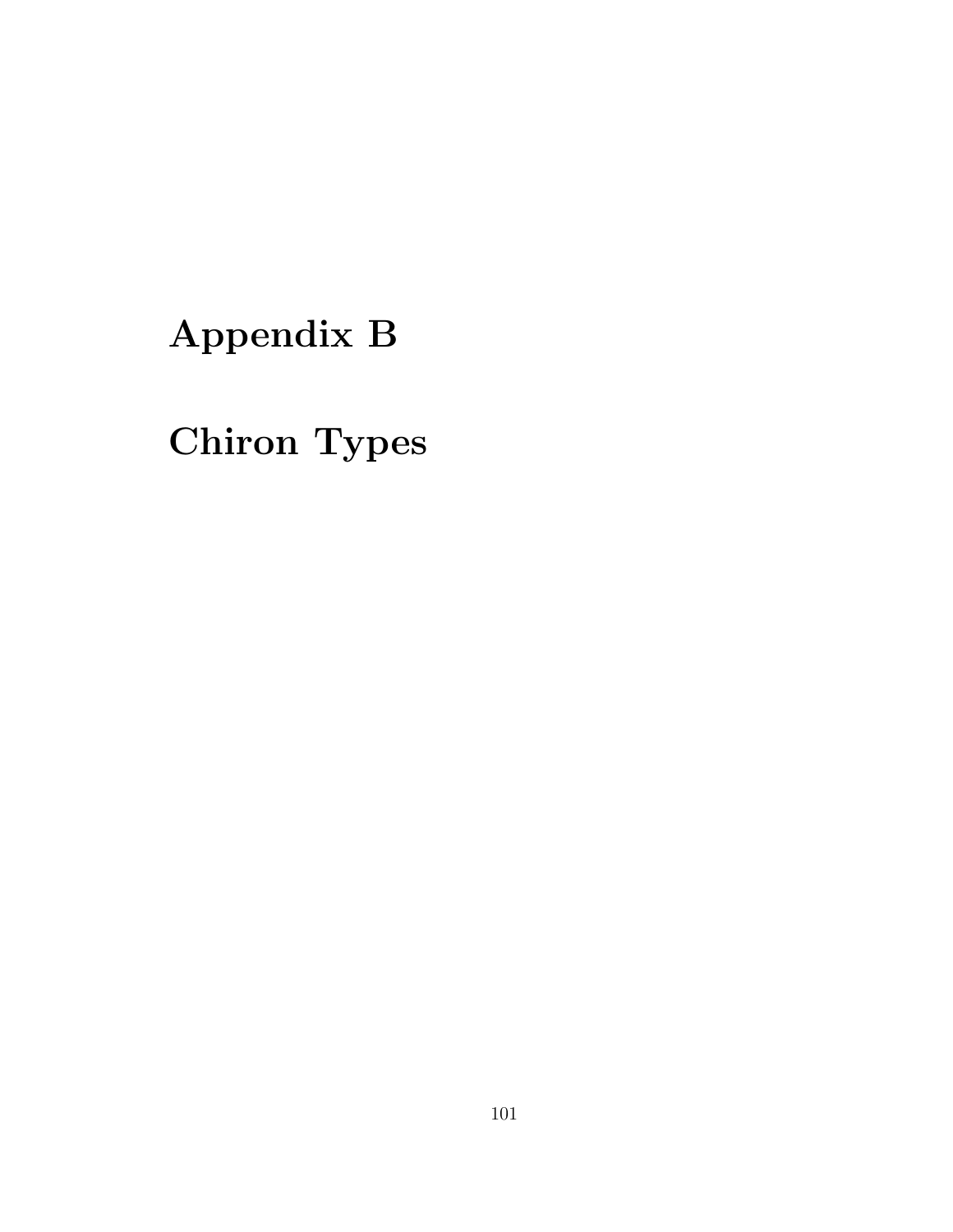# Appendix B

# Chiron Types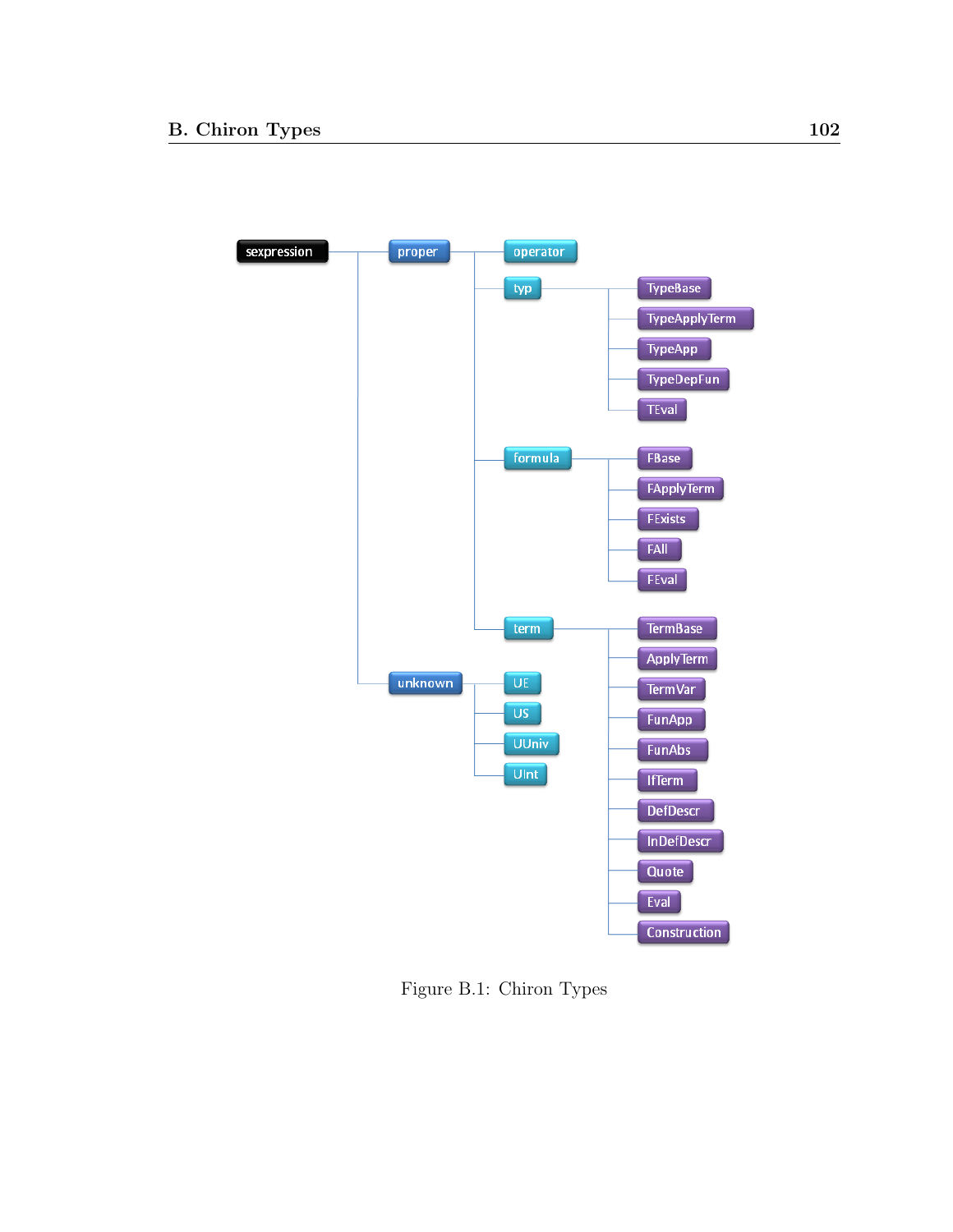- sexpression
  - proper
    - operator
    - typ
      - TypeBase
      - TypeApplyTerm
      - TypeApp
      - TypeDepFun
      - TEval
    - formula
      - FBase
      - FApplyTerm
      - FExists
      - FAll
      - FEval
    - term
      - TermBase
      - ApplyTerm
      - TermVar
      - FunApp
      - FunAbs
      - IfTerm
      - DefDescr
      - InDefDescr
      - Quote
      - Eval
      - Construction
  - unknown
    - UE
    - US
    - UUniv
    - UInt

Figure B.1: Chiron Types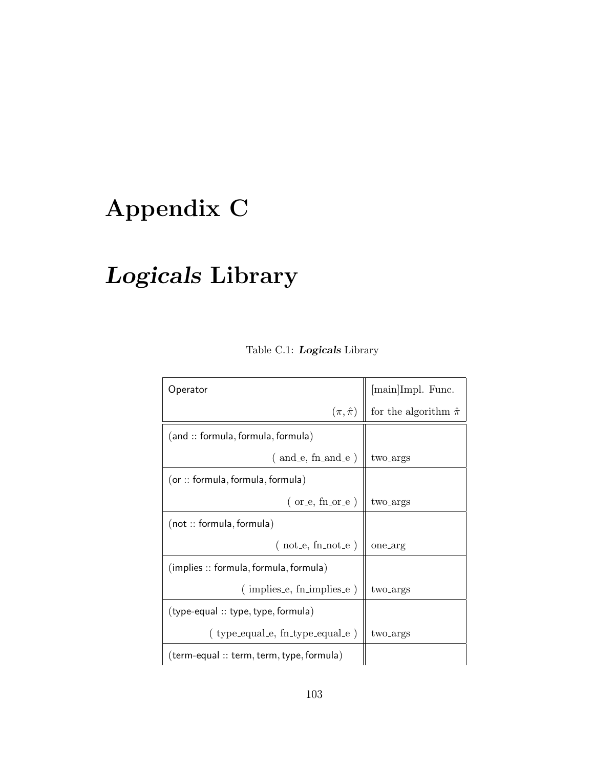# Appendix C

# *Logicals* Library

Table C.1: ***Logicals*** Library

| Operator $(\pi, \hat{\pi})$ | [main]Impl. Func. for the algorithm $\hat{\pi}$ |
|---|---|
| (and :: formula, formula, formula) ( and_e, fn_and_e ) | two_args |
| (or :: formula, formula, formula) ( or_e, fn_or_e ) | two_args |
| (not :: formula, formula) ( not_e, fn_not_e ) | one_arg |
| (implies :: formula, formula, formula) ( implies_e, fn_implies_e ) | two_args |
| (type-equal :: type, type, formula) ( type_equal_e, fn_type_equal_e ) | two_args |
| (term-equal :: term, term, type, formula) | |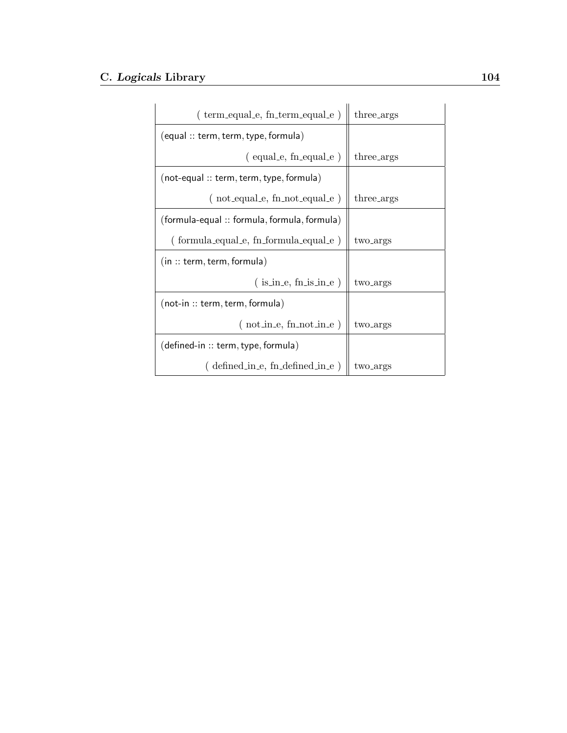| | |
|---|---|
| ( term_equal_e, fn_term_equal_e ) | three_args |
| (equal :: term, term, type, formula) | |
| ( equal_e, fn_equal_e ) | three_args |
| (not-equal :: term, term, type, formula) | |
| ( not_equal_e, fn_not_equal_e ) | three_args |
| (formula-equal :: formula, formula, formula) | |
| ( formula_equal_e, fn_formula_equal_e ) | two_args |
| (in :: term, term, formula) | |
| ( is_in_e, fn_is_in_e ) | two_args |
| (not-in :: term, term, formula) | |
| ( not_in_e, fn_not_in_e ) | two_args |
| (defined-in :: term, type, formula) | |
| ( defined_in_e, fn_defined_in_e ) | two_args |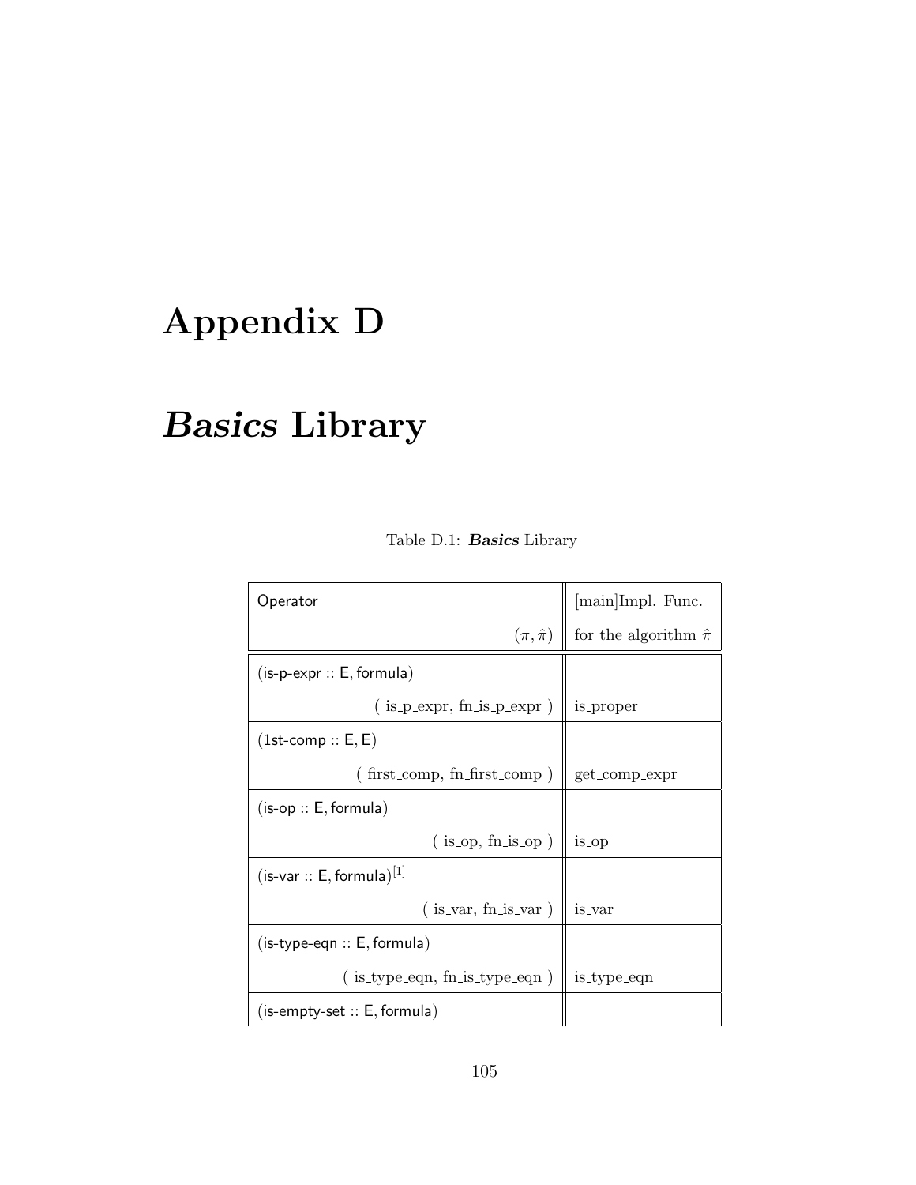# Appendix D

# *Basics* Library

Table D.1: ***Basics*** Library

| Operator $(\pi, \hat{\pi})$ | [main]Impl. Func. for the algorithm $\hat{\pi}$ |
|---|---|
| (is-p-expr :: E, formula) ( is_p_expr, fn_is_p_expr ) | is_proper |
| (1st-comp :: E, E) ( first_comp, fn_first_comp ) | get_comp_expr |
| (is-op :: E, formula) ( is_op, fn_is_op ) | is_op |
| (is-var :: E, formula)[1] ( is_var, fn_is_var ) | is_var |
| (is-type-eqn :: E, formula) ( is_type_eqn, fn_is_type_eqn ) | is_type_eqn |
| (is-empty-set :: E, formula) | |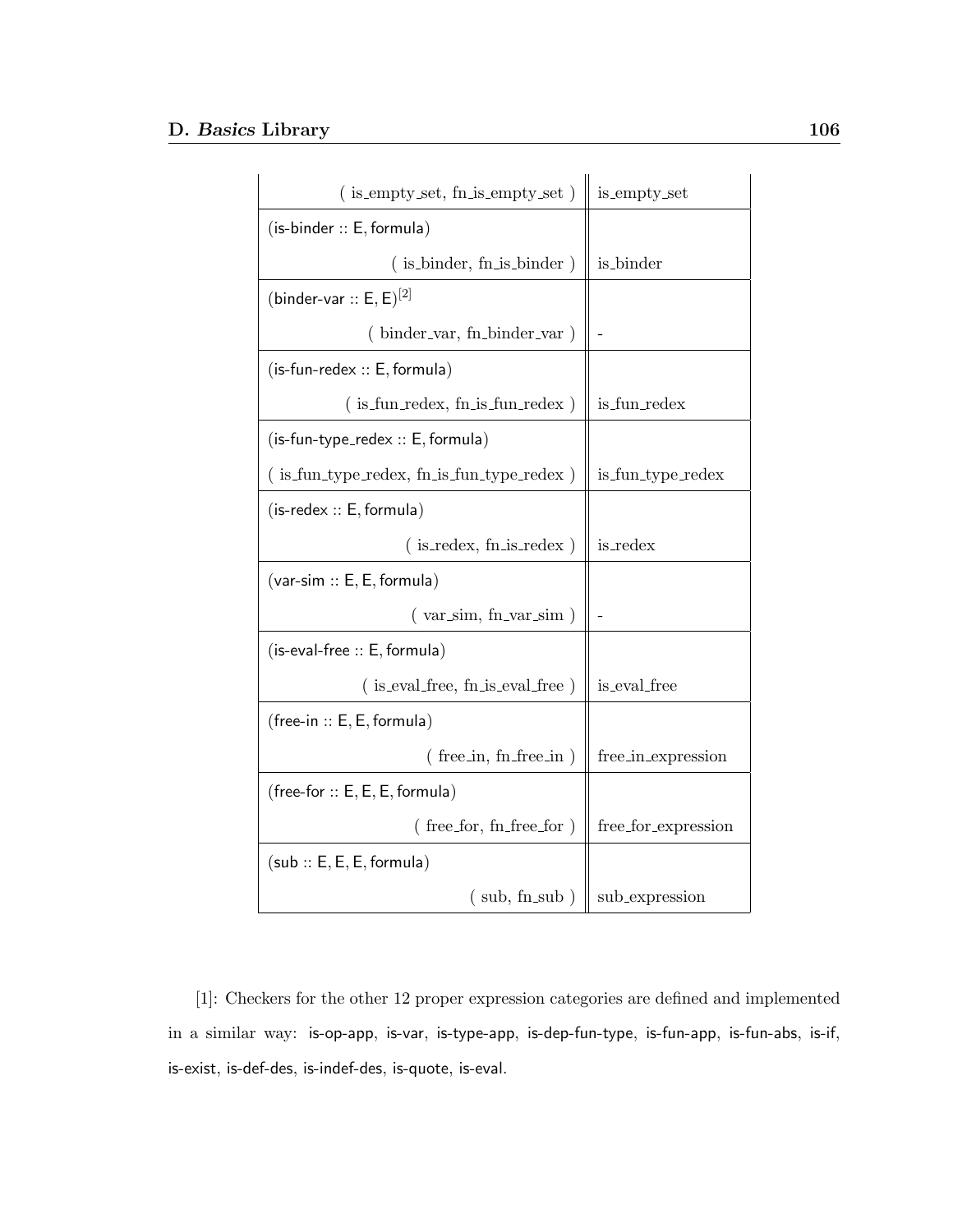| | |
|---|---|
| ( is_empty_set, fn_is_empty_set ) | is_empty_set |
| (is-binder :: E, formula) | |
| ( is_binder, fn_is_binder ) | is_binder |
| (binder-var :: E, E)[2] | |
| ( binder_var, fn_binder_var ) | - |
| (is-fun-redex :: E, formula) | |
| ( is_fun_redex, fn_is_fun_redex ) | is_fun_redex |
| (is-fun-type_redex :: E, formula) | |
| ( is_fun_type_redex, fn_is_fun_type_redex ) | is_fun_type_redex |
| (is-redex :: E, formula) | |
| ( is_redex, fn_is_redex ) | is_redex |
| (var-sim :: E, E, formula) | |
| ( var_sim, fn_var_sim ) | - |
| (is-eval-free :: E, formula) | |
| ( is_eval_free, fn_is_eval_free ) | is_eval_free |
| (free-in :: E, E, formula) | |
| ( free_in, fn_free_in ) | free_in_expression |
| (free-for :: E, E, E, formula) | |
| ( free_for, fn_free_for ) | free_for_expression |
| (sub :: E, E, E, formula) | |
| ( sub, fn_sub ) | sub_expression |

[1]: Checkers for the other 12 proper expression categories are defined and implemented in a similar way: is-op-app, is-var, is-type-app, is-dep-fun-type, is-fun-app, is-fun-abs, is-if, is-exist, is-def-des, is-indef-des, is-quote, is-eval.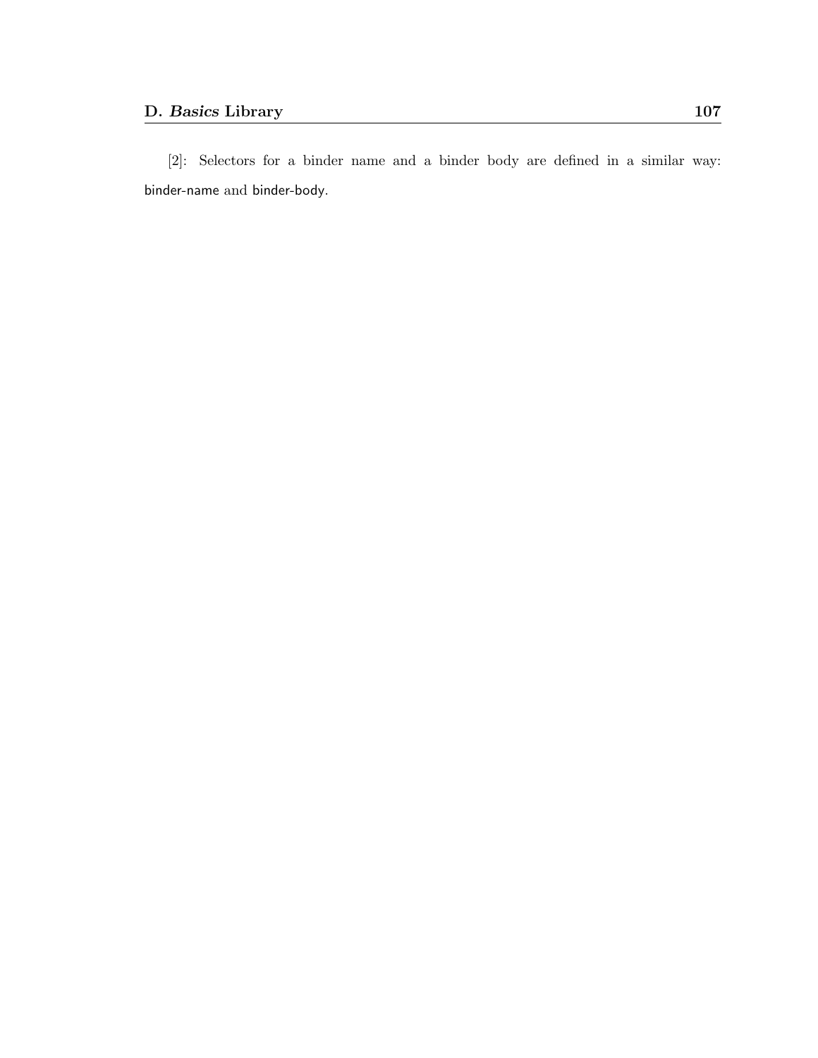[2]: Selectors for a binder name and a binder body are defined in a similar way: `binder-name` and `binder-body`.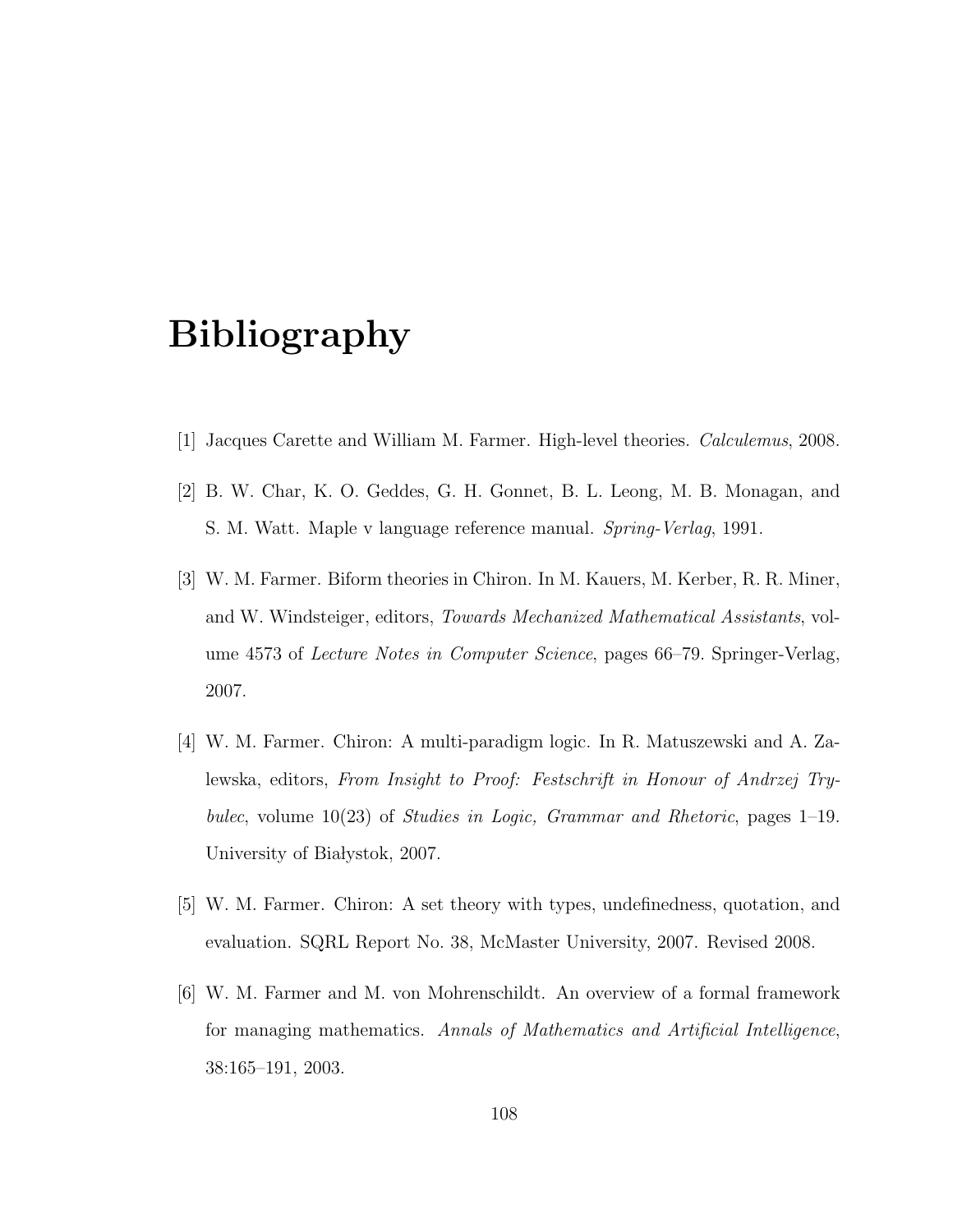# Bibliography

[1] Jacques Carette and William M. Farmer. High-level theories. *Calculemus*, 2008.

[2] B. W. Char, K. O. Geddes, G. H. Gonnet, B. L. Leong, M. B. Monagan, and S. M. Watt. Maple v language reference manual. *Spring-Verlag*, 1991.

[3] W. M. Farmer. Biform theories in Chiron. In M. Kauers, M. Kerber, R. R. Miner, and W. Windsteiger, editors, *Towards Mechanized Mathematical Assistants*, volume 4573 of *Lecture Notes in Computer Science*, pages 66–79. Springer-Verlag, 2007.

[4] W. M. Farmer. Chiron: A multi-paradigm logic. In R. Matuszewski and A. Zalewska, editors, *From Insight to Proof: Festschrift in Honour of Andrzej Trybulec*, volume 10(23) of *Studies in Logic, Grammar and Rhetoric*, pages 1–19. University of Białystok, 2007.

[5] W. M. Farmer. Chiron: A set theory with types, undefinedness, quotation, and evaluation. SQRL Report No. 38, McMaster University, 2007. Revised 2008.

[6] W. M. Farmer and M. von Mohrenschildt. An overview of a formal framework for managing mathematics. *Annals of Mathematics and Artificial Intelligence*, 38:165–191, 2003.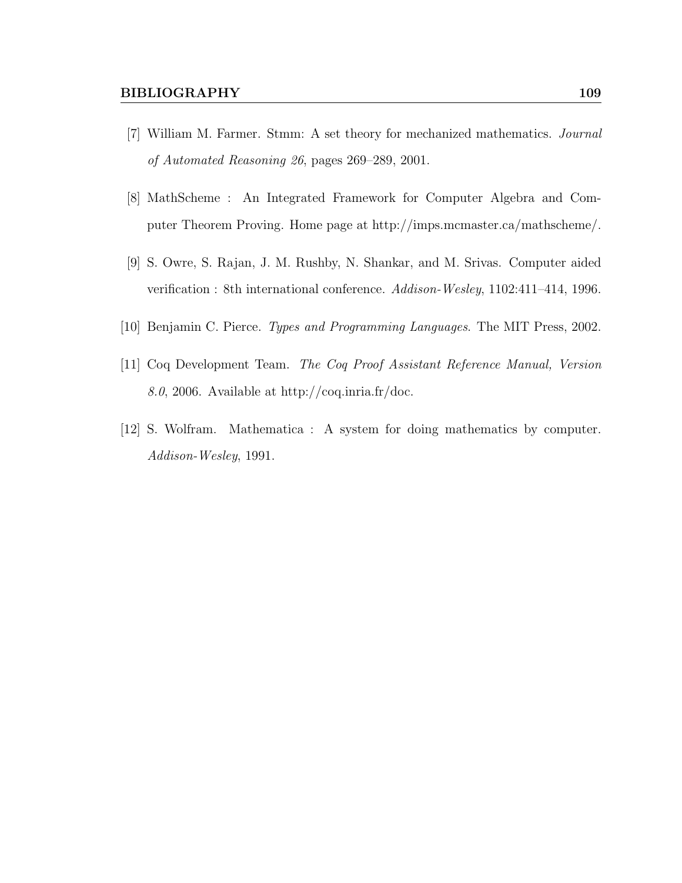[7] William M. Farmer. Stmm: A set theory for mechanized mathematics. *Journal of Automated Reasoning 26*, pages 269–289, 2001.

[8] MathScheme : An Integrated Framework for Computer Algebra and Computer Theorem Proving. Home page at http://imps.mcmaster.ca/mathscheme/.

[9] S. Owre, S. Rajan, J. M. Rushby, N. Shankar, and M. Srivas. Computer aided verification : 8th international conference. *Addison-Wesley*, 1102:411–414, 1996.

[10] Benjamin C. Pierce. *Types and Programming Languages*. The MIT Press, 2002.

[11] Coq Development Team. *The Coq Proof Assistant Reference Manual, Version 8.0*, 2006. Available at http://coq.inria.fr/doc.

[12] S. Wolfram. Mathematica : A system for doing mathematics by computer. *Addison-Wesley*, 1991.